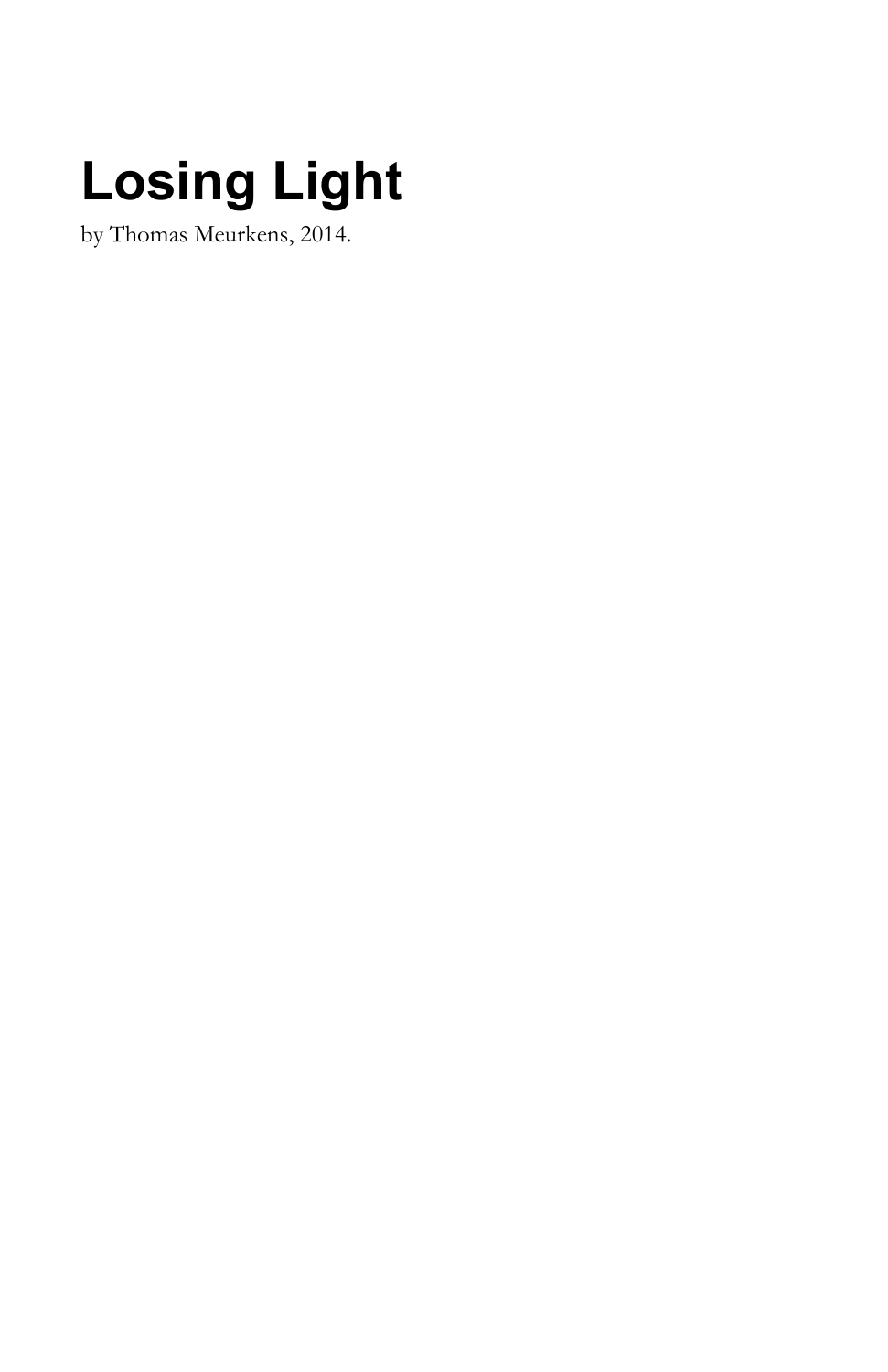# Losing Light

by Thomas Meurkens, 2014.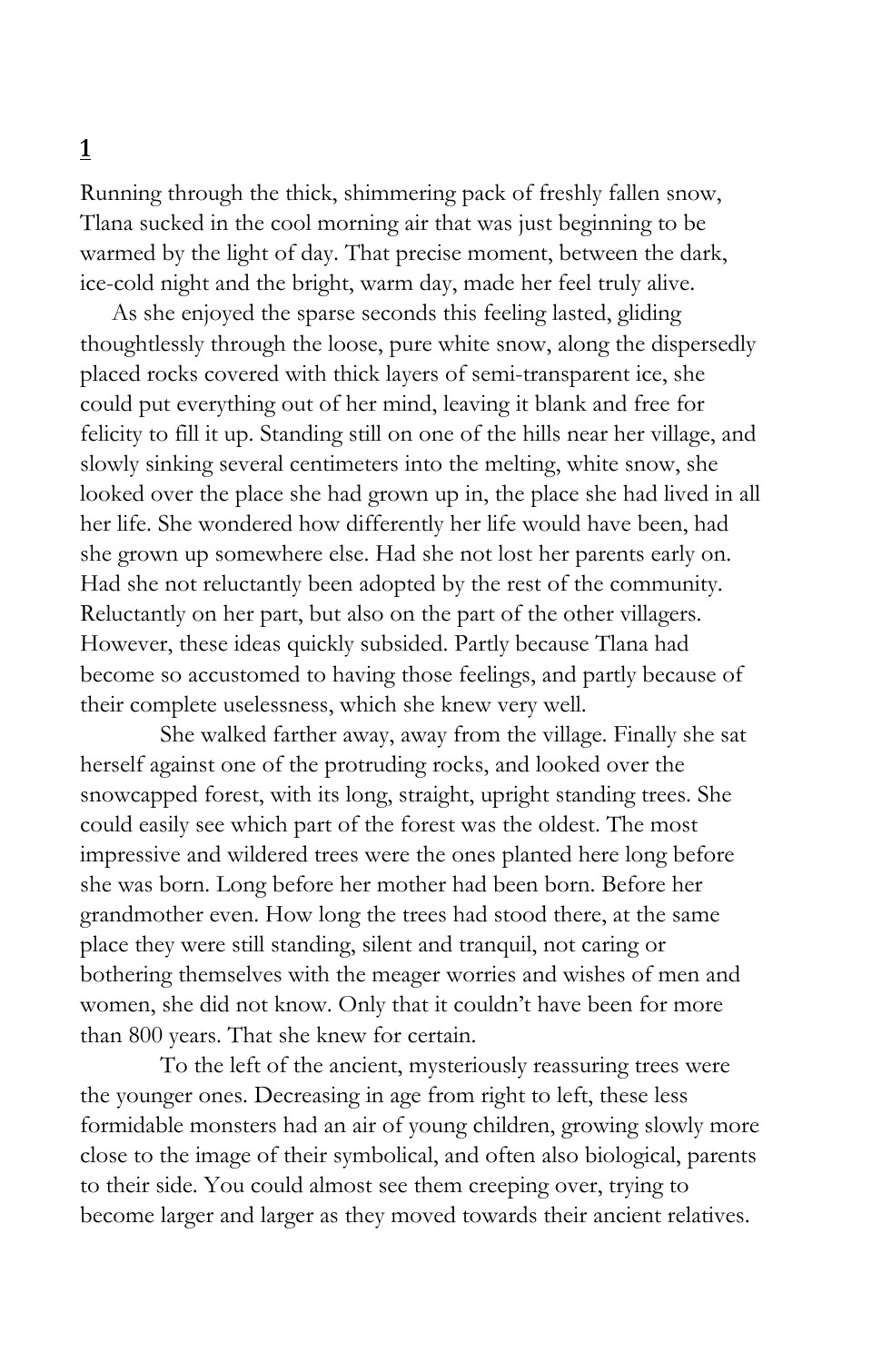## 1

Running through the thick, shimmering pack of freshly fallen snow, Tlana sucked in the cool morning air that was just beginning to be warmed by the light of day. That precise moment, between the dark, ice-cold night and the bright, warm day, made her feel truly alive.

As she enjoyed the sparse seconds this feeling lasted, gliding thoughtlessly through the loose, pure white snow, along the dispersedly placed rocks covered with thick layers of semi-transparent ice, she could put everything out of her mind, leaving it blank and free for felicity to fill it up. Standing still on one of the hills near her village, and slowly sinking several centimeters into the melting, white snow, she looked over the place she had grown up in, the place she had lived in all her life. She wondered how differently her life would have been, had she grown up somewhere else. Had she not lost her parents early on. Had she not reluctantly been adopted by the rest of the community. Reluctantly on her part, but also on the part of the other villagers. However, these ideas quickly subsided. Partly because Tlana had become so accustomed to having those feelings, and partly because of their complete uselessness, which she knew very well.

She walked farther away, away from the village. Finally she sat herself against one of the protruding rocks, and looked over the snowcapped forest, with its long, straight, upright standing trees. She could easily see which part of the forest was the oldest. The most impressive and wildered trees were the ones planted here long before she was born. Long before her mother had been born. Before her grandmother even. How long the trees had stood there, at the same place they were still standing, silent and tranquil, not caring or bothering themselves with the meager worries and wishes of men and women, she did not know. Only that it couldn't have been for more than 800 years. That she knew for certain.

To the left of the ancient, mysteriously reassuring trees were the younger ones. Decreasing in age from right to left, these less formidable monsters had an air of young children, growing slowly more close to the image of their symbolical, and often also biological, parents to their side. You could almost see them creeping over, trying to become larger and larger as they moved towards their ancient relatives.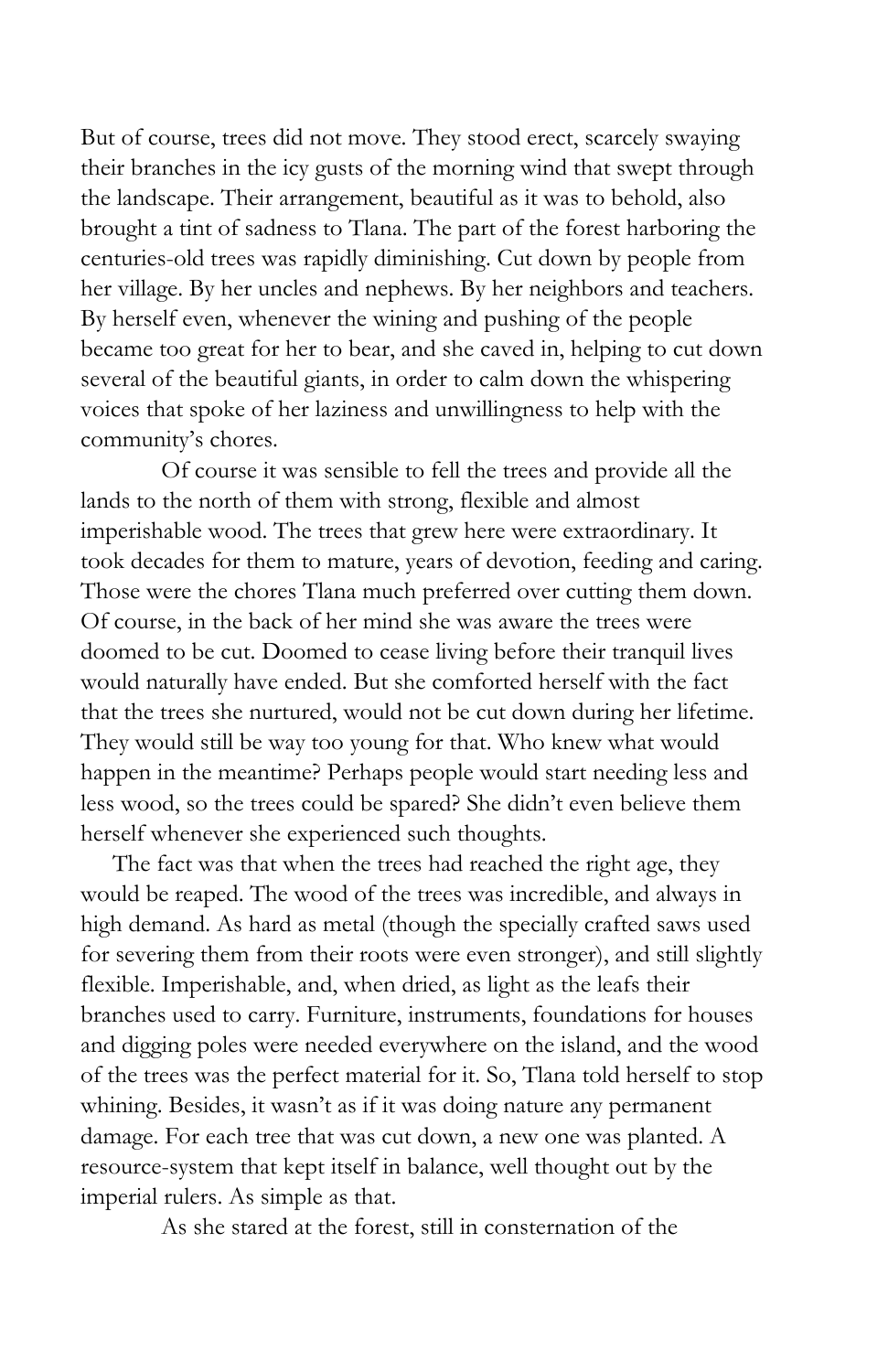But of course, trees did not move. They stood erect, scarcely swaying their branches in the icy gusts of the morning wind that swept through the landscape. Their arrangement, beautiful as it was to behold, also brought a tint of sadness to Tlana. The part of the forest harboring the centuries-old trees was rapidly diminishing. Cut down by people from her village. By her uncles and nephews. By her neighbors and teachers. By herself even, whenever the wining and pushing of the people became too great for her to bear, and she caved in, helping to cut down several of the beautiful giants, in order to calm down the whispering voices that spoke of her laziness and unwillingness to help with the community's chores.

Of course it was sensible to fell the trees and provide all the lands to the north of them with strong, flexible and almost imperishable wood. The trees that grew here were extraordinary. It took decades for them to mature, years of devotion, feeding and caring. Those were the chores Tlana much preferred over cutting them down. Of course, in the back of her mind she was aware the trees were doomed to be cut. Doomed to cease living before their tranquil lives would naturally have ended. But she comforted herself with the fact that the trees she nurtured, would not be cut down during her lifetime. They would still be way too young for that. Who knew what would happen in the meantime? Perhaps people would start needing less and less wood, so the trees could be spared? She didn't even believe them herself whenever she experienced such thoughts.

The fact was that when the trees had reached the right age, they would be reaped. The wood of the trees was incredible, and always in high demand. As hard as metal (though the specially crafted saws used for severing them from their roots were even stronger), and still slightly flexible. Imperishable, and, when dried, as light as the leafs their branches used to carry. Furniture, instruments, foundations for houses and digging poles were needed everywhere on the island, and the wood of the trees was the perfect material for it. So, Tlana told herself to stop whining. Besides, it wasn't as if it was doing nature any permanent damage. For each tree that was cut down, a new one was planted. A resource-system that kept itself in balance, well thought out by the imperial rulers. As simple as that.

As she stared at the forest, still in consternation of the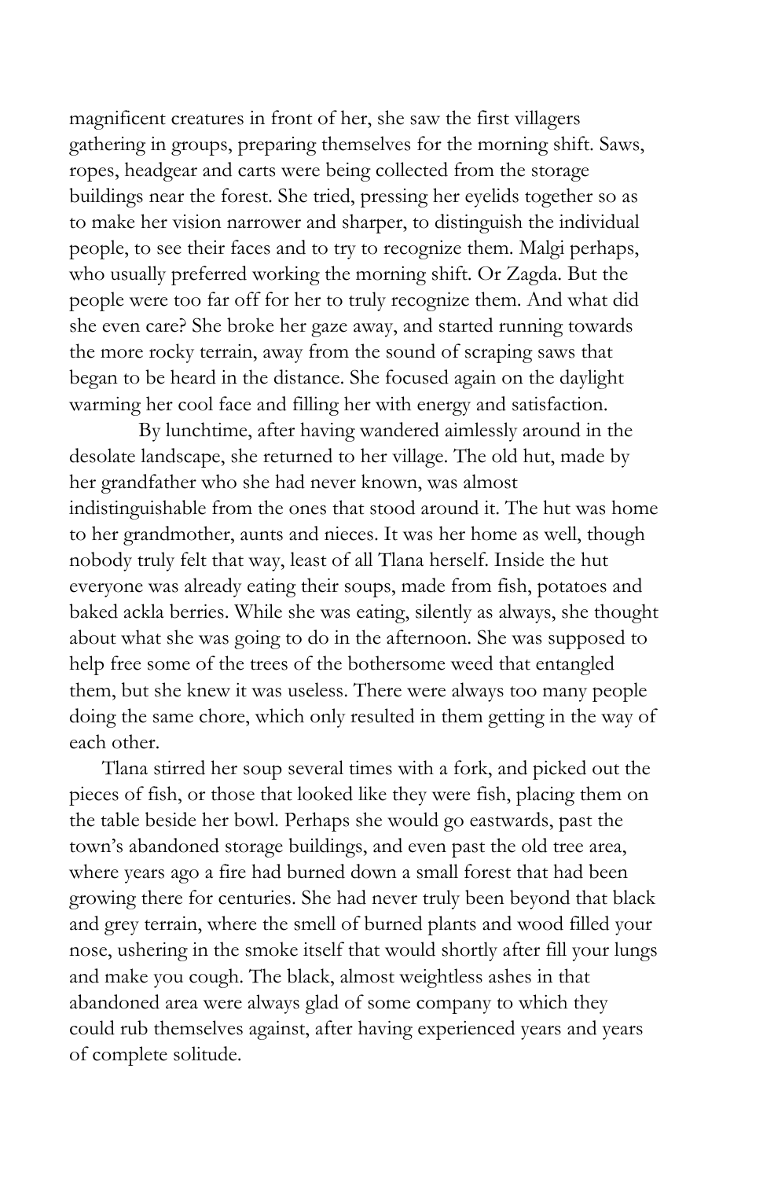magnificent creatures in front of her, she saw the first villagers gathering in groups, preparing themselves for the morning shift. Saws, ropes, headgear and carts were being collected from the storage buildings near the forest. She tried, pressing her eyelids together so as to make her vision narrower and sharper, to distinguish the individual people, to see their faces and to try to recognize them. Malgi perhaps, who usually preferred working the morning shift. Or Zagda. But the people were too far off for her to truly recognize them. And what did she even care? She broke her gaze away, and started running towards the more rocky terrain, away from the sound of scraping saws that began to be heard in the distance. She focused again on the daylight warming her cool face and filling her with energy and satisfaction.

By lunchtime, after having wandered aimlessly around in the desolate landscape, she returned to her village. The old hut, made by her grandfather who she had never known, was almost indistinguishable from the ones that stood around it. The hut was home to her grandmother, aunts and nieces. It was her home as well, though nobody truly felt that way, least of all Tlana herself. Inside the hut everyone was already eating their soups, made from fish, potatoes and baked ackla berries. While she was eating, silently as always, she thought about what she was going to do in the afternoon. She was supposed to help free some of the trees of the bothersome weed that entangled them, but she knew it was useless. There were always too many people doing the same chore, which only resulted in them getting in the way of each other.

Tlana stirred her soup several times with a fork, and picked out the pieces of fish, or those that looked like they were fish, placing them on the table beside her bowl. Perhaps she would go eastwards, past the town's abandoned storage buildings, and even past the old tree area, where years ago a fire had burned down a small forest that had been growing there for centuries. She had never truly been beyond that black and grey terrain, where the smell of burned plants and wood filled your nose, ushering in the smoke itself that would shortly after fill your lungs and make you cough. The black, almost weightless ashes in that abandoned area were always glad of some company to which they could rub themselves against, after having experienced years and years of complete solitude.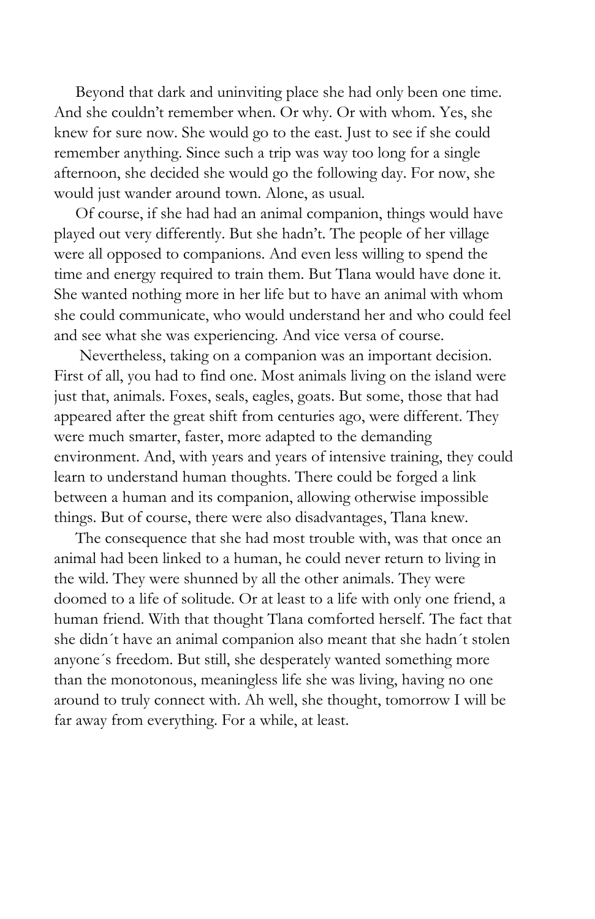Beyond that dark and uninviting place she had only been one time. And she couldn't remember when. Or why. Or with whom. Yes, she knew for sure now. She would go to the east. Just to see if she could remember anything. Since such a trip was way too long for a single afternoon, she decided she would go the following day. For now, she would just wander around town. Alone, as usual.

Of course, if she had had an animal companion, things would have played out very differently. But she hadn't. The people of her village were all opposed to companions. And even less willing to spend the time and energy required to train them. But Tlana would have done it. She wanted nothing more in her life but to have an animal with whom she could communicate, who would understand her and who could feel and see what she was experiencing. And vice versa of course.

Nevertheless, taking on a companion was an important decision. First of all, you had to find one. Most animals living on the island were just that, animals. Foxes, seals, eagles, goats. But some, those that had appeared after the great shift from centuries ago, were different. They were much smarter, faster, more adapted to the demanding environment. And, with years and years of intensive training, they could learn to understand human thoughts. There could be forged a link between a human and its companion, allowing otherwise impossible things. But of course, there were also disadvantages, Tlana knew.

The consequence that she had most trouble with, was that once an animal had been linked to a human, he could never return to living in the wild. They were shunned by all the other animals. They were doomed to a life of solitude. Or at least to a life with only one friend, a human friend. With that thought Tlana comforted herself. The fact that she didn´t have an animal companion also meant that she hadn´t stolen anyone´s freedom. But still, she desperately wanted something more than the monotonous, meaningless life she was living, having no one around to truly connect with. Ah well, she thought, tomorrow I will be far away from everything. For a while, at least.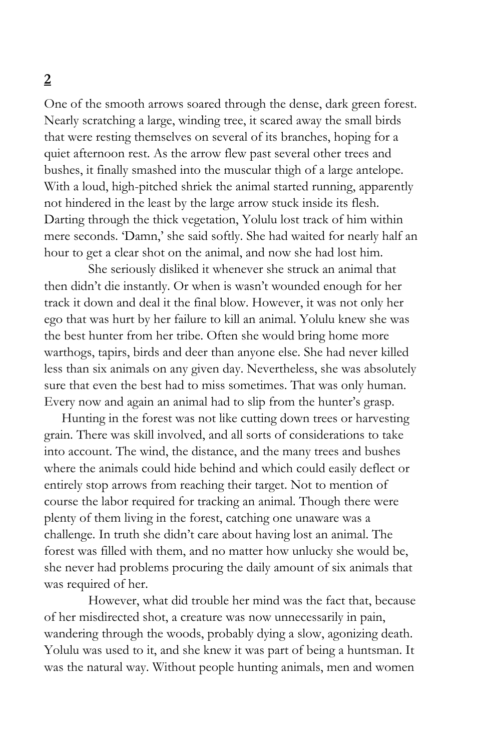## 2

One of the smooth arrows soared through the dense, dark green forest. Nearly scratching a large, winding tree, it scared away the small birds that were resting themselves on several of its branches, hoping for a quiet afternoon rest. As the arrow flew past several other trees and bushes, it finally smashed into the muscular thigh of a large antelope. With a loud, high-pitched shriek the animal started running, apparently not hindered in the least by the large arrow stuck inside its flesh. Darting through the thick vegetation, Yolulu lost track of him within mere seconds. 'Damn,' she said softly. She had waited for nearly half an hour to get a clear shot on the animal, and now she had lost him.

She seriously disliked it whenever she struck an animal that then didn't die instantly. Or when is wasn't wounded enough for her track it down and deal it the final blow. However, it was not only her ego that was hurt by her failure to kill an animal. Yolulu knew she was the best hunter from her tribe. Often she would bring home more warthogs, tapirs, birds and deer than anyone else. She had never killed less than six animals on any given day. Nevertheless, she was absolutely sure that even the best had to miss sometimes. That was only human. Every now and again an animal had to slip from the hunter's grasp.

Hunting in the forest was not like cutting down trees or harvesting grain. There was skill involved, and all sorts of considerations to take into account. The wind, the distance, and the many trees and bushes where the animals could hide behind and which could easily deflect or entirely stop arrows from reaching their target. Not to mention of course the labor required for tracking an animal. Though there were plenty of them living in the forest, catching one unaware was a challenge. In truth she didn't care about having lost an animal. The forest was filled with them, and no matter how unlucky she would be, she never had problems procuring the daily amount of six animals that was required of her.

However, what did trouble her mind was the fact that, because of her misdirected shot, a creature was now unnecessarily in pain, wandering through the woods, probably dying a slow, agonizing death. Yolulu was used to it, and she knew it was part of being a huntsman. It was the natural way. Without people hunting animals, men and women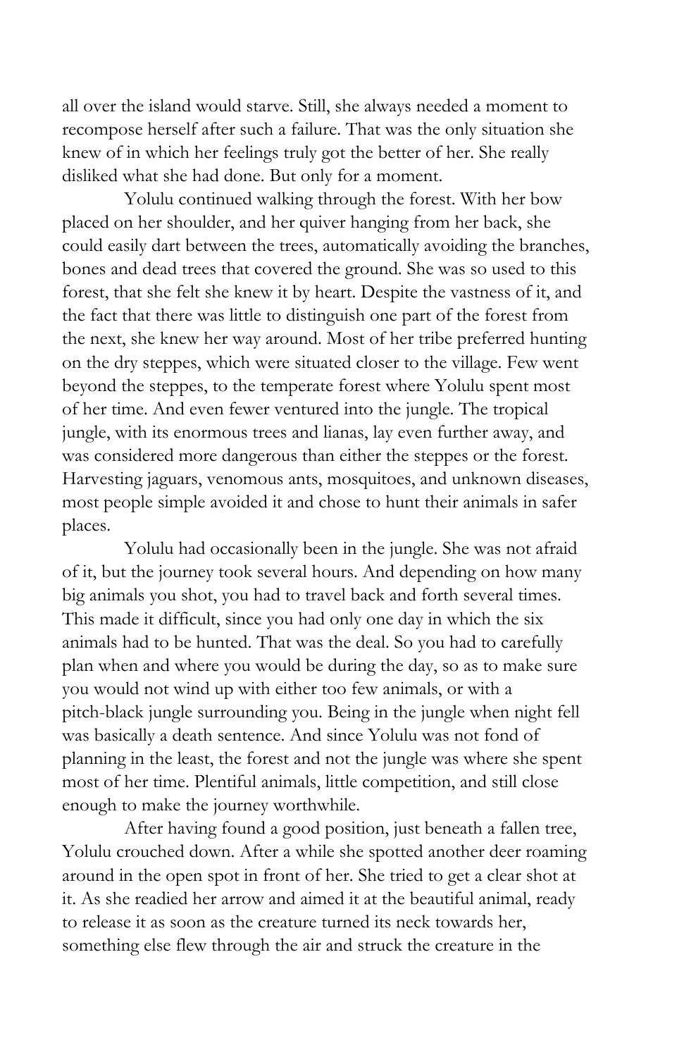all over the island would starve. Still, she always needed a moment to recompose herself after such a failure. That was the only situation she knew of in which her feelings truly got the better of her. She really disliked what she had done. But only for a moment.

Yolulu continued walking through the forest. With her bow placed on her shoulder, and her quiver hanging from her back, she could easily dart between the trees, automatically avoiding the branches, bones and dead trees that covered the ground. She was so used to this forest, that she felt she knew it by heart. Despite the vastness of it, and the fact that there was little to distinguish one part of the forest from the next, she knew her way around. Most of her tribe preferred hunting on the dry steppes, which were situated closer to the village. Few went beyond the steppes, to the temperate forest where Yolulu spent most of her time. And even fewer ventured into the jungle. The tropical jungle, with its enormous trees and lianas, lay even further away, and was considered more dangerous than either the steppes or the forest. Harvesting jaguars, venomous ants, mosquitoes, and unknown diseases, most people simple avoided it and chose to hunt their animals in safer places.

Yolulu had occasionally been in the jungle. She was not afraid of it, but the journey took several hours. And depending on how many big animals you shot, you had to travel back and forth several times. This made it difficult, since you had only one day in which the six animals had to be hunted. That was the deal. So you had to carefully plan when and where you would be during the day, so as to make sure you would not wind up with either too few animals, or with a pitch-black jungle surrounding you. Being in the jungle when night fell was basically a death sentence. And since Yolulu was not fond of planning in the least, the forest and not the jungle was where she spent most of her time. Plentiful animals, little competition, and still close enough to make the journey worthwhile.

After having found a good position, just beneath a fallen tree, Yolulu crouched down. After a while she spotted another deer roaming around in the open spot in front of her. She tried to get a clear shot at it. As she readied her arrow and aimed it at the beautiful animal, ready to release it as soon as the creature turned its neck towards her, something else flew through the air and struck the creature in the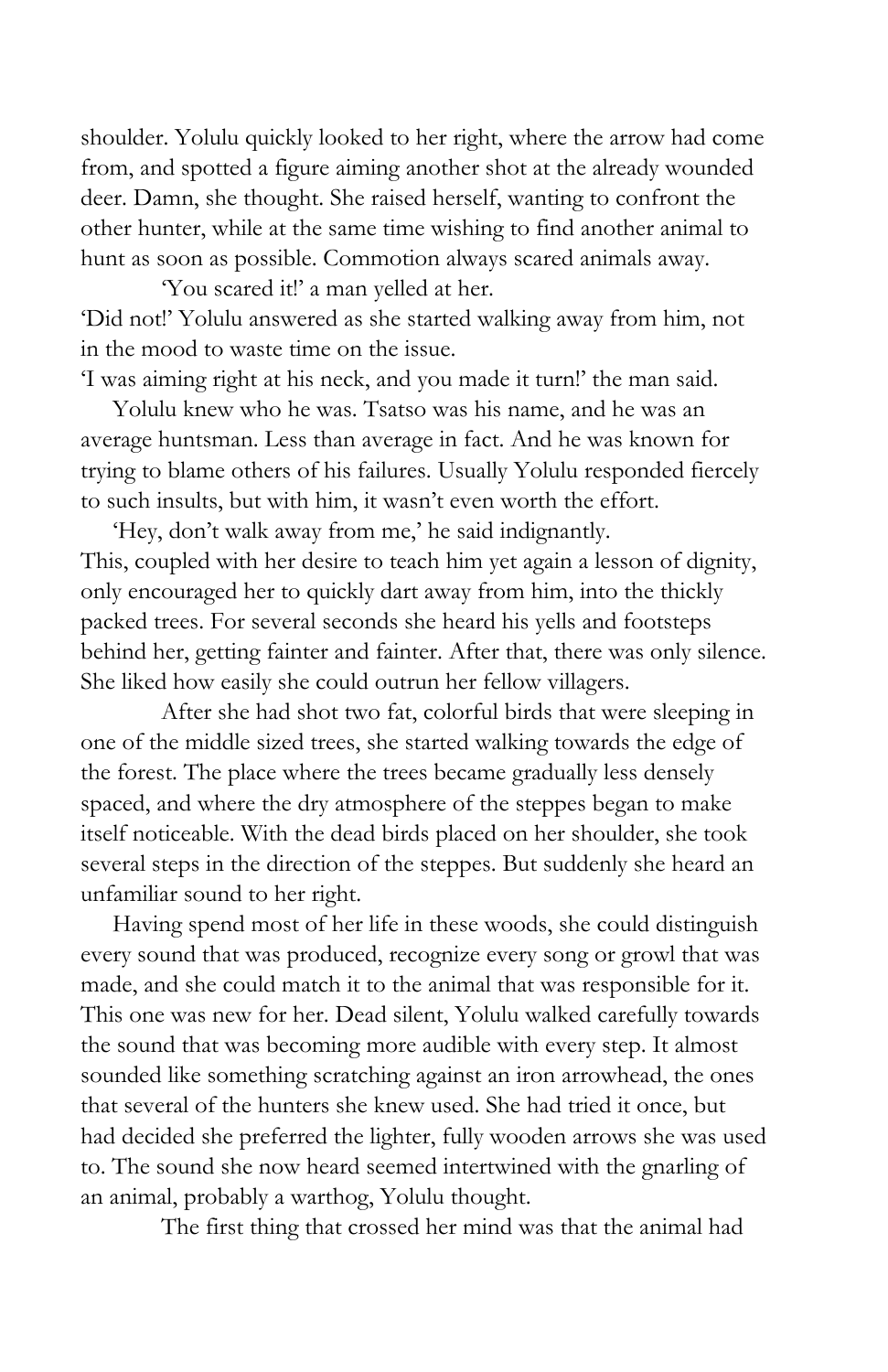shoulder. Yolulu quickly looked to her right, where the arrow had come from, and spotted a figure aiming another shot at the already wounded deer. Damn, she thought. She raised herself, wanting to confront the other hunter, while at the same time wishing to find another animal to hunt as soon as possible. Commotion always scared animals away.

'You scared it!' a man yelled at her.

'Did not!' Yolulu answered as she started walking away from him, not in the mood to waste time on the issue.

'I was aiming right at his neck, and you made it turn!' the man said.

Yolulu knew who he was. Tsatso was his name, and he was an average huntsman. Less than average in fact. And he was known for trying to blame others of his failures. Usually Yolulu responded fiercely to such insults, but with him, it wasn't even worth the effort.

'Hey, don't walk away from me,' he said indignantly.

This, coupled with her desire to teach him yet again a lesson of dignity, only encouraged her to quickly dart away from him, into the thickly packed trees. For several seconds she heard his yells and footsteps behind her, getting fainter and fainter. After that, there was only silence. She liked how easily she could outrun her fellow villagers.

After she had shot two fat, colorful birds that were sleeping in one of the middle sized trees, she started walking towards the edge of the forest. The place where the trees became gradually less densely spaced, and where the dry atmosphere of the steppes began to make itself noticeable. With the dead birds placed on her shoulder, she took several steps in the direction of the steppes. But suddenly she heard an unfamiliar sound to her right.

Having spend most of her life in these woods, she could distinguish every sound that was produced, recognize every song or growl that was made, and she could match it to the animal that was responsible for it. This one was new for her. Dead silent, Yolulu walked carefully towards the sound that was becoming more audible with every step. It almost sounded like something scratching against an iron arrowhead, the ones that several of the hunters she knew used. She had tried it once, but had decided she preferred the lighter, fully wooden arrows she was used to. The sound she now heard seemed intertwined with the gnarling of an animal, probably a warthog, Yolulu thought.

The first thing that crossed her mind was that the animal had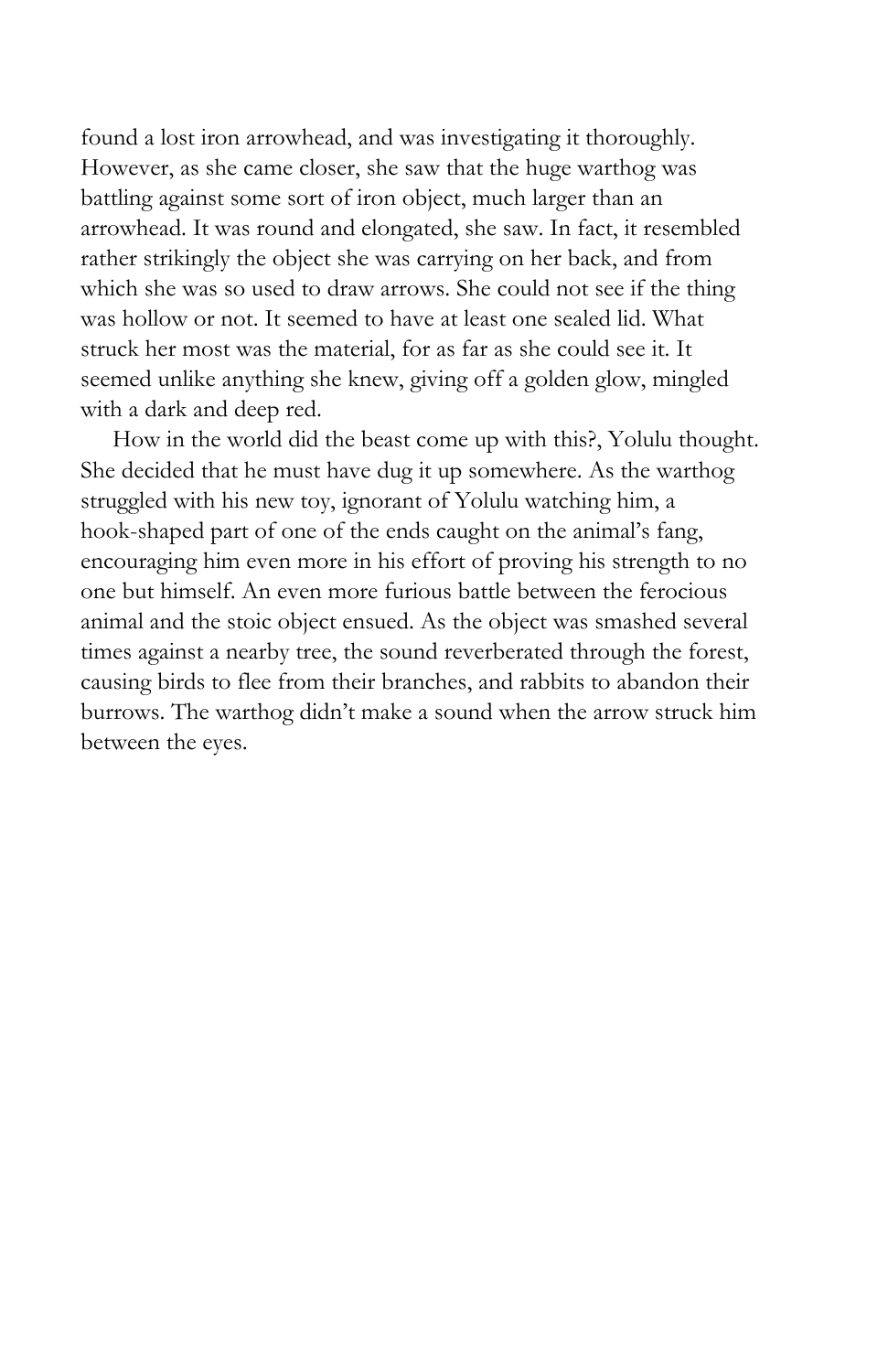found a lost iron arrowhead, and was investigating it thoroughly. However, as she came closer, she saw that the huge warthog was battling against some sort of iron object, much larger than an arrowhead. It was round and elongated, she saw. In fact, it resembled rather strikingly the object she was carrying on her back, and from which she was so used to draw arrows. She could not see if the thing was hollow or not. It seemed to have at least one sealed lid. What struck her most was the material, for as far as she could see it. It seemed unlike anything she knew, giving off a golden glow, mingled with a dark and deep red.

How in the world did the beast come up with this?, Yolulu thought. She decided that he must have dug it up somewhere. As the warthog struggled with his new toy, ignorant of Yolulu watching him, a hook-shaped part of one of the ends caught on the animal's fang, encouraging him even more in his effort of proving his strength to no one but himself. An even more furious battle between the ferocious animal and the stoic object ensued. As the object was smashed several times against a nearby tree, the sound reverberated through the forest, causing birds to flee from their branches, and rabbits to abandon their burrows. The warthog didn't make a sound when the arrow struck him between the eyes.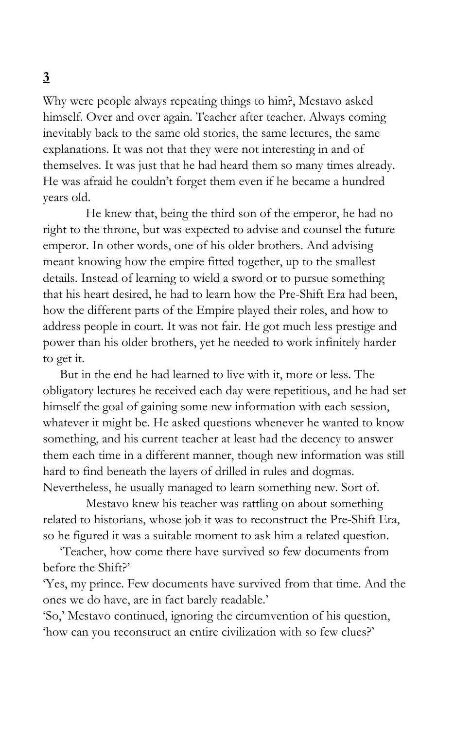**3**

Why were people always repeating things to him?, Mestavo asked himself. Over and over again. Teacher after teacher. Always coming inevitably back to the same old stories, the same lectures, the same explanations. It was not that they were not interesting in and of themselves. It was just that he had heard them so many times already. He was afraid he couldn't forget them even if he became a hundred years old.

He knew that, being the third son of the emperor, he had no right to the throne, but was expected to advise and counsel the future emperor. In other words, one of his older brothers. And advising meant knowing how the empire fitted together, up to the smallest details. Instead of learning to wield a sword or to pursue something that his heart desired, he had to learn how the Pre-Shift Era had been, how the different parts of the Empire played their roles, and how to address people in court. It was not fair. He got much less prestige and power than his older brothers, yet he needed to work infinitely harder to get it.

But in the end he had learned to live with it, more or less. The obligatory lectures he received each day were repetitious, and he had set himself the goal of gaining some new information with each session, whatever it might be. He asked questions whenever he wanted to know something, and his current teacher at least had the decency to answer them each time in a different manner, though new information was still hard to find beneath the layers of drilled in rules and dogmas. Nevertheless, he usually managed to learn something new. Sort of.

Mestavo knew his teacher was rattling on about something related to historians, whose job it was to reconstruct the Pre-Shift Era, so he figured it was a suitable moment to ask him a related question.

'Teacher, how come there have survived so few documents from before the Shift?'

'Yes, my prince. Few documents have survived from that time. And the ones we do have, are in fact barely readable.'

'So,' Mestavo continued, ignoring the circumvention of his question, 'how can you reconstruct an entire civilization with so few clues?'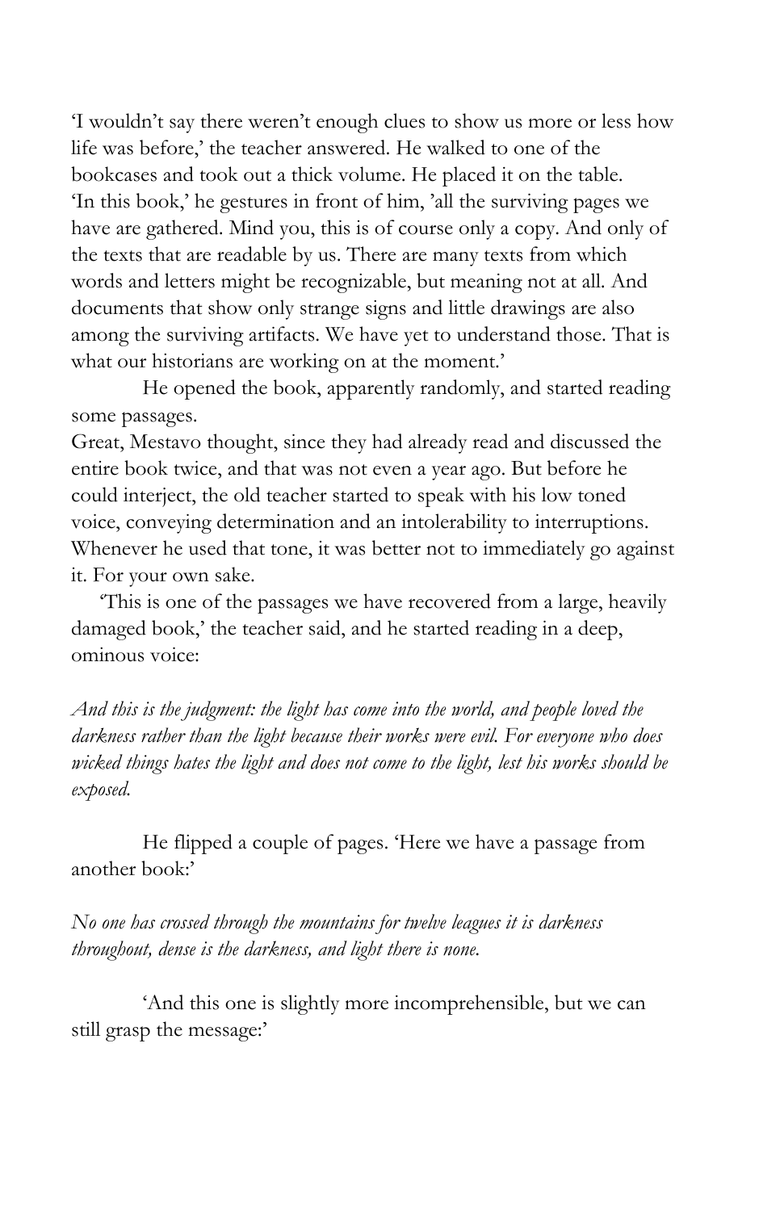'I wouldn't say there weren't enough clues to show us more or less how life was before,' the teacher answered. He walked to one of the bookcases and took out a thick volume. He placed it on the table. 'In this book,' he gestures in front of him, 'all the surviving pages we have are gathered. Mind you, this is of course only a copy. And only of the texts that are readable by us. There are many texts from which words and letters might be recognizable, but meaning not at all. And documents that show only strange signs and little drawings are also among the surviving artifacts. We have yet to understand those. That is what our historians are working on at the moment.'

He opened the book, apparently randomly, and started reading some passages.

Great, Mestavo thought, since they had already read and discussed the entire book twice, and that was not even a year ago. But before he could interject, the old teacher started to speak with his low toned voice, conveying determination and an intolerability to interruptions. Whenever he used that tone, it was better not to immediately go against it. For your own sake.

'This is one of the passages we have recovered from a large, heavily damaged book,' the teacher said, and he started reading in a deep, ominous voice:

*And this is the judgment: the light has come into the world, and people loved the darkness rather than the light because their works were evil. For everyone who does wicked things hates the light and does not come to the light, lest his works should be exposed.*

He flipped a couple of pages. 'Here we have a passage from another book:'

*No one has crossed through the mountains for twelve leagues it is darkness throughout, dense is the darkness, and light there is none.*

'And this one is slightly more incomprehensible, but we can still grasp the message:'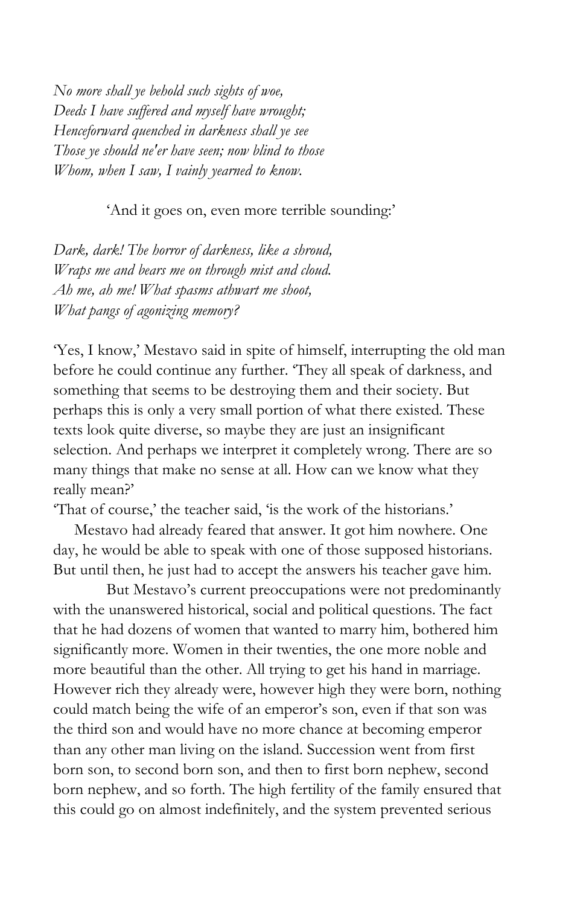*No more shall ye behold such sights of woe,*
*Deeds I have suffered and myself have wrought;*
*Henceforward quenched in darkness shall ye see*
*Those ye should ne'er have seen; now blind to those*
*Whom, when I saw, I vainly yearned to know.*

'And it goes on, even more terrible sounding:'

*Dark, dark! The horror of darkness, like a shroud,*
*Wraps me and bears me on through mist and cloud.*
*Ah me, ah me! What spasms athwart me shoot,*
*What pangs of agonizing memory?*

'Yes, I know,' Mestavo said in spite of himself, interrupting the old man before he could continue any further. 'They all speak of darkness, and something that seems to be destroying them and their society. But perhaps this is only a very small portion of what there existed. These texts look quite diverse, so maybe they are just an insignificant selection. And perhaps we interpret it completely wrong. There are so many things that make no sense at all. How can we know what they really mean?'

'That of course,' the teacher said, 'is the work of the historians.'

Mestavo had already feared that answer. It got him nowhere. One day, he would be able to speak with one of those supposed historians. But until then, he just had to accept the answers his teacher gave him.

But Mestavo's current preoccupations were not predominantly with the unanswered historical, social and political questions. The fact that he had dozens of women that wanted to marry him, bothered him significantly more. Women in their twenties, the one more noble and more beautiful than the other. All trying to get his hand in marriage. However rich they already were, however high they were born, nothing could match being the wife of an emperor's son, even if that son was the third son and would have no more chance at becoming emperor than any other man living on the island. Succession went from first born son, to second born son, and then to first born nephew, second born nephew, and so forth. The high fertility of the family ensured that this could go on almost indefinitely, and the system prevented serious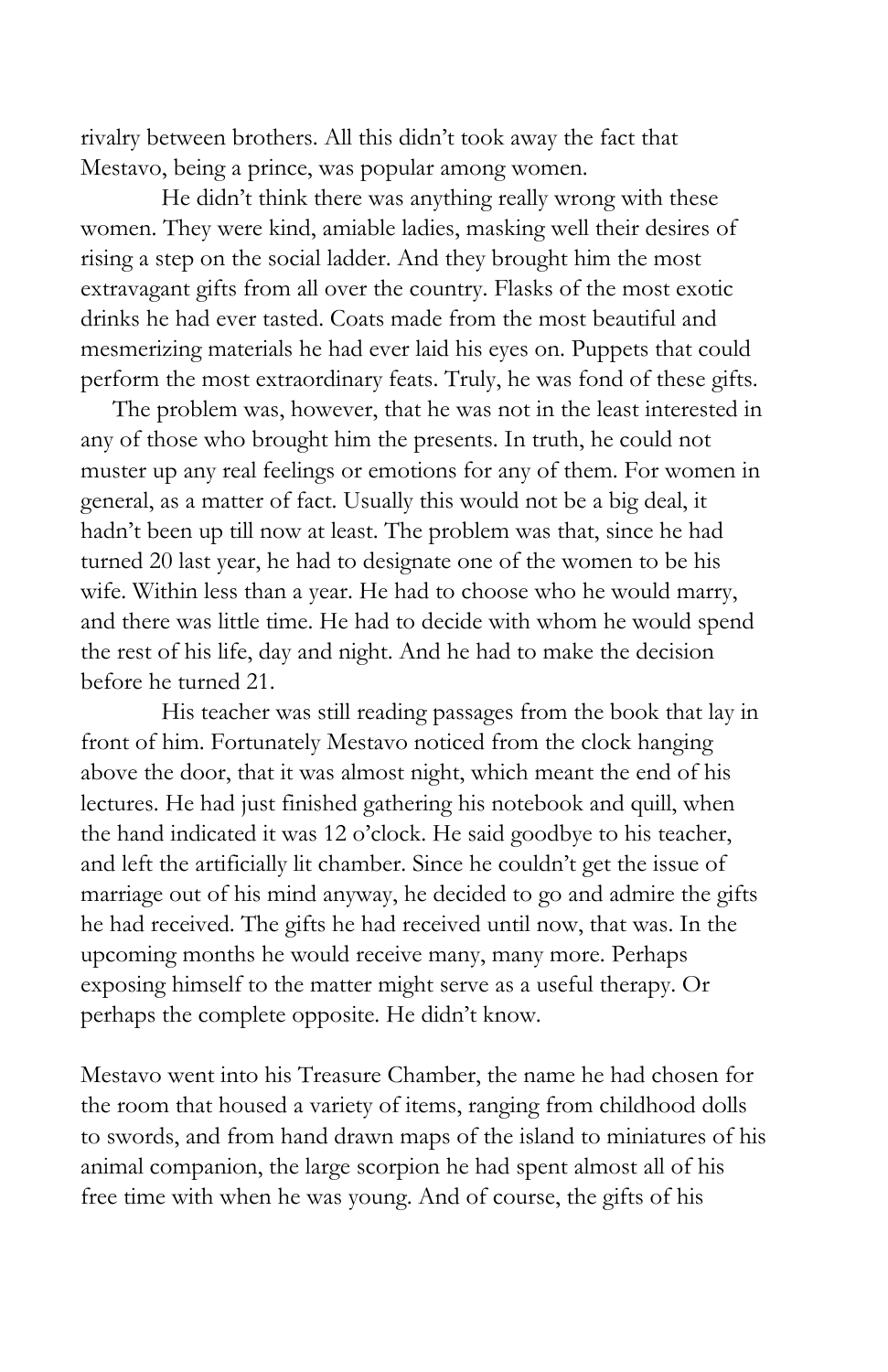rivalry between brothers. All this didn't took away the fact that Mestavo, being a prince, was popular among women.

He didn't think there was anything really wrong with these women. They were kind, amiable ladies, masking well their desires of rising a step on the social ladder. And they brought him the most extravagant gifts from all over the country. Flasks of the most exotic drinks he had ever tasted. Coats made from the most beautiful and mesmerizing materials he had ever laid his eyes on. Puppets that could perform the most extraordinary feats. Truly, he was fond of these gifts.

The problem was, however, that he was not in the least interested in any of those who brought him the presents. In truth, he could not muster up any real feelings or emotions for any of them. For women in general, as a matter of fact. Usually this would not be a big deal, it hadn't been up till now at least. The problem was that, since he had turned 20 last year, he had to designate one of the women to be his wife. Within less than a year. He had to choose who he would marry, and there was little time. He had to decide with whom he would spend the rest of his life, day and night. And he had to make the decision before he turned 21.

His teacher was still reading passages from the book that lay in front of him. Fortunately Mestavo noticed from the clock hanging above the door, that it was almost night, which meant the end of his lectures. He had just finished gathering his notebook and quill, when the hand indicated it was 12 o'clock. He said goodbye to his teacher, and left the artificially lit chamber. Since he couldn't get the issue of marriage out of his mind anyway, he decided to go and admire the gifts he had received. The gifts he had received until now, that was. In the upcoming months he would receive many, many more. Perhaps exposing himself to the matter might serve as a useful therapy. Or perhaps the complete opposite. He didn't know.

Mestavo went into his Treasure Chamber, the name he had chosen for the room that housed a variety of items, ranging from childhood dolls to swords, and from hand drawn maps of the island to miniatures of his animal companion, the large scorpion he had spent almost all of his free time with when he was young. And of course, the gifts of his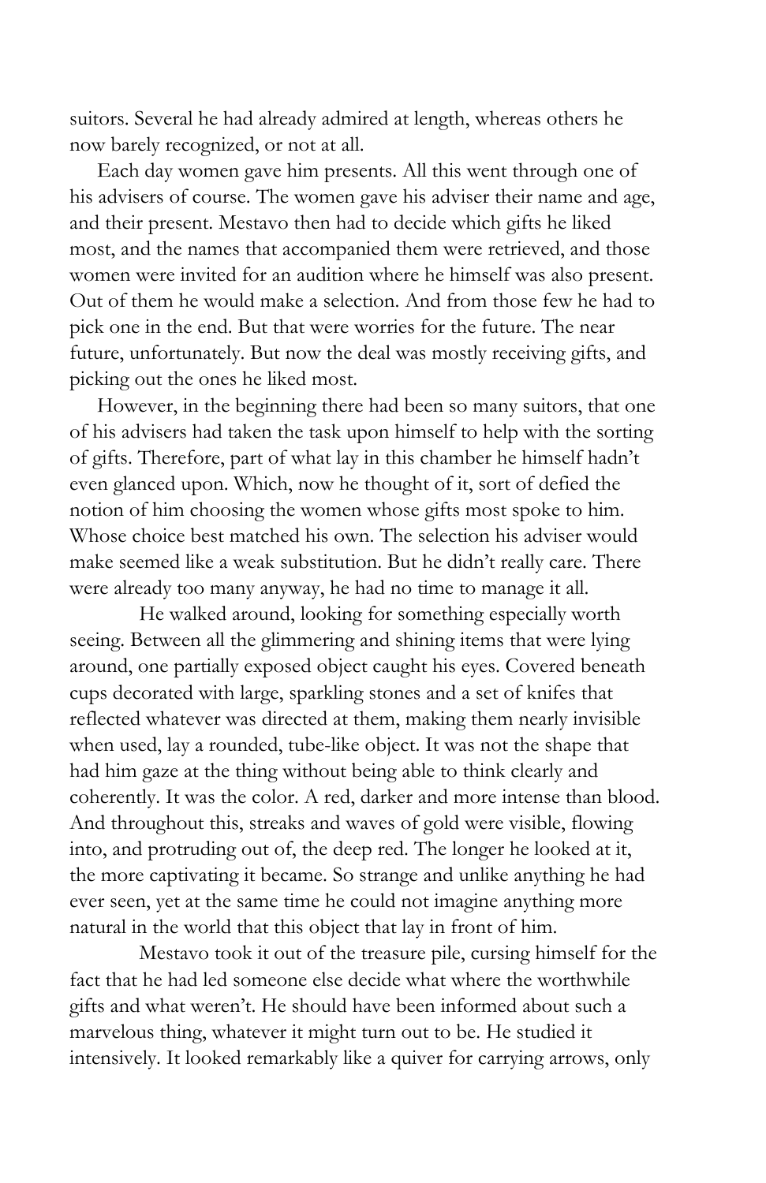suitors. Several he had already admired at length, whereas others he now barely recognized, or not at all.

Each day women gave him presents. All this went through one of his advisers of course. The women gave his adviser their name and age, and their present. Mestavo then had to decide which gifts he liked most, and the names that accompanied them were retrieved, and those women were invited for an audition where he himself was also present. Out of them he would make a selection. And from those few he had to pick one in the end. But that were worries for the future. The near future, unfortunately. But now the deal was mostly receiving gifts, and picking out the ones he liked most.

However, in the beginning there had been so many suitors, that one of his advisers had taken the task upon himself to help with the sorting of gifts. Therefore, part of what lay in this chamber he himself hadn't even glanced upon. Which, now he thought of it, sort of defied the notion of him choosing the women whose gifts most spoke to him. Whose choice best matched his own. The selection his adviser would make seemed like a weak substitution. But he didn't really care. There were already too many anyway, he had no time to manage it all.

He walked around, looking for something especially worth seeing. Between all the glimmering and shining items that were lying around, one partially exposed object caught his eyes. Covered beneath cups decorated with large, sparkling stones and a set of knifes that reflected whatever was directed at them, making them nearly invisible when used, lay a rounded, tube-like object. It was not the shape that had him gaze at the thing without being able to think clearly and coherently. It was the color. A red, darker and more intense than blood. And throughout this, streaks and waves of gold were visible, flowing into, and protruding out of, the deep red. The longer he looked at it, the more captivating it became. So strange and unlike anything he had ever seen, yet at the same time he could not imagine anything more natural in the world that this object that lay in front of him.

Mestavo took it out of the treasure pile, cursing himself for the fact that he had led someone else decide what where the worthwhile gifts and what weren't. He should have been informed about such a marvelous thing, whatever it might turn out to be. He studied it intensively. It looked remarkably like a quiver for carrying arrows, only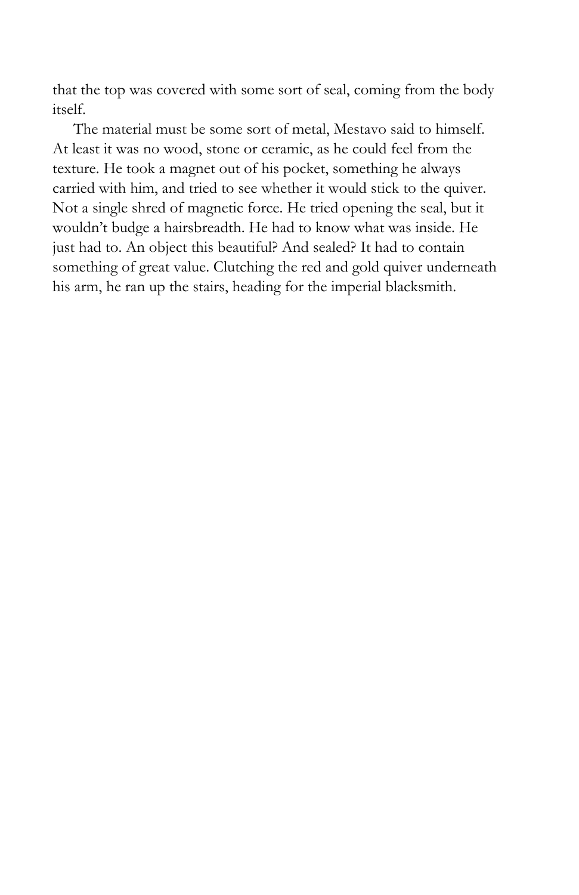that the top was covered with some sort of seal, coming from the body itself.

The material must be some sort of metal, Mestavo said to himself. At least it was no wood, stone or ceramic, as he could feel from the texture. He took a magnet out of his pocket, something he always carried with him, and tried to see whether it would stick to the quiver. Not a single shred of magnetic force. He tried opening the seal, but it wouldn't budge a hairsbreadth. He had to know what was inside. He just had to. An object this beautiful? And sealed? It had to contain something of great value. Clutching the red and gold quiver underneath his arm, he ran up the stairs, heading for the imperial blacksmith.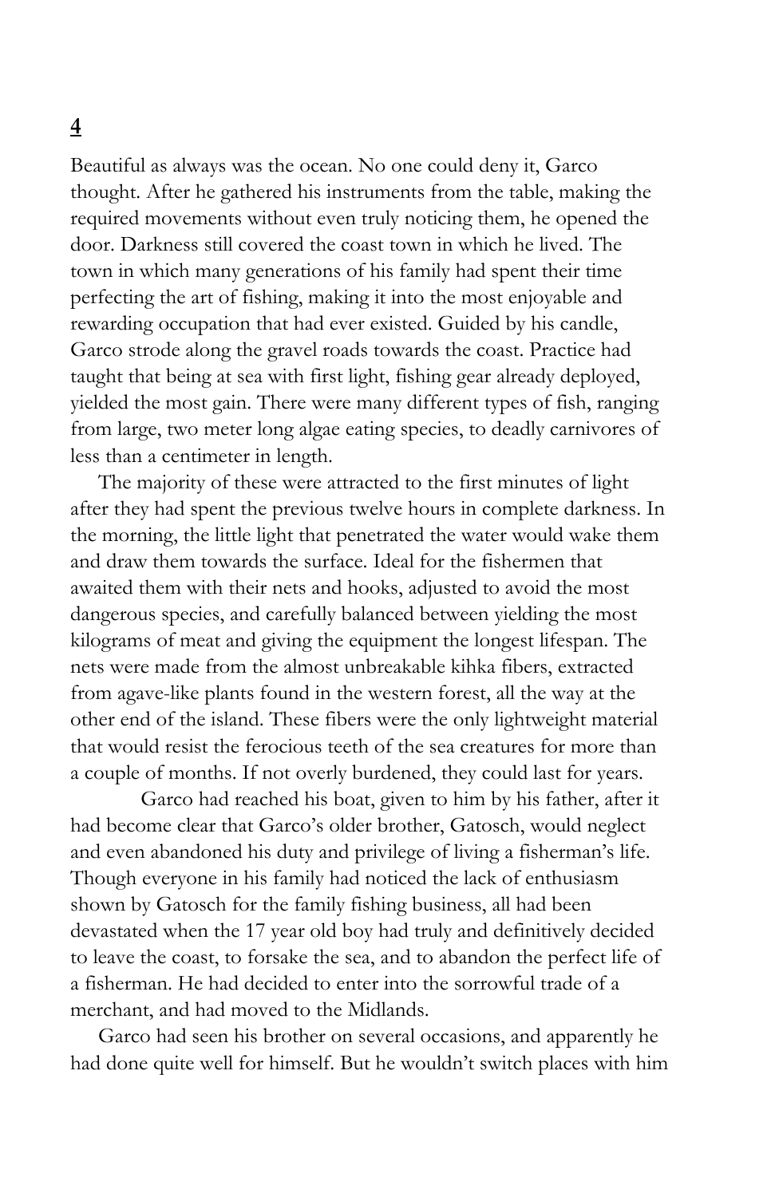## 4

Beautiful as always was the ocean. No one could deny it, Garco thought. After he gathered his instruments from the table, making the required movements without even truly noticing them, he opened the door. Darkness still covered the coast town in which he lived. The town in which many generations of his family had spent their time perfecting the art of fishing, making it into the most enjoyable and rewarding occupation that had ever existed. Guided by his candle, Garco strode along the gravel roads towards the coast. Practice had taught that being at sea with first light, fishing gear already deployed, yielded the most gain. There were many different types of fish, ranging from large, two meter long algae eating species, to deadly carnivores of less than a centimeter in length.

The majority of these were attracted to the first minutes of light after they had spent the previous twelve hours in complete darkness. In the morning, the little light that penetrated the water would wake them and draw them towards the surface. Ideal for the fishermen that awaited them with their nets and hooks, adjusted to avoid the most dangerous species, and carefully balanced between yielding the most kilograms of meat and giving the equipment the longest lifespan. The nets were made from the almost unbreakable kihka fibers, extracted from agave-like plants found in the western forest, all the way at the other end of the island. These fibers were the only lightweight material that would resist the ferocious teeth of the sea creatures for more than a couple of months. If not overly burdened, they could last for years.

Garco had reached his boat, given to him by his father, after it had become clear that Garco's older brother, Gatosch, would neglect and even abandoned his duty and privilege of living a fisherman's life. Though everyone in his family had noticed the lack of enthusiasm shown by Gatosch for the family fishing business, all had been devastated when the 17 year old boy had truly and definitively decided to leave the coast, to forsake the sea, and to abandon the perfect life of a fisherman. He had decided to enter into the sorrowful trade of a merchant, and had moved to the Midlands.

Garco had seen his brother on several occasions, and apparently he had done quite well for himself. But he wouldn't switch places with him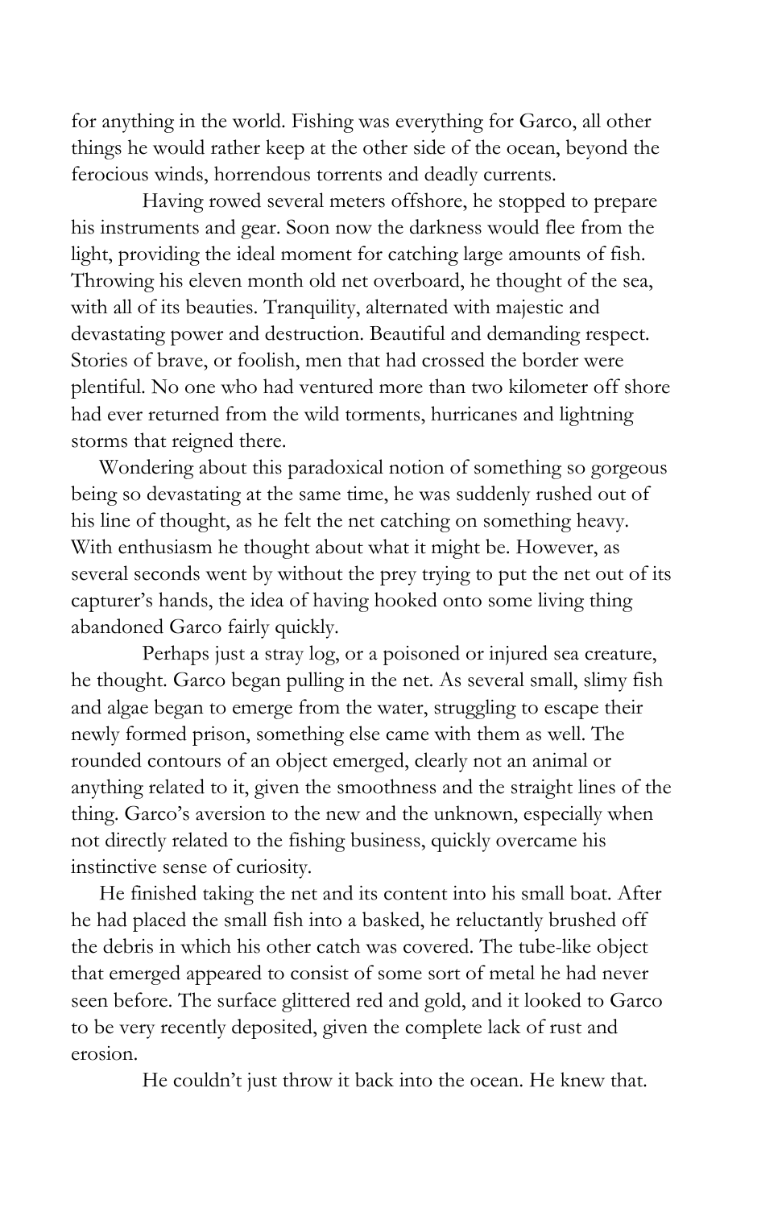for anything in the world. Fishing was everything for Garco, all other things he would rather keep at the other side of the ocean, beyond the ferocious winds, horrendous torrents and deadly currents.

Having rowed several meters offshore, he stopped to prepare his instruments and gear. Soon now the darkness would flee from the light, providing the ideal moment for catching large amounts of fish. Throwing his eleven month old net overboard, he thought of the sea, with all of its beauties. Tranquility, alternated with majestic and devastating power and destruction. Beautiful and demanding respect. Stories of brave, or foolish, men that had crossed the border were plentiful. No one who had ventured more than two kilometer off shore had ever returned from the wild torments, hurricanes and lightning storms that reigned there.

Wondering about this paradoxical notion of something so gorgeous being so devastating at the same time, he was suddenly rushed out of his line of thought, as he felt the net catching on something heavy. With enthusiasm he thought about what it might be. However, as several seconds went by without the prey trying to put the net out of its capturer's hands, the idea of having hooked onto some living thing abandoned Garco fairly quickly.

Perhaps just a stray log, or a poisoned or injured sea creature, he thought. Garco began pulling in the net. As several small, slimy fish and algae began to emerge from the water, struggling to escape their newly formed prison, something else came with them as well. The rounded contours of an object emerged, clearly not an animal or anything related to it, given the smoothness and the straight lines of the thing. Garco's aversion to the new and the unknown, especially when not directly related to the fishing business, quickly overcame his instinctive sense of curiosity.

He finished taking the net and its content into his small boat. After he had placed the small fish into a basked, he reluctantly brushed off the debris in which his other catch was covered. The tube-like object that emerged appeared to consist of some sort of metal he had never seen before. The surface glittered red and gold, and it looked to Garco to be very recently deposited, given the complete lack of rust and erosion.

He couldn't just throw it back into the ocean. He knew that.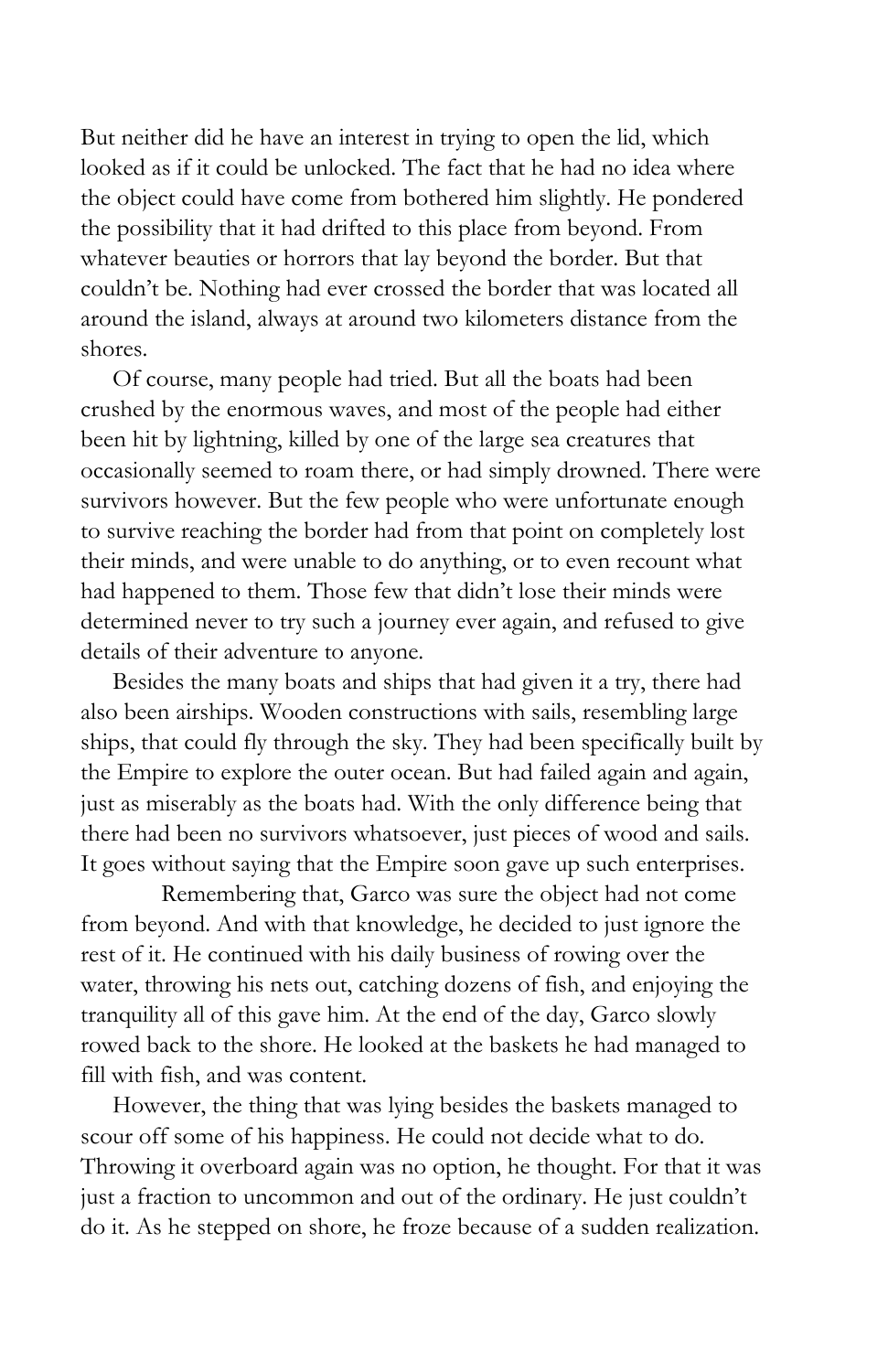But neither did he have an interest in trying to open the lid, which looked as if it could be unlocked. The fact that he had no idea where the object could have come from bothered him slightly. He pondered the possibility that it had drifted to this place from beyond. From whatever beauties or horrors that lay beyond the border. But that couldn't be. Nothing had ever crossed the border that was located all around the island, always at around two kilometers distance from the shores.

Of course, many people had tried. But all the boats had been crushed by the enormous waves, and most of the people had either been hit by lightning, killed by one of the large sea creatures that occasionally seemed to roam there, or had simply drowned. There were survivors however. But the few people who were unfortunate enough to survive reaching the border had from that point on completely lost their minds, and were unable to do anything, or to even recount what had happened to them. Those few that didn't lose their minds were determined never to try such a journey ever again, and refused to give details of their adventure to anyone.

Besides the many boats and ships that had given it a try, there had also been airships. Wooden constructions with sails, resembling large ships, that could fly through the sky. They had been specifically built by the Empire to explore the outer ocean. But had failed again and again, just as miserably as the boats had. With the only difference being that there had been no survivors whatsoever, just pieces of wood and sails. It goes without saying that the Empire soon gave up such enterprises.

Remembering that, Garco was sure the object had not come from beyond. And with that knowledge, he decided to just ignore the rest of it. He continued with his daily business of rowing over the water, throwing his nets out, catching dozens of fish, and enjoying the tranquility all of this gave him. At the end of the day, Garco slowly rowed back to the shore. He looked at the baskets he had managed to fill with fish, and was content.

However, the thing that was lying besides the baskets managed to scour off some of his happiness. He could not decide what to do. Throwing it overboard again was no option, he thought. For that it was just a fraction to uncommon and out of the ordinary. He just couldn't do it. As he stepped on shore, he froze because of a sudden realization.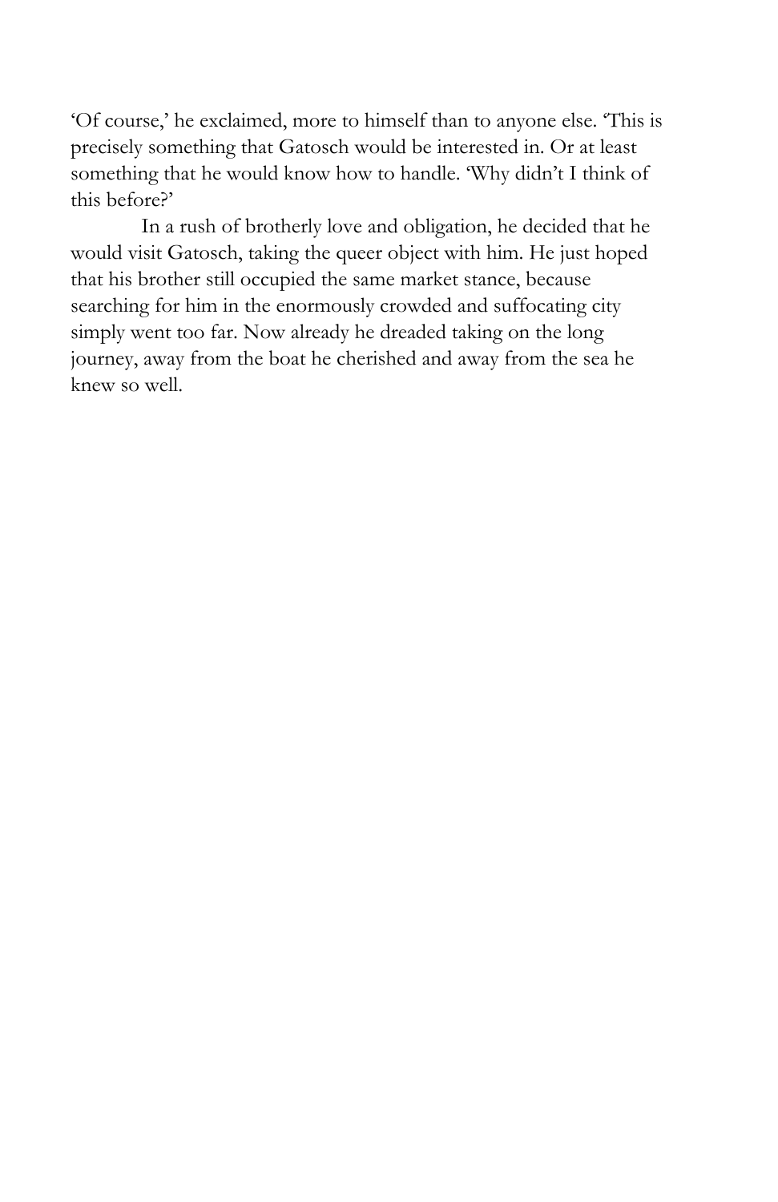'Of course,' he exclaimed, more to himself than to anyone else. 'This is precisely something that Gatosch would be interested in. Or at least something that he would know how to handle. 'Why didn't I think of this before?'

In a rush of brotherly love and obligation, he decided that he would visit Gatosch, taking the queer object with him. He just hoped that his brother still occupied the same market stance, because searching for him in the enormously crowded and suffocating city simply went too far. Now already he dreaded taking on the long journey, away from the boat he cherished and away from the sea he knew so well.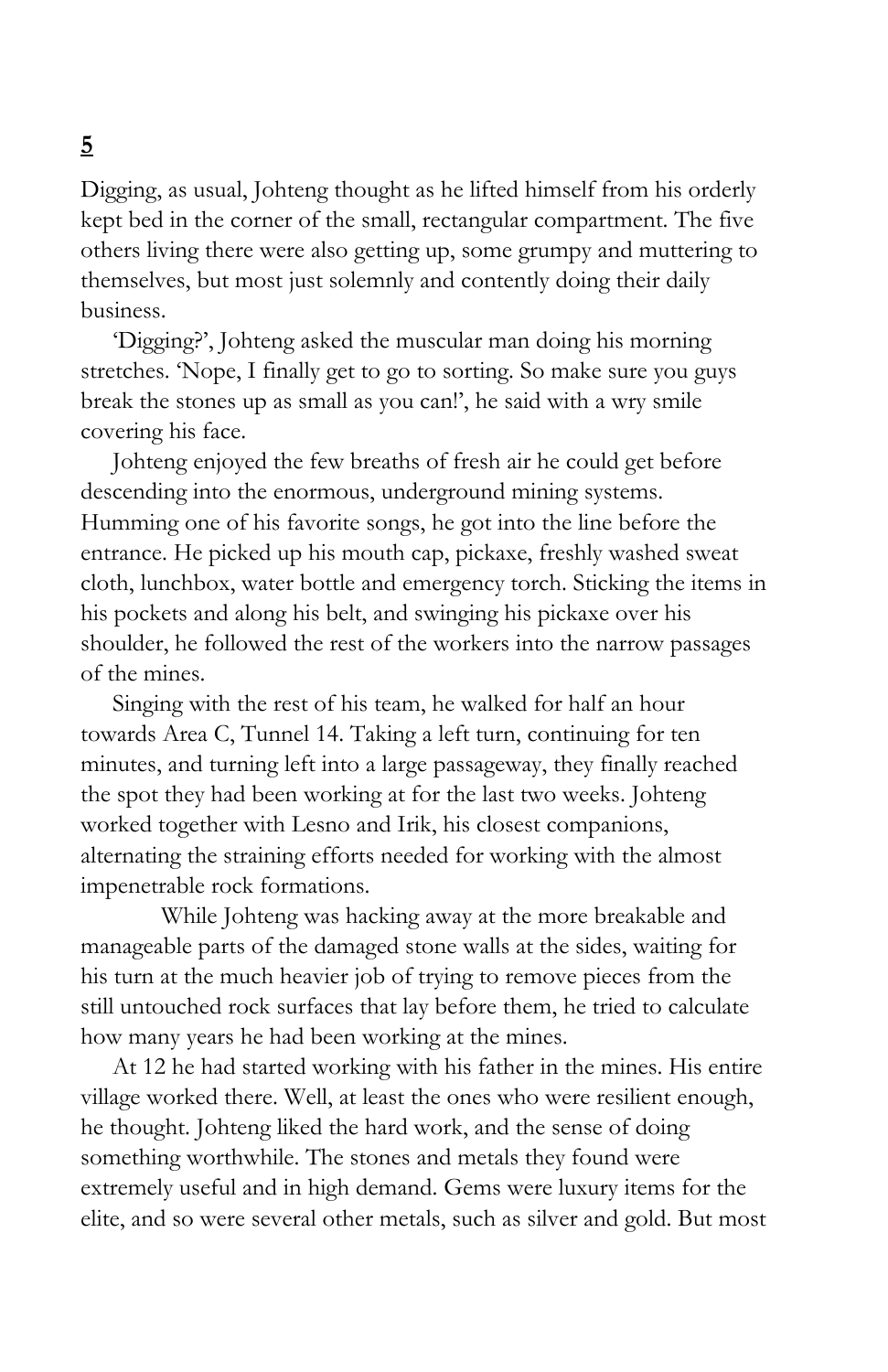**5**

Digging, as usual, Johteng thought as he lifted himself from his orderly kept bed in the corner of the small, rectangular compartment. The five others living there were also getting up, some grumpy and muttering to themselves, but most just solemnly and contently doing their daily business.

'Digging?', Johteng asked the muscular man doing his morning stretches. 'Nope, I finally get to go to sorting. So make sure you guys break the stones up as small as you can!', he said with a wry smile covering his face.

Johteng enjoyed the few breaths of fresh air he could get before descending into the enormous, underground mining systems. Humming one of his favorite songs, he got into the line before the entrance. He picked up his mouth cap, pickaxe, freshly washed sweat cloth, lunchbox, water bottle and emergency torch. Sticking the items in his pockets and along his belt, and swinging his pickaxe over his shoulder, he followed the rest of the workers into the narrow passages of the mines.

Singing with the rest of his team, he walked for half an hour towards Area C, Tunnel 14. Taking a left turn, continuing for ten minutes, and turning left into a large passageway, they finally reached the spot they had been working at for the last two weeks. Johteng worked together with Lesno and Irik, his closest companions, alternating the straining efforts needed for working with the almost impenetrable rock formations.

While Johteng was hacking away at the more breakable and manageable parts of the damaged stone walls at the sides, waiting for his turn at the much heavier job of trying to remove pieces from the still untouched rock surfaces that lay before them, he tried to calculate how many years he had been working at the mines.

At 12 he had started working with his father in the mines. His entire village worked there. Well, at least the ones who were resilient enough, he thought. Johteng liked the hard work, and the sense of doing something worthwhile. The stones and metals they found were extremely useful and in high demand. Gems were luxury items for the elite, and so were several other metals, such as silver and gold. But most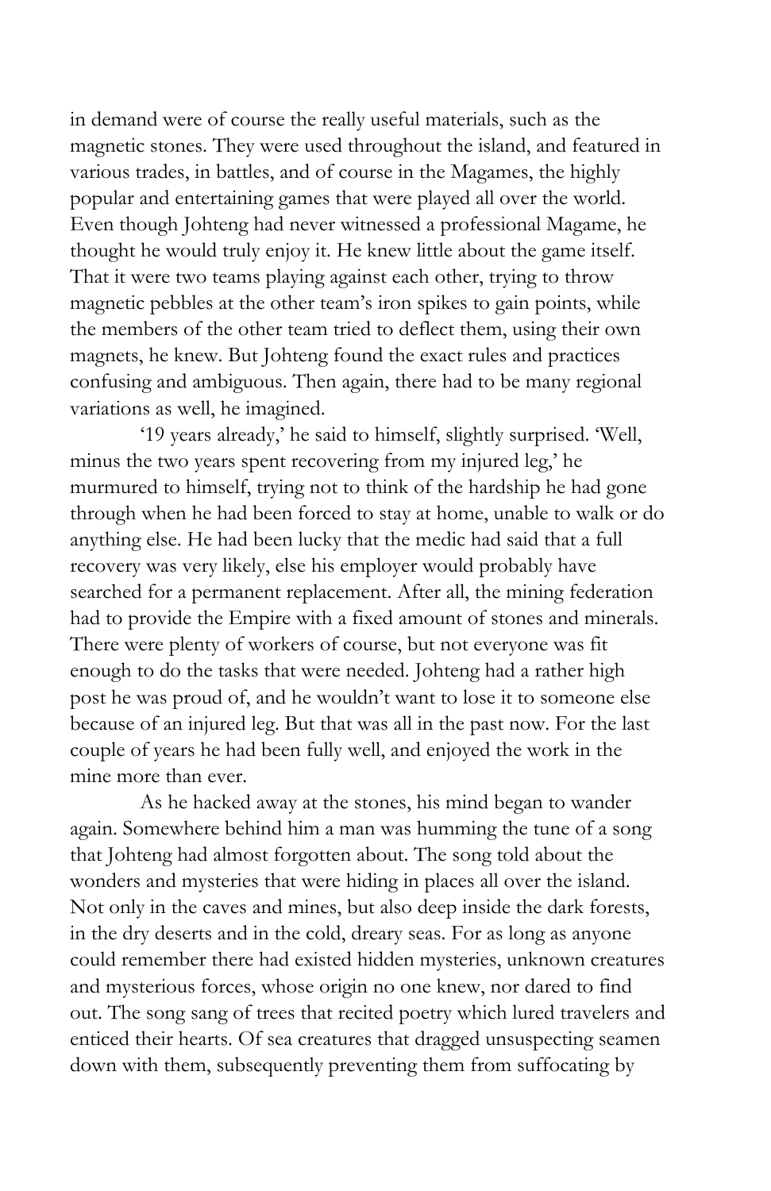in demand were of course the really useful materials, such as the magnetic stones. They were used throughout the island, and featured in various trades, in battles, and of course in the Magames, the highly popular and entertaining games that were played all over the world. Even though Johteng had never witnessed a professional Magame, he thought he would truly enjoy it. He knew little about the game itself. That it were two teams playing against each other, trying to throw magnetic pebbles at the other team's iron spikes to gain points, while the members of the other team tried to deflect them, using their own magnets, he knew. But Johteng found the exact rules and practices confusing and ambiguous. Then again, there had to be many regional variations as well, he imagined.

'19 years already,' he said to himself, slightly surprised. 'Well, minus the two years spent recovering from my injured leg,' he murmured to himself, trying not to think of the hardship he had gone through when he had been forced to stay at home, unable to walk or do anything else. He had been lucky that the medic had said that a full recovery was very likely, else his employer would probably have searched for a permanent replacement. After all, the mining federation had to provide the Empire with a fixed amount of stones and minerals. There were plenty of workers of course, but not everyone was fit enough to do the tasks that were needed. Johteng had a rather high post he was proud of, and he wouldn't want to lose it to someone else because of an injured leg. But that was all in the past now. For the last couple of years he had been fully well, and enjoyed the work in the mine more than ever.

As he hacked away at the stones, his mind began to wander again. Somewhere behind him a man was humming the tune of a song that Johteng had almost forgotten about. The song told about the wonders and mysteries that were hiding in places all over the island. Not only in the caves and mines, but also deep inside the dark forests, in the dry deserts and in the cold, dreary seas. For as long as anyone could remember there had existed hidden mysteries, unknown creatures and mysterious forces, whose origin no one knew, nor dared to find out. The song sang of trees that recited poetry which lured travelers and enticed their hearts. Of sea creatures that dragged unsuspecting seamen down with them, subsequently preventing them from suffocating by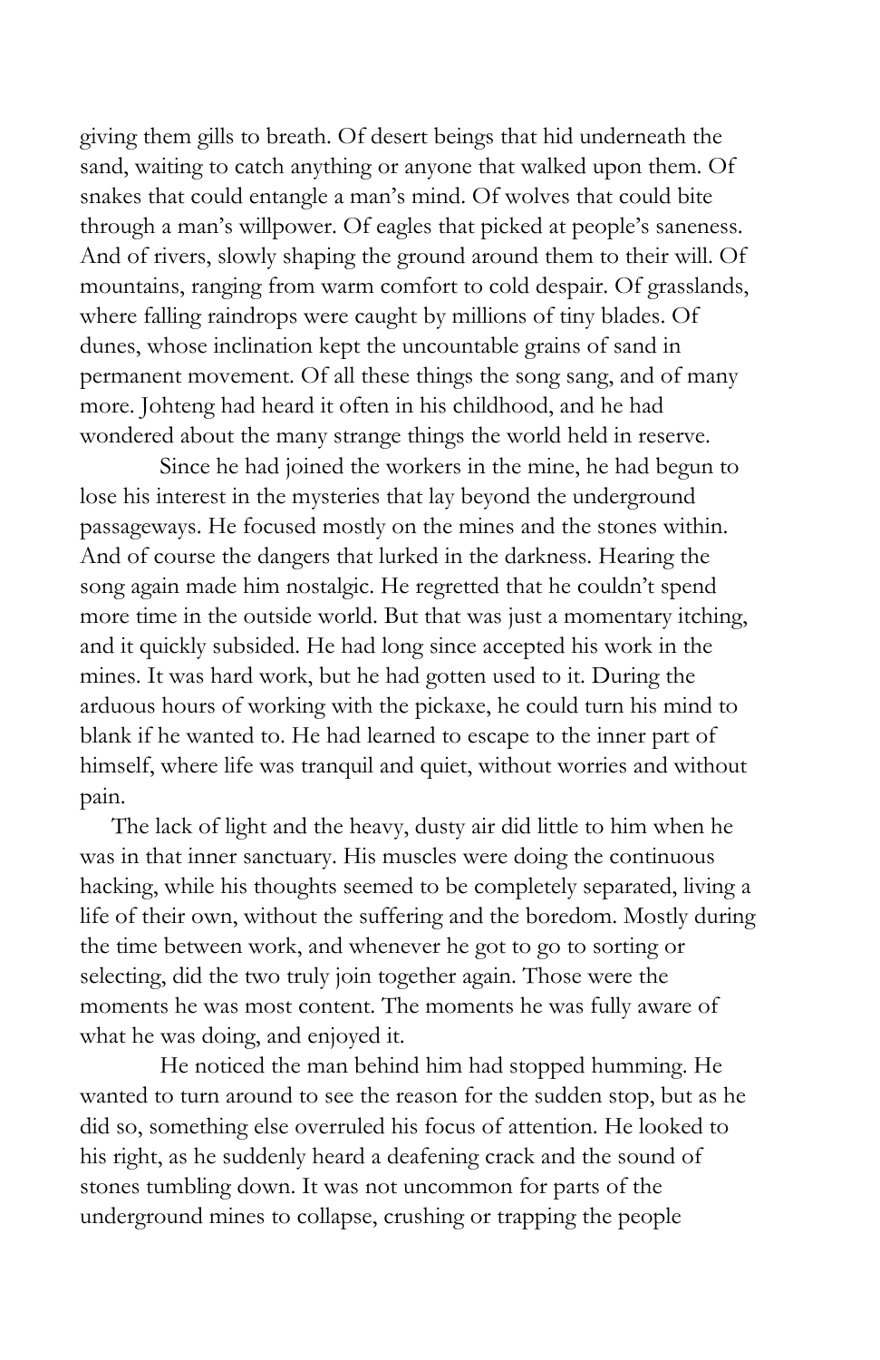giving them gills to breath. Of desert beings that hid underneath the sand, waiting to catch anything or anyone that walked upon them. Of snakes that could entangle a man's mind. Of wolves that could bite through a man's willpower. Of eagles that picked at people's saneness. And of rivers, slowly shaping the ground around them to their will. Of mountains, ranging from warm comfort to cold despair. Of grasslands, where falling raindrops were caught by millions of tiny blades. Of dunes, whose inclination kept the uncountable grains of sand in permanent movement. Of all these things the song sang, and of many more. Johteng had heard it often in his childhood, and he had wondered about the many strange things the world held in reserve.

Since he had joined the workers in the mine, he had begun to lose his interest in the mysteries that lay beyond the underground passageways. He focused mostly on the mines and the stones within. And of course the dangers that lurked in the darkness. Hearing the song again made him nostalgic. He regretted that he couldn't spend more time in the outside world. But that was just a momentary itching, and it quickly subsided. He had long since accepted his work in the mines. It was hard work, but he had gotten used to it. During the arduous hours of working with the pickaxe, he could turn his mind to blank if he wanted to. He had learned to escape to the inner part of himself, where life was tranquil and quiet, without worries and without pain.

The lack of light and the heavy, dusty air did little to him when he was in that inner sanctuary. His muscles were doing the continuous hacking, while his thoughts seemed to be completely separated, living a life of their own, without the suffering and the boredom. Mostly during the time between work, and whenever he got to go to sorting or selecting, did the two truly join together again. Those were the moments he was most content. The moments he was fully aware of what he was doing, and enjoyed it.

He noticed the man behind him had stopped humming. He wanted to turn around to see the reason for the sudden stop, but as he did so, something else overruled his focus of attention. He looked to his right, as he suddenly heard a deafening crack and the sound of stones tumbling down. It was not uncommon for parts of the underground mines to collapse, crushing or trapping the people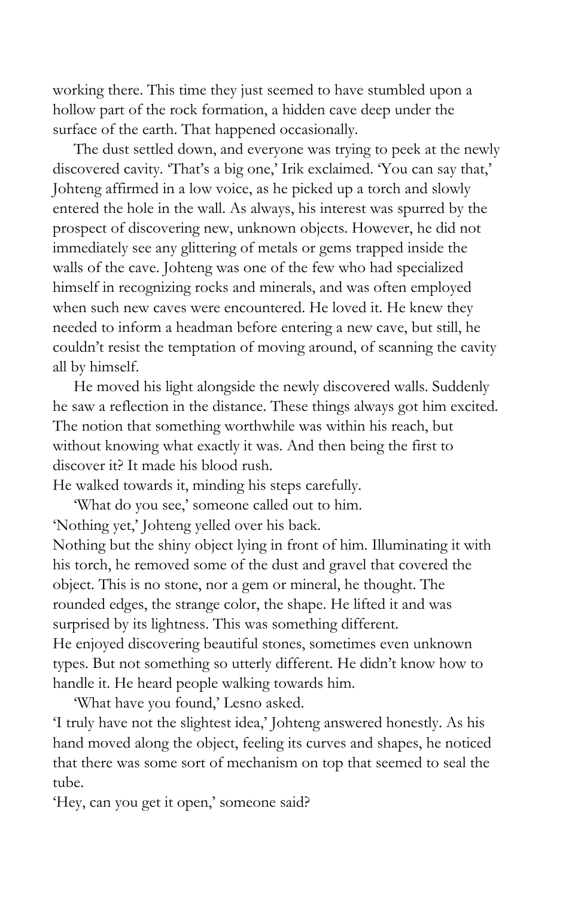working there. This time they just seemed to have stumbled upon a hollow part of the rock formation, a hidden cave deep under the surface of the earth. That happened occasionally.

The dust settled down, and everyone was trying to peek at the newly discovered cavity. 'That's a big one,' Irik exclaimed. 'You can say that,' Johteng affirmed in a low voice, as he picked up a torch and slowly entered the hole in the wall. As always, his interest was spurred by the prospect of discovering new, unknown objects. However, he did not immediately see any glittering of metals or gems trapped inside the walls of the cave. Johteng was one of the few who had specialized himself in recognizing rocks and minerals, and was often employed when such new caves were encountered. He loved it. He knew they needed to inform a headman before entering a new cave, but still, he couldn't resist the temptation of moving around, of scanning the cavity all by himself.

He moved his light alongside the newly discovered walls. Suddenly he saw a reflection in the distance. These things always got him excited. The notion that something worthwhile was within his reach, but without knowing what exactly it was. And then being the first to discover it? It made his blood rush.

He walked towards it, minding his steps carefully.

'What do you see,' someone called out to him.

'Nothing yet,' Johteng yelled over his back.

Nothing but the shiny object lying in front of him. Illuminating it with his torch, he removed some of the dust and gravel that covered the object. This is no stone, nor a gem or mineral, he thought. The rounded edges, the strange color, the shape. He lifted it and was surprised by its lightness. This was something different.

He enjoyed discovering beautiful stones, sometimes even unknown types. But not something so utterly different. He didn't know how to handle it. He heard people walking towards him.

'What have you found,' Lesno asked.

'I truly have not the slightest idea,' Johteng answered honestly. As his hand moved along the object, feeling its curves and shapes, he noticed that there was some sort of mechanism on top that seemed to seal the tube.

'Hey, can you get it open,' someone said?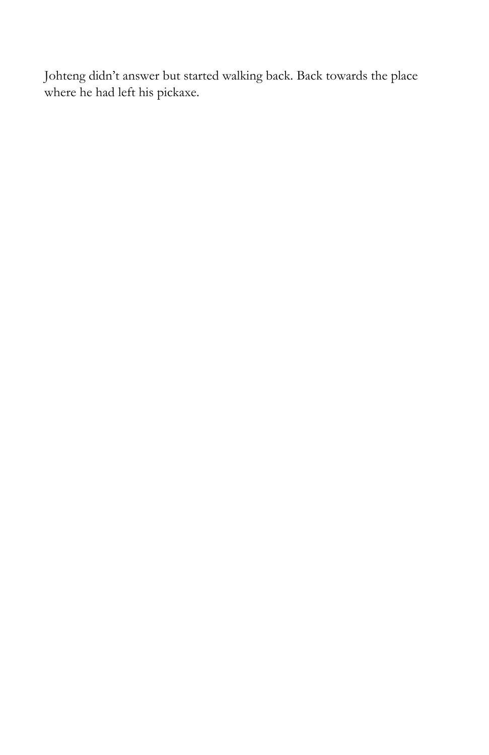Johteng didn't answer but started walking back. Back towards the place where he had left his pickaxe.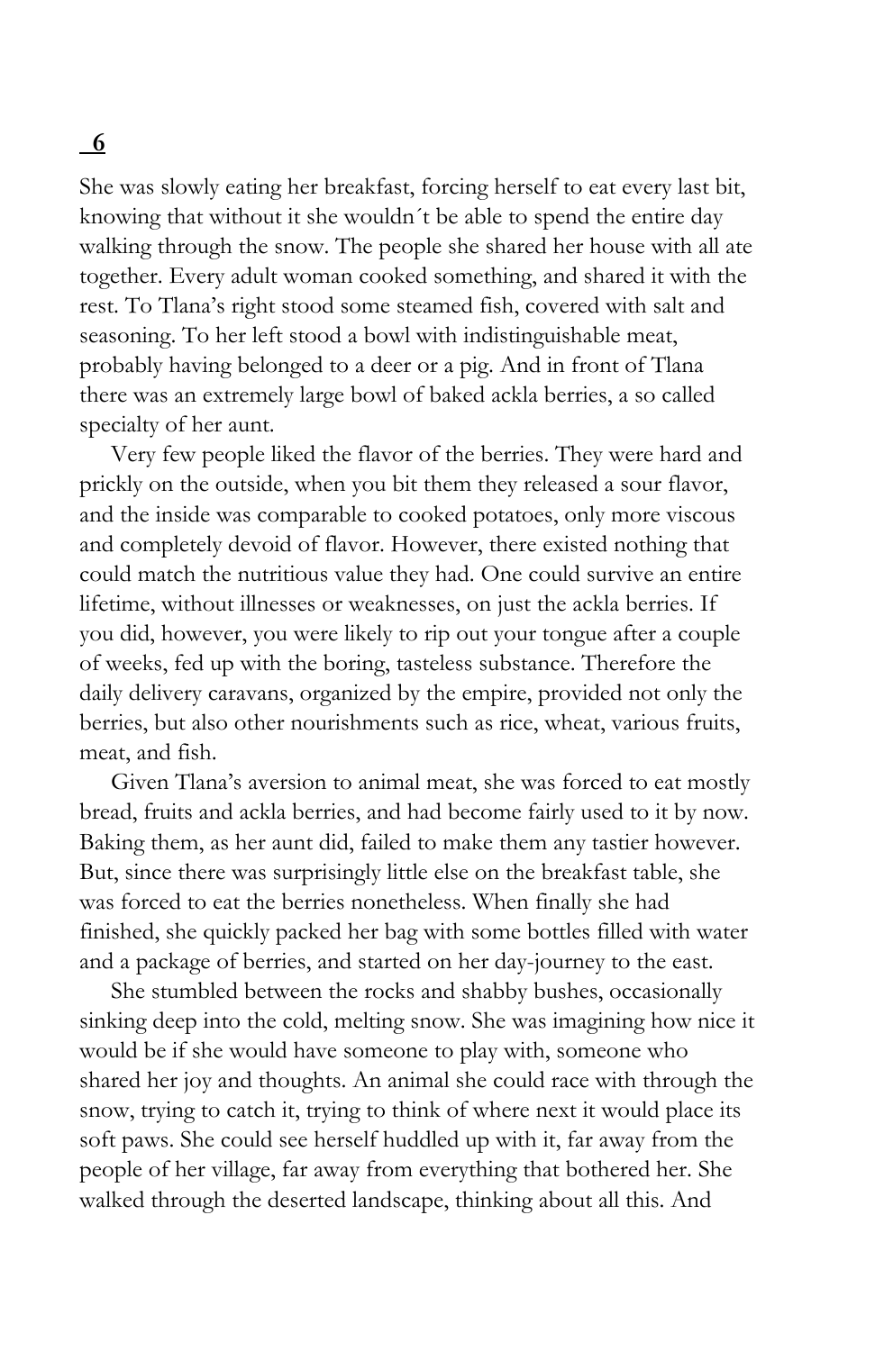## 6

She was slowly eating her breakfast, forcing herself to eat every last bit, knowing that without it she wouldn´t be able to spend the entire day walking through the snow. The people she shared her house with all ate together. Every adult woman cooked something, and shared it with the rest. To Tlana's right stood some steamed fish, covered with salt and seasoning. To her left stood a bowl with indistinguishable meat, probably having belonged to a deer or a pig. And in front of Tlana there was an extremely large bowl of baked ackla berries, a so called specialty of her aunt.

Very few people liked the flavor of the berries. They were hard and prickly on the outside, when you bit them they released a sour flavor, and the inside was comparable to cooked potatoes, only more viscous and completely devoid of flavor. However, there existed nothing that could match the nutritious value they had. One could survive an entire lifetime, without illnesses or weaknesses, on just the ackla berries. If you did, however, you were likely to rip out your tongue after a couple of weeks, fed up with the boring, tasteless substance. Therefore the daily delivery caravans, organized by the empire, provided not only the berries, but also other nourishments such as rice, wheat, various fruits, meat, and fish.

Given Tlana's aversion to animal meat, she was forced to eat mostly bread, fruits and ackla berries, and had become fairly used to it by now. Baking them, as her aunt did, failed to make them any tastier however. But, since there was surprisingly little else on the breakfast table, she was forced to eat the berries nonetheless. When finally she had finished, she quickly packed her bag with some bottles filled with water and a package of berries, and started on her day-journey to the east.

She stumbled between the rocks and shabby bushes, occasionally sinking deep into the cold, melting snow. She was imagining how nice it would be if she would have someone to play with, someone who shared her joy and thoughts. An animal she could race with through the snow, trying to catch it, trying to think of where next it would place its soft paws. She could see herself huddled up with it, far away from the people of her village, far away from everything that bothered her. She walked through the deserted landscape, thinking about all this. And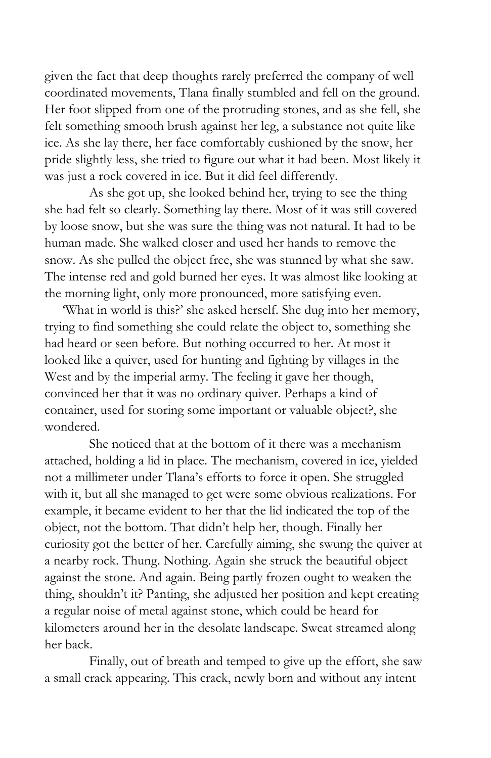given the fact that deep thoughts rarely preferred the company of well coordinated movements, Tlana finally stumbled and fell on the ground. Her foot slipped from one of the protruding stones, and as she fell, she felt something smooth brush against her leg, a substance not quite like ice. As she lay there, her face comfortably cushioned by the snow, her pride slightly less, she tried to figure out what it had been. Most likely it was just a rock covered in ice. But it did feel differently.

As she got up, she looked behind her, trying to see the thing she had felt so clearly. Something lay there. Most of it was still covered by loose snow, but she was sure the thing was not natural. It had to be human made. She walked closer and used her hands to remove the snow. As she pulled the object free, she was stunned by what she saw. The intense red and gold burned her eyes. It was almost like looking at the morning light, only more pronounced, more satisfying even.

'What in world is this?' she asked herself. She dug into her memory, trying to find something she could relate the object to, something she had heard or seen before. But nothing occurred to her. At most it looked like a quiver, used for hunting and fighting by villages in the West and by the imperial army. The feeling it gave her though, convinced her that it was no ordinary quiver. Perhaps a kind of container, used for storing some important or valuable object?, she wondered.

She noticed that at the bottom of it there was a mechanism attached, holding a lid in place. The mechanism, covered in ice, yielded not a millimeter under Tlana's efforts to force it open. She struggled with it, but all she managed to get were some obvious realizations. For example, it became evident to her that the lid indicated the top of the object, not the bottom. That didn't help her, though. Finally her curiosity got the better of her. Carefully aiming, she swung the quiver at a nearby rock. Thung. Nothing. Again she struck the beautiful object against the stone. And again. Being partly frozen ought to weaken the thing, shouldn't it? Panting, she adjusted her position and kept creating a regular noise of metal against stone, which could be heard for kilometers around her in the desolate landscape. Sweat streamed along her back.

Finally, out of breath and temped to give up the effort, she saw a small crack appearing. This crack, newly born and without any intent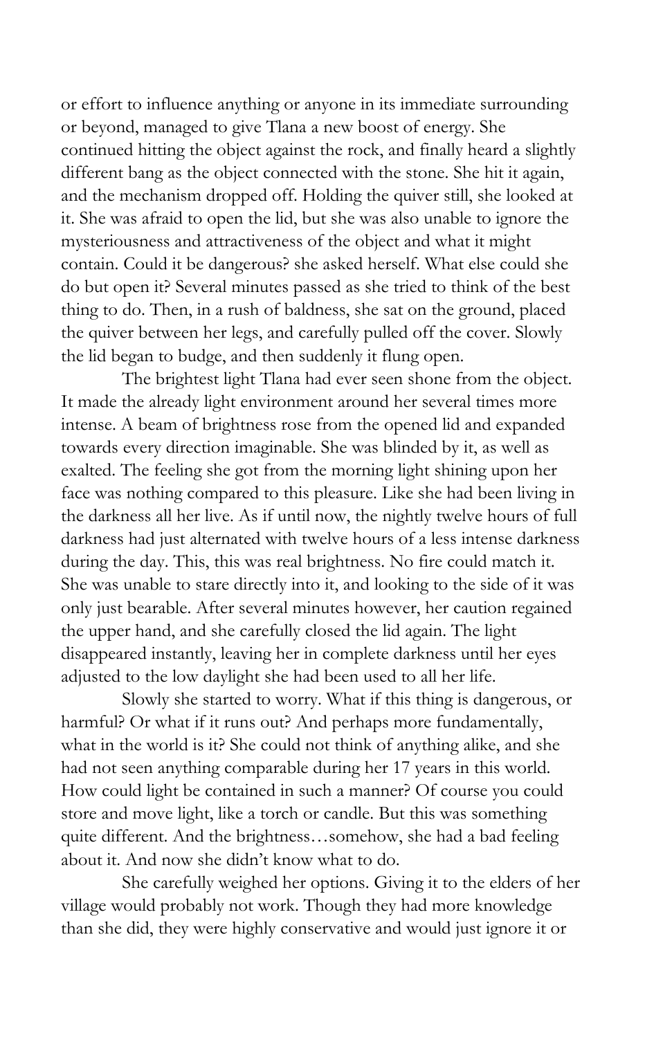or effort to influence anything or anyone in its immediate surrounding or beyond, managed to give Tlana a new boost of energy. She continued hitting the object against the rock, and finally heard a slightly different bang as the object connected with the stone. She hit it again, and the mechanism dropped off. Holding the quiver still, she looked at it. She was afraid to open the lid, but she was also unable to ignore the mysteriousness and attractiveness of the object and what it might contain. Could it be dangerous? she asked herself. What else could she do but open it? Several minutes passed as she tried to think of the best thing to do. Then, in a rush of baldness, she sat on the ground, placed the quiver between her legs, and carefully pulled off the cover. Slowly the lid began to budge, and then suddenly it flung open.

The brightest light Tlana had ever seen shone from the object. It made the already light environment around her several times more intense. A beam of brightness rose from the opened lid and expanded towards every direction imaginable. She was blinded by it, as well as exalted. The feeling she got from the morning light shining upon her face was nothing compared to this pleasure. Like she had been living in the darkness all her live. As if until now, the nightly twelve hours of full darkness had just alternated with twelve hours of a less intense darkness during the day. This, this was real brightness. No fire could match it. She was unable to stare directly into it, and looking to the side of it was only just bearable. After several minutes however, her caution regained the upper hand, and she carefully closed the lid again. The light disappeared instantly, leaving her in complete darkness until her eyes adjusted to the low daylight she had been used to all her life.

Slowly she started to worry. What if this thing is dangerous, or harmful? Or what if it runs out? And perhaps more fundamentally, what in the world is it? She could not think of anything alike, and she had not seen anything comparable during her 17 years in this world. How could light be contained in such a manner? Of course you could store and move light, like a torch or candle. But this was something quite different. And the brightness…somehow, she had a bad feeling about it. And now she didn't know what to do.

She carefully weighed her options. Giving it to the elders of her village would probably not work. Though they had more knowledge than she did, they were highly conservative and would just ignore it or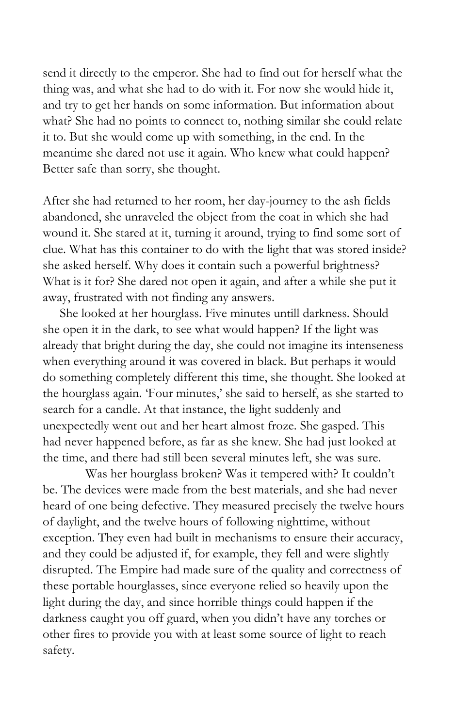send it directly to the emperor. She had to find out for herself what the thing was, and what she had to do with it. For now she would hide it, and try to get her hands on some information. But information about what? She had no points to connect to, nothing similar she could relate it to. But she would come up with something, in the end. In the meantime she dared not use it again. Who knew what could happen? Better safe than sorry, she thought.

After she had returned to her room, her day-journey to the ash fields abandoned, she unraveled the object from the coat in which she had wound it. She stared at it, turning it around, trying to find some sort of clue. What has this container to do with the light that was stored inside? she asked herself. Why does it contain such a powerful brightness? What is it for? She dared not open it again, and after a while she put it away, frustrated with not finding any answers.

She looked at her hourglass. Five minutes untill darkness. Should she open it in the dark, to see what would happen? If the light was already that bright during the day, she could not imagine its intenseness when everything around it was covered in black. But perhaps it would do something completely different this time, she thought. She looked at the hourglass again. 'Four minutes,' she said to herself, as she started to search for a candle. At that instance, the light suddenly and unexpectedly went out and her heart almost froze. She gasped. This had never happened before, as far as she knew. She had just looked at the time, and there had still been several minutes left, she was sure.

Was her hourglass broken? Was it tempered with? It couldn't be. The devices were made from the best materials, and she had never heard of one being defective. They measured precisely the twelve hours of daylight, and the twelve hours of following nighttime, without exception. They even had built in mechanisms to ensure their accuracy, and they could be adjusted if, for example, they fell and were slightly disrupted. The Empire had made sure of the quality and correctness of these portable hourglasses, since everyone relied so heavily upon the light during the day, and since horrible things could happen if the darkness caught you off guard, when you didn't have any torches or other fires to provide you with at least some source of light to reach safety.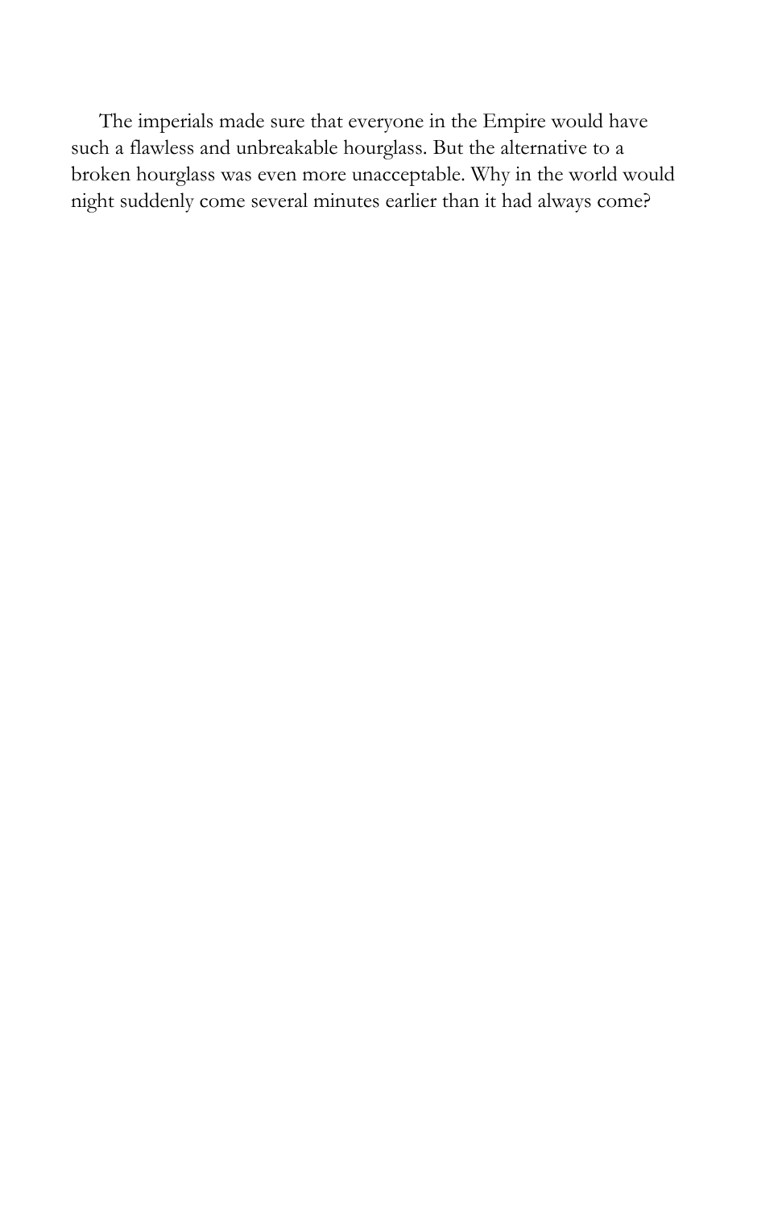The imperials made sure that everyone in the Empire would have such a flawless and unbreakable hourglass. But the alternative to a broken hourglass was even more unacceptable. Why in the world would night suddenly come several minutes earlier than it had always come?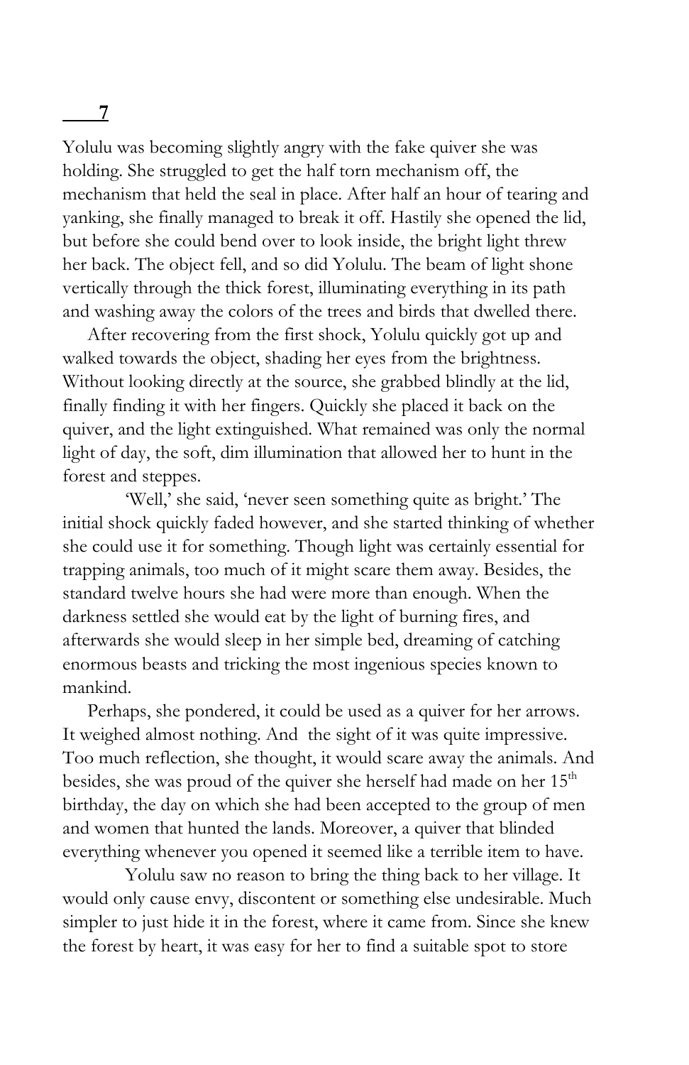## 7

Yolulu was becoming slightly angry with the fake quiver she was holding. She struggled to get the half torn mechanism off, the mechanism that held the seal in place. After half an hour of tearing and yanking, she finally managed to break it off. Hastily she opened the lid, but before she could bend over to look inside, the bright light threw her back. The object fell, and so did Yolulu. The beam of light shone vertically through the thick forest, illuminating everything in its path and washing away the colors of the trees and birds that dwelled there.

After recovering from the first shock, Yolulu quickly got up and walked towards the object, shading her eyes from the brightness. Without looking directly at the source, she grabbed blindly at the lid, finally finding it with her fingers. Quickly she placed it back on the quiver, and the light extinguished. What remained was only the normal light of day, the soft, dim illumination that allowed her to hunt in the forest and steppes.

'Well,' she said, 'never seen something quite as bright.' The initial shock quickly faded however, and she started thinking of whether she could use it for something. Though light was certainly essential for trapping animals, too much of it might scare them away. Besides, the standard twelve hours she had were more than enough. When the darkness settled she would eat by the light of burning fires, and afterwards she would sleep in her simple bed, dreaming of catching enormous beasts and tricking the most ingenious species known to mankind.

Perhaps, she pondered, it could be used as a quiver for her arrows. It weighed almost nothing. And the sight of it was quite impressive. Too much reflection, she thought, it would scare away the animals. And besides, she was proud of the quiver she herself had made on her 15th birthday, the day on which she had been accepted to the group of men and women that hunted the lands. Moreover, a quiver that blinded everything whenever you opened it seemed like a terrible item to have.

Yolulu saw no reason to bring the thing back to her village. It would only cause envy, discontent or something else undesirable. Much simpler to just hide it in the forest, where it came from. Since she knew the forest by heart, it was easy for her to find a suitable spot to store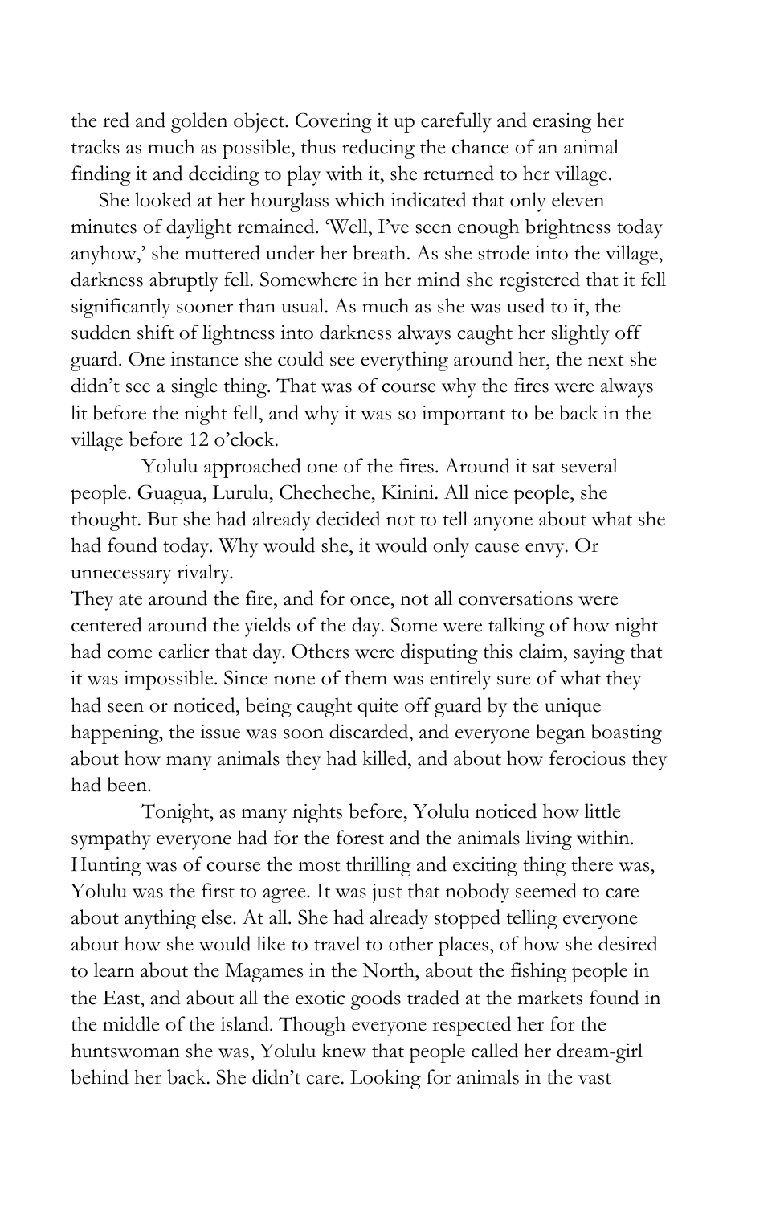the red and golden object. Covering it up carefully and erasing her tracks as much as possible, thus reducing the chance of an animal finding it and deciding to play with it, she returned to her village.

She looked at her hourglass which indicated that only eleven minutes of daylight remained. 'Well, I've seen enough brightness today anyhow,' she muttered under her breath. As she strode into the village, darkness abruptly fell. Somewhere in her mind she registered that it fell significantly sooner than usual. As much as she was used to it, the sudden shift of lightness into darkness always caught her slightly off guard. One instance she could see everything around her, the next she didn't see a single thing. That was of course why the fires were always lit before the night fell, and why it was so important to be back in the village before 12 o'clock.

Yolulu approached one of the fires. Around it sat several people. Guagua, Lurulu, Checheche, Kinini. All nice people, she thought. But she had already decided not to tell anyone about what she had found today. Why would she, it would only cause envy. Or unnecessary rivalry.

They ate around the fire, and for once, not all conversations were centered around the yields of the day. Some were talking of how night had come earlier that day. Others were disputing this claim, saying that it was impossible. Since none of them was entirely sure of what they had seen or noticed, being caught quite off guard by the unique happening, the issue was soon discarded, and everyone began boasting about how many animals they had killed, and about how ferocious they had been.

Tonight, as many nights before, Yolulu noticed how little sympathy everyone had for the forest and the animals living within. Hunting was of course the most thrilling and exciting thing there was, Yolulu was the first to agree. It was just that nobody seemed to care about anything else. At all. She had already stopped telling everyone about how she would like to travel to other places, of how she desired to learn about the Magames in the North, about the fishing people in the East, and about all the exotic goods traded at the markets found in the middle of the island. Though everyone respected her for the huntswoman she was, Yolulu knew that people called her dream-girl behind her back. She didn't care. Looking for animals in the vast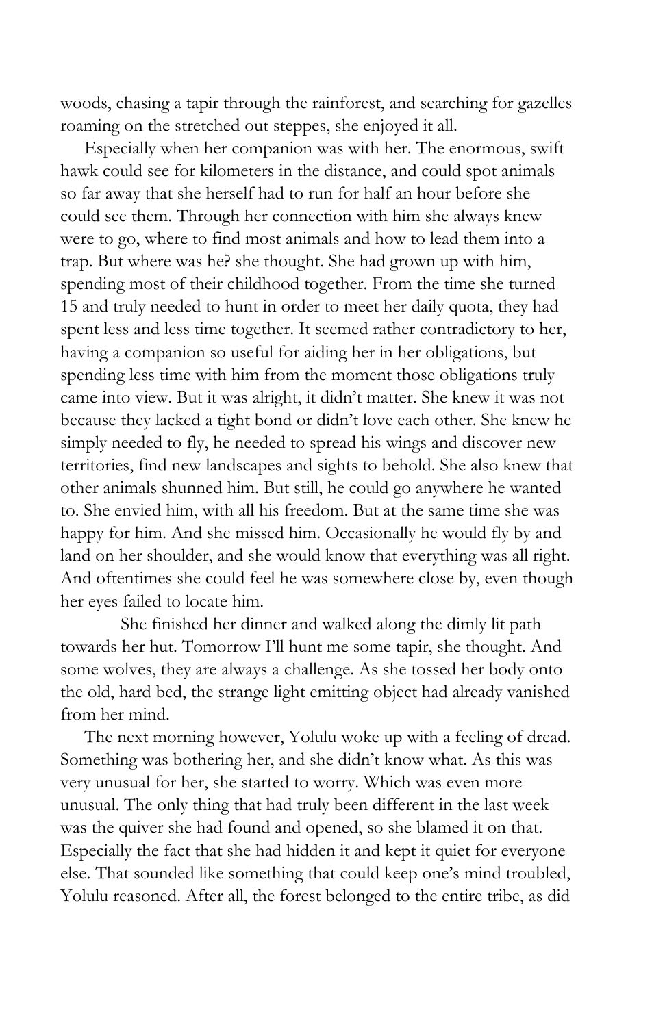woods, chasing a tapir through the rainforest, and searching for gazelles roaming on the stretched out steppes, she enjoyed it all.

Especially when her companion was with her. The enormous, swift hawk could see for kilometers in the distance, and could spot animals so far away that she herself had to run for half an hour before she could see them. Through her connection with him she always knew were to go, where to find most animals and how to lead them into a trap. But where was he? she thought. She had grown up with him, spending most of their childhood together. From the time she turned 15 and truly needed to hunt in order to meet her daily quota, they had spent less and less time together. It seemed rather contradictory to her, having a companion so useful for aiding her in her obligations, but spending less time with him from the moment those obligations truly came into view. But it was alright, it didn't matter. She knew it was not because they lacked a tight bond or didn't love each other. She knew he simply needed to fly, he needed to spread his wings and discover new territories, find new landscapes and sights to behold. She also knew that other animals shunned him. But still, he could go anywhere he wanted to. She envied him, with all his freedom. But at the same time she was happy for him. And she missed him. Occasionally he would fly by and land on her shoulder, and she would know that everything was all right. And oftentimes she could feel he was somewhere close by, even though her eyes failed to locate him.

She finished her dinner and walked along the dimly lit path towards her hut. Tomorrow I'll hunt me some tapir, she thought. And some wolves, they are always a challenge. As she tossed her body onto the old, hard bed, the strange light emitting object had already vanished from her mind.

The next morning however, Yolulu woke up with a feeling of dread. Something was bothering her, and she didn't know what. As this was very unusual for her, she started to worry. Which was even more unusual. The only thing that had truly been different in the last week was the quiver she had found and opened, so she blamed it on that. Especially the fact that she had hidden it and kept it quiet for everyone else. That sounded like something that could keep one's mind troubled, Yolulu reasoned. After all, the forest belonged to the entire tribe, as did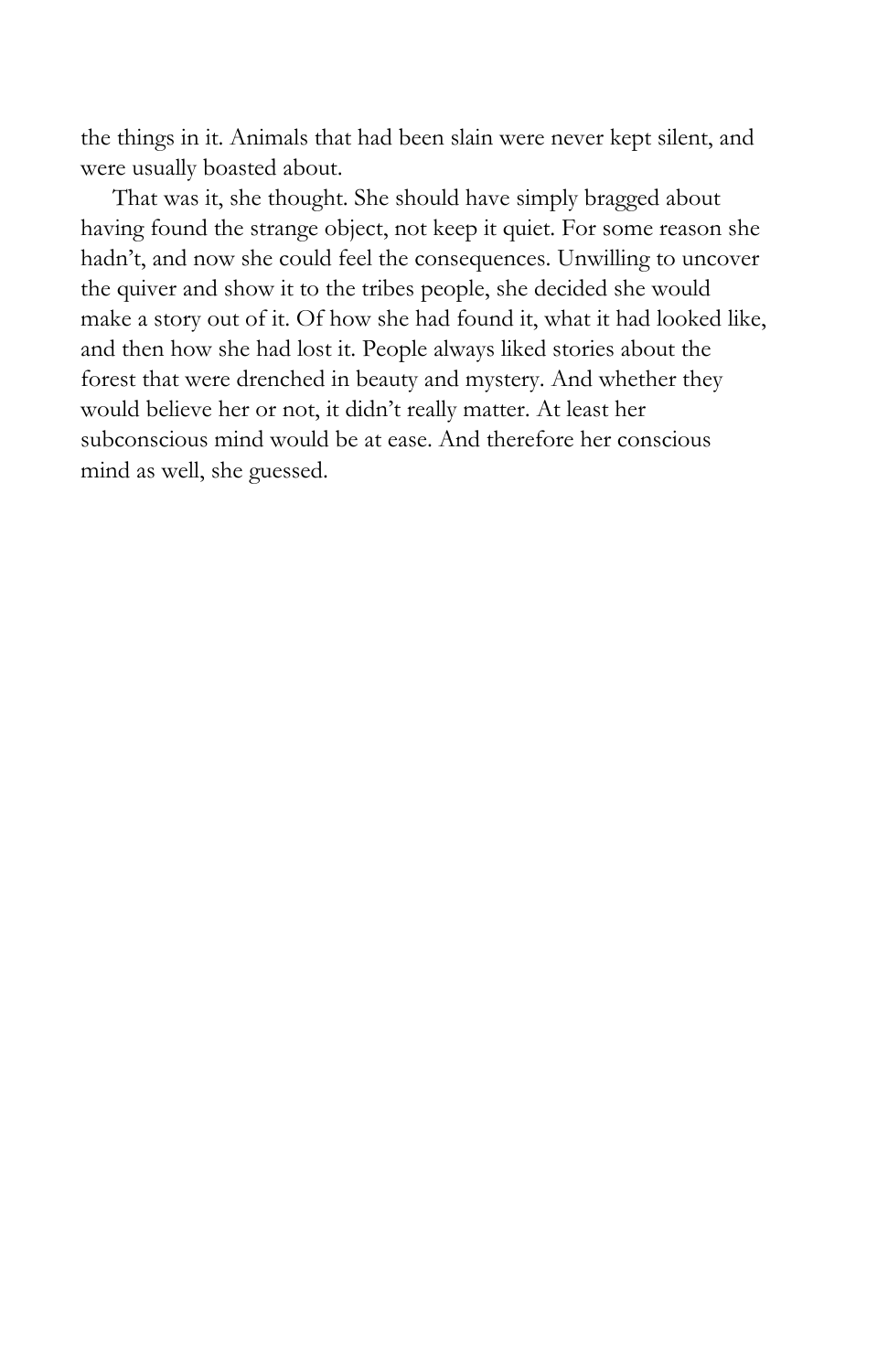the things in it. Animals that had been slain were never kept silent, and were usually boasted about.

That was it, she thought. She should have simply bragged about having found the strange object, not keep it quiet. For some reason she hadn't, and now she could feel the consequences. Unwilling to uncover the quiver and show it to the tribes people, she decided she would make a story out of it. Of how she had found it, what it had looked like, and then how she had lost it. People always liked stories about the forest that were drenched in beauty and mystery. And whether they would believe her or not, it didn't really matter. At least her subconscious mind would be at ease. And therefore her conscious mind as well, she guessed.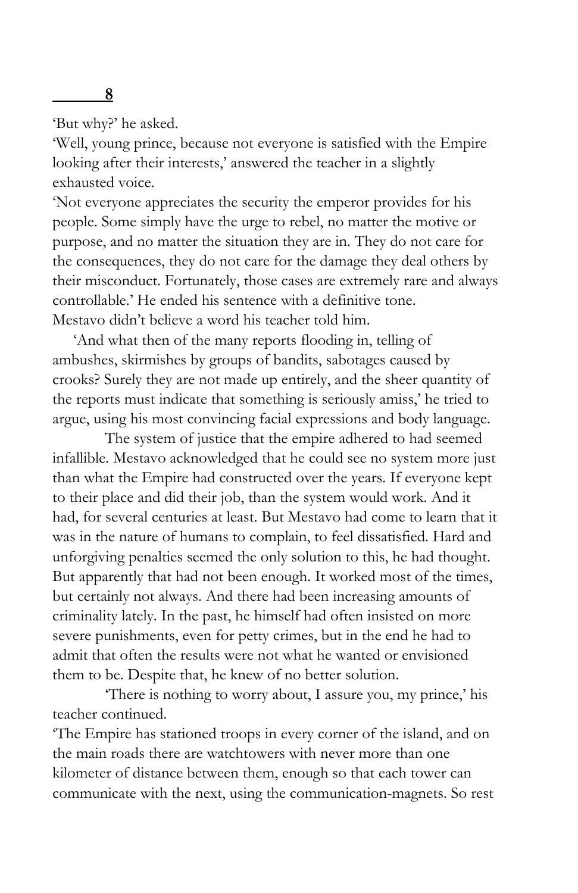## 8

'But why?' he asked.

'Well, young prince, because not everyone is satisfied with the Empire looking after their interests,' answered the teacher in a slightly exhausted voice.

'Not everyone appreciates the security the emperor provides for his people. Some simply have the urge to rebel, no matter the motive or purpose, and no matter the situation they are in. They do not care for the consequences, they do not care for the damage they deal others by their misconduct. Fortunately, those cases are extremely rare and always controllable.' He ended his sentence with a definitive tone.

Mestavo didn't believe a word his teacher told him.

'And what then of the many reports flooding in, telling of ambushes, skirmishes by groups of bandits, sabotages caused by crooks? Surely they are not made up entirely, and the sheer quantity of the reports must indicate that something is seriously amiss,' he tried to argue, using his most convincing facial expressions and body language.

The system of justice that the empire adhered to had seemed infallible. Mestavo acknowledged that he could see no system more just than what the Empire had constructed over the years. If everyone kept to their place and did their job, than the system would work. And it had, for several centuries at least. But Mestavo had come to learn that it was in the nature of humans to complain, to feel dissatisfied. Hard and unforgiving penalties seemed the only solution to this, he had thought. But apparently that had not been enough. It worked most of the times, but certainly not always. And there had been increasing amounts of criminality lately. In the past, he himself had often insisted on more severe punishments, even for petty crimes, but in the end he had to admit that often the results were not what he wanted or envisioned them to be. Despite that, he knew of no better solution.

'There is nothing to worry about, I assure you, my prince,' his teacher continued.

'The Empire has stationed troops in every corner of the island, and on the main roads there are watchtowers with never more than one kilometer of distance between them, enough so that each tower can communicate with the next, using the communication-magnets. So rest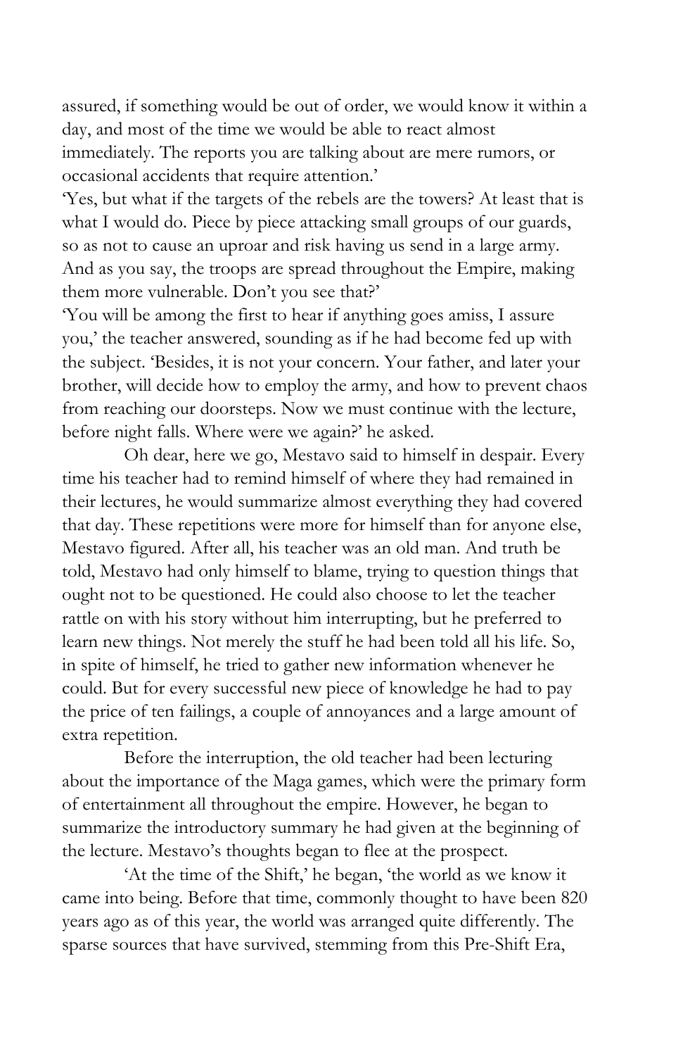assured, if something would be out of order, we would know it within a day, and most of the time we would be able to react almost immediately. The reports you are talking about are mere rumors, or occasional accidents that require attention.'

'Yes, but what if the targets of the rebels are the towers? At least that is what I would do. Piece by piece attacking small groups of our guards, so as not to cause an uproar and risk having us send in a large army. And as you say, the troops are spread throughout the Empire, making them more vulnerable. Don't you see that?'

'You will be among the first to hear if anything goes amiss, I assure you,' the teacher answered, sounding as if he had become fed up with the subject. 'Besides, it is not your concern. Your father, and later your brother, will decide how to employ the army, and how to prevent chaos from reaching our doorsteps. Now we must continue with the lecture, before night falls. Where were we again?' he asked.

Oh dear, here we go, Mestavo said to himself in despair. Every time his teacher had to remind himself of where they had remained in their lectures, he would summarize almost everything they had covered that day. These repetitions were more for himself than for anyone else, Mestavo figured. After all, his teacher was an old man. And truth be told, Mestavo had only himself to blame, trying to question things that ought not to be questioned. He could also choose to let the teacher rattle on with his story without him interrupting, but he preferred to learn new things. Not merely the stuff he had been told all his life. So, in spite of himself, he tried to gather new information whenever he could. But for every successful new piece of knowledge he had to pay the price of ten failings, a couple of annoyances and a large amount of extra repetition.

Before the interruption, the old teacher had been lecturing about the importance of the Maga games, which were the primary form of entertainment all throughout the empire. However, he began to summarize the introductory summary he had given at the beginning of the lecture. Mestavo's thoughts began to flee at the prospect.

'At the time of the Shift,' he began, 'the world as we know it came into being. Before that time, commonly thought to have been 820 years ago as of this year, the world was arranged quite differently. The sparse sources that have survived, stemming from this Pre-Shift Era,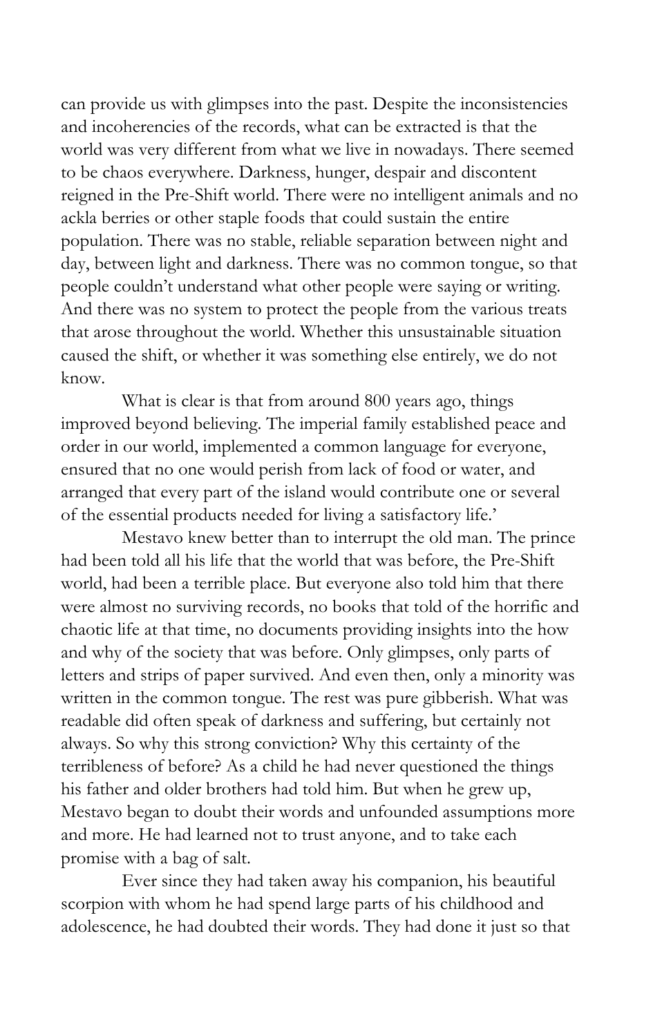can provide us with glimpses into the past. Despite the inconsistencies and incoherencies of the records, what can be extracted is that the world was very different from what we live in nowadays. There seemed to be chaos everywhere. Darkness, hunger, despair and discontent reigned in the Pre-Shift world. There were no intelligent animals and no ackla berries or other staple foods that could sustain the entire population. There was no stable, reliable separation between night and day, between light and darkness. There was no common tongue, so that people couldn't understand what other people were saying or writing. And there was no system to protect the people from the various treats that arose throughout the world. Whether this unsustainable situation caused the shift, or whether it was something else entirely, we do not know.

What is clear is that from around 800 years ago, things improved beyond believing. The imperial family established peace and order in our world, implemented a common language for everyone, ensured that no one would perish from lack of food or water, and arranged that every part of the island would contribute one or several of the essential products needed for living a satisfactory life.'

Mestavo knew better than to interrupt the old man. The prince had been told all his life that the world that was before, the Pre-Shift world, had been a terrible place. But everyone also told him that there were almost no surviving records, no books that told of the horrific and chaotic life at that time, no documents providing insights into the how and why of the society that was before. Only glimpses, only parts of letters and strips of paper survived. And even then, only a minority was written in the common tongue. The rest was pure gibberish. What was readable did often speak of darkness and suffering, but certainly not always. So why this strong conviction? Why this certainty of the terribleness of before? As a child he had never questioned the things his father and older brothers had told him. But when he grew up, Mestavo began to doubt their words and unfounded assumptions more and more. He had learned not to trust anyone, and to take each promise with a bag of salt.

Ever since they had taken away his companion, his beautiful scorpion with whom he had spend large parts of his childhood and adolescence, he had doubted their words. They had done it just so that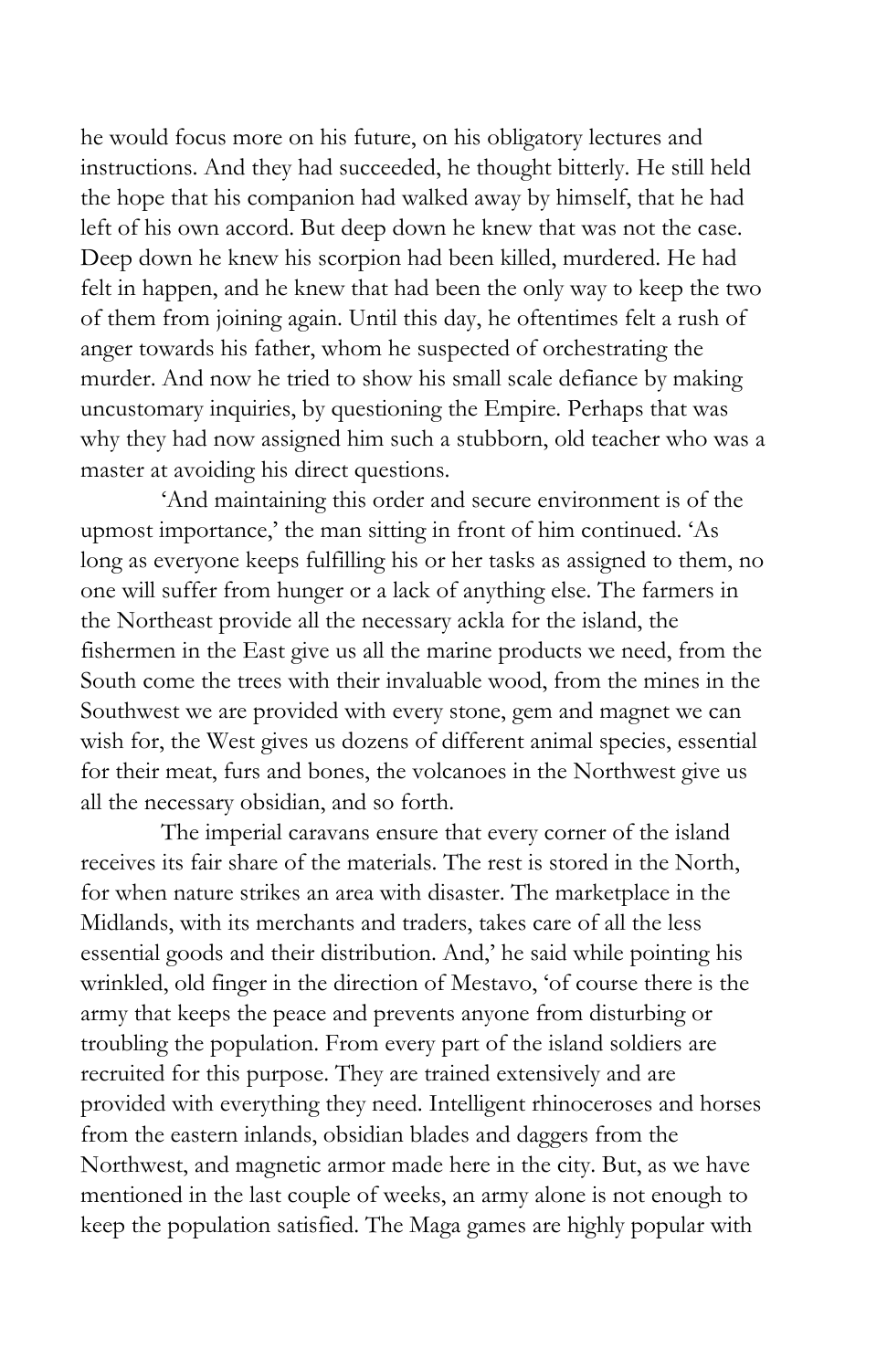he would focus more on his future, on his obligatory lectures and instructions. And they had succeeded, he thought bitterly. He still held the hope that his companion had walked away by himself, that he had left of his own accord. But deep down he knew that was not the case. Deep down he knew his scorpion had been killed, murdered. He had felt in happen, and he knew that had been the only way to keep the two of them from joining again. Until this day, he oftentimes felt a rush of anger towards his father, whom he suspected of orchestrating the murder. And now he tried to show his small scale defiance by making uncustomary inquiries, by questioning the Empire. Perhaps that was why they had now assigned him such a stubborn, old teacher who was a master at avoiding his direct questions.

'And maintaining this order and secure environment is of the upmost importance,' the man sitting in front of him continued. 'As long as everyone keeps fulfilling his or her tasks as assigned to them, no one will suffer from hunger or a lack of anything else. The farmers in the Northeast provide all the necessary ackla for the island, the fishermen in the East give us all the marine products we need, from the South come the trees with their invaluable wood, from the mines in the Southwest we are provided with every stone, gem and magnet we can wish for, the West gives us dozens of different animal species, essential for their meat, furs and bones, the volcanoes in the Northwest give us all the necessary obsidian, and so forth.

The imperial caravans ensure that every corner of the island receives its fair share of the materials. The rest is stored in the North, for when nature strikes an area with disaster. The marketplace in the Midlands, with its merchants and traders, takes care of all the less essential goods and their distribution. And,' he said while pointing his wrinkled, old finger in the direction of Mestavo, 'of course there is the army that keeps the peace and prevents anyone from disturbing or troubling the population. From every part of the island soldiers are recruited for this purpose. They are trained extensively and are provided with everything they need. Intelligent rhinoceroses and horses from the eastern inlands, obsidian blades and daggers from the Northwest, and magnetic armor made here in the city. But, as we have mentioned in the last couple of weeks, an army alone is not enough to keep the population satisfied. The Maga games are highly popular with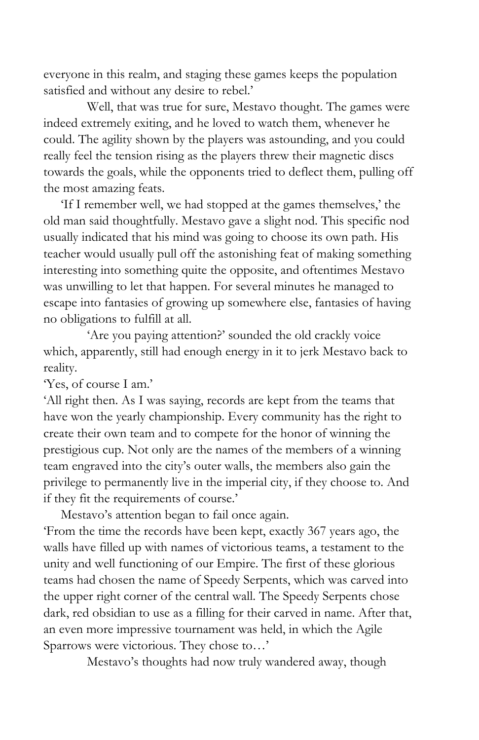everyone in this realm, and staging these games keeps the population satisfied and without any desire to rebel.'

Well, that was true for sure, Mestavo thought. The games were indeed extremely exiting, and he loved to watch them, whenever he could. The agility shown by the players was astounding, and you could really feel the tension rising as the players threw their magnetic discs towards the goals, while the opponents tried to deflect them, pulling off the most amazing feats.

'If I remember well, we had stopped at the games themselves,' the old man said thoughtfully. Mestavo gave a slight nod. This specific nod usually indicated that his mind was going to choose its own path. His teacher would usually pull off the astonishing feat of making something interesting into something quite the opposite, and oftentimes Mestavo was unwilling to let that happen. For several minutes he managed to escape into fantasies of growing up somewhere else, fantasies of having no obligations to fulfill at all.

'Are you paying attention?' sounded the old crackly voice which, apparently, still had enough energy in it to jerk Mestavo back to reality.

'Yes, of course I am.'

'All right then. As I was saying, records are kept from the teams that have won the yearly championship. Every community has the right to create their own team and to compete for the honor of winning the prestigious cup. Not only are the names of the members of a winning team engraved into the city's outer walls, the members also gain the privilege to permanently live in the imperial city, if they choose to. And if they fit the requirements of course.'

Mestavo's attention began to fail once again.

'From the time the records have been kept, exactly 367 years ago, the walls have filled up with names of victorious teams, a testament to the unity and well functioning of our Empire. The first of these glorious teams had chosen the name of Speedy Serpents, which was carved into the upper right corner of the central wall. The Speedy Serpents chose dark, red obsidian to use as a filling for their carved in name. After that, an even more impressive tournament was held, in which the Agile Sparrows were victorious. They chose to…'

Mestavo's thoughts had now truly wandered away, though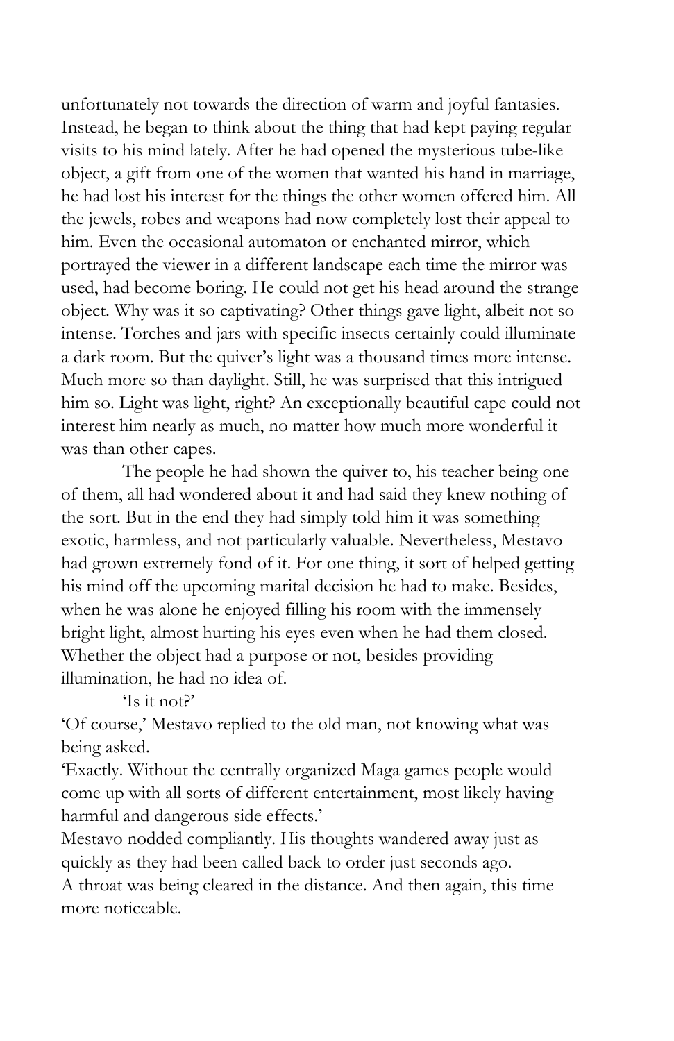unfortunately not towards the direction of warm and joyful fantasies. Instead, he began to think about the thing that had kept paying regular visits to his mind lately. After he had opened the mysterious tube-like object, a gift from one of the women that wanted his hand in marriage, he had lost his interest for the things the other women offered him. All the jewels, robes and weapons had now completely lost their appeal to him. Even the occasional automaton or enchanted mirror, which portrayed the viewer in a different landscape each time the mirror was used, had become boring. He could not get his head around the strange object. Why was it so captivating? Other things gave light, albeit not so intense. Torches and jars with specific insects certainly could illuminate a dark room. But the quiver's light was a thousand times more intense. Much more so than daylight. Still, he was surprised that this intrigued him so. Light was light, right? An exceptionally beautiful cape could not interest him nearly as much, no matter how much more wonderful it was than other capes.

The people he had shown the quiver to, his teacher being one of them, all had wondered about it and had said they knew nothing of the sort. But in the end they had simply told him it was something exotic, harmless, and not particularly valuable. Nevertheless, Mestavo had grown extremely fond of it. For one thing, it sort of helped getting his mind off the upcoming marital decision he had to make. Besides, when he was alone he enjoyed filling his room with the immensely bright light, almost hurting his eyes even when he had them closed. Whether the object had a purpose or not, besides providing illumination, he had no idea of.

'Is it not?'

'Of course,' Mestavo replied to the old man, not knowing what was being asked.

'Exactly. Without the centrally organized Maga games people would come up with all sorts of different entertainment, most likely having harmful and dangerous side effects.'

Mestavo nodded compliantly. His thoughts wandered away just as quickly as they had been called back to order just seconds ago.

A throat was being cleared in the distance. And then again, this time more noticeable.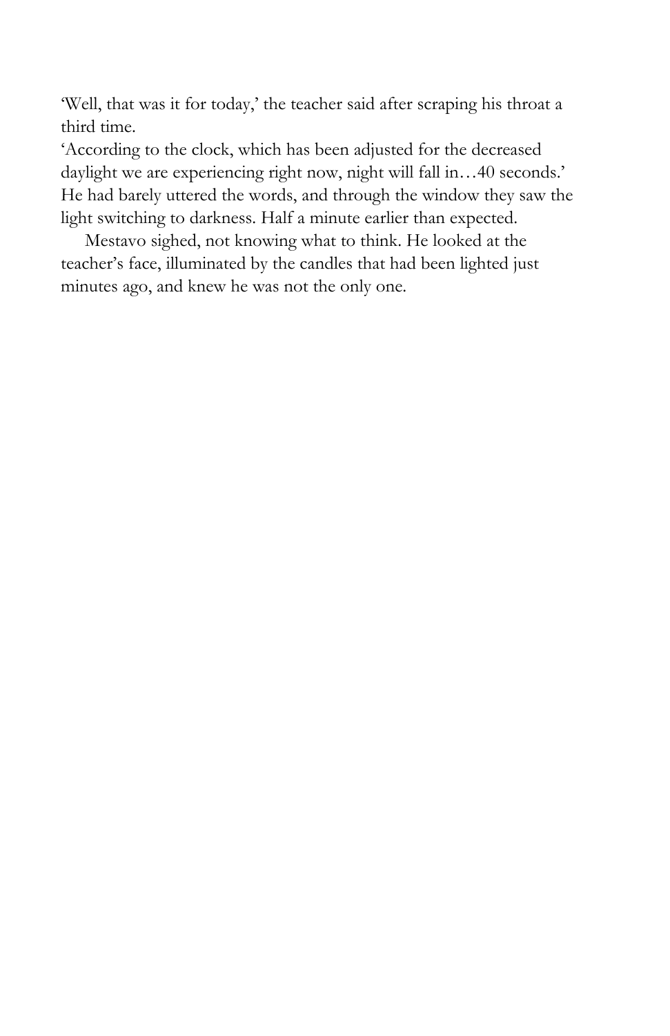'Well, that was it for today,' the teacher said after scraping his throat a third time.

'According to the clock, which has been adjusted for the decreased daylight we are experiencing right now, night will fall in…40 seconds.' He had barely uttered the words, and through the window they saw the light switching to darkness. Half a minute earlier than expected.

Mestavo sighed, not knowing what to think. He looked at the teacher's face, illuminated by the candles that had been lighted just minutes ago, and knew he was not the only one.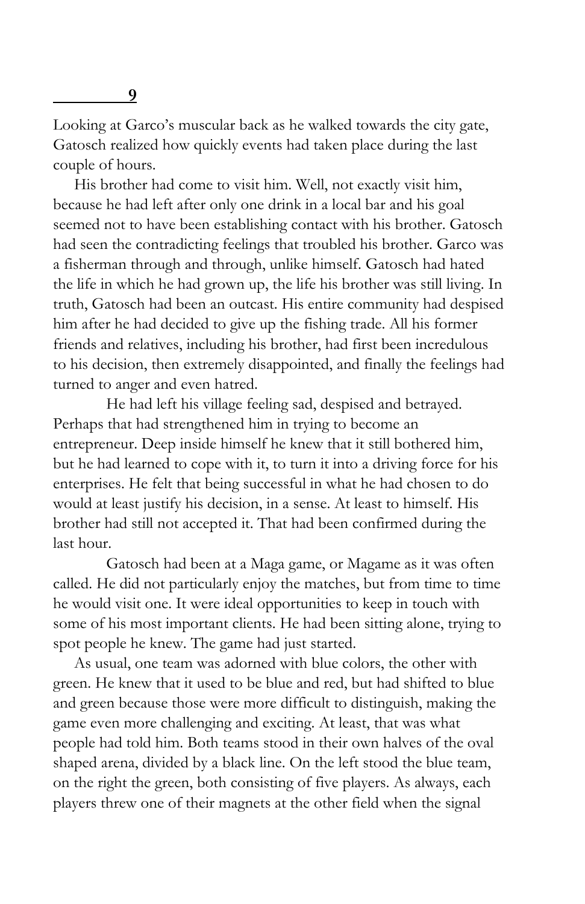## 9

Looking at Garco's muscular back as he walked towards the city gate, Gatosch realized how quickly events had taken place during the last couple of hours.

His brother had come to visit him. Well, not exactly visit him, because he had left after only one drink in a local bar and his goal seemed not to have been establishing contact with his brother. Gatosch had seen the contradicting feelings that troubled his brother. Garco was a fisherman through and through, unlike himself. Gatosch had hated the life in which he had grown up, the life his brother was still living. In truth, Gatosch had been an outcast. His entire community had despised him after he had decided to give up the fishing trade. All his former friends and relatives, including his brother, had first been incredulous to his decision, then extremely disappointed, and finally the feelings had turned to anger and even hatred.

He had left his village feeling sad, despised and betrayed. Perhaps that had strengthened him in trying to become an entrepreneur. Deep inside himself he knew that it still bothered him, but he had learned to cope with it, to turn it into a driving force for his enterprises. He felt that being successful in what he had chosen to do would at least justify his decision, in a sense. At least to himself. His brother had still not accepted it. That had been confirmed during the last hour.

Gatosch had been at a Maga game, or Magame as it was often called. He did not particularly enjoy the matches, but from time to time he would visit one. It were ideal opportunities to keep in touch with some of his most important clients. He had been sitting alone, trying to spot people he knew. The game had just started.

As usual, one team was adorned with blue colors, the other with green. He knew that it used to be blue and red, but had shifted to blue and green because those were more difficult to distinguish, making the game even more challenging and exciting. At least, that was what people had told him. Both teams stood in their own halves of the oval shaped arena, divided by a black line. On the left stood the blue team, on the right the green, both consisting of five players. As always, each players threw one of their magnets at the other field when the signal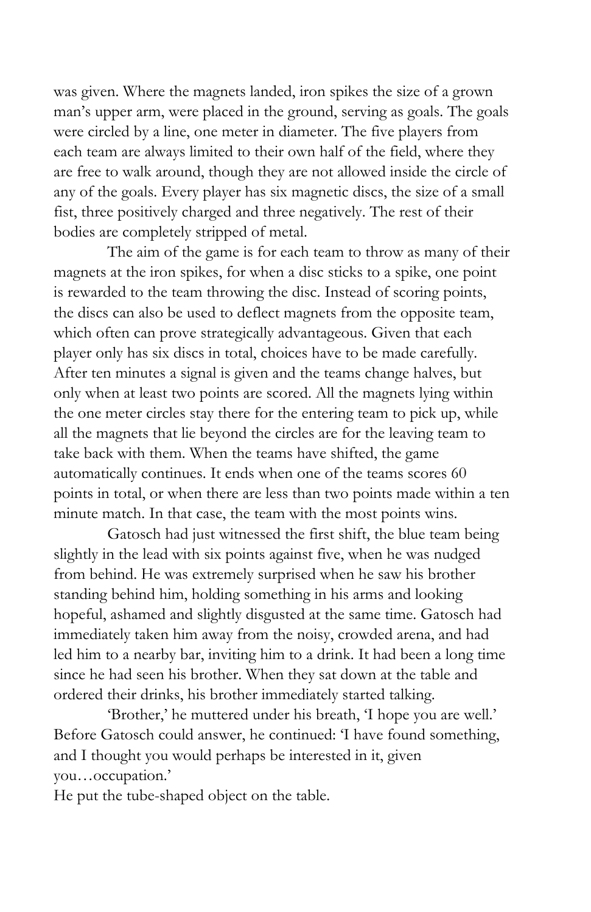was given. Where the magnets landed, iron spikes the size of a grown man's upper arm, were placed in the ground, serving as goals. The goals were circled by a line, one meter in diameter. The five players from each team are always limited to their own half of the field, where they are free to walk around, though they are not allowed inside the circle of any of the goals. Every player has six magnetic discs, the size of a small fist, three positively charged and three negatively. The rest of their bodies are completely stripped of metal.

The aim of the game is for each team to throw as many of their magnets at the iron spikes, for when a disc sticks to a spike, one point is rewarded to the team throwing the disc. Instead of scoring points, the discs can also be used to deflect magnets from the opposite team, which often can prove strategically advantageous. Given that each player only has six discs in total, choices have to be made carefully. After ten minutes a signal is given and the teams change halves, but only when at least two points are scored. All the magnets lying within the one meter circles stay there for the entering team to pick up, while all the magnets that lie beyond the circles are for the leaving team to take back with them. When the teams have shifted, the game automatically continues. It ends when one of the teams scores 60 points in total, or when there are less than two points made within a ten minute match. In that case, the team with the most points wins.

Gatosch had just witnessed the first shift, the blue team being slightly in the lead with six points against five, when he was nudged from behind. He was extremely surprised when he saw his brother standing behind him, holding something in his arms and looking hopeful, ashamed and slightly disgusted at the same time. Gatosch had immediately taken him away from the noisy, crowded arena, and had led him to a nearby bar, inviting him to a drink. It had been a long time since he had seen his brother. When they sat down at the table and ordered their drinks, his brother immediately started talking.

'Brother,' he muttered under his breath, 'I hope you are well.' Before Gatosch could answer, he continued: 'I have found something, and I thought you would perhaps be interested in it, given you…occupation.'

He put the tube-shaped object on the table.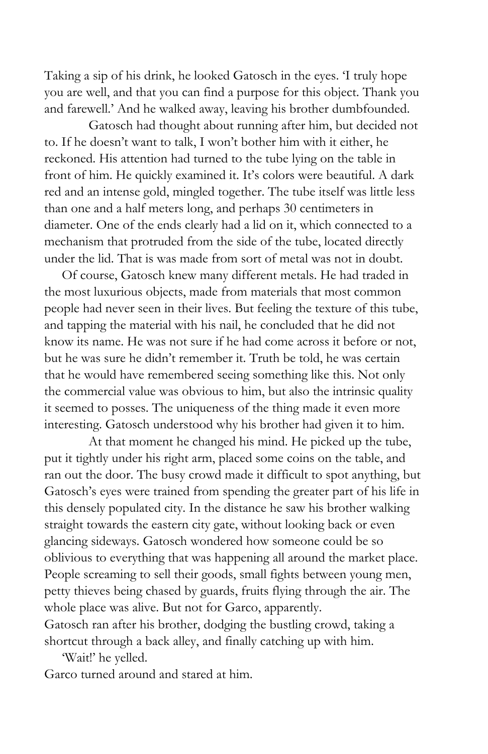Taking a sip of his drink, he looked Gatosch in the eyes. 'I truly hope you are well, and that you can find a purpose for this object. Thank you and farewell.' And he walked away, leaving his brother dumbfounded.

Gatosch had thought about running after him, but decided not to. If he doesn't want to talk, I won't bother him with it either, he reckoned. His attention had turned to the tube lying on the table in front of him. He quickly examined it. It's colors were beautiful. A dark red and an intense gold, mingled together. The tube itself was little less than one and a half meters long, and perhaps 30 centimeters in diameter. One of the ends clearly had a lid on it, which connected to a mechanism that protruded from the side of the tube, located directly under the lid. That is was made from sort of metal was not in doubt.

Of course, Gatosch knew many different metals. He had traded in the most luxurious objects, made from materials that most common people had never seen in their lives. But feeling the texture of this tube, and tapping the material with his nail, he concluded that he did not know its name. He was not sure if he had come across it before or not, but he was sure he didn't remember it. Truth be told, he was certain that he would have remembered seeing something like this. Not only the commercial value was obvious to him, but also the intrinsic quality it seemed to posses. The uniqueness of the thing made it even more interesting. Gatosch understood why his brother had given it to him.

At that moment he changed his mind. He picked up the tube, put it tightly under his right arm, placed some coins on the table, and ran out the door. The busy crowd made it difficult to spot anything, but Gatosch's eyes were trained from spending the greater part of his life in this densely populated city. In the distance he saw his brother walking straight towards the eastern city gate, without looking back or even glancing sideways. Gatosch wondered how someone could be so oblivious to everything that was happening all around the market place. People screaming to sell their goods, small fights between young men, petty thieves being chased by guards, fruits flying through the air. The whole place was alive. But not for Garco, apparently.

Gatosch ran after his brother, dodging the bustling crowd, taking a shortcut through a back alley, and finally catching up with him.

'Wait!' he yelled.

Garco turned around and stared at him.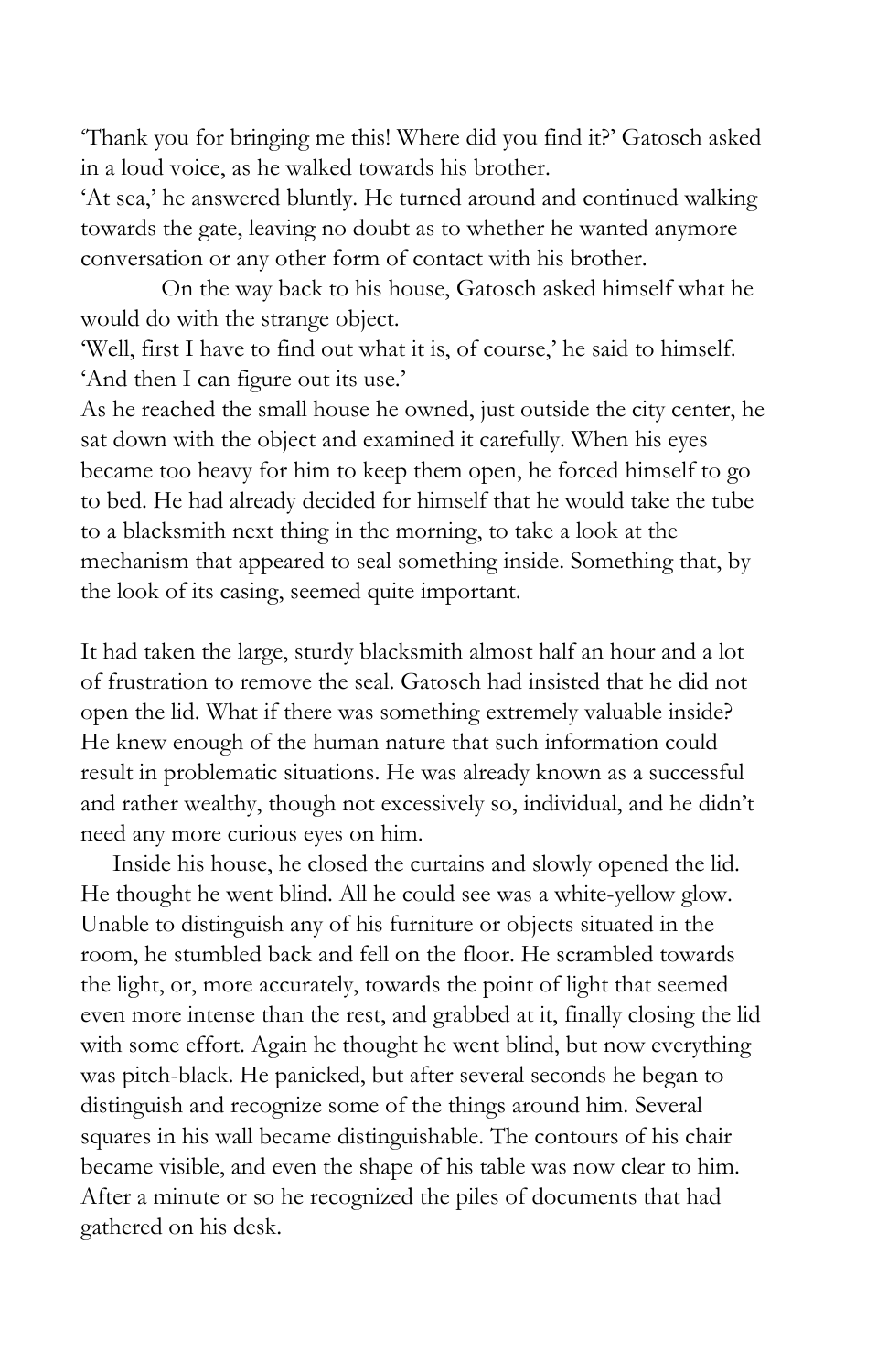'Thank you for bringing me this! Where did you find it?' Gatosch asked in a loud voice, as he walked towards his brother.

'At sea,' he answered bluntly. He turned around and continued walking towards the gate, leaving no doubt as to whether he wanted anymore conversation or any other form of contact with his brother.

On the way back to his house, Gatosch asked himself what he would do with the strange object.

'Well, first I have to find out what it is, of course,' he said to himself. 'And then I can figure out its use.'

As he reached the small house he owned, just outside the city center, he sat down with the object and examined it carefully. When his eyes became too heavy for him to keep them open, he forced himself to go to bed. He had already decided for himself that he would take the tube to a blacksmith next thing in the morning, to take a look at the mechanism that appeared to seal something inside. Something that, by the look of its casing, seemed quite important.

It had taken the large, sturdy blacksmith almost half an hour and a lot of frustration to remove the seal. Gatosch had insisted that he did not open the lid. What if there was something extremely valuable inside? He knew enough of the human nature that such information could result in problematic situations. He was already known as a successful and rather wealthy, though not excessively so, individual, and he didn't need any more curious eyes on him.

Inside his house, he closed the curtains and slowly opened the lid. He thought he went blind. All he could see was a white-yellow glow. Unable to distinguish any of his furniture or objects situated in the room, he stumbled back and fell on the floor. He scrambled towards the light, or, more accurately, towards the point of light that seemed even more intense than the rest, and grabbed at it, finally closing the lid with some effort. Again he thought he went blind, but now everything was pitch-black. He panicked, but after several seconds he began to distinguish and recognize some of the things around him. Several squares in his wall became distinguishable. The contours of his chair became visible, and even the shape of his table was now clear to him. After a minute or so he recognized the piles of documents that had gathered on his desk.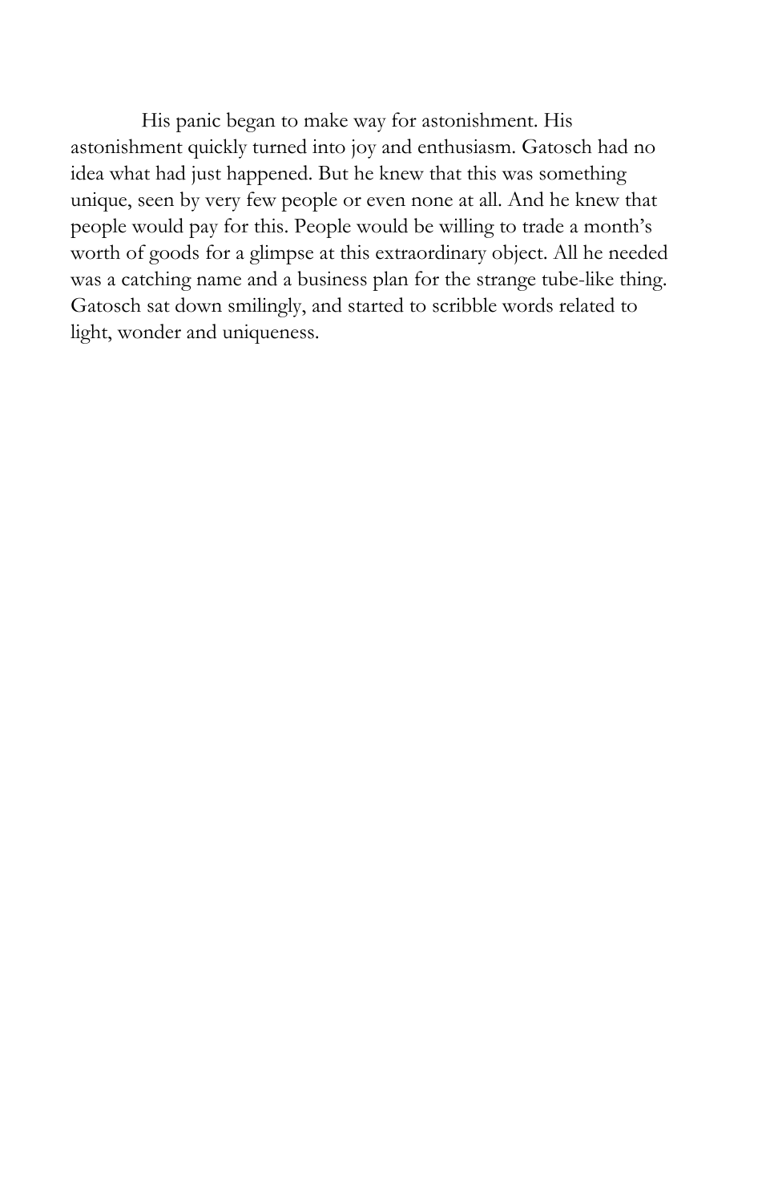His panic began to make way for astonishment. His astonishment quickly turned into joy and enthusiasm. Gatosch had no idea what had just happened. But he knew that this was something unique, seen by very few people or even none at all. And he knew that people would pay for this. People would be willing to trade a month's worth of goods for a glimpse at this extraordinary object. All he needed was a catching name and a business plan for the strange tube-like thing. Gatosch sat down smilingly, and started to scribble words related to light, wonder and uniqueness.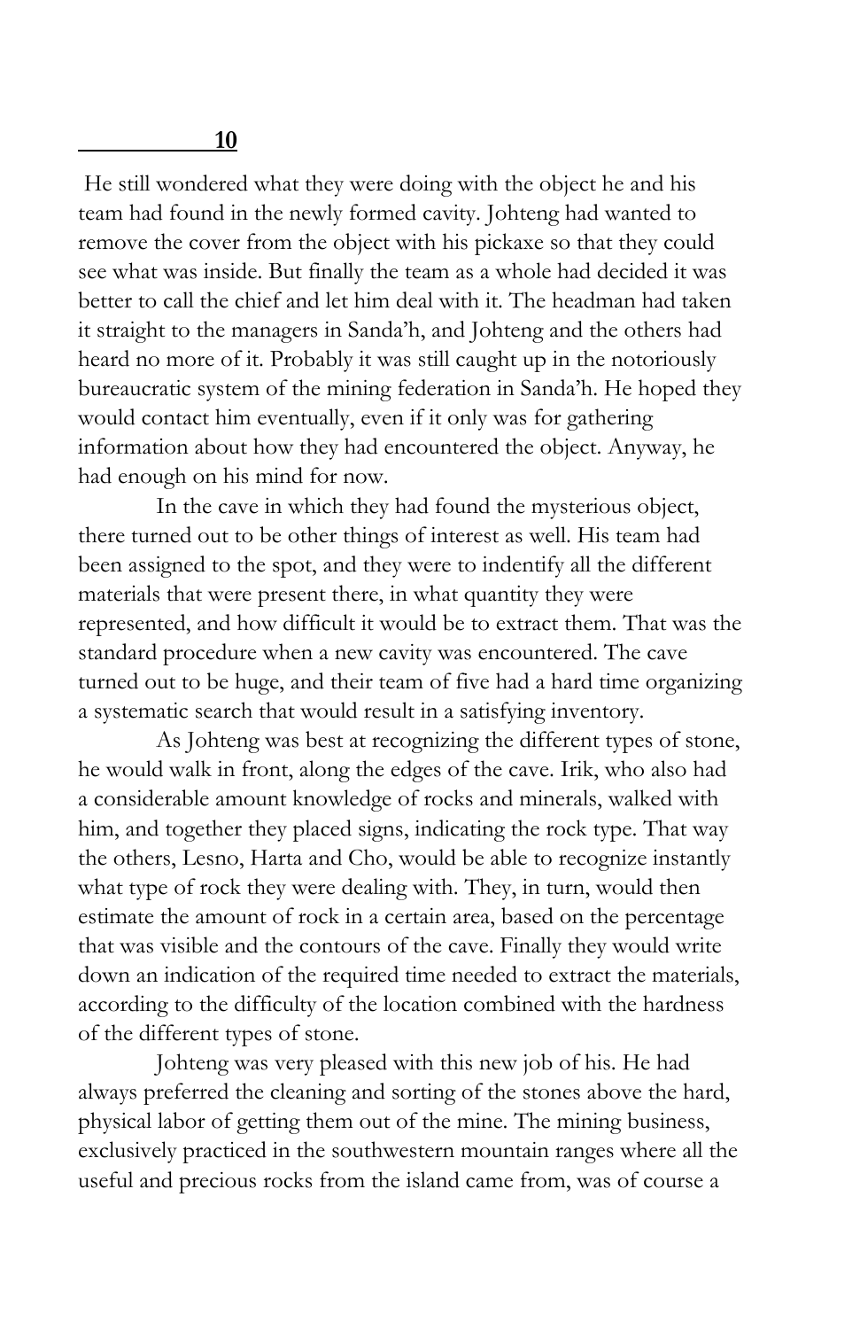## 10

He still wondered what they were doing with the object he and his team had found in the newly formed cavity. Johteng had wanted to remove the cover from the object with his pickaxe so that they could see what was inside. But finally the team as a whole had decided it was better to call the chief and let him deal with it. The headman had taken it straight to the managers in Sanda'h, and Johteng and the others had heard no more of it. Probably it was still caught up in the notoriously bureaucratic system of the mining federation in Sanda'h. He hoped they would contact him eventually, even if it only was for gathering information about how they had encountered the object. Anyway, he had enough on his mind for now.

In the cave in which they had found the mysterious object, there turned out to be other things of interest as well. His team had been assigned to the spot, and they were to indentify all the different materials that were present there, in what quantity they were represented, and how difficult it would be to extract them. That was the standard procedure when a new cavity was encountered. The cave turned out to be huge, and their team of five had a hard time organizing a systematic search that would result in a satisfying inventory.

As Johteng was best at recognizing the different types of stone, he would walk in front, along the edges of the cave. Irik, who also had a considerable amount knowledge of rocks and minerals, walked with him, and together they placed signs, indicating the rock type. That way the others, Lesno, Harta and Cho, would be able to recognize instantly what type of rock they were dealing with. They, in turn, would then estimate the amount of rock in a certain area, based on the percentage that was visible and the contours of the cave. Finally they would write down an indication of the required time needed to extract the materials, according to the difficulty of the location combined with the hardness of the different types of stone.

Johteng was very pleased with this new job of his. He had always preferred the cleaning and sorting of the stones above the hard, physical labor of getting them out of the mine. The mining business, exclusively practiced in the southwestern mountain ranges where all the useful and precious rocks from the island came from, was of course a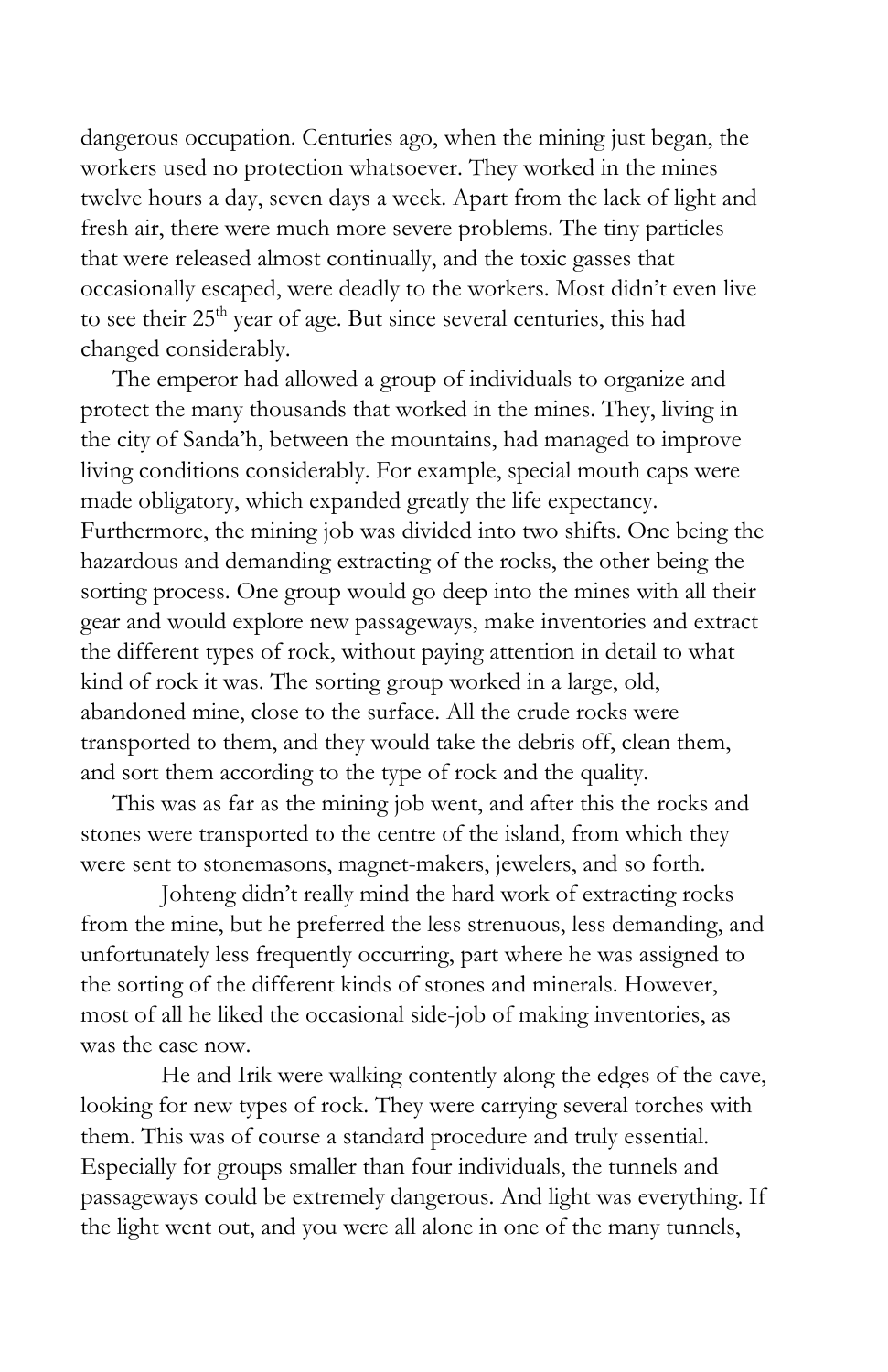dangerous occupation. Centuries ago, when the mining just began, the workers used no protection whatsoever. They worked in the mines twelve hours a day, seven days a week. Apart from the lack of light and fresh air, there were much more severe problems. The tiny particles that were released almost continually, and the toxic gasses that occasionally escaped, were deadly to the workers. Most didn't even live to see their 25th year of age. But since several centuries, this had changed considerably.

The emperor had allowed a group of individuals to organize and protect the many thousands that worked in the mines. They, living in the city of Sanda'h, between the mountains, had managed to improve living conditions considerably. For example, special mouth caps were made obligatory, which expanded greatly the life expectancy. Furthermore, the mining job was divided into two shifts. One being the hazardous and demanding extracting of the rocks, the other being the sorting process. One group would go deep into the mines with all their gear and would explore new passageways, make inventories and extract the different types of rock, without paying attention in detail to what kind of rock it was. The sorting group worked in a large, old, abandoned mine, close to the surface. All the crude rocks were transported to them, and they would take the debris off, clean them, and sort them according to the type of rock and the quality.

This was as far as the mining job went, and after this the rocks and stones were transported to the centre of the island, from which they were sent to stonemasons, magnet-makers, jewelers, and so forth.

Johteng didn't really mind the hard work of extracting rocks from the mine, but he preferred the less strenuous, less demanding, and unfortunately less frequently occurring, part where he was assigned to the sorting of the different kinds of stones and minerals. However, most of all he liked the occasional side-job of making inventories, as was the case now.

He and Irik were walking contently along the edges of the cave, looking for new types of rock. They were carrying several torches with them. This was of course a standard procedure and truly essential. Especially for groups smaller than four individuals, the tunnels and passageways could be extremely dangerous. And light was everything. If the light went out, and you were all alone in one of the many tunnels,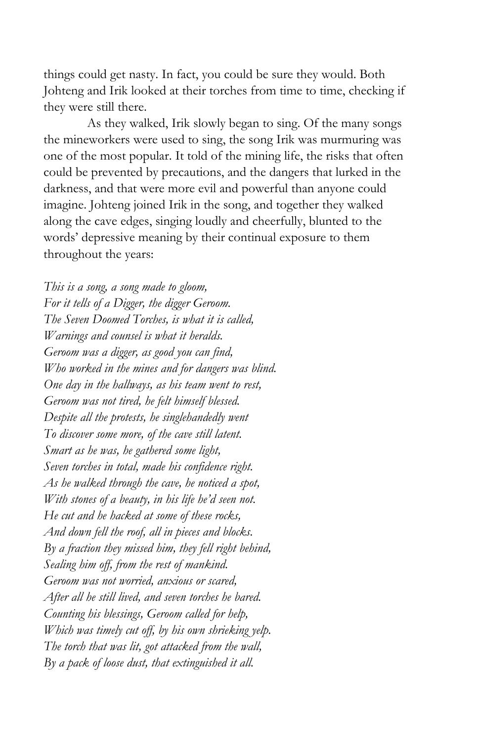things could get nasty. In fact, you could be sure they would. Both Johteng and Irik looked at their torches from time to time, checking if they were still there.

As they walked, Irik slowly began to sing. Of the many songs the mineworkers were used to sing, the song Irik was murmuring was one of the most popular. It told of the mining life, the risks that often could be prevented by precautions, and the dangers that lurked in the darkness, and that were more evil and powerful than anyone could imagine. Johteng joined Irik in the song, and together they walked along the cave edges, singing loudly and cheerfully, blunted to the words' depressive meaning by their continual exposure to them throughout the years:

*This is a song, a song made to gloom,*
*For it tells of a Digger, the digger Geroom.*
*The Seven Doomed Torches, is what it is called,*
*Warnings and counsel is what it heralds.*
*Geroom was a digger, as good you can find,*
*Who worked in the mines and for dangers was blind.*
*One day in the hallways, as his team went to rest,*
*Geroom was not tired, he felt himself blessed.*
*Despite all the protests, he singlehandedly went*
*To discover some more, of the cave still latent.*
*Smart as he was, he gathered some light,*
*Seven torches in total, made his confidence right.*
*As he walked through the cave, he noticed a spot,*
*With stones of a beauty, in his life he'd seen not.*
*He cut and he hacked at some of these rocks,*
*And down fell the roof, all in pieces and blocks.*
*By a fraction they missed him, they fell right behind,*
*Sealing him off, from the rest of mankind.*
*Geroom was not worried, anxious or scared,*
*After all he still lived, and seven torches he bared.*
*Counting his blessings, Geroom called for help,*
*Which was timely cut off, by his own shrieking yelp.*
*The torch that was lit, got attacked from the wall,*
*By a pack of loose dust, that extinguished it all.*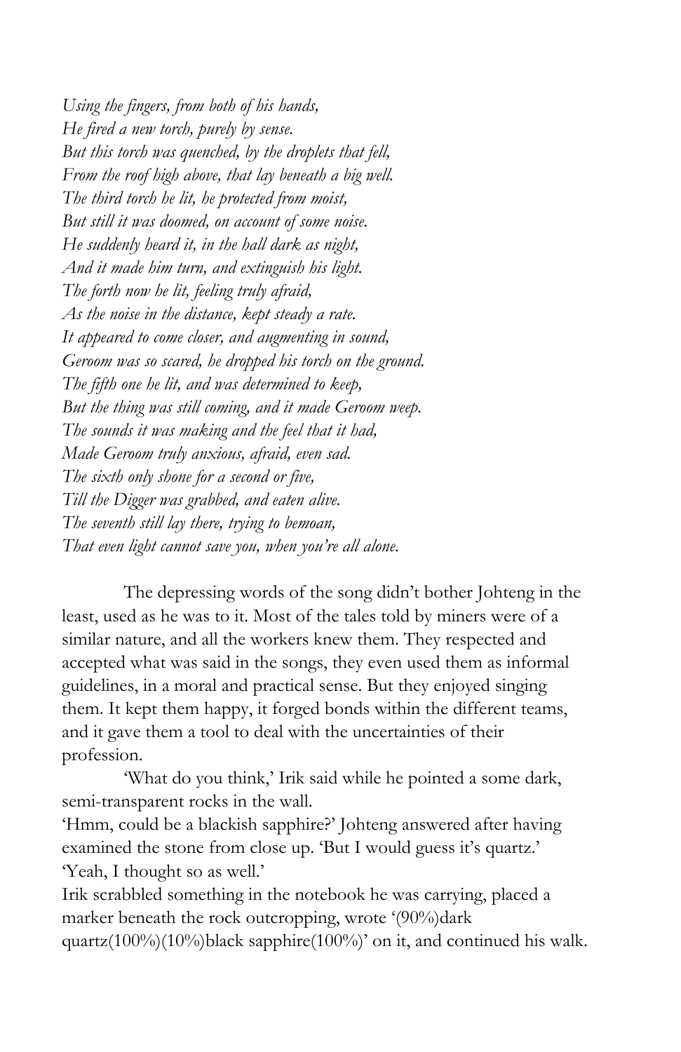*Using the fingers, from both of his hands,*
*He fired a new torch, purely by sense.*
*But this torch was quenched, by the droplets that fell,*
*From the roof high above, that lay beneath a big well.*
*The third torch he lit, he protected from moist,*
*But still it was doomed, on account of some noise.*
*He suddenly heard it, in the hall dark as night,*
*And it made him turn, and extinguish his light.*
*The forth now he lit, feeling truly afraid,*
*As the noise in the distance, kept steady a rate.*
*It appeared to come closer, and augmenting in sound,*
*Geroom was so scared, he dropped his torch on the ground.*
*The fifth one he lit, and was determined to keep,*
*But the thing was still coming, and it made Geroom weep.*
*The sounds it was making and the feel that it had,*
*Made Geroom truly anxious, afraid, even sad.*
*The sixth only shone for a second or five,*
*Till the Digger was grabbed, and eaten alive.*
*The seventh still lay there, trying to bemoan,*
*That even light cannot save you, when you're all alone.*

The depressing words of the song didn't bother Johteng in the least, used as he was to it. Most of the tales told by miners were of a similar nature, and all the workers knew them. They respected and accepted what was said in the songs, they even used them as informal guidelines, in a moral and practical sense. But they enjoyed singing them. It kept them happy, it forged bonds within the different teams, and it gave them a tool to deal with the uncertainties of their profession.

'What do you think,' Irik said while he pointed a some dark, semi-transparent rocks in the wall.

'Hmm, could be a blackish sapphire?' Johteng answered after having examined the stone from close up. 'But I would guess it's quartz.'

'Yeah, I thought so as well.'

Irik scrabbled something in the notebook he was carrying, placed a marker beneath the rock outcropping, wrote '(90%)dark quartz(100%)(10%)black sapphire(100%)' on it, and continued his walk.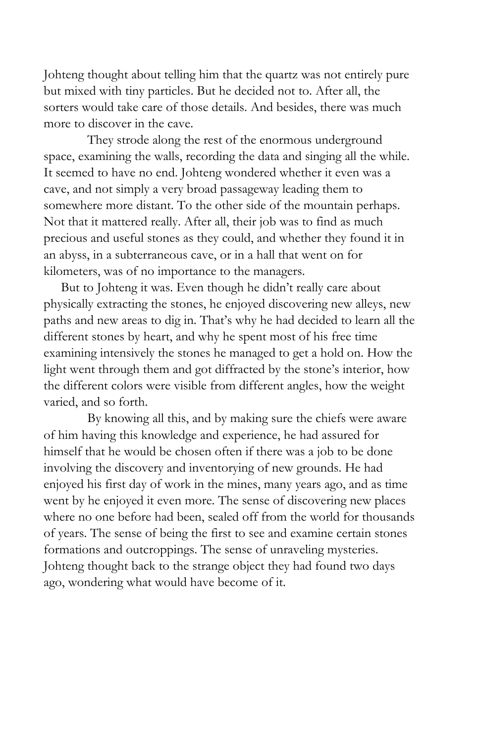Johteng thought about telling him that the quartz was not entirely pure but mixed with tiny particles. But he decided not to. After all, the sorters would take care of those details. And besides, there was much more to discover in the cave.

They strode along the rest of the enormous underground space, examining the walls, recording the data and singing all the while. It seemed to have no end. Johteng wondered whether it even was a cave, and not simply a very broad passageway leading them to somewhere more distant. To the other side of the mountain perhaps. Not that it mattered really. After all, their job was to find as much precious and useful stones as they could, and whether they found it in an abyss, in a subterraneous cave, or in a hall that went on for kilometers, was of no importance to the managers.

But to Johteng it was. Even though he didn't really care about physically extracting the stones, he enjoyed discovering new alleys, new paths and new areas to dig in. That's why he had decided to learn all the different stones by heart, and why he spent most of his free time examining intensively the stones he managed to get a hold on. How the light went through them and got diffracted by the stone's interior, how the different colors were visible from different angles, how the weight varied, and so forth.

By knowing all this, and by making sure the chiefs were aware of him having this knowledge and experience, he had assured for himself that he would be chosen often if there was a job to be done involving the discovery and inventorying of new grounds. He had enjoyed his first day of work in the mines, many years ago, and as time went by he enjoyed it even more. The sense of discovering new places where no one before had been, sealed off from the world for thousands of years. The sense of being the first to see and examine certain stones formations and outcroppings. The sense of unraveling mysteries. Johteng thought back to the strange object they had found two days ago, wondering what would have become of it.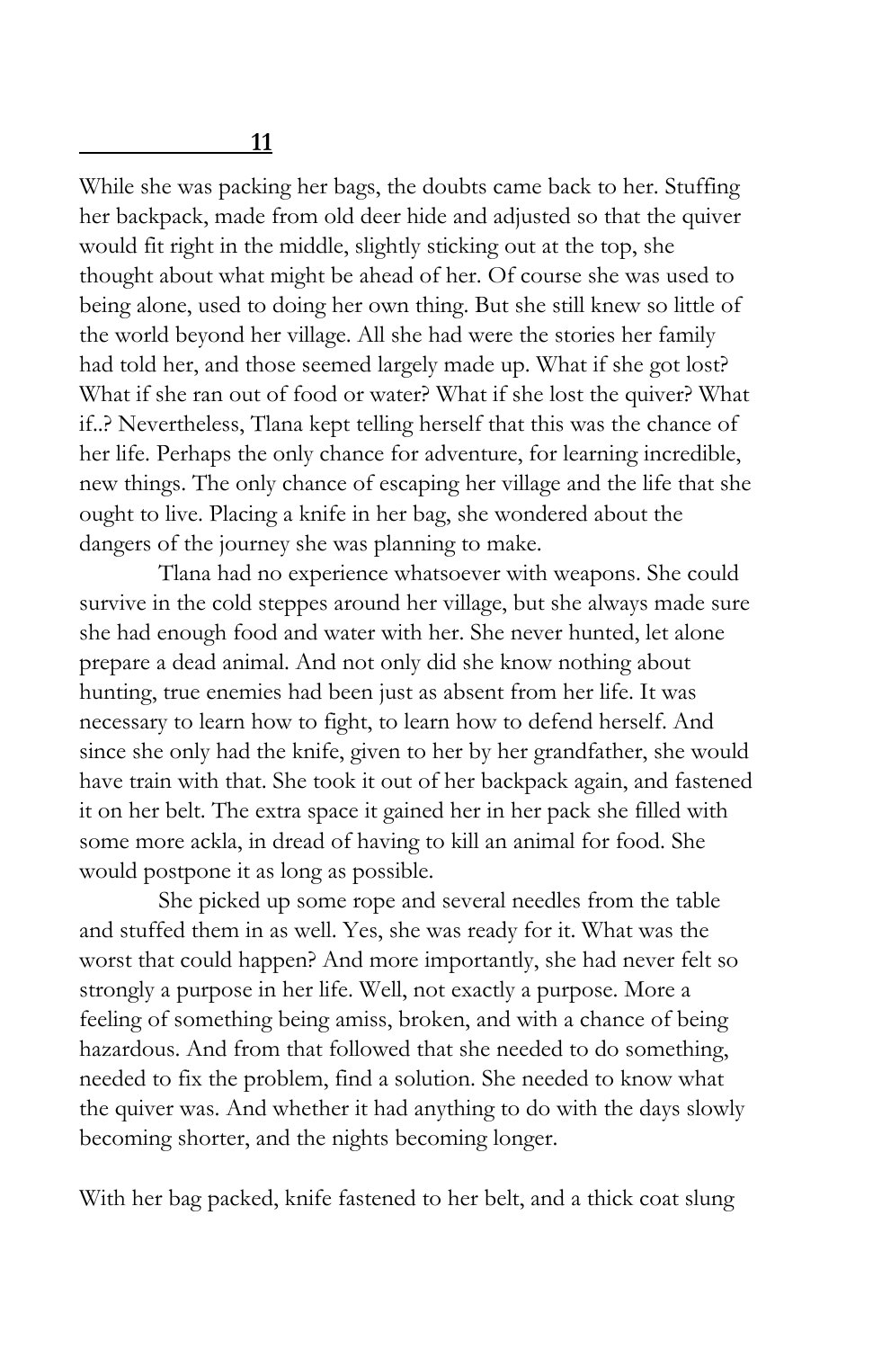## 11

While she was packing her bags, the doubts came back to her. Stuffing her backpack, made from old deer hide and adjusted so that the quiver would fit right in the middle, slightly sticking out at the top, she thought about what might be ahead of her. Of course she was used to being alone, used to doing her own thing. But she still knew so little of the world beyond her village. All she had were the stories her family had told her, and those seemed largely made up. What if she got lost? What if she ran out of food or water? What if she lost the quiver? What if..? Nevertheless, Tlana kept telling herself that this was the chance of her life. Perhaps the only chance for adventure, for learning incredible, new things. The only chance of escaping her village and the life that she ought to live. Placing a knife in her bag, she wondered about the dangers of the journey she was planning to make.

Tlana had no experience whatsoever with weapons. She could survive in the cold steppes around her village, but she always made sure she had enough food and water with her. She never hunted, let alone prepare a dead animal. And not only did she know nothing about hunting, true enemies had been just as absent from her life. It was necessary to learn how to fight, to learn how to defend herself. And since she only had the knife, given to her by her grandfather, she would have train with that. She took it out of her backpack again, and fastened it on her belt. The extra space it gained her in her pack she filled with some more ackla, in dread of having to kill an animal for food. She would postpone it as long as possible.

She picked up some rope and several needles from the table and stuffed them in as well. Yes, she was ready for it. What was the worst that could happen? And more importantly, she had never felt so strongly a purpose in her life. Well, not exactly a purpose. More a feeling of something being amiss, broken, and with a chance of being hazardous. And from that followed that she needed to do something, needed to fix the problem, find a solution. She needed to know what the quiver was. And whether it had anything to do with the days slowly becoming shorter, and the nights becoming longer.

With her bag packed, knife fastened to her belt, and a thick coat slung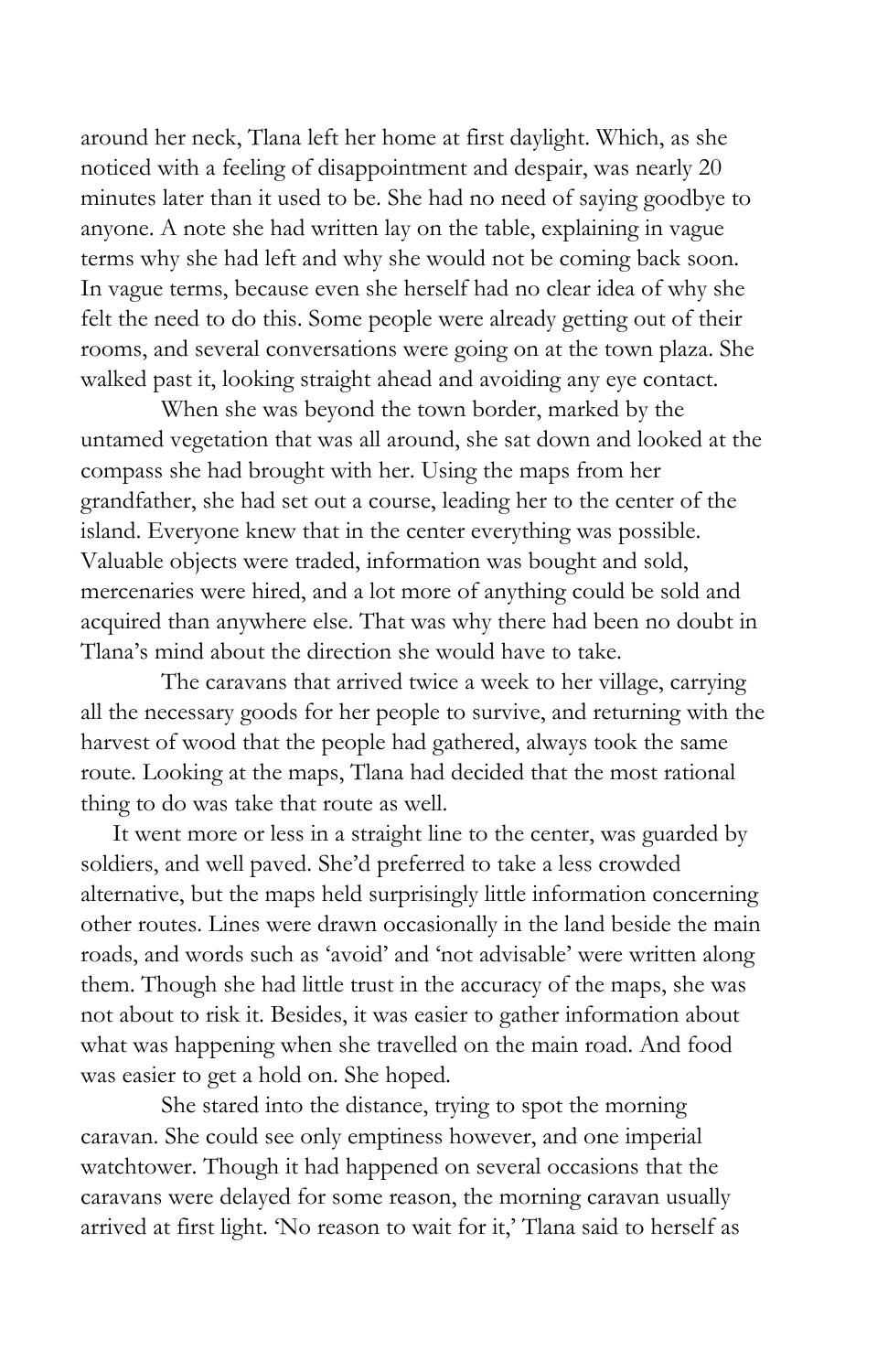around her neck, Tlana left her home at first daylight. Which, as she noticed with a feeling of disappointment and despair, was nearly 20 minutes later than it used to be. She had no need of saying goodbye to anyone. A note she had written lay on the table, explaining in vague terms why she had left and why she would not be coming back soon. In vague terms, because even she herself had no clear idea of why she felt the need to do this. Some people were already getting out of their rooms, and several conversations were going on at the town plaza. She walked past it, looking straight ahead and avoiding any eye contact.

When she was beyond the town border, marked by the untamed vegetation that was all around, she sat down and looked at the compass she had brought with her. Using the maps from her grandfather, she had set out a course, leading her to the center of the island. Everyone knew that in the center everything was possible. Valuable objects were traded, information was bought and sold, mercenaries were hired, and a lot more of anything could be sold and acquired than anywhere else. That was why there had been no doubt in Tlana's mind about the direction she would have to take.

The caravans that arrived twice a week to her village, carrying all the necessary goods for her people to survive, and returning with the harvest of wood that the people had gathered, always took the same route. Looking at the maps, Tlana had decided that the most rational thing to do was take that route as well.

It went more or less in a straight line to the center, was guarded by soldiers, and well paved. She'd preferred to take a less crowded alternative, but the maps held surprisingly little information concerning other routes. Lines were drawn occasionally in the land beside the main roads, and words such as 'avoid' and 'not advisable' were written along them. Though she had little trust in the accuracy of the maps, she was not about to risk it. Besides, it was easier to gather information about what was happening when she travelled on the main road. And food was easier to get a hold on. She hoped.

She stared into the distance, trying to spot the morning caravan. She could see only emptiness however, and one imperial watchtower. Though it had happened on several occasions that the caravans were delayed for some reason, the morning caravan usually arrived at first light. 'No reason to wait for it,' Tlana said to herself as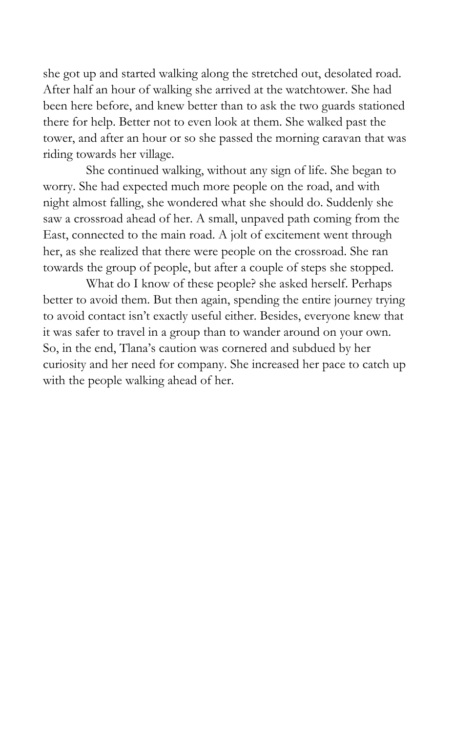she got up and started walking along the stretched out, desolated road. After half an hour of walking she arrived at the watchtower. She had been here before, and knew better than to ask the two guards stationed there for help. Better not to even look at them. She walked past the tower, and after an hour or so she passed the morning caravan that was riding towards her village.

She continued walking, without any sign of life. She began to worry. She had expected much more people on the road, and with night almost falling, she wondered what she should do. Suddenly she saw a crossroad ahead of her. A small, unpaved path coming from the East, connected to the main road. A jolt of excitement went through her, as she realized that there were people on the crossroad. She ran towards the group of people, but after a couple of steps she stopped.

What do I know of these people? she asked herself. Perhaps better to avoid them. But then again, spending the entire journey trying to avoid contact isn't exactly useful either. Besides, everyone knew that it was safer to travel in a group than to wander around on your own. So, in the end, Tlana's caution was cornered and subdued by her curiosity and her need for company. She increased her pace to catch up with the people walking ahead of her.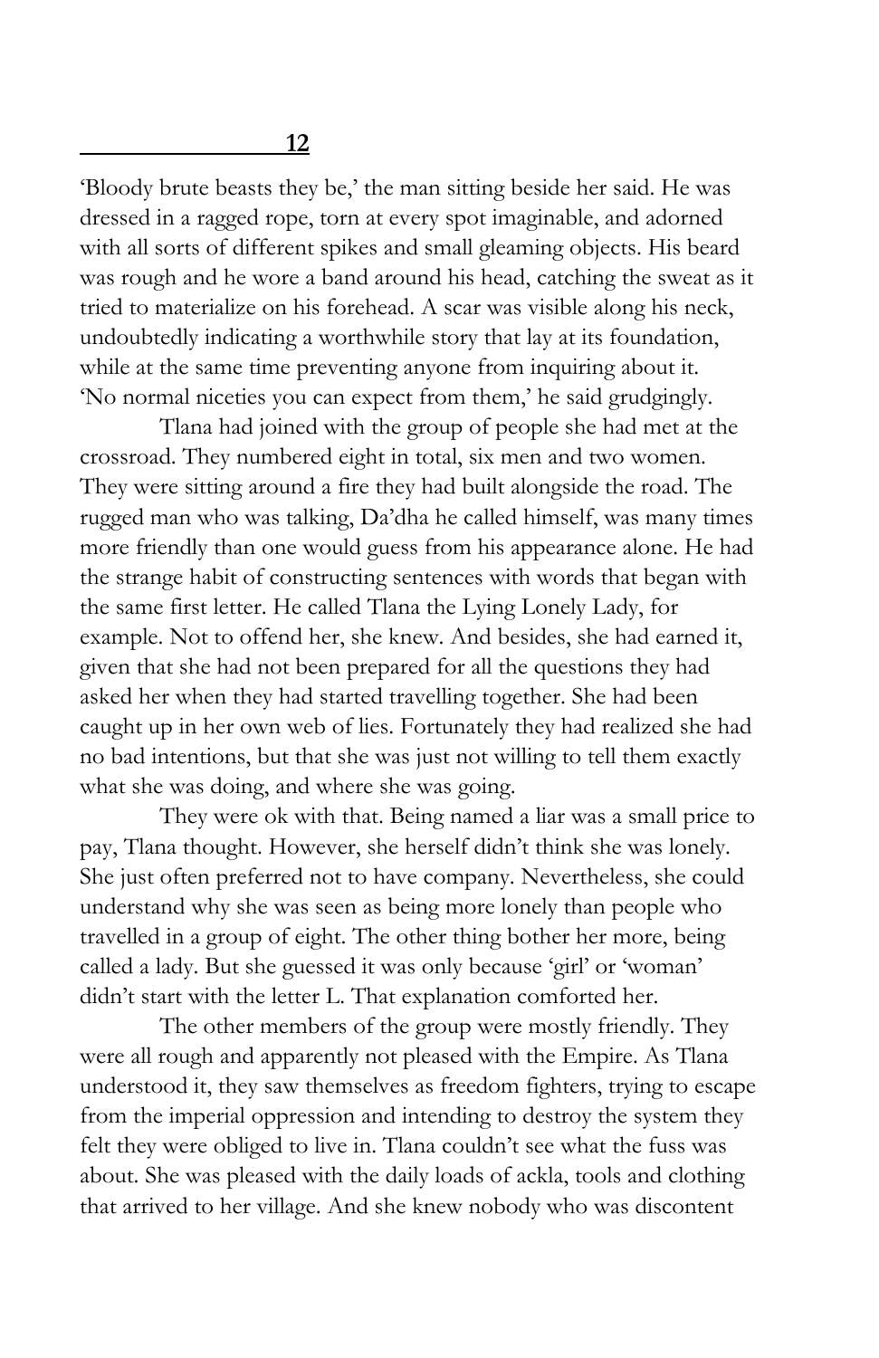## 12

'Bloody brute beasts they be,' the man sitting beside her said. He was dressed in a ragged rope, torn at every spot imaginable, and adorned with all sorts of different spikes and small gleaming objects. His beard was rough and he wore a band around his head, catching the sweat as it tried to materialize on his forehead. A scar was visible along his neck, undoubtedly indicating a worthwhile story that lay at its foundation, while at the same time preventing anyone from inquiring about it. 'No normal niceties you can expect from them,' he said grudgingly.

Tlana had joined with the group of people she had met at the crossroad. They numbered eight in total, six men and two women. They were sitting around a fire they had built alongside the road. The rugged man who was talking, Da'dha he called himself, was many times more friendly than one would guess from his appearance alone. He had the strange habit of constructing sentences with words that began with the same first letter. He called Tlana the Lying Lonely Lady, for example. Not to offend her, she knew. And besides, she had earned it, given that she had not been prepared for all the questions they had asked her when they had started travelling together. She had been caught up in her own web of lies. Fortunately they had realized she had no bad intentions, but that she was just not willing to tell them exactly what she was doing, and where she was going.

They were ok with that. Being named a liar was a small price to pay, Tlana thought. However, she herself didn't think she was lonely. She just often preferred not to have company. Nevertheless, she could understand why she was seen as being more lonely than people who travelled in a group of eight. The other thing bother her more, being called a lady. But she guessed it was only because 'girl' or 'woman' didn't start with the letter L. That explanation comforted her.

The other members of the group were mostly friendly. They were all rough and apparently not pleased with the Empire. As Tlana understood it, they saw themselves as freedom fighters, trying to escape from the imperial oppression and intending to destroy the system they felt they were obliged to live in. Tlana couldn't see what the fuss was about. She was pleased with the daily loads of ackla, tools and clothing that arrived to her village. And she knew nobody who was discontent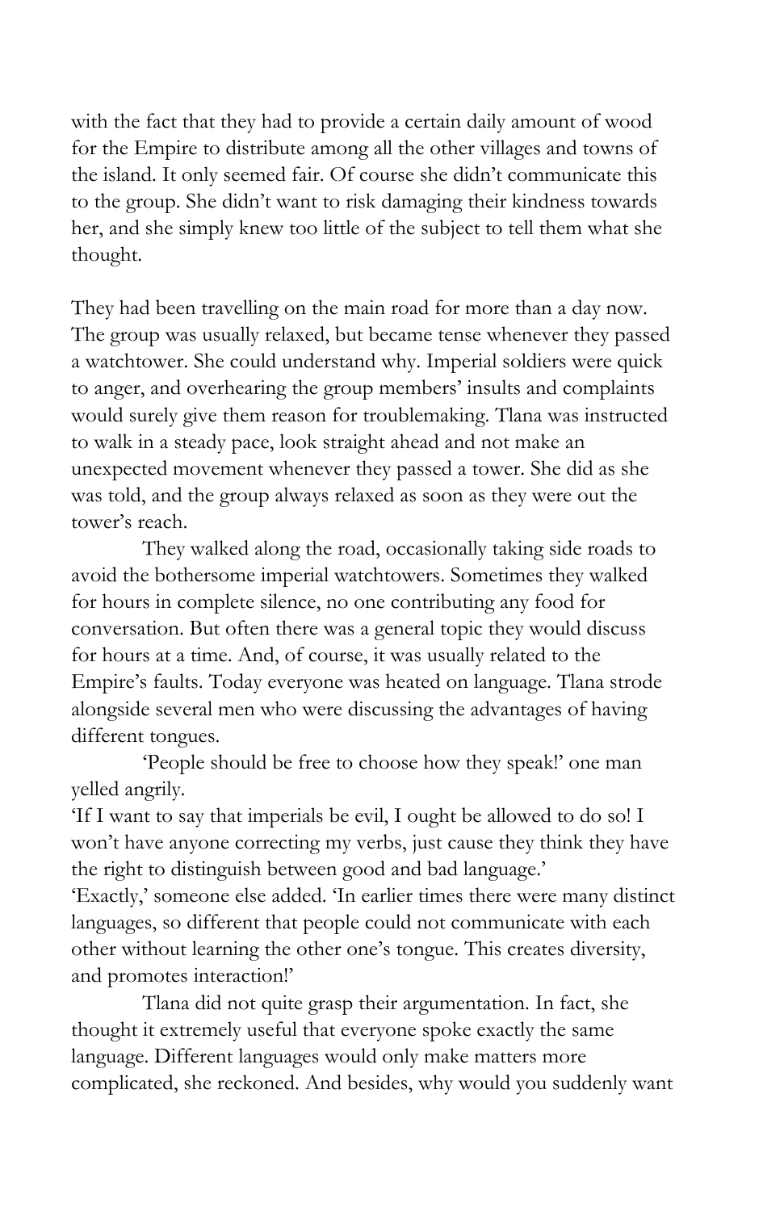with the fact that they had to provide a certain daily amount of wood for the Empire to distribute among all the other villages and towns of the island. It only seemed fair. Of course she didn't communicate this to the group. She didn't want to risk damaging their kindness towards her, and she simply knew too little of the subject to tell them what she thought.

They had been travelling on the main road for more than a day now. The group was usually relaxed, but became tense whenever they passed a watchtower. She could understand why. Imperial soldiers were quick to anger, and overhearing the group members' insults and complaints would surely give them reason for troublemaking. Tlana was instructed to walk in a steady pace, look straight ahead and not make an unexpected movement whenever they passed a tower. She did as she was told, and the group always relaxed as soon as they were out the tower's reach.

They walked along the road, occasionally taking side roads to avoid the bothersome imperial watchtowers. Sometimes they walked for hours in complete silence, no one contributing any food for conversation. But often there was a general topic they would discuss for hours at a time. And, of course, it was usually related to the Empire's faults. Today everyone was heated on language. Tlana strode alongside several men who were discussing the advantages of having different tongues.

'People should be free to choose how they speak!' one man yelled angrily.

'If I want to say that imperials be evil, I ought be allowed to do so! I won't have anyone correcting my verbs, just cause they think they have the right to distinguish between good and bad language.'

'Exactly,' someone else added. 'In earlier times there were many distinct languages, so different that people could not communicate with each other without learning the other one's tongue. This creates diversity, and promotes interaction!'

Tlana did not quite grasp their argumentation. In fact, she thought it extremely useful that everyone spoke exactly the same language. Different languages would only make matters more complicated, she reckoned. And besides, why would you suddenly want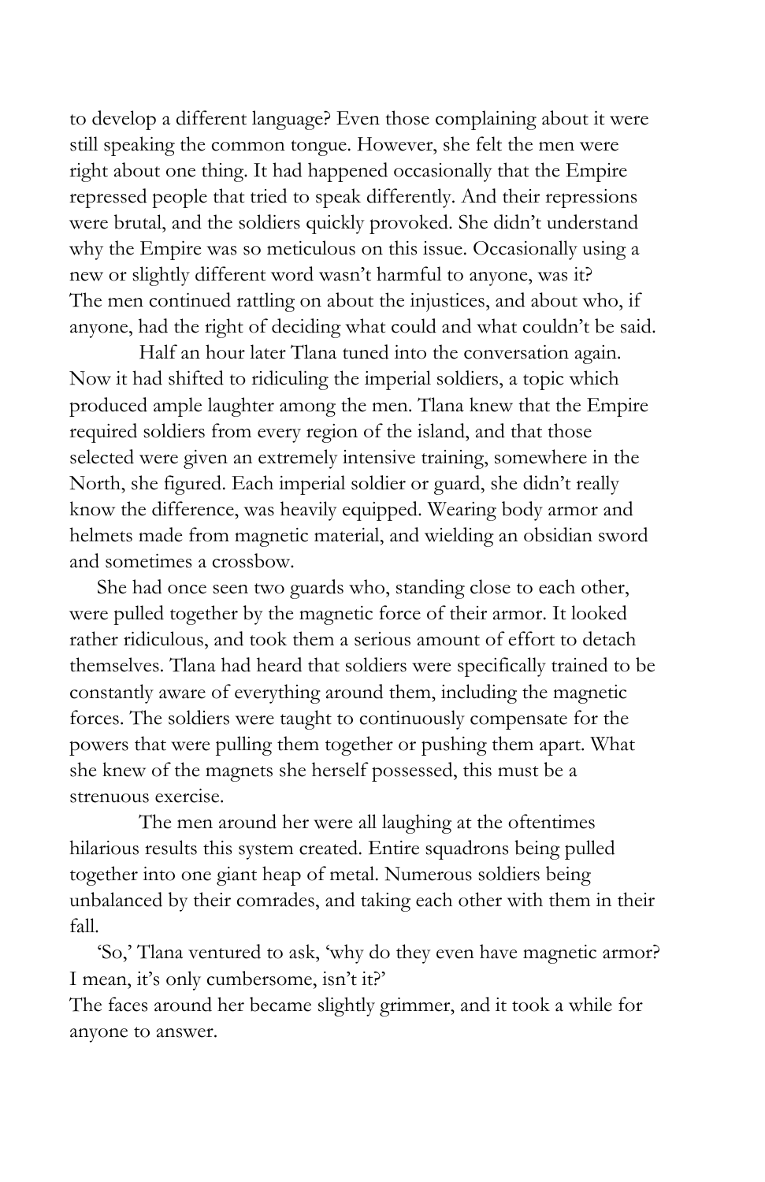to develop a different language? Even those complaining about it were still speaking the common tongue. However, she felt the men were right about one thing. It had happened occasionally that the Empire repressed people that tried to speak differently. And their repressions were brutal, and the soldiers quickly provoked. She didn't understand why the Empire was so meticulous on this issue. Occasionally using a new or slightly different word wasn't harmful to anyone, was it? The men continued rattling on about the injustices, and about who, if anyone, had the right of deciding what could and what couldn't be said.

Half an hour later Tlana tuned into the conversation again. Now it had shifted to ridiculing the imperial soldiers, a topic which produced ample laughter among the men. Tlana knew that the Empire required soldiers from every region of the island, and that those selected were given an extremely intensive training, somewhere in the North, she figured. Each imperial soldier or guard, she didn't really know the difference, was heavily equipped. Wearing body armor and helmets made from magnetic material, and wielding an obsidian sword and sometimes a crossbow.

She had once seen two guards who, standing close to each other, were pulled together by the magnetic force of their armor. It looked rather ridiculous, and took them a serious amount of effort to detach themselves. Tlana had heard that soldiers were specifically trained to be constantly aware of everything around them, including the magnetic forces. The soldiers were taught to continuously compensate for the powers that were pulling them together or pushing them apart. What she knew of the magnets she herself possessed, this must be a strenuous exercise.

The men around her were all laughing at the oftentimes hilarious results this system created. Entire squadrons being pulled together into one giant heap of metal. Numerous soldiers being unbalanced by their comrades, and taking each other with them in their fall.

'So,' Tlana ventured to ask, 'why do they even have magnetic armor? I mean, it's only cumbersome, isn't it?'

The faces around her became slightly grimmer, and it took a while for anyone to answer.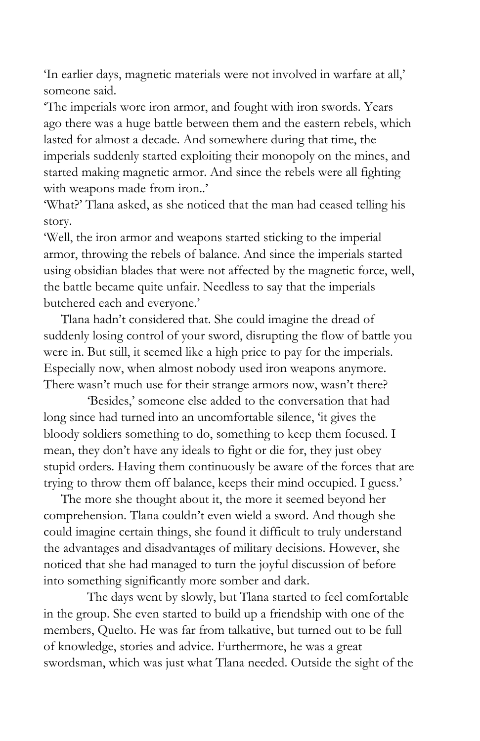'In earlier days, magnetic materials were not involved in warfare at all,' someone said.

'The imperials wore iron armor, and fought with iron swords. Years ago there was a huge battle between them and the eastern rebels, which lasted for almost a decade. And somewhere during that time, the imperials suddenly started exploiting their monopoly on the mines, and started making magnetic armor. And since the rebels were all fighting with weapons made from iron..'

'What?' Tlana asked, as she noticed that the man had ceased telling his story.

'Well, the iron armor and weapons started sticking to the imperial armor, throwing the rebels of balance. And since the imperials started using obsidian blades that were not affected by the magnetic force, well, the battle became quite unfair. Needless to say that the imperials butchered each and everyone.'

Tlana hadn't considered that. She could imagine the dread of suddenly losing control of your sword, disrupting the flow of battle you were in. But still, it seemed like a high price to pay for the imperials. Especially now, when almost nobody used iron weapons anymore. There wasn't much use for their strange armors now, wasn't there?

'Besides,' someone else added to the conversation that had long since had turned into an uncomfortable silence, 'it gives the bloody soldiers something to do, something to keep them focused. I mean, they don't have any ideals to fight or die for, they just obey stupid orders. Having them continuously be aware of the forces that are trying to throw them off balance, keeps their mind occupied. I guess.'

The more she thought about it, the more it seemed beyond her comprehension. Tlana couldn't even wield a sword. And though she could imagine certain things, she found it difficult to truly understand the advantages and disadvantages of military decisions. However, she noticed that she had managed to turn the joyful discussion of before into something significantly more somber and dark.

The days went by slowly, but Tlana started to feel comfortable in the group. She even started to build up a friendship with one of the members, Quelto. He was far from talkative, but turned out to be full of knowledge, stories and advice. Furthermore, he was a great swordsman, which was just what Tlana needed. Outside the sight of the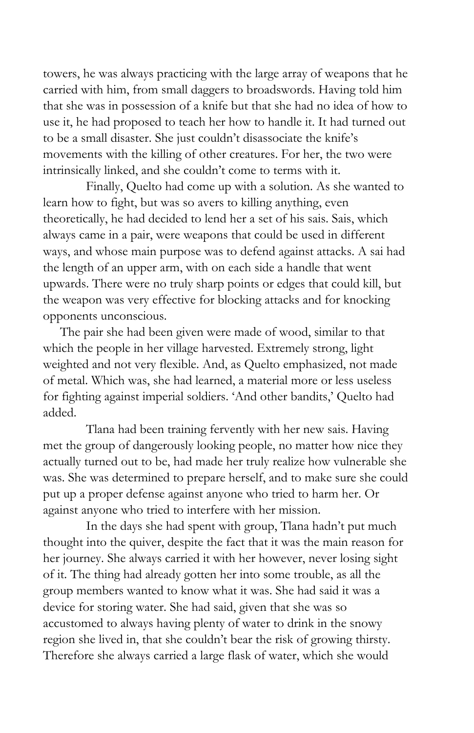towers, he was always practicing with the large array of weapons that he carried with him, from small daggers to broadswords. Having told him that she was in possession of a knife but that she had no idea of how to use it, he had proposed to teach her how to handle it. It had turned out to be a small disaster. She just couldn't disassociate the knife's movements with the killing of other creatures. For her, the two were intrinsically linked, and she couldn't come to terms with it.

Finally, Quelto had come up with a solution. As she wanted to learn how to fight, but was so avers to killing anything, even theoretically, he had decided to lend her a set of his sais. Sais, which always came in a pair, were weapons that could be used in different ways, and whose main purpose was to defend against attacks. A sai had the length of an upper arm, with on each side a handle that went upwards. There were no truly sharp points or edges that could kill, but the weapon was very effective for blocking attacks and for knocking opponents unconscious.

The pair she had been given were made of wood, similar to that which the people in her village harvested. Extremely strong, light weighted and not very flexible. And, as Quelto emphasized, not made of metal. Which was, she had learned, a material more or less useless for fighting against imperial soldiers. 'And other bandits,' Quelto had added.

Tlana had been training fervently with her new sais. Having met the group of dangerously looking people, no matter how nice they actually turned out to be, had made her truly realize how vulnerable she was. She was determined to prepare herself, and to make sure she could put up a proper defense against anyone who tried to harm her. Or against anyone who tried to interfere with her mission.

In the days she had spent with group, Tlana hadn't put much thought into the quiver, despite the fact that it was the main reason for her journey. She always carried it with her however, never losing sight of it. The thing had already gotten her into some trouble, as all the group members wanted to know what it was. She had said it was a device for storing water. She had said, given that she was so accustomed to always having plenty of water to drink in the snowy region she lived in, that she couldn't bear the risk of growing thirsty. Therefore she always carried a large flask of water, which she would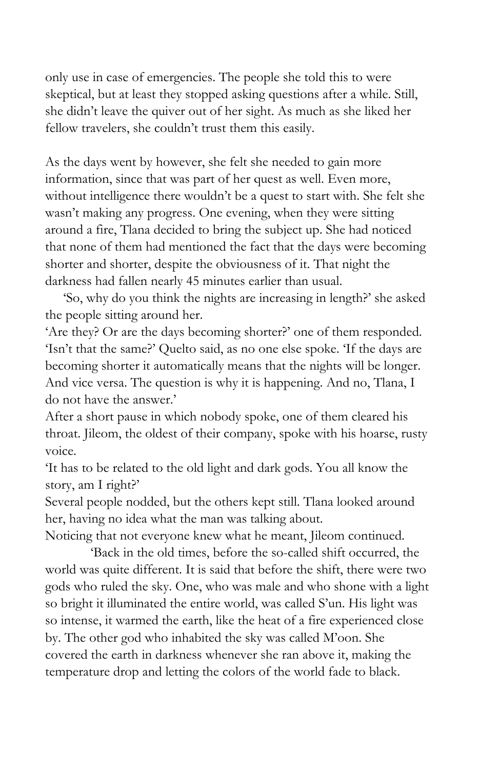only use in case of emergencies. The people she told this to were skeptical, but at least they stopped asking questions after a while. Still, she didn't leave the quiver out of her sight. As much as she liked her fellow travelers, she couldn't trust them this easily.

As the days went by however, she felt she needed to gain more information, since that was part of her quest as well. Even more, without intelligence there wouldn't be a quest to start with. She felt she wasn't making any progress. One evening, when they were sitting around a fire, Tlana decided to bring the subject up. She had noticed that none of them had mentioned the fact that the days were becoming shorter and shorter, despite the obviousness of it. That night the darkness had fallen nearly 45 minutes earlier than usual.

'So, why do you think the nights are increasing in length?' she asked the people sitting around her.

'Are they? Or are the days becoming shorter?' one of them responded.

'Isn't that the same?' Quelto said, as no one else spoke. 'If the days are becoming shorter it automatically means that the nights will be longer. And vice versa. The question is why it is happening. And no, Tlana, I do not have the answer.'

After a short pause in which nobody spoke, one of them cleared his throat. Jileom, the oldest of their company, spoke with his hoarse, rusty voice.

'It has to be related to the old light and dark gods. You all know the story, am I right?'

Several people nodded, but the others kept still. Tlana looked around her, having no idea what the man was talking about.

Noticing that not everyone knew what he meant, Jileom continued.

'Back in the old times, before the so-called shift occurred, the world was quite different. It is said that before the shift, there were two gods who ruled the sky. One, who was male and who shone with a light so bright it illuminated the entire world, was called S'un. His light was so intense, it warmed the earth, like the heat of a fire experienced close by. The other god who inhabited the sky was called M'oon. She covered the earth in darkness whenever she ran above it, making the temperature drop and letting the colors of the world fade to black.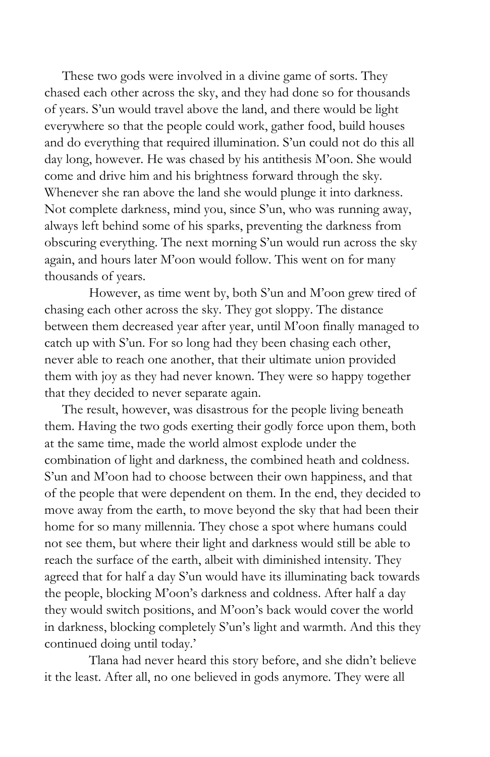These two gods were involved in a divine game of sorts. They chased each other across the sky, and they had done so for thousands of years. S'un would travel above the land, and there would be light everywhere so that the people could work, gather food, build houses and do everything that required illumination. S'un could not do this all day long, however. He was chased by his antithesis M'oon. She would come and drive him and his brightness forward through the sky. Whenever she ran above the land she would plunge it into darkness. Not complete darkness, mind you, since S'un, who was running away, always left behind some of his sparks, preventing the darkness from obscuring everything. The next morning S'un would run across the sky again, and hours later M'oon would follow. This went on for many thousands of years.

However, as time went by, both S'un and M'oon grew tired of chasing each other across the sky. They got sloppy. The distance between them decreased year after year, until M'oon finally managed to catch up with S'un. For so long had they been chasing each other, never able to reach one another, that their ultimate union provided them with joy as they had never known. They were so happy together that they decided to never separate again.

The result, however, was disastrous for the people living beneath them. Having the two gods exerting their godly force upon them, both at the same time, made the world almost explode under the combination of light and darkness, the combined heath and coldness. S'un and M'oon had to choose between their own happiness, and that of the people that were dependent on them. In the end, they decided to move away from the earth, to move beyond the sky that had been their home for so many millennia. They chose a spot where humans could not see them, but where their light and darkness would still be able to reach the surface of the earth, albeit with diminished intensity. They agreed that for half a day S'un would have its illuminating back towards the people, blocking M'oon's darkness and coldness. After half a day they would switch positions, and M'oon's back would cover the world in darkness, blocking completely S'un's light and warmth. And this they continued doing until today.'

Tlana had never heard this story before, and she didn't believe it the least. After all, no one believed in gods anymore. They were all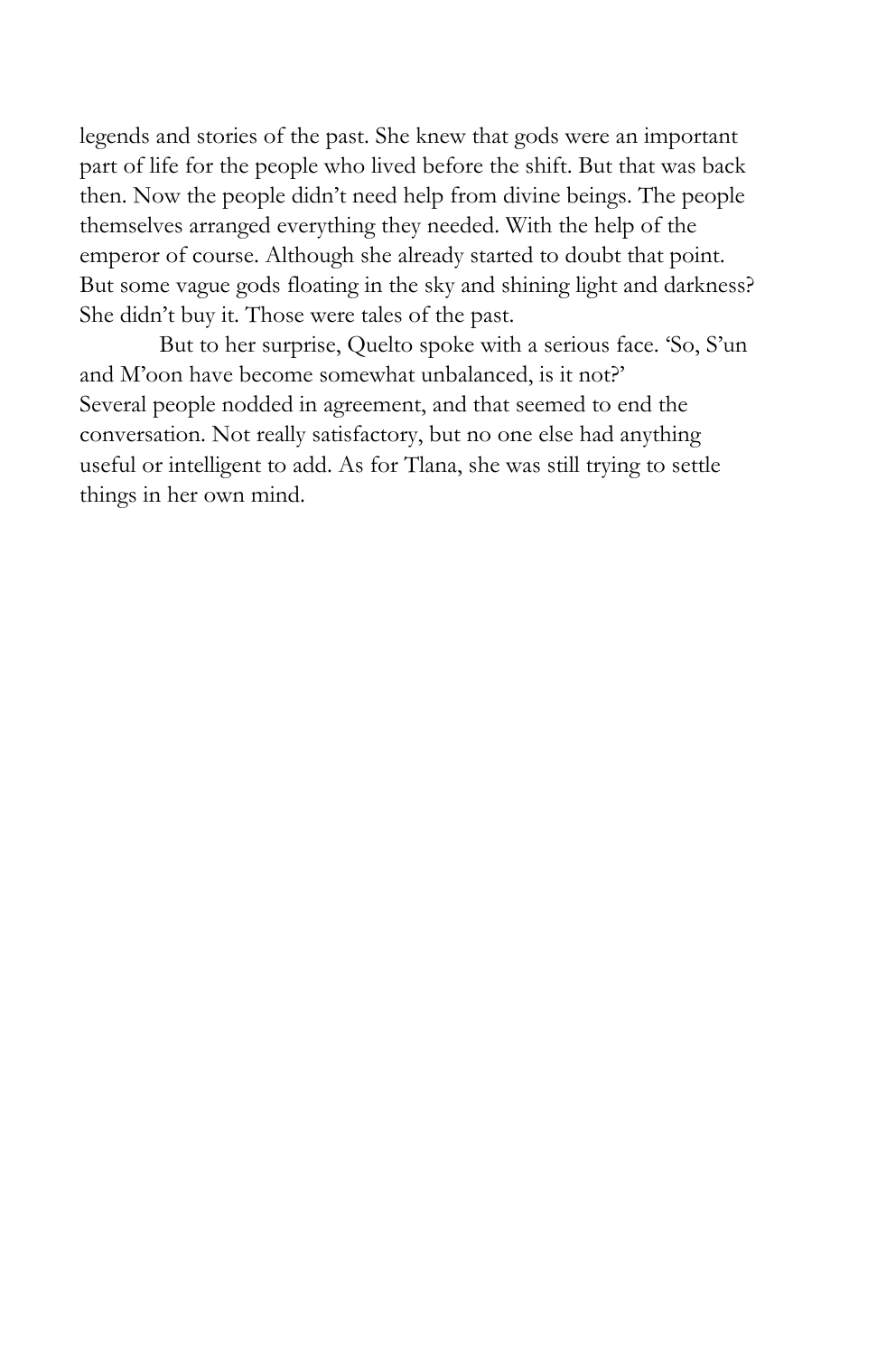legends and stories of the past. She knew that gods were an important part of life for the people who lived before the shift. But that was back then. Now the people didn't need help from divine beings. The people themselves arranged everything they needed. With the help of the emperor of course. Although she already started to doubt that point. But some vague gods floating in the sky and shining light and darkness? She didn't buy it. Those were tales of the past.

But to her surprise, Quelto spoke with a serious face. 'So, S'un and M'oon have become somewhat unbalanced, is it not?'

Several people nodded in agreement, and that seemed to end the conversation. Not really satisfactory, but no one else had anything useful or intelligent to add. As for Tlana, she was still trying to settle things in her own mind.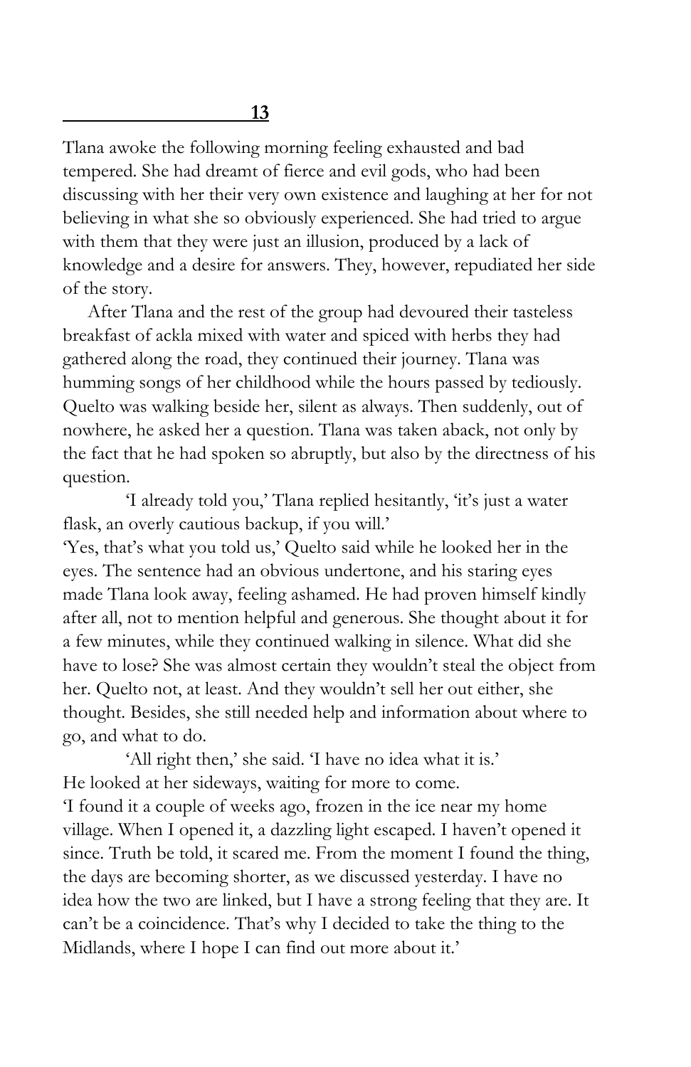## 13

Tlana awoke the following morning feeling exhausted and bad tempered. She had dreamt of fierce and evil gods, who had been discussing with her their very own existence and laughing at her for not believing in what she so obviously experienced. She had tried to argue with them that they were just an illusion, produced by a lack of knowledge and a desire for answers. They, however, repudiated her side of the story.

After Tlana and the rest of the group had devoured their tasteless breakfast of ackla mixed with water and spiced with herbs they had gathered along the road, they continued their journey. Tlana was humming songs of her childhood while the hours passed by tediously. Quelto was walking beside her, silent as always. Then suddenly, out of nowhere, he asked her a question. Tlana was taken aback, not only by the fact that he had spoken so abruptly, but also by the directness of his question.

'I already told you,' Tlana replied hesitantly, 'it's just a water flask, an overly cautious backup, if you will.'

'Yes, that's what you told us,' Quelto said while he looked her in the eyes. The sentence had an obvious undertone, and his staring eyes made Tlana look away, feeling ashamed. He had proven himself kindly after all, not to mention helpful and generous. She thought about it for a few minutes, while they continued walking in silence. What did she have to lose? She was almost certain they wouldn't steal the object from her. Quelto not, at least. And they wouldn't sell her out either, she thought. Besides, she still needed help and information about where to go, and what to do.

'All right then,' she said. 'I have no idea what it is.'

He looked at her sideways, waiting for more to come.

'I found it a couple of weeks ago, frozen in the ice near my home village. When I opened it, a dazzling light escaped. I haven't opened it since. Truth be told, it scared me. From the moment I found the thing, the days are becoming shorter, as we discussed yesterday. I have no idea how the two are linked, but I have a strong feeling that they are. It can't be a coincidence. That's why I decided to take the thing to the Midlands, where I hope I can find out more about it.'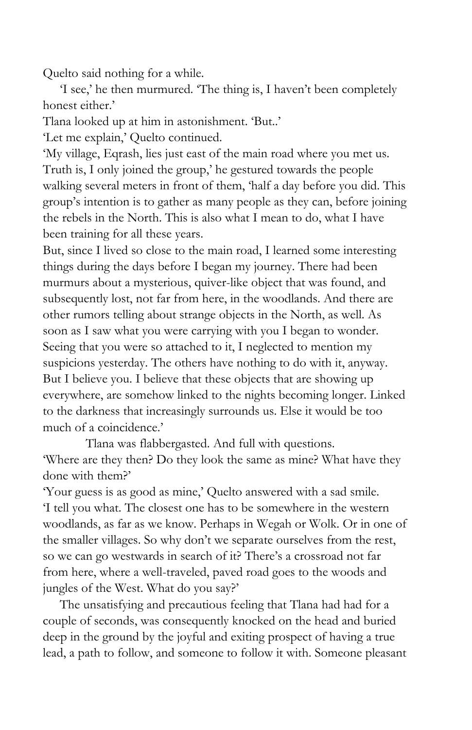Quelto said nothing for a while.

'I see,' he then murmured. 'The thing is, I haven't been completely honest either.'

Tlana looked up at him in astonishment. 'But..'

'Let me explain,' Quelto continued.

'My village, Eqrash, lies just east of the main road where you met us. Truth is, I only joined the group,' he gestured towards the people walking several meters in front of them, 'half a day before you did. This group's intention is to gather as many people as they can, before joining the rebels in the North. This is also what I mean to do, what I have been training for all these years.

But, since I lived so close to the main road, I learned some interesting things during the days before I began my journey. There had been murmurs about a mysterious, quiver-like object that was found, and subsequently lost, not far from here, in the woodlands. And there are other rumors telling about strange objects in the North, as well. As soon as I saw what you were carrying with you I began to wonder. Seeing that you were so attached to it, I neglected to mention my suspicions yesterday. The others have nothing to do with it, anyway. But I believe you. I believe that these objects that are showing up everywhere, are somehow linked to the nights becoming longer. Linked to the darkness that increasingly surrounds us. Else it would be too much of a coincidence.'

Tlana was flabbergasted. And full with questions.

'Where are they then? Do they look the same as mine? What have they done with them?'

'Your guess is as good as mine,' Quelto answered with a sad smile. 'I tell you what. The closest one has to be somewhere in the western woodlands, as far as we know. Perhaps in Wegah or Wolk. Or in one of the smaller villages. So why don't we separate ourselves from the rest, so we can go westwards in search of it? There's a crossroad not far from here, where a well-traveled, paved road goes to the woods and jungles of the West. What do you say?'

The unsatisfying and precautious feeling that Tlana had had for a couple of seconds, was consequently knocked on the head and buried deep in the ground by the joyful and exiting prospect of having a true lead, a path to follow, and someone to follow it with. Someone pleasant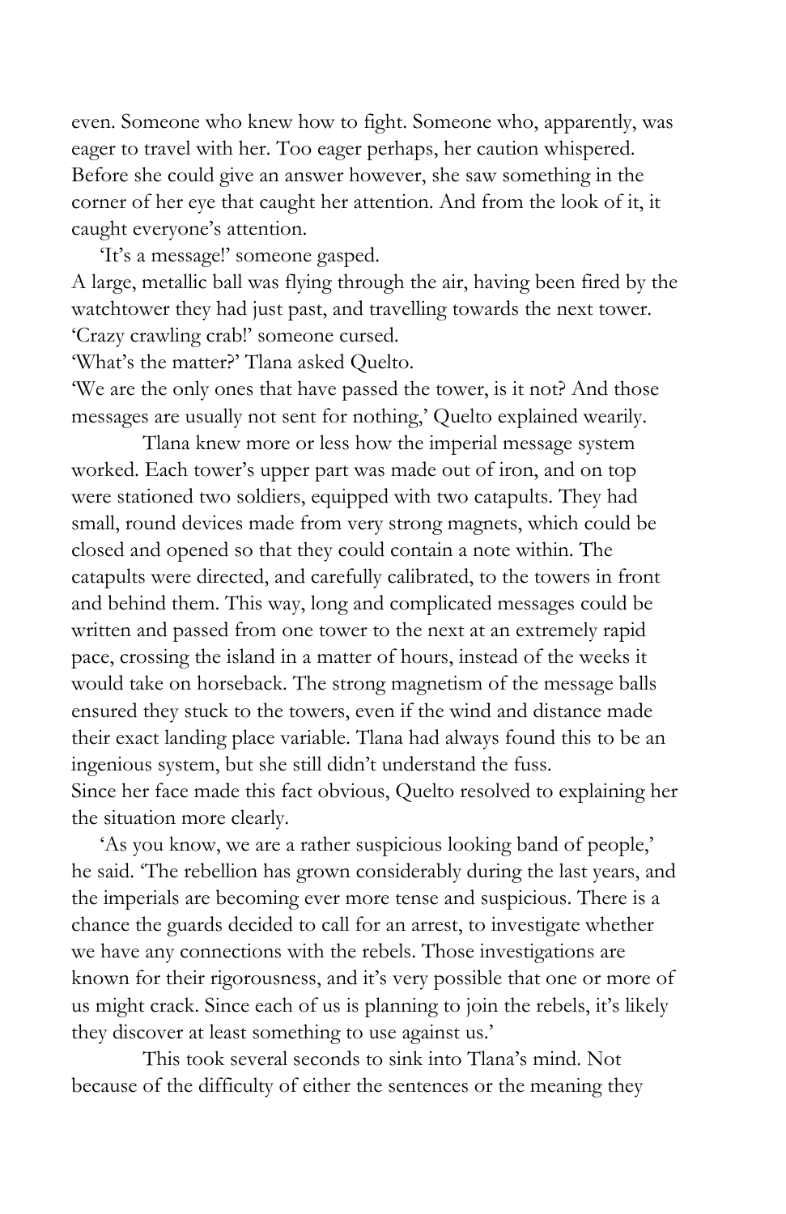even. Someone who knew how to fight. Someone who, apparently, was eager to travel with her. Too eager perhaps, her caution whispered. Before she could give an answer however, she saw something in the corner of her eye that caught her attention. And from the look of it, it caught everyone's attention.

'It's a message!' someone gasped.

A large, metallic ball was flying through the air, having been fired by the watchtower they had just past, and travelling towards the next tower.

'Crazy crawling crab!' someone cursed.

'What's the matter?' Tlana asked Quelto.

'We are the only ones that have passed the tower, is it not? And those messages are usually not sent for nothing,' Quelto explained wearily.

Tlana knew more or less how the imperial message system worked. Each tower's upper part was made out of iron, and on top were stationed two soldiers, equipped with two catapults. They had small, round devices made from very strong magnets, which could be closed and opened so that they could contain a note within. The catapults were directed, and carefully calibrated, to the towers in front and behind them. This way, long and complicated messages could be written and passed from one tower to the next at an extremely rapid pace, crossing the island in a matter of hours, instead of the weeks it would take on horseback. The strong magnetism of the message balls ensured they stuck to the towers, even if the wind and distance made their exact landing place variable. Tlana had always found this to be an ingenious system, but she still didn't understand the fuss.

Since her face made this fact obvious, Quelto resolved to explaining her the situation more clearly.

'As you know, we are a rather suspicious looking band of people,' he said. 'The rebellion has grown considerably during the last years, and the imperials are becoming ever more tense and suspicious. There is a chance the guards decided to call for an arrest, to investigate whether we have any connections with the rebels. Those investigations are known for their rigorousness, and it's very possible that one or more of us might crack. Since each of us is planning to join the rebels, it's likely they discover at least something to use against us.'

This took several seconds to sink into Tlana's mind. Not because of the difficulty of either the sentences or the meaning they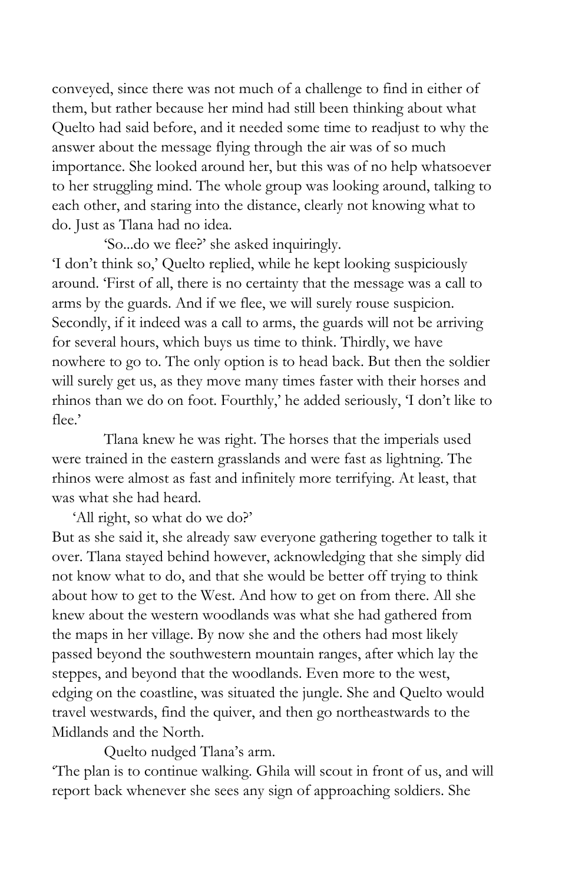conveyed, since there was not much of a challenge to find in either of them, but rather because her mind had still been thinking about what Quelto had said before, and it needed some time to readjust to why the answer about the message flying through the air was of so much importance. She looked around her, but this was of no help whatsoever to her struggling mind. The whole group was looking around, talking to each other, and staring into the distance, clearly not knowing what to do. Just as Tlana had no idea.

'So...do we flee?' she asked inquiringly.

'I don't think so,' Quelto replied, while he kept looking suspiciously around. 'First of all, there is no certainty that the message was a call to arms by the guards. And if we flee, we will surely rouse suspicion. Secondly, if it indeed was a call to arms, the guards will not be arriving for several hours, which buys us time to think. Thirdly, we have nowhere to go to. The only option is to head back. But then the soldier will surely get us, as they move many times faster with their horses and rhinos than we do on foot. Fourthly,' he added seriously, 'I don't like to flee.'

Tlana knew he was right. The horses that the imperials used were trained in the eastern grasslands and were fast as lightning. The rhinos were almost as fast and infinitely more terrifying. At least, that was what she had heard.

'All right, so what do we do?'

But as she said it, she already saw everyone gathering together to talk it over. Tlana stayed behind however, acknowledging that she simply did not know what to do, and that she would be better off trying to think about how to get to the West. And how to get on from there. All she knew about the western woodlands was what she had gathered from the maps in her village. By now she and the others had most likely passed beyond the southwestern mountain ranges, after which lay the steppes, and beyond that the woodlands. Even more to the west, edging on the coastline, was situated the jungle. She and Quelto would travel westwards, find the quiver, and then go northeastwards to the Midlands and the North.

Quelto nudged Tlana's arm.

'The plan is to continue walking. Ghila will scout in front of us, and will report back whenever she sees any sign of approaching soldiers. She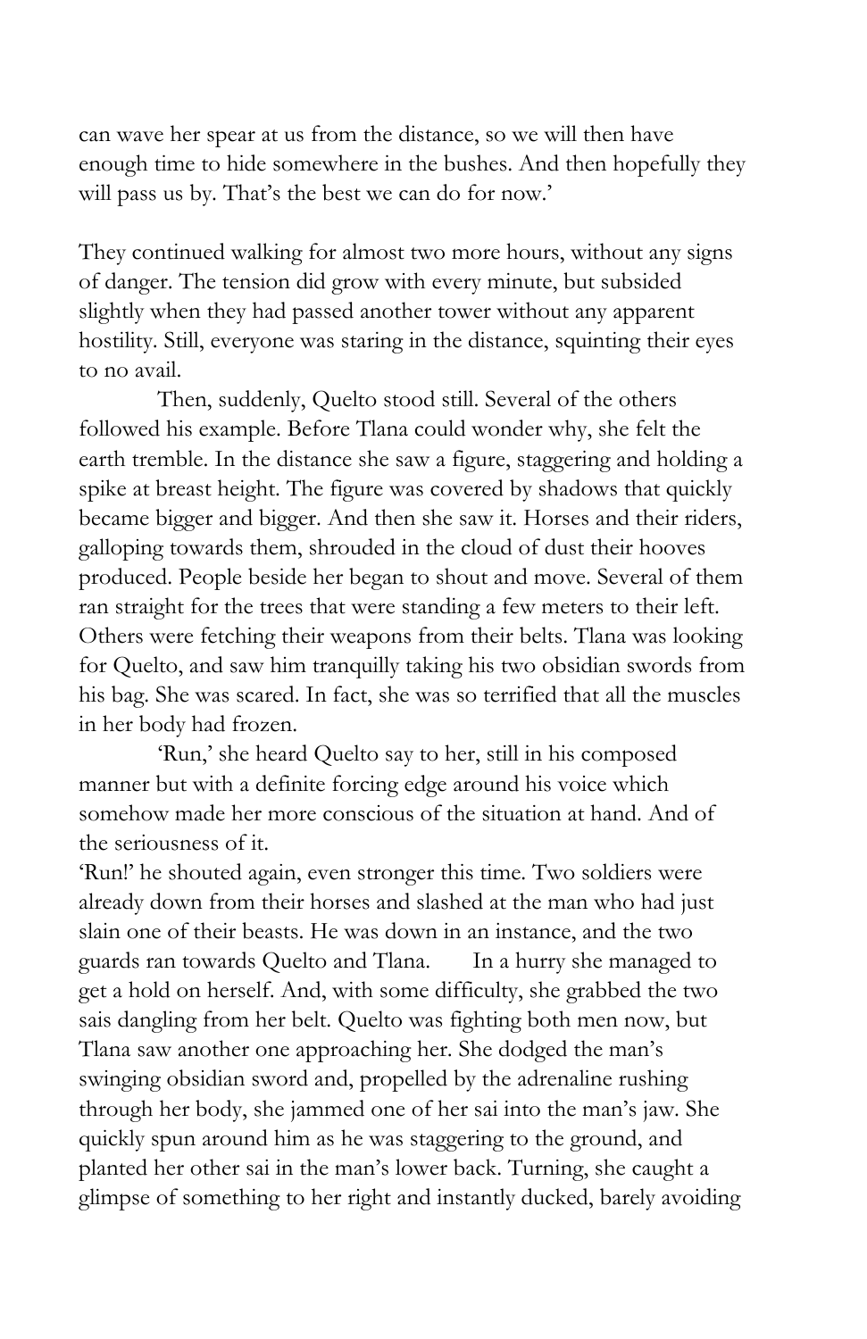can wave her spear at us from the distance, so we will then have enough time to hide somewhere in the bushes. And then hopefully they will pass us by. That's the best we can do for now.'

They continued walking for almost two more hours, without any signs of danger. The tension did grow with every minute, but subsided slightly when they had passed another tower without any apparent hostility. Still, everyone was staring in the distance, squinting their eyes to no avail.

Then, suddenly, Quelto stood still. Several of the others followed his example. Before Tlana could wonder why, she felt the earth tremble. In the distance she saw a figure, staggering and holding a spike at breast height. The figure was covered by shadows that quickly became bigger and bigger. And then she saw it. Horses and their riders, galloping towards them, shrouded in the cloud of dust their hooves produced. People beside her began to shout and move. Several of them ran straight for the trees that were standing a few meters to their left. Others were fetching their weapons from their belts. Tlana was looking for Quelto, and saw him tranquilly taking his two obsidian swords from his bag. She was scared. In fact, she was so terrified that all the muscles in her body had frozen.

'Run,' she heard Quelto say to her, still in his composed manner but with a definite forcing edge around his voice which somehow made her more conscious of the situation at hand. And of the seriousness of it.

'Run!' he shouted again, even stronger this time. Two soldiers were already down from their horses and slashed at the man who had just slain one of their beasts. He was down in an instance, and the two guards ran towards Quelto and Tlana. In a hurry she managed to get a hold on herself. And, with some difficulty, she grabbed the two sais dangling from her belt. Quelto was fighting both men now, but Tlana saw another one approaching her. She dodged the man's swinging obsidian sword and, propelled by the adrenaline rushing through her body, she jammed one of her sai into the man's jaw. She quickly spun around him as he was staggering to the ground, and planted her other sai in the man's lower back. Turning, she caught a glimpse of something to her right and instantly ducked, barely avoiding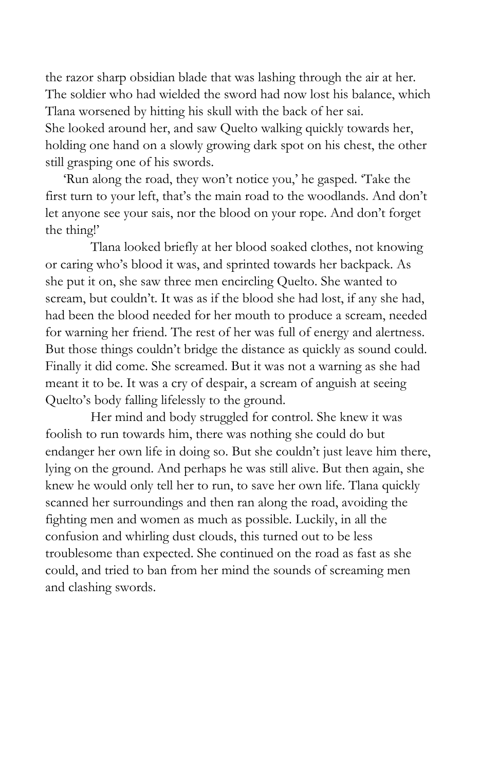the razor sharp obsidian blade that was lashing through the air at her. The soldier who had wielded the sword had now lost his balance, which Tlana worsened by hitting his skull with the back of her sai.
She looked around her, and saw Quelto walking quickly towards her, holding one hand on a slowly growing dark spot on his chest, the other still grasping one of his swords.

'Run along the road, they won't notice you,' he gasped. 'Take the first turn to your left, that's the main road to the woodlands. And don't let anyone see your sais, nor the blood on your rope. And don't forget the thing!'

Tlana looked briefly at her blood soaked clothes, not knowing or caring who's blood it was, and sprinted towards her backpack. As she put it on, she saw three men encircling Quelto. She wanted to scream, but couldn't. It was as if the blood she had lost, if any she had, had been the blood needed for her mouth to produce a scream, needed for warning her friend. The rest of her was full of energy and alertness. But those things couldn't bridge the distance as quickly as sound could. Finally it did come. She screamed. But it was not a warning as she had meant it to be. It was a cry of despair, a scream of anguish at seeing Quelto's body falling lifelessly to the ground.

Her mind and body struggled for control. She knew it was foolish to run towards him, there was nothing she could do but endanger her own life in doing so. But she couldn't just leave him there, lying on the ground. And perhaps he was still alive. But then again, she knew he would only tell her to run, to save her own life. Tlana quickly scanned her surroundings and then ran along the road, avoiding the fighting men and women as much as possible. Luckily, in all the confusion and whirling dust clouds, this turned out to be less troublesome than expected. She continued on the road as fast as she could, and tried to ban from her mind the sounds of screaming men and clashing swords.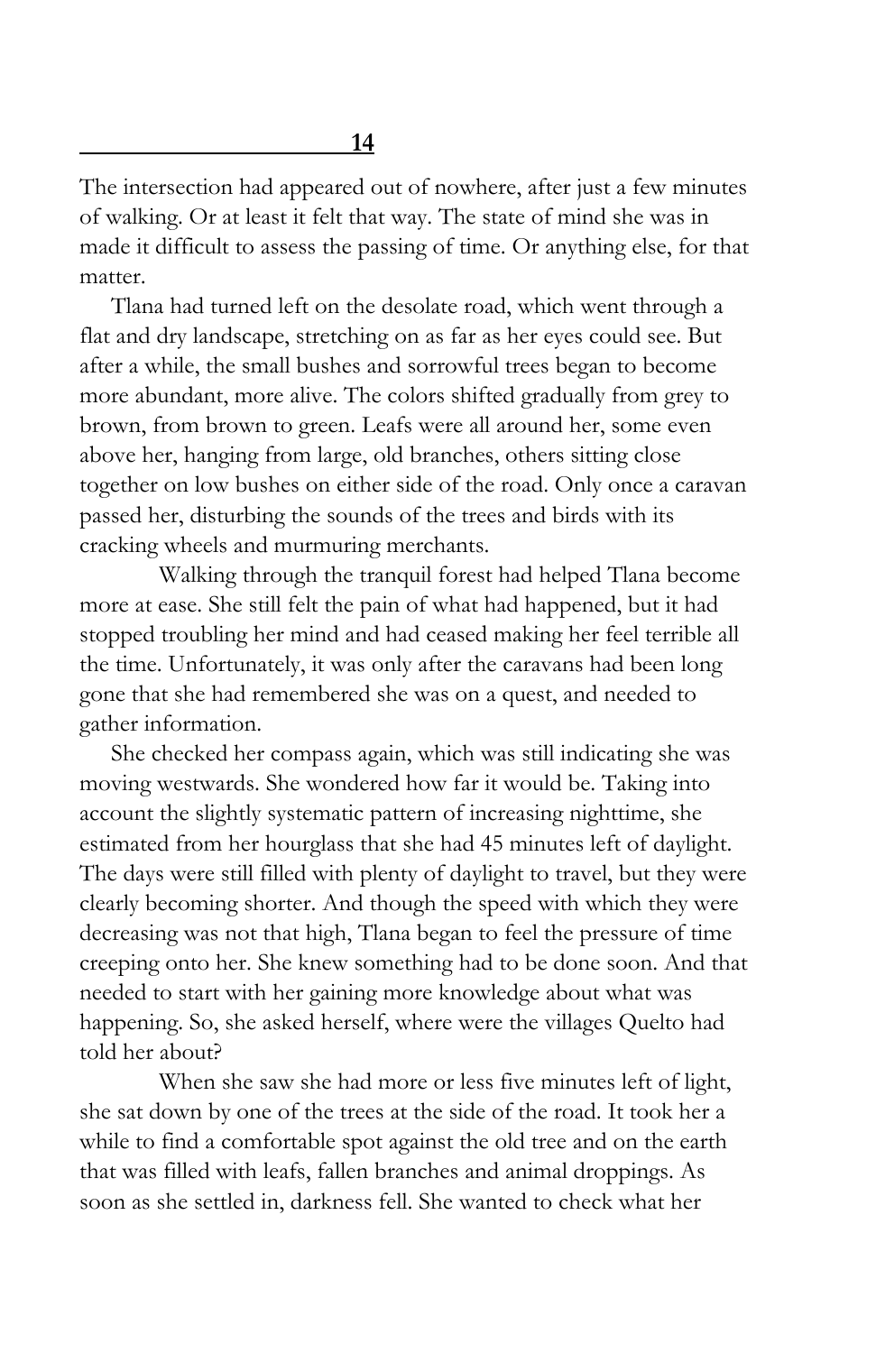## 14

The intersection had appeared out of nowhere, after just a few minutes of walking. Or at least it felt that way. The state of mind she was in made it difficult to assess the passing of time. Or anything else, for that matter.

Tlana had turned left on the desolate road, which went through a flat and dry landscape, stretching on as far as her eyes could see. But after a while, the small bushes and sorrowful trees began to become more abundant, more alive. The colors shifted gradually from grey to brown, from brown to green. Leafs were all around her, some even above her, hanging from large, old branches, others sitting close together on low bushes on either side of the road. Only once a caravan passed her, disturbing the sounds of the trees and birds with its cracking wheels and murmuring merchants.

Walking through the tranquil forest had helped Tlana become more at ease. She still felt the pain of what had happened, but it had stopped troubling her mind and had ceased making her feel terrible all the time. Unfortunately, it was only after the caravans had been long gone that she had remembered she was on a quest, and needed to gather information.

She checked her compass again, which was still indicating she was moving westwards. She wondered how far it would be. Taking into account the slightly systematic pattern of increasing nighttime, she estimated from her hourglass that she had 45 minutes left of daylight. The days were still filled with plenty of daylight to travel, but they were clearly becoming shorter. And though the speed with which they were decreasing was not that high, Tlana began to feel the pressure of time creeping onto her. She knew something had to be done soon. And that needed to start with her gaining more knowledge about what was happening. So, she asked herself, where were the villages Quelto had told her about?

When she saw she had more or less five minutes left of light, she sat down by one of the trees at the side of the road. It took her a while to find a comfortable spot against the old tree and on the earth that was filled with leafs, fallen branches and animal droppings. As soon as she settled in, darkness fell. She wanted to check what her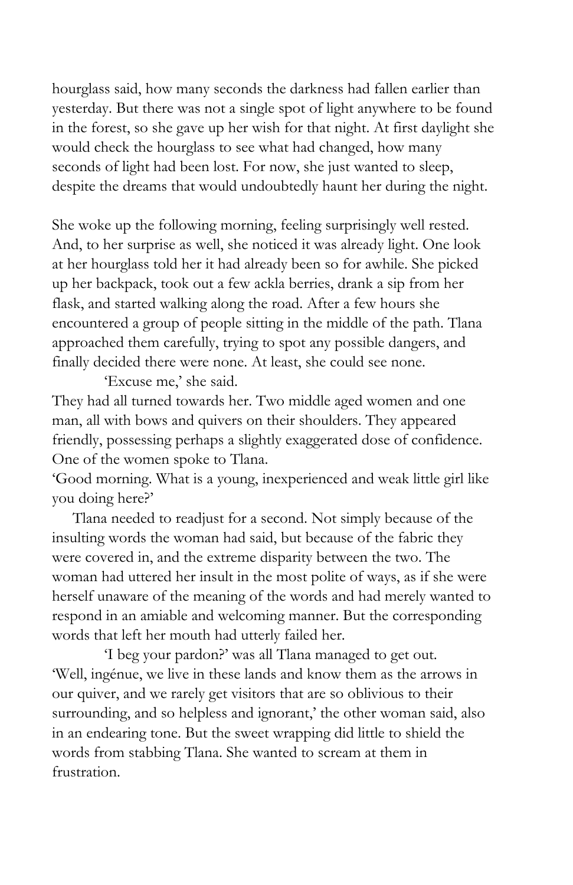hourglass said, how many seconds the darkness had fallen earlier than yesterday. But there was not a single spot of light anywhere to be found in the forest, so she gave up her wish for that night. At first daylight she would check the hourglass to see what had changed, how many seconds of light had been lost. For now, she just wanted to sleep, despite the dreams that would undoubtedly haunt her during the night.

She woke up the following morning, feeling surprisingly well rested. And, to her surprise as well, she noticed it was already light. One look at her hourglass told her it had already been so for awhile. She picked up her backpack, took out a few ackla berries, drank a sip from her flask, and started walking along the road. After a few hours she encountered a group of people sitting in the middle of the path. Tlana approached them carefully, trying to spot any possible dangers, and finally decided there were none. At least, she could see none.

'Excuse me,' she said.

They had all turned towards her. Two middle aged women and one man, all with bows and quivers on their shoulders. They appeared friendly, possessing perhaps a slightly exaggerated dose of confidence. One of the women spoke to Tlana.

'Good morning. What is a young, inexperienced and weak little girl like you doing here?'

Tlana needed to readjust for a second. Not simply because of the insulting words the woman had said, but because of the fabric they were covered in, and the extreme disparity between the two. The woman had uttered her insult in the most polite of ways, as if she were herself unaware of the meaning of the words and had merely wanted to respond in an amiable and welcoming manner. But the corresponding words that left her mouth had utterly failed her.

'I beg your pardon?' was all Tlana managed to get out.

'Well, ingénue, we live in these lands and know them as the arrows in our quiver, and we rarely get visitors that are so oblivious to their surrounding, and so helpless and ignorant,' the other woman said, also in an endearing tone. But the sweet wrapping did little to shield the words from stabbing Tlana. She wanted to scream at them in frustration.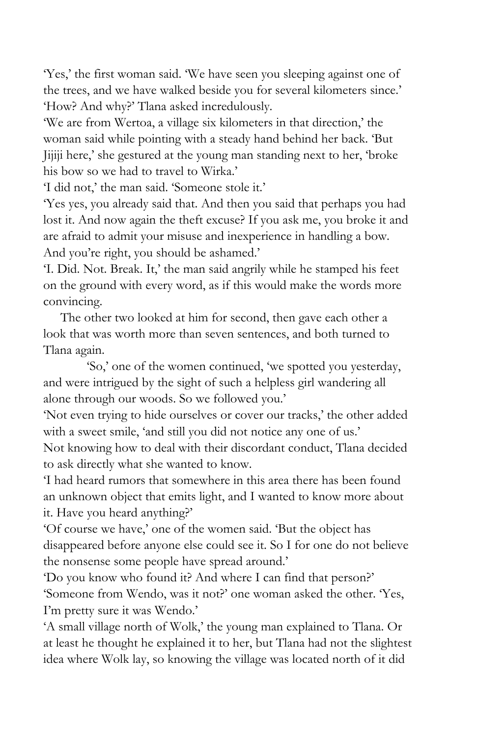'Yes,' the first woman said. 'We have seen you sleeping against one of the trees, and we have walked beside you for several kilometers since.'

'How? And why?' Tlana asked incredulously.

'We are from Wertoa, a village six kilometers in that direction,' the woman said while pointing with a steady hand behind her back. 'But Jijiji here,' she gestured at the young man standing next to her, 'broke his bow so we had to travel to Wirka.'

'I did not,' the man said. 'Someone stole it.'

'Yes yes, you already said that. And then you said that perhaps you had lost it. And now again the theft excuse? If you ask me, you broke it and are afraid to admit your misuse and inexperience in handling a bow. And you're right, you should be ashamed.'

'I. Did. Not. Break. It,' the man said angrily while he stamped his feet on the ground with every word, as if this would make the words more convincing.

The other two looked at him for second, then gave each other a look that was worth more than seven sentences, and both turned to Tlana again.

'So,' one of the women continued, 'we spotted you yesterday, and were intrigued by the sight of such a helpless girl wandering all alone through our woods. So we followed you.'

'Not even trying to hide ourselves or cover our tracks,' the other added with a sweet smile, 'and still you did not notice any one of us.'

Not knowing how to deal with their discordant conduct, Tlana decided to ask directly what she wanted to know.

'I had heard rumors that somewhere in this area there has been found an unknown object that emits light, and I wanted to know more about it. Have you heard anything?'

'Of course we have,' one of the women said. 'But the object has disappeared before anyone else could see it. So I for one do not believe the nonsense some people have spread around.'

'Do you know who found it? And where I can find that person?'

'Someone from Wendo, was it not?' one woman asked the other. 'Yes, I'm pretty sure it was Wendo.'

'A small village north of Wolk,' the young man explained to Tlana. Or at least he thought he explained it to her, but Tlana had not the slightest idea where Wolk lay, so knowing the village was located north of it did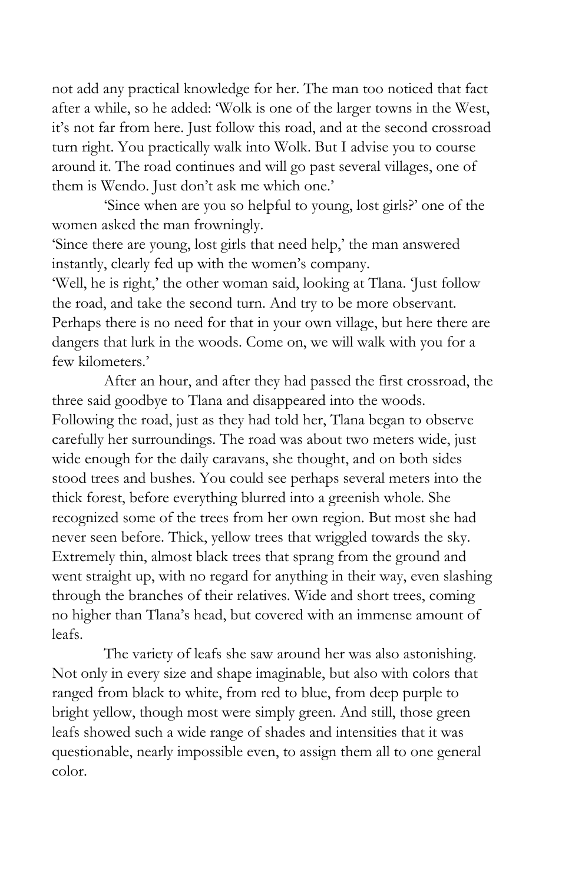not add any practical knowledge for her. The man too noticed that fact after a while, so he added: 'Wolk is one of the larger towns in the West, it's not far from here. Just follow this road, and at the second crossroad turn right. You practically walk into Wolk. But I advise you to course around it. The road continues and will go past several villages, one of them is Wendo. Just don't ask me which one.'

'Since when are you so helpful to young, lost girls?' one of the women asked the man frowningly.

'Since there are young, lost girls that need help,' the man answered instantly, clearly fed up with the women's company.

'Well, he is right,' the other woman said, looking at Tlana. 'Just follow the road, and take the second turn. And try to be more observant. Perhaps there is no need for that in your own village, but here there are dangers that lurk in the woods. Come on, we will walk with you for a few kilometers.'

After an hour, and after they had passed the first crossroad, the three said goodbye to Tlana and disappeared into the woods. Following the road, just as they had told her, Tlana began to observe carefully her surroundings. The road was about two meters wide, just wide enough for the daily caravans, she thought, and on both sides stood trees and bushes. You could see perhaps several meters into the thick forest, before everything blurred into a greenish whole. She recognized some of the trees from her own region. But most she had never seen before. Thick, yellow trees that wriggled towards the sky. Extremely thin, almost black trees that sprang from the ground and went straight up, with no regard for anything in their way, even slashing through the branches of their relatives. Wide and short trees, coming no higher than Tlana's head, but covered with an immense amount of leafs.

The variety of leafs she saw around her was also astonishing. Not only in every size and shape imaginable, but also with colors that ranged from black to white, from red to blue, from deep purple to bright yellow, though most were simply green. And still, those green leafs showed such a wide range of shades and intensities that it was questionable, nearly impossible even, to assign them all to one general color.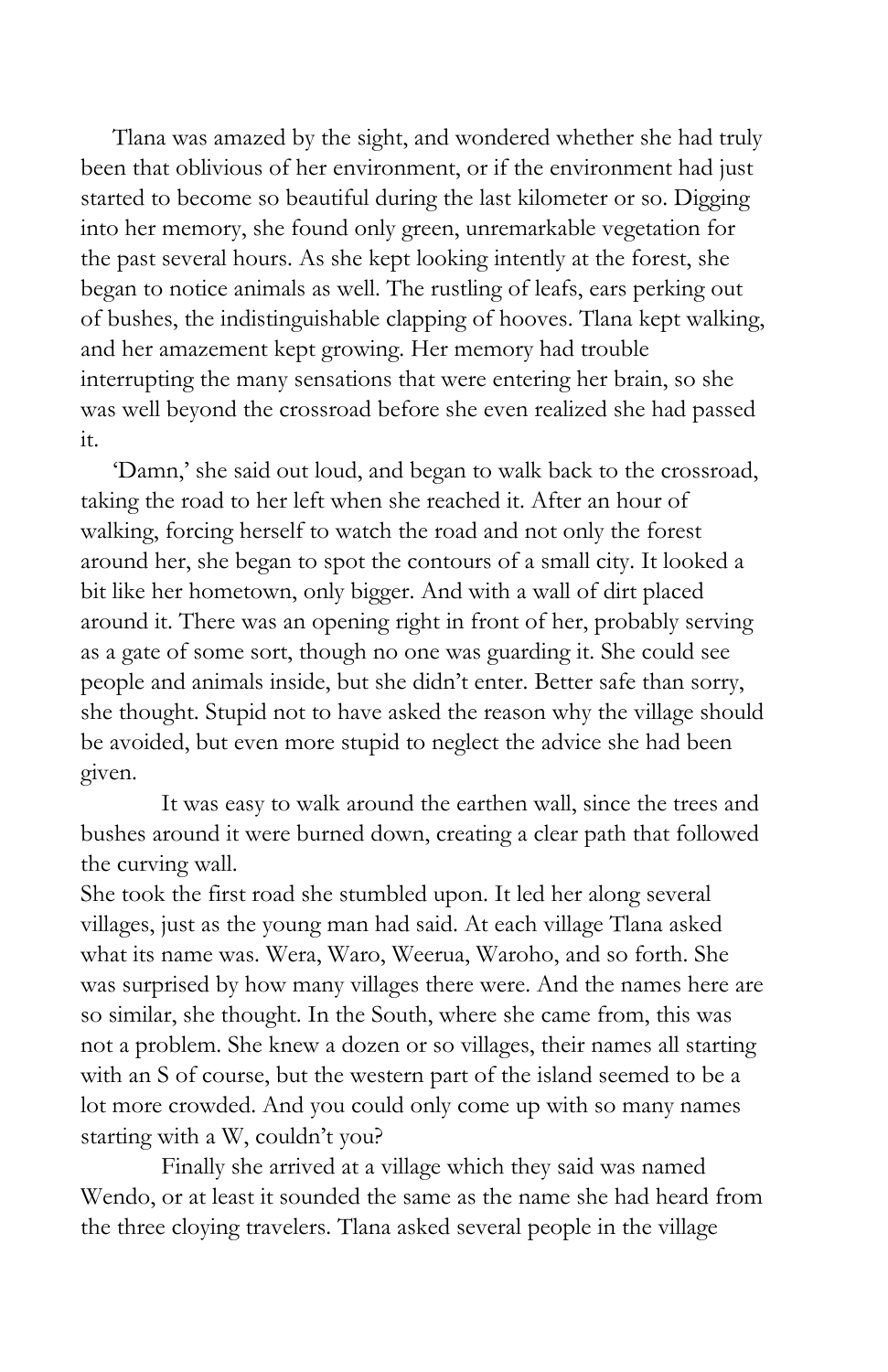Tlana was amazed by the sight, and wondered whether she had truly been that oblivious of her environment, or if the environment had just started to become so beautiful during the last kilometer or so. Digging into her memory, she found only green, unremarkable vegetation for the past several hours. As she kept looking intently at the forest, she began to notice animals as well. The rustling of leafs, ears perking out of bushes, the indistinguishable clapping of hooves. Tlana kept walking, and her amazement kept growing. Her memory had trouble interrupting the many sensations that were entering her brain, so she was well beyond the crossroad before she even realized she had passed it.

'Damn,' she said out loud, and began to walk back to the crossroad, taking the road to her left when she reached it. After an hour of walking, forcing herself to watch the road and not only the forest around her, she began to spot the contours of a small city. It looked a bit like her hometown, only bigger. And with a wall of dirt placed around it. There was an opening right in front of her, probably serving as a gate of some sort, though no one was guarding it. She could see people and animals inside, but she didn't enter. Better safe than sorry, she thought. Stupid not to have asked the reason why the village should be avoided, but even more stupid to neglect the advice she had been given.

It was easy to walk around the earthen wall, since the trees and bushes around it were burned down, creating a clear path that followed the curving wall.

She took the first road she stumbled upon. It led her along several villages, just as the young man had said. At each village Tlana asked what its name was. Wera, Waro, Weerua, Waroho, and so forth. She was surprised by how many villages there were. And the names here are so similar, she thought. In the South, where she came from, this was not a problem. She knew a dozen or so villages, their names all starting with an S of course, but the western part of the island seemed to be a lot more crowded. And you could only come up with so many names starting with a W, couldn't you?

Finally she arrived at a village which they said was named Wendo, or at least it sounded the same as the name she had heard from the three cloying travelers. Tlana asked several people in the village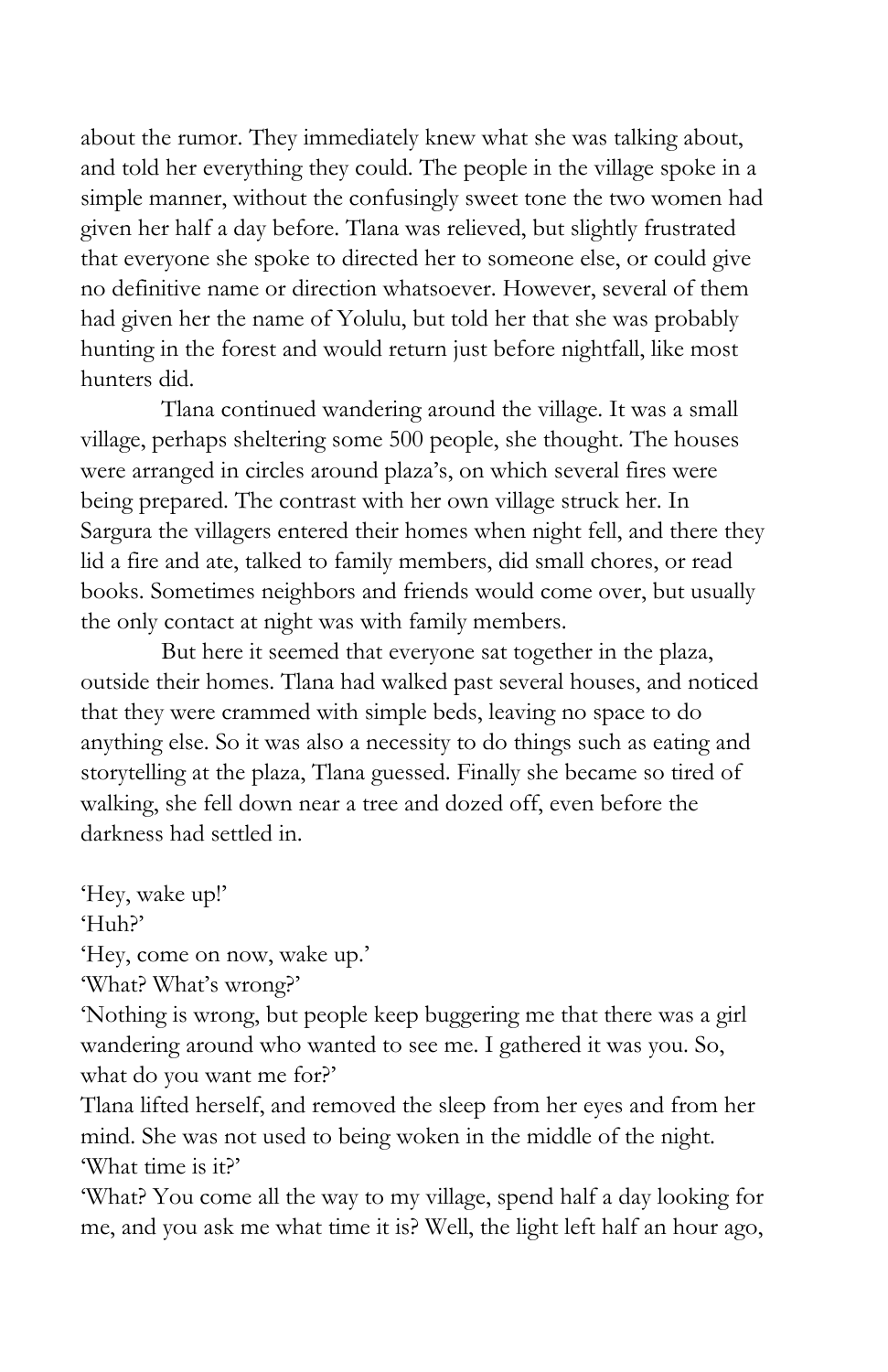about the rumor. They immediately knew what she was talking about, and told her everything they could. The people in the village spoke in a simple manner, without the confusingly sweet tone the two women had given her half a day before. Tlana was relieved, but slightly frustrated that everyone she spoke to directed her to someone else, or could give no definitive name or direction whatsoever. However, several of them had given her the name of Yolulu, but told her that she was probably hunting in the forest and would return just before nightfall, like most hunters did.

Tlana continued wandering around the village. It was a small village, perhaps sheltering some 500 people, she thought. The houses were arranged in circles around plaza's, on which several fires were being prepared. The contrast with her own village struck her. In Sargura the villagers entered their homes when night fell, and there they lid a fire and ate, talked to family members, did small chores, or read books. Sometimes neighbors and friends would come over, but usually the only contact at night was with family members.

But here it seemed that everyone sat together in the plaza, outside their homes. Tlana had walked past several houses, and noticed that they were crammed with simple beds, leaving no space to do anything else. So it was also a necessity to do things such as eating and storytelling at the plaza, Tlana guessed. Finally she became so tired of walking, she fell down near a tree and dozed off, even before the darkness had settled in.

'Hey, wake up!'

'Huh?'

'Hey, come on now, wake up.'

'What? What's wrong?'

'Nothing is wrong, but people keep buggering me that there was a girl wandering around who wanted to see me. I gathered it was you. So, what do you want me for?'

Tlana lifted herself, and removed the sleep from her eyes and from her mind. She was not used to being woken in the middle of the night.

'What time is it?'

'What? You come all the way to my village, spend half a day looking for me, and you ask me what time it is? Well, the light left half an hour ago,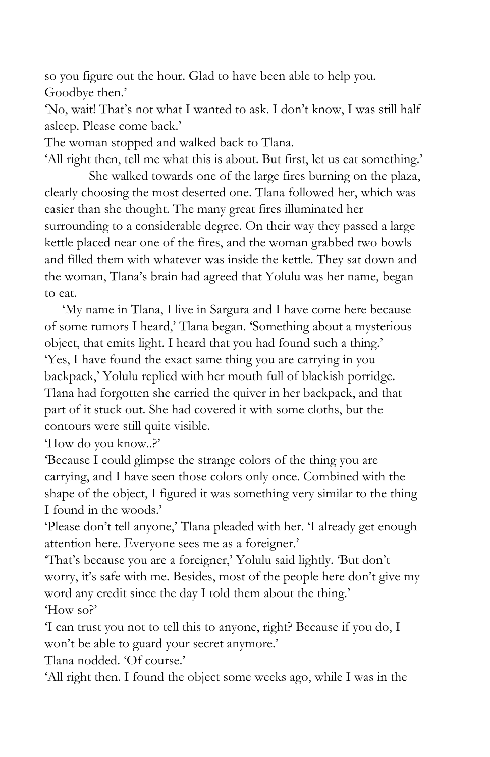so you figure out the hour. Glad to have been able to help you. Goodbye then.'

'No, wait! That's not what I wanted to ask. I don't know, I was still half asleep. Please come back.'

The woman stopped and walked back to Tlana.

'All right then, tell me what this is about. But first, let us eat something.'

She walked towards one of the large fires burning on the plaza, clearly choosing the most deserted one. Tlana followed her, which was easier than she thought. The many great fires illuminated her surrounding to a considerable degree. On their way they passed a large kettle placed near one of the fires, and the woman grabbed two bowls and filled them with whatever was inside the kettle. They sat down and the woman, Tlana's brain had agreed that Yolulu was her name, began to eat.

'My name in Tlana, I live in Sargura and I have come here because of some rumors I heard,' Tlana began. 'Something about a mysterious object, that emits light. I heard that you had found such a thing.'

'Yes, I have found the exact same thing you are carrying in you backpack,' Yolulu replied with her mouth full of blackish porridge. Tlana had forgotten she carried the quiver in her backpack, and that part of it stuck out. She had covered it with some cloths, but the contours were still quite visible.

'How do you know..?'

'Because I could glimpse the strange colors of the thing you are carrying, and I have seen those colors only once. Combined with the shape of the object, I figured it was something very similar to the thing I found in the woods.'

'Please don't tell anyone,' Tlana pleaded with her. 'I already get enough attention here. Everyone sees me as a foreigner.'

'That's because you are a foreigner,' Yolulu said lightly. 'But don't worry, it's safe with me. Besides, most of the people here don't give my word any credit since the day I told them about the thing.'

'How so?'

'I can trust you not to tell this to anyone, right? Because if you do, I won't be able to guard your secret anymore.'

Tlana nodded. 'Of course.'

'All right then. I found the object some weeks ago, while I was in the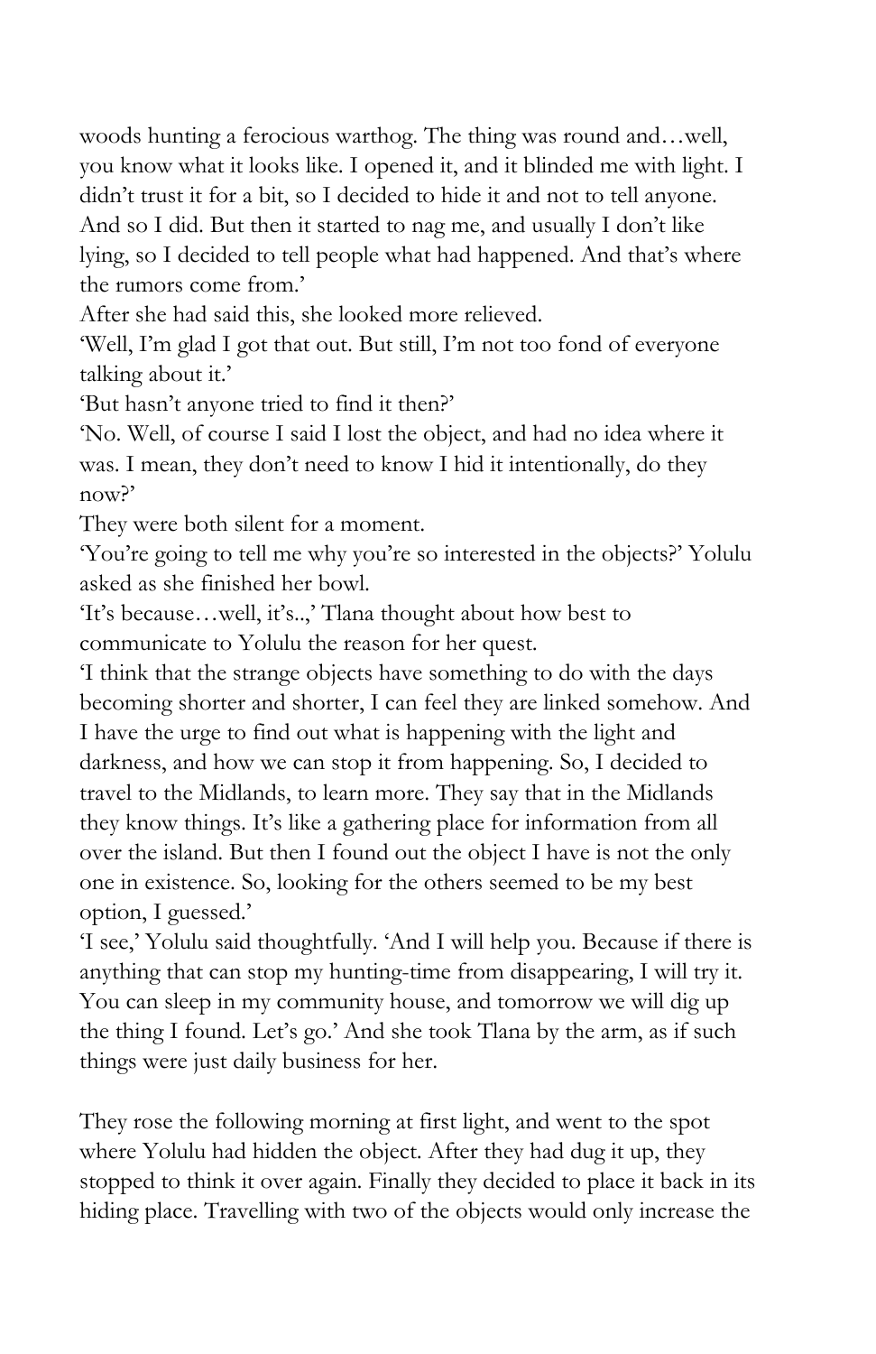woods hunting a ferocious warthog. The thing was round and…well, you know what it looks like. I opened it, and it blinded me with light. I didn't trust it for a bit, so I decided to hide it and not to tell anyone. And so I did. But then it started to nag me, and usually I don't like lying, so I decided to tell people what had happened. And that's where the rumors come from.'

After she had said this, she looked more relieved.

'Well, I'm glad I got that out. But still, I'm not too fond of everyone talking about it.'

'But hasn't anyone tried to find it then?'

'No. Well, of course I said I lost the object, and had no idea where it was. I mean, they don't need to know I hid it intentionally, do they now?'

They were both silent for a moment.

'You're going to tell me why you're so interested in the objects?' Yolulu asked as she finished her bowl.

'It's because…well, it's..,' Tlana thought about how best to communicate to Yolulu the reason for her quest.

'I think that the strange objects have something to do with the days becoming shorter and shorter, I can feel they are linked somehow. And I have the urge to find out what is happening with the light and darkness, and how we can stop it from happening. So, I decided to travel to the Midlands, to learn more. They say that in the Midlands they know things. It's like a gathering place for information from all over the island. But then I found out the object I have is not the only one in existence. So, looking for the others seemed to be my best option, I guessed.'

'I see,' Yolulu said thoughtfully. 'And I will help you. Because if there is anything that can stop my hunting-time from disappearing, I will try it. You can sleep in my community house, and tomorrow we will dig up the thing I found. Let's go.' And she took Tlana by the arm, as if such things were just daily business for her.

They rose the following morning at first light, and went to the spot where Yolulu had hidden the object. After they had dug it up, they stopped to think it over again. Finally they decided to place it back in its hiding place. Travelling with two of the objects would only increase the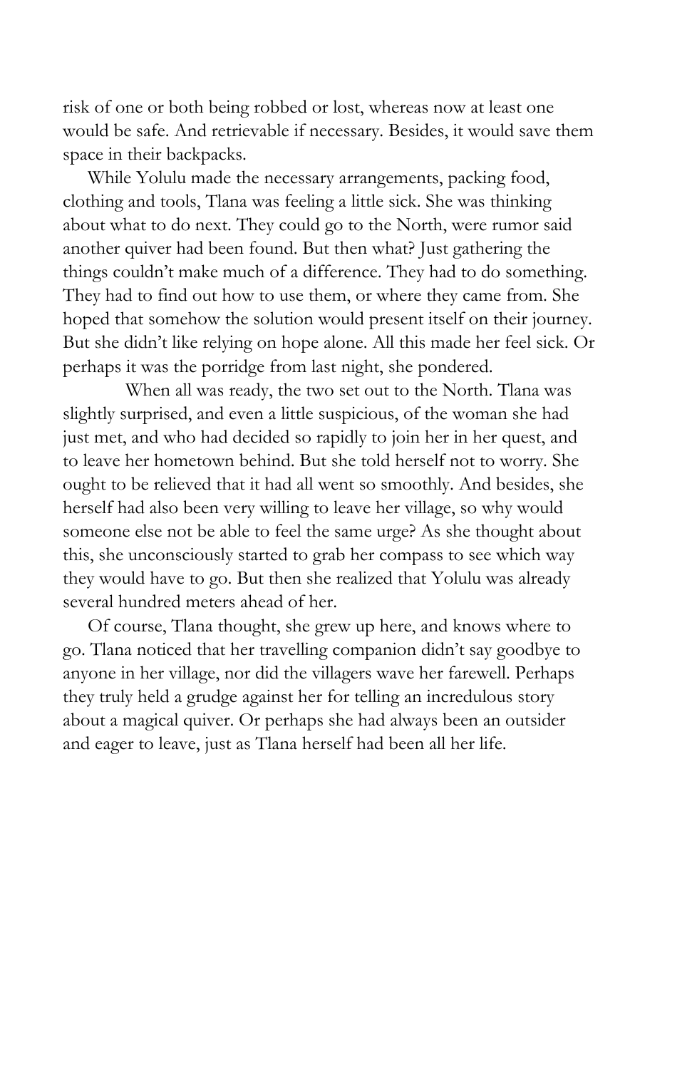risk of one or both being robbed or lost, whereas now at least one would be safe. And retrievable if necessary. Besides, it would save them space in their backpacks.

While Yolulu made the necessary arrangements, packing food, clothing and tools, Tlana was feeling a little sick. She was thinking about what to do next. They could go to the North, were rumor said another quiver had been found. But then what? Just gathering the things couldn't make much of a difference. They had to do something. They had to find out how to use them, or where they came from. She hoped that somehow the solution would present itself on their journey. But she didn't like relying on hope alone. All this made her feel sick. Or perhaps it was the porridge from last night, she pondered.

When all was ready, the two set out to the North. Tlana was slightly surprised, and even a little suspicious, of the woman she had just met, and who had decided so rapidly to join her in her quest, and to leave her hometown behind. But she told herself not to worry. She ought to be relieved that it had all went so smoothly. And besides, she herself had also been very willing to leave her village, so why would someone else not be able to feel the same urge? As she thought about this, she unconsciously started to grab her compass to see which way they would have to go. But then she realized that Yolulu was already several hundred meters ahead of her.

Of course, Tlana thought, she grew up here, and knows where to go. Tlana noticed that her travelling companion didn't say goodbye to anyone in her village, nor did the villagers wave her farewell. Perhaps they truly held a grudge against her for telling an incredulous story about a magical quiver. Or perhaps she had always been an outsider and eager to leave, just as Tlana herself had been all her life.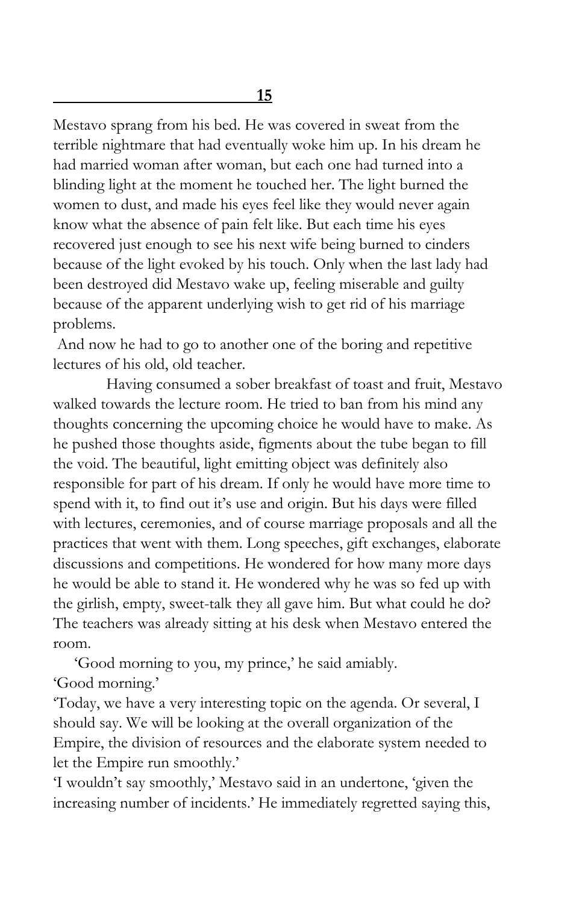## 15

Mestavo sprang from his bed. He was covered in sweat from the terrible nightmare that had eventually woke him up. In his dream he had married woman after woman, but each one had turned into a blinding light at the moment he touched her. The light burned the women to dust, and made his eyes feel like they would never again know what the absence of pain felt like. But each time his eyes recovered just enough to see his next wife being burned to cinders because of the light evoked by his touch. Only when the last lady had been destroyed did Mestavo wake up, feeling miserable and guilty because of the apparent underlying wish to get rid of his marriage problems.

And now he had to go to another one of the boring and repetitive lectures of his old, old teacher.

Having consumed a sober breakfast of toast and fruit, Mestavo walked towards the lecture room. He tried to ban from his mind any thoughts concerning the upcoming choice he would have to make. As he pushed those thoughts aside, figments about the tube began to fill the void. The beautiful, light emitting object was definitely also responsible for part of his dream. If only he would have more time to spend with it, to find out it's use and origin. But his days were filled with lectures, ceremonies, and of course marriage proposals and all the practices that went with them. Long speeches, gift exchanges, elaborate discussions and competitions. He wondered for how many more days he would be able to stand it. He wondered why he was so fed up with the girlish, empty, sweet-talk they all gave him. But what could he do? The teachers was already sitting at his desk when Mestavo entered the room.

'Good morning to you, my prince,' he said amiably.

'Good morning.'

'Today, we have a very interesting topic on the agenda. Or several, I should say. We will be looking at the overall organization of the Empire, the division of resources and the elaborate system needed to let the Empire run smoothly.'

'I wouldn't say smoothly,' Mestavo said in an undertone, 'given the increasing number of incidents.' He immediately regretted saying this,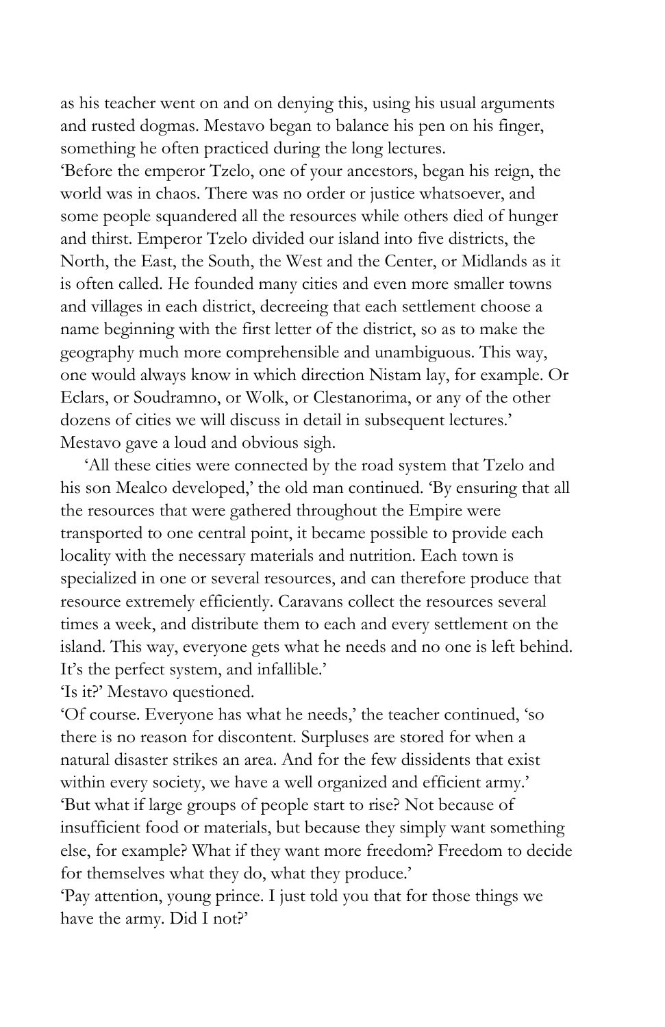as his teacher went on and on denying this, using his usual arguments and rusted dogmas. Mestavo began to balance his pen on his finger, something he often practiced during the long lectures.

'Before the emperor Tzelo, one of your ancestors, began his reign, the world was in chaos. There was no order or justice whatsoever, and some people squandered all the resources while others died of hunger and thirst. Emperor Tzelo divided our island into five districts, the North, the East, the South, the West and the Center, or Midlands as it is often called. He founded many cities and even more smaller towns and villages in each district, decreeing that each settlement choose a name beginning with the first letter of the district, so as to make the geography much more comprehensible and unambiguous. This way, one would always know in which direction Nistam lay, for example. Or Eclars, or Soudramno, or Wolk, or Clestanorima, or any of the other dozens of cities we will discuss in detail in subsequent lectures.' Mestavo gave a loud and obvious sigh.

'All these cities were connected by the road system that Tzelo and his son Mealco developed,' the old man continued. 'By ensuring that all the resources that were gathered throughout the Empire were transported to one central point, it became possible to provide each locality with the necessary materials and nutrition. Each town is specialized in one or several resources, and can therefore produce that resource extremely efficiently. Caravans collect the resources several times a week, and distribute them to each and every settlement on the island. This way, everyone gets what he needs and no one is left behind. It's the perfect system, and infallible.'

'Is it?' Mestavo questioned.

'Of course. Everyone has what he needs,' the teacher continued, 'so there is no reason for discontent. Surpluses are stored for when a natural disaster strikes an area. And for the few dissidents that exist within every society, we have a well organized and efficient army.'

'But what if large groups of people start to rise? Not because of insufficient food or materials, but because they simply want something else, for example? What if they want more freedom? Freedom to decide for themselves what they do, what they produce.'

'Pay attention, young prince. I just told you that for those things we have the army. Did I not?'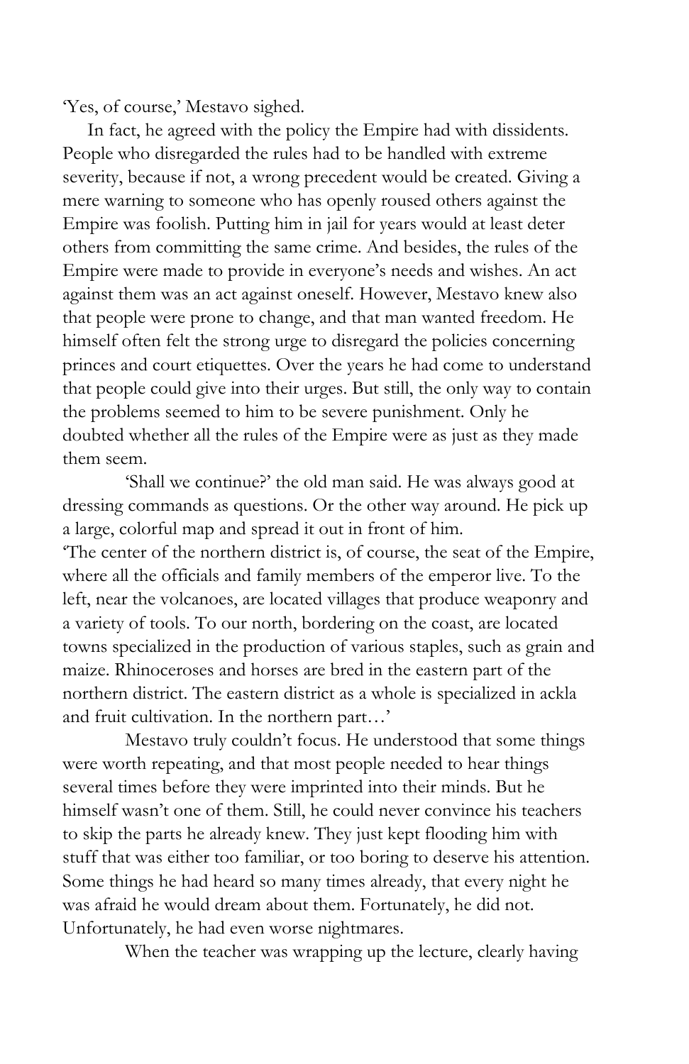'Yes, of course,' Mestavo sighed.

In fact, he agreed with the policy the Empire had with dissidents. People who disregarded the rules had to be handled with extreme severity, because if not, a wrong precedent would be created. Giving a mere warning to someone who has openly roused others against the Empire was foolish. Putting him in jail for years would at least deter others from committing the same crime. And besides, the rules of the Empire were made to provide in everyone's needs and wishes. An act against them was an act against oneself. However, Mestavo knew also that people were prone to change, and that man wanted freedom. He himself often felt the strong urge to disregard the policies concerning princes and court etiquettes. Over the years he had come to understand that people could give into their urges. But still, the only way to contain the problems seemed to him to be severe punishment. Only he doubted whether all the rules of the Empire were as just as they made them seem.

'Shall we continue?' the old man said. He was always good at dressing commands as questions. Or the other way around. He pick up a large, colorful map and spread it out in front of him.

'The center of the northern district is, of course, the seat of the Empire, where all the officials and family members of the emperor live. To the left, near the volcanoes, are located villages that produce weaponry and a variety of tools. To our north, bordering on the coast, are located towns specialized in the production of various staples, such as grain and maize. Rhinoceroses and horses are bred in the eastern part of the northern district. The eastern district as a whole is specialized in ackla and fruit cultivation. In the northern part…'

Mestavo truly couldn't focus. He understood that some things were worth repeating, and that most people needed to hear things several times before they were imprinted into their minds. But he himself wasn't one of them. Still, he could never convince his teachers to skip the parts he already knew. They just kept flooding him with stuff that was either too familiar, or too boring to deserve his attention. Some things he had heard so many times already, that every night he was afraid he would dream about them. Fortunately, he did not. Unfortunately, he had even worse nightmares.

When the teacher was wrapping up the lecture, clearly having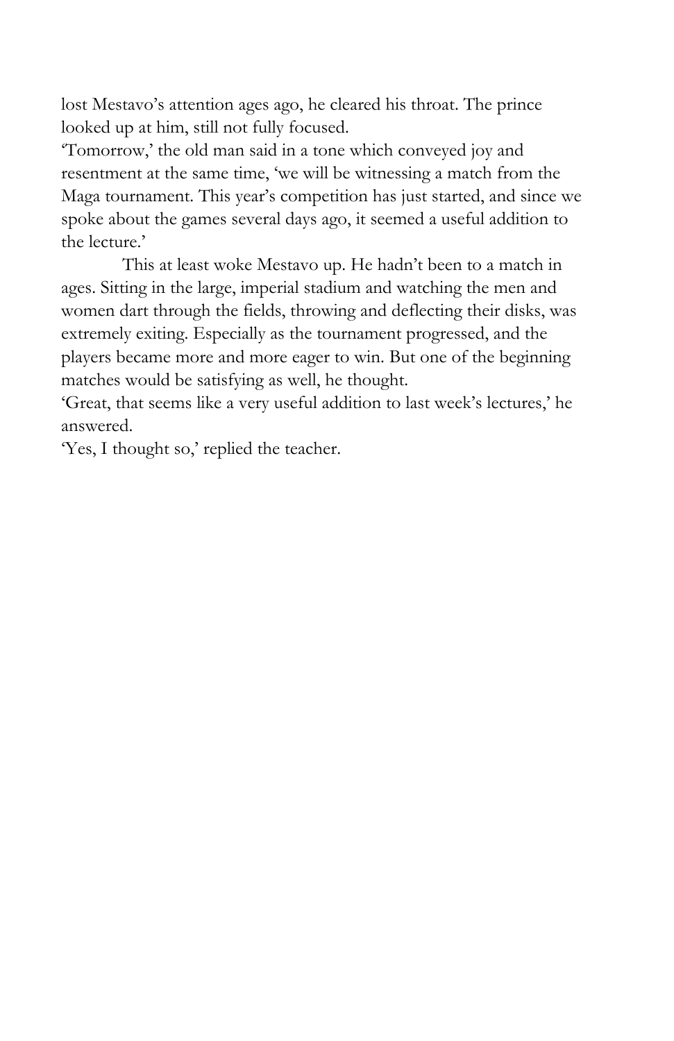lost Mestavo's attention ages ago, he cleared his throat. The prince looked up at him, still not fully focused.

'Tomorrow,' the old man said in a tone which conveyed joy and resentment at the same time, 'we will be witnessing a match from the Maga tournament. This year's competition has just started, and since we spoke about the games several days ago, it seemed a useful addition to the lecture.'

This at least woke Mestavo up. He hadn't been to a match in ages. Sitting in the large, imperial stadium and watching the men and women dart through the fields, throwing and deflecting their disks, was extremely exiting. Especially as the tournament progressed, and the players became more and more eager to win. But one of the beginning matches would be satisfying as well, he thought.

'Great, that seems like a very useful addition to last week's lectures,' he answered.

'Yes, I thought so,' replied the teacher.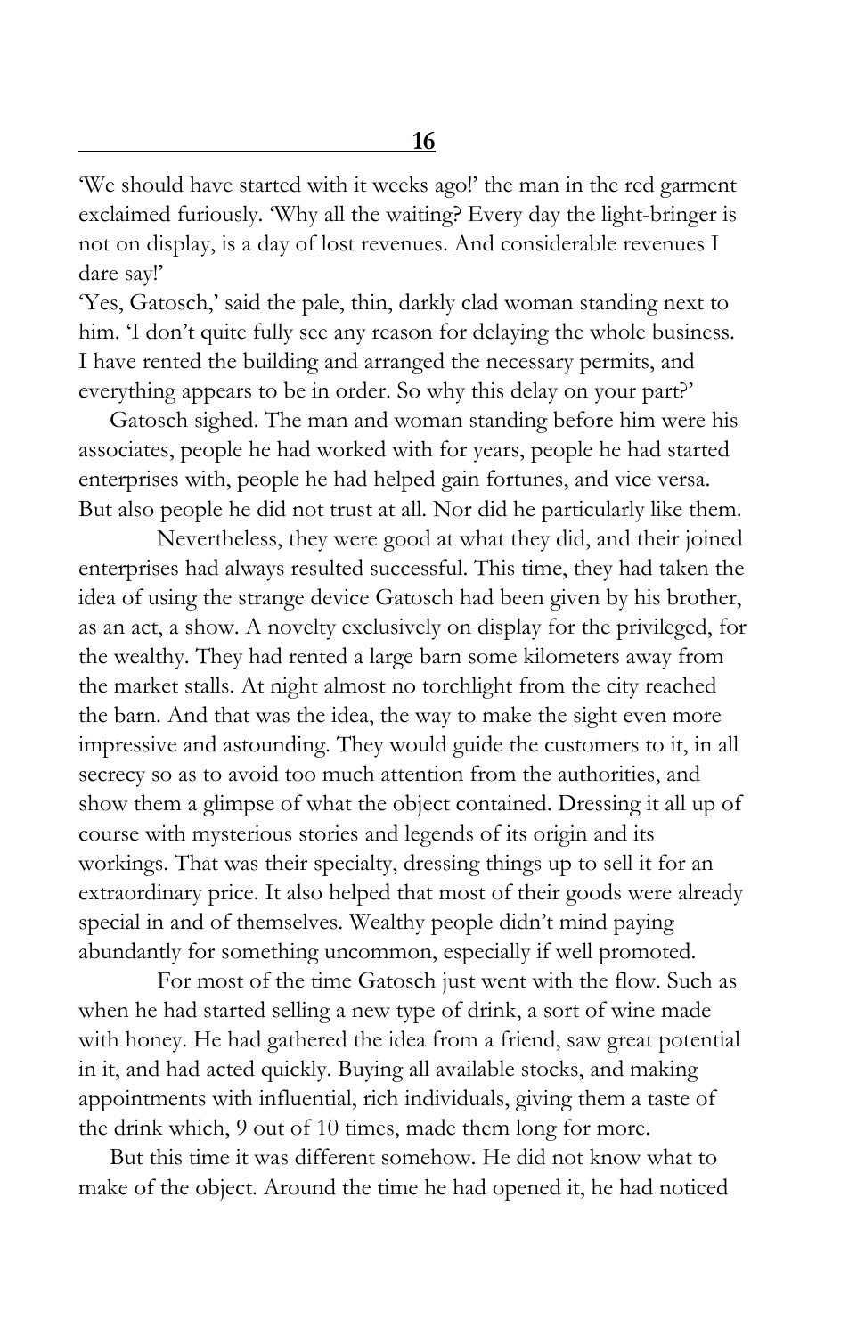## 16

'We should have started with it weeks ago!' the man in the red garment exclaimed furiously. 'Why all the waiting? Every day the light-bringer is not on display, is a day of lost revenues. And considerable revenues I dare say!'

'Yes, Gatosch,' said the pale, thin, darkly clad woman standing next to him. 'I don't quite fully see any reason for delaying the whole business. I have rented the building and arranged the necessary permits, and everything appears to be in order. So why this delay on your part?'

Gatosch sighed. The man and woman standing before him were his associates, people he had worked with for years, people he had started enterprises with, people he had helped gain fortunes, and vice versa. But also people he did not trust at all. Nor did he particularly like them.

Nevertheless, they were good at what they did, and their joined enterprises had always resulted successful. This time, they had taken the idea of using the strange device Gatosch had been given by his brother, as an act, a show. A novelty exclusively on display for the privileged, for the wealthy. They had rented a large barn some kilometers away from the market stalls. At night almost no torchlight from the city reached the barn. And that was the idea, the way to make the sight even more impressive and astounding. They would guide the customers to it, in all secrecy so as to avoid too much attention from the authorities, and show them a glimpse of what the object contained. Dressing it all up of course with mysterious stories and legends of its origin and its workings. That was their specialty, dressing things up to sell it for an extraordinary price. It also helped that most of their goods were already special in and of themselves. Wealthy people didn't mind paying abundantly for something uncommon, especially if well promoted.

For most of the time Gatosch just went with the flow. Such as when he had started selling a new type of drink, a sort of wine made with honey. He had gathered the idea from a friend, saw great potential in it, and had acted quickly. Buying all available stocks, and making appointments with influential, rich individuals, giving them a taste of the drink which, 9 out of 10 times, made them long for more.

But this time it was different somehow. He did not know what to make of the object. Around the time he had opened it, he had noticed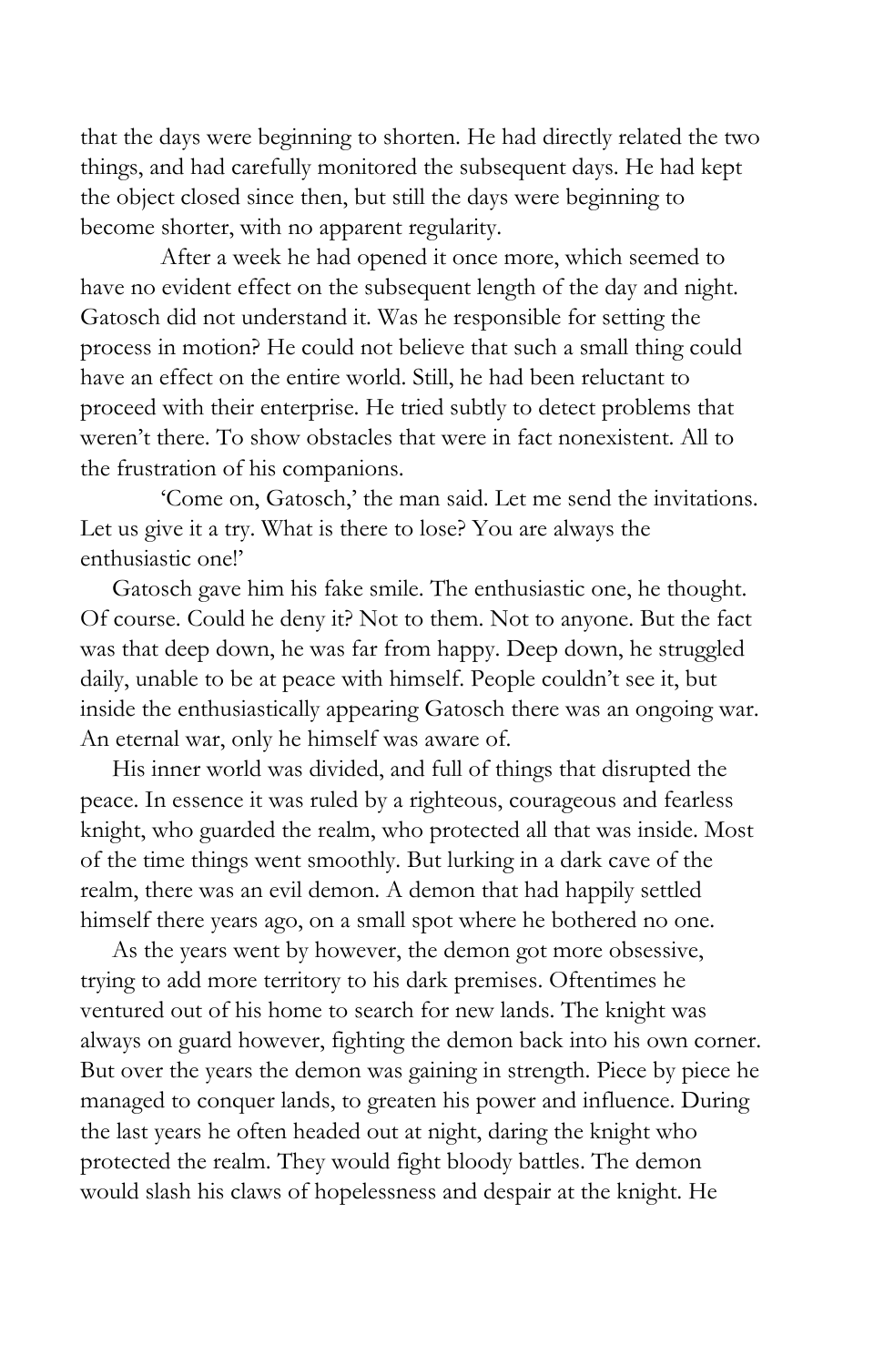that the days were beginning to shorten. He had directly related the two things, and had carefully monitored the subsequent days. He had kept the object closed since then, but still the days were beginning to become shorter, with no apparent regularity.

After a week he had opened it once more, which seemed to have no evident effect on the subsequent length of the day and night. Gatosch did not understand it. Was he responsible for setting the process in motion? He could not believe that such a small thing could have an effect on the entire world. Still, he had been reluctant to proceed with their enterprise. He tried subtly to detect problems that weren't there. To show obstacles that were in fact nonexistent. All to the frustration of his companions.

'Come on, Gatosch,' the man said. Let me send the invitations. Let us give it a try. What is there to lose? You are always the enthusiastic one!'

Gatosch gave him his fake smile. The enthusiastic one, he thought. Of course. Could he deny it? Not to them. Not to anyone. But the fact was that deep down, he was far from happy. Deep down, he struggled daily, unable to be at peace with himself. People couldn't see it, but inside the enthusiastically appearing Gatosch there was an ongoing war. An eternal war, only he himself was aware of.

His inner world was divided, and full of things that disrupted the peace. In essence it was ruled by a righteous, courageous and fearless knight, who guarded the realm, who protected all that was inside. Most of the time things went smoothly. But lurking in a dark cave of the realm, there was an evil demon. A demon that had happily settled himself there years ago, on a small spot where he bothered no one.

As the years went by however, the demon got more obsessive, trying to add more territory to his dark premises. Oftentimes he ventured out of his home to search for new lands. The knight was always on guard however, fighting the demon back into his own corner. But over the years the demon was gaining in strength. Piece by piece he managed to conquer lands, to greaten his power and influence. During the last years he often headed out at night, daring the knight who protected the realm. They would fight bloody battles. The demon would slash his claws of hopelessness and despair at the knight. He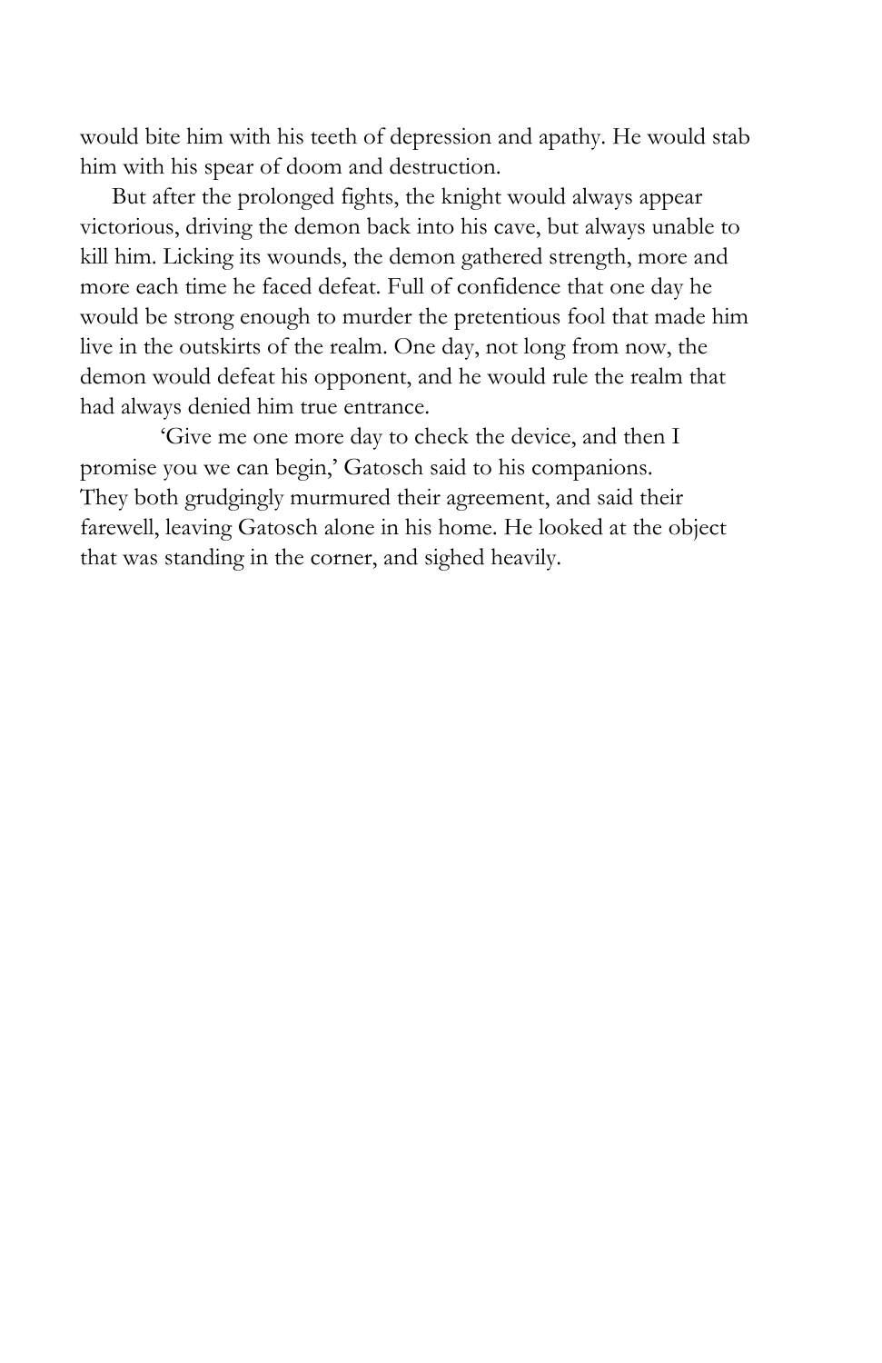would bite him with his teeth of depression and apathy. He would stab him with his spear of doom and destruction.

But after the prolonged fights, the knight would always appear victorious, driving the demon back into his cave, but always unable to kill him. Licking its wounds, the demon gathered strength, more and more each time he faced defeat. Full of confidence that one day he would be strong enough to murder the pretentious fool that made him live in the outskirts of the realm. One day, not long from now, the demon would defeat his opponent, and he would rule the realm that had always denied him true entrance.

'Give me one more day to check the device, and then I promise you we can begin,' Gatosch said to his companions.

They both grudgingly murmured their agreement, and said their farewell, leaving Gatosch alone in his home. He looked at the object that was standing in the corner, and sighed heavily.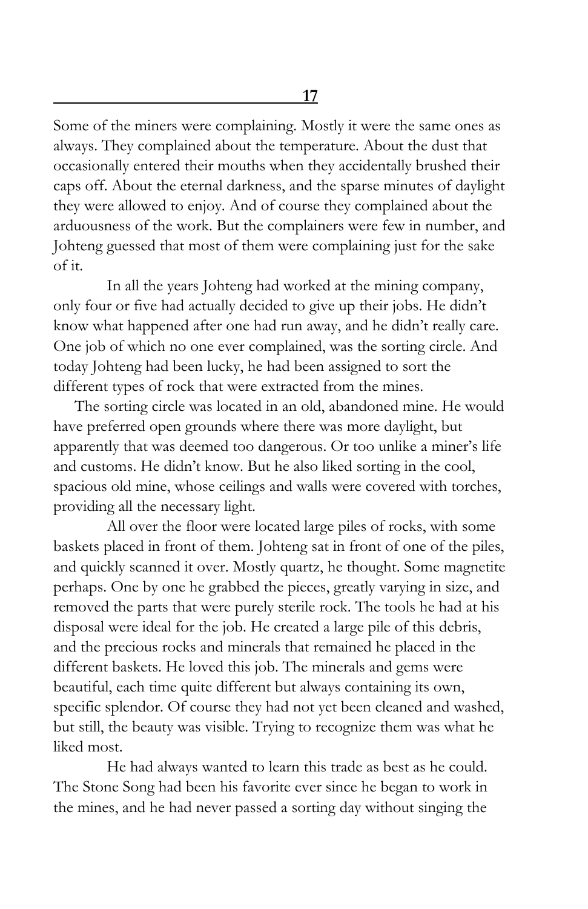## 17

Some of the miners were complaining. Mostly it were the same ones as always. They complained about the temperature. About the dust that occasionally entered their mouths when they accidentally brushed their caps off. About the eternal darkness, and the sparse minutes of daylight they were allowed to enjoy. And of course they complained about the arduousness of the work. But the complainers were few in number, and Johteng guessed that most of them were complaining just for the sake of it.

In all the years Johteng had worked at the mining company, only four or five had actually decided to give up their jobs. He didn't know what happened after one had run away, and he didn't really care. One job of which no one ever complained, was the sorting circle. And today Johteng had been lucky, he had been assigned to sort the different types of rock that were extracted from the mines.

The sorting circle was located in an old, abandoned mine. He would have preferred open grounds where there was more daylight, but apparently that was deemed too dangerous. Or too unlike a miner's life and customs. He didn't know. But he also liked sorting in the cool, spacious old mine, whose ceilings and walls were covered with torches, providing all the necessary light.

All over the floor were located large piles of rocks, with some baskets placed in front of them. Johteng sat in front of one of the piles, and quickly scanned it over. Mostly quartz, he thought. Some magnetite perhaps. One by one he grabbed the pieces, greatly varying in size, and removed the parts that were purely sterile rock. The tools he had at his disposal were ideal for the job. He created a large pile of this debris, and the precious rocks and minerals that remained he placed in the different baskets. He loved this job. The minerals and gems were beautiful, each time quite different but always containing its own, specific splendor. Of course they had not yet been cleaned and washed, but still, the beauty was visible. Trying to recognize them was what he liked most.

He had always wanted to learn this trade as best as he could. The Stone Song had been his favorite ever since he began to work in the mines, and he had never passed a sorting day without singing the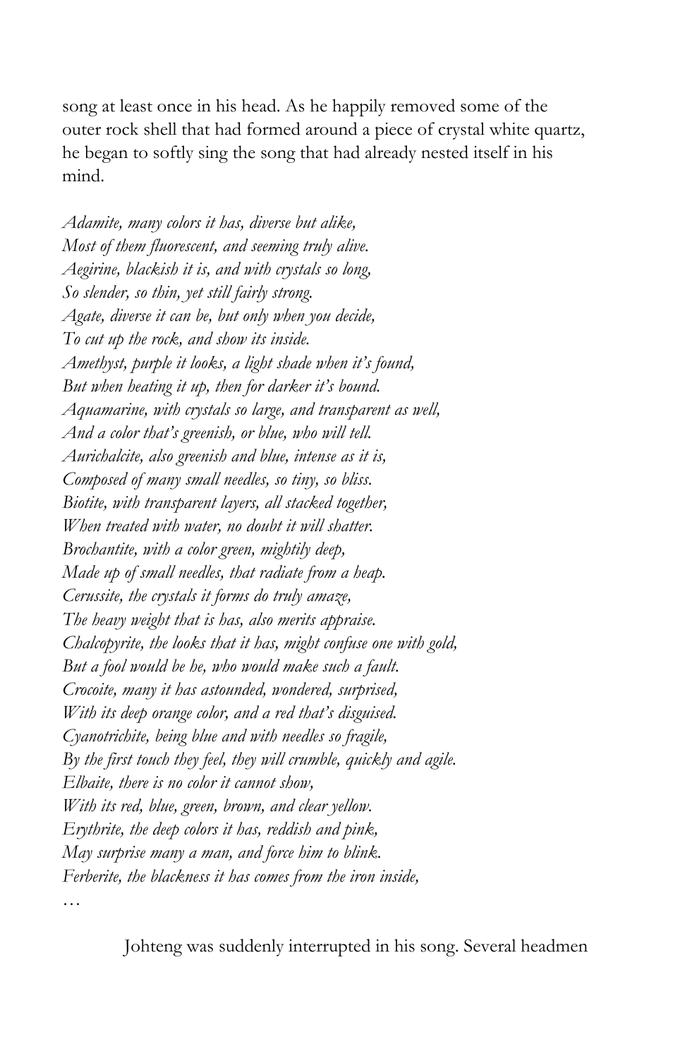song at least once in his head. As he happily removed some of the outer rock shell that had formed around a piece of crystal white quartz, he began to softly sing the song that had already nested itself in his mind.

*Adamite, many colors it has, diverse but alike,*
*Most of them fluorescent, and seeming truly alive.*
*Aegirine, blackish it is, and with crystals so long,*
*So slender, so thin, yet still fairly strong.*
*Agate, diverse it can be, but only when you decide,*
*To cut up the rock, and show its inside.*
*Amethyst, purple it looks, a light shade when it's found,*
*But when heating it up, then for darker it's bound.*
*Aquamarine, with crystals so large, and transparent as well,*
*And a color that's greenish, or blue, who will tell.*
*Aurichalcite, also greenish and blue, intense as it is,*
*Composed of many small needles, so tiny, so bliss.*
*Biotite, with transparent layers, all stacked together,*
*When treated with water, no doubt it will shatter.*
*Brochantite, with a color green, mightily deep,*
*Made up of small needles, that radiate from a heap.*
*Cerussite, the crystals it forms do truly amaze,*
*The heavy weight that is has, also merits appraise.*
*Chalcopyrite, the looks that it has, might confuse one with gold,*
*But a fool would be he, who would make such a fault.*
*Crocoite, many it has astounded, wondered, surprised,*
*With its deep orange color, and a red that's disguised.*
*Cyanotrichite, being blue and with needles so fragile,*
*By the first touch they feel, they will crumble, quickly and agile.*
*Elbaite, there is no color it cannot show,*
*With its red, blue, green, brown, and clear yellow.*
*Erythrite, the deep colors it has, reddish and pink,*
*May surprise many a man, and force him to blink.*
*Ferberite, the blackness it has comes from the iron inside,*
…

Johteng was suddenly interrupted in his song. Several headmen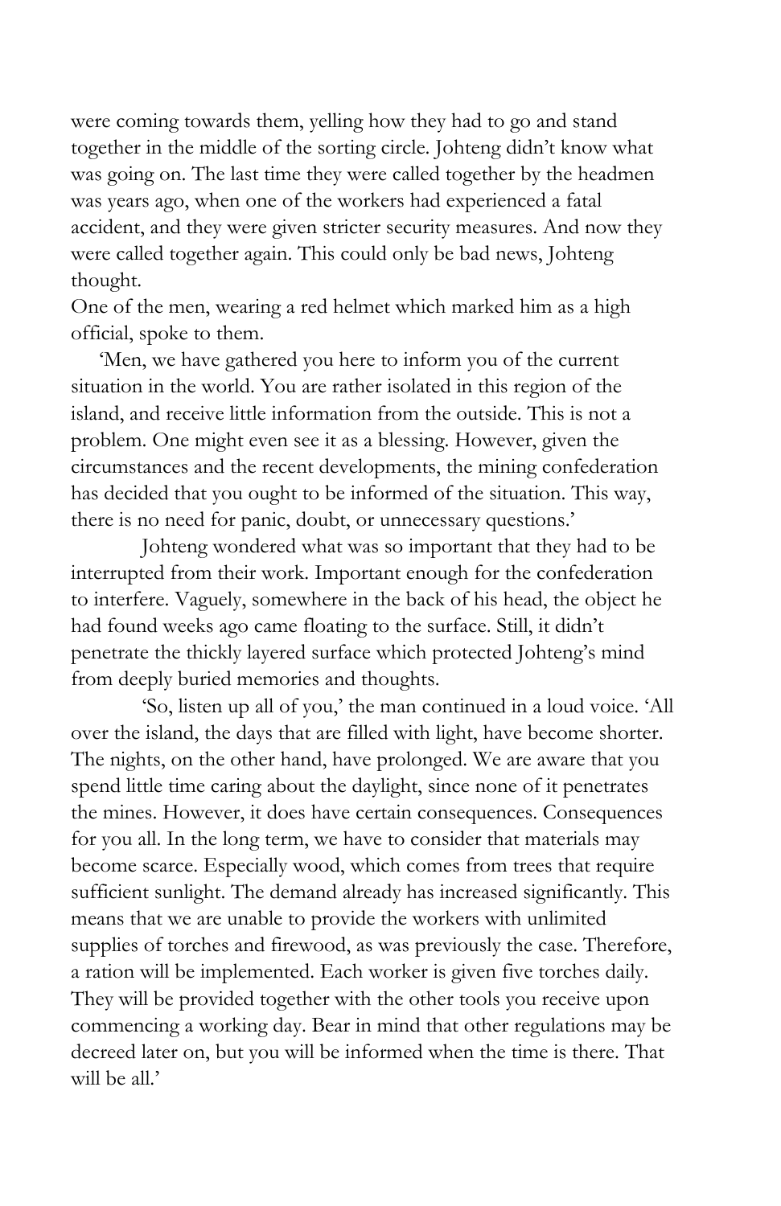were coming towards them, yelling how they had to go and stand together in the middle of the sorting circle. Johteng didn't know what was going on. The last time they were called together by the headmen was years ago, when one of the workers had experienced a fatal accident, and they were given stricter security measures. And now they were called together again. This could only be bad news, Johteng thought.

One of the men, wearing a red helmet which marked him as a high official, spoke to them.

'Men, we have gathered you here to inform you of the current situation in the world. You are rather isolated in this region of the island, and receive little information from the outside. This is not a problem. One might even see it as a blessing. However, given the circumstances and the recent developments, the mining confederation has decided that you ought to be informed of the situation. This way, there is no need for panic, doubt, or unnecessary questions.'

Johteng wondered what was so important that they had to be interrupted from their work. Important enough for the confederation to interfere. Vaguely, somewhere in the back of his head, the object he had found weeks ago came floating to the surface. Still, it didn't penetrate the thickly layered surface which protected Johteng's mind from deeply buried memories and thoughts.

'So, listen up all of you,' the man continued in a loud voice. 'All over the island, the days that are filled with light, have become shorter. The nights, on the other hand, have prolonged. We are aware that you spend little time caring about the daylight, since none of it penetrates the mines. However, it does have certain consequences. Consequences for you all. In the long term, we have to consider that materials may become scarce. Especially wood, which comes from trees that require sufficient sunlight. The demand already has increased significantly. This means that we are unable to provide the workers with unlimited supplies of torches and firewood, as was previously the case. Therefore, a ration will be implemented. Each worker is given five torches daily. They will be provided together with the other tools you receive upon commencing a working day. Bear in mind that other regulations may be decreed later on, but you will be informed when the time is there. That will be all.'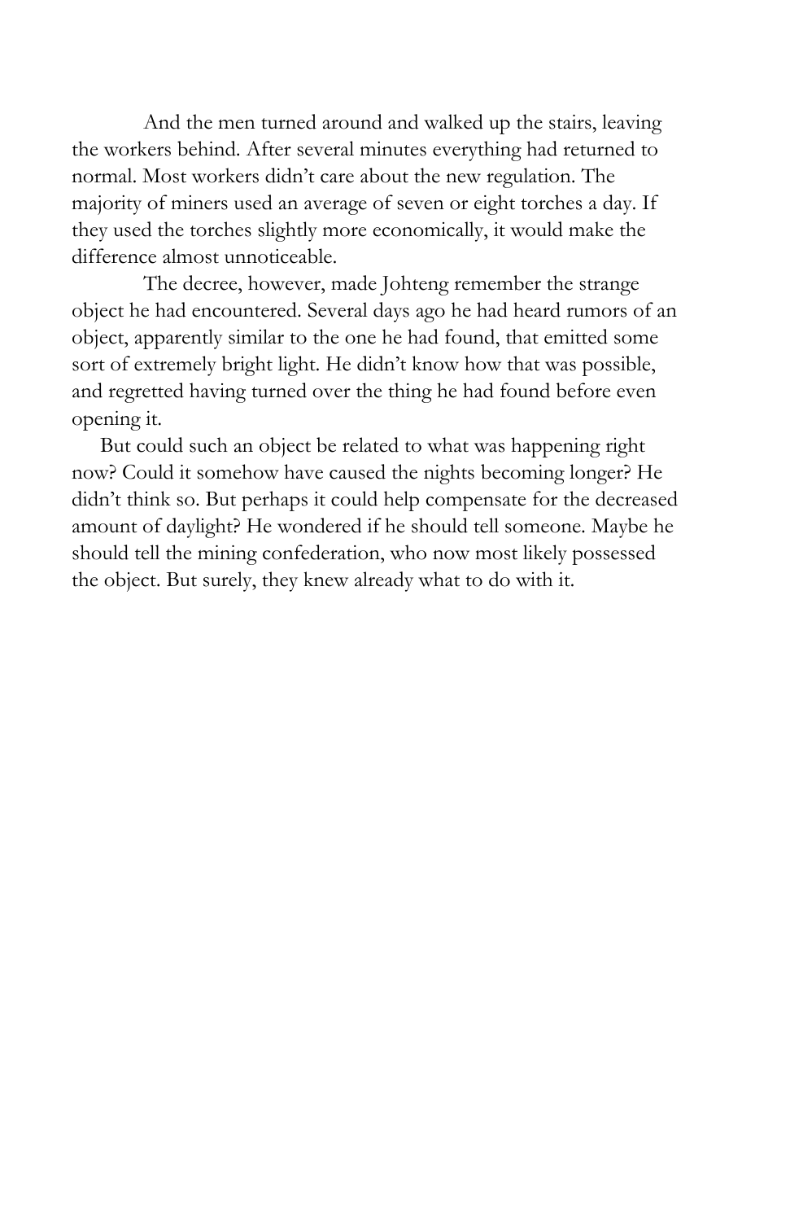And the men turned around and walked up the stairs, leaving the workers behind. After several minutes everything had returned to normal. Most workers didn't care about the new regulation. The majority of miners used an average of seven or eight torches a day. If they used the torches slightly more economically, it would make the difference almost unnoticeable.

The decree, however, made Johteng remember the strange object he had encountered. Several days ago he had heard rumors of an object, apparently similar to the one he had found, that emitted some sort of extremely bright light. He didn't know how that was possible, and regretted having turned over the thing he had found before even opening it.

But could such an object be related to what was happening right now? Could it somehow have caused the nights becoming longer? He didn't think so. But perhaps it could help compensate for the decreased amount of daylight? He wondered if he should tell someone. Maybe he should tell the mining confederation, who now most likely possessed the object. But surely, they knew already what to do with it.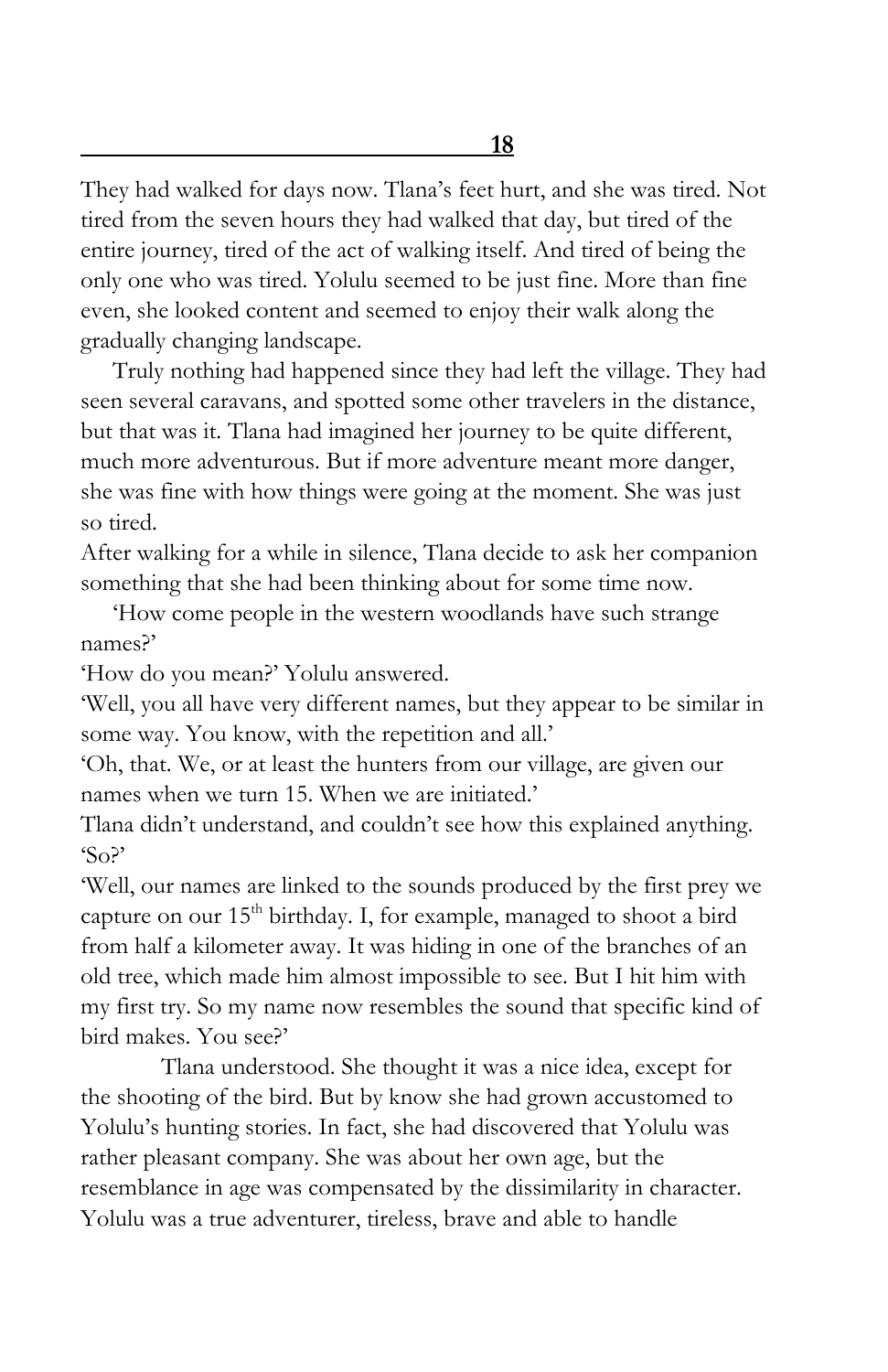## 18

They had walked for days now. Tlana's feet hurt, and she was tired. Not tired from the seven hours they had walked that day, but tired of the entire journey, tired of the act of walking itself. And tired of being the only one who was tired. Yolulu seemed to be just fine. More than fine even, she looked content and seemed to enjoy their walk along the gradually changing landscape.

Truly nothing had happened since they had left the village. They had seen several caravans, and spotted some other travelers in the distance, but that was it. Tlana had imagined her journey to be quite different, much more adventurous. But if more adventure meant more danger, she was fine with how things were going at the moment. She was just so tired.

After walking for a while in silence, Tlana decide to ask her companion something that she had been thinking about for some time now.

'How come people in the western woodlands have such strange names?'

'How do you mean?' Yolulu answered.

'Well, you all have very different names, but they appear to be similar in some way. You know, with the repetition and all.'

'Oh, that. We, or at least the hunters from our village, are given our names when we turn 15. When we are initiated.'

Tlana didn't understand, and couldn't see how this explained anything. 'So?'

'Well, our names are linked to the sounds produced by the first prey we capture on our 15th birthday. I, for example, managed to shoot a bird from half a kilometer away. It was hiding in one of the branches of an old tree, which made him almost impossible to see. But I hit him with my first try. So my name now resembles the sound that specific kind of bird makes. You see?'

Tlana understood. She thought it was a nice idea, except for the shooting of the bird. But by know she had grown accustomed to Yolulu's hunting stories. In fact, she had discovered that Yolulu was rather pleasant company. She was about her own age, but the resemblance in age was compensated by the dissimilarity in character. Yolulu was a true adventurer, tireless, brave and able to handle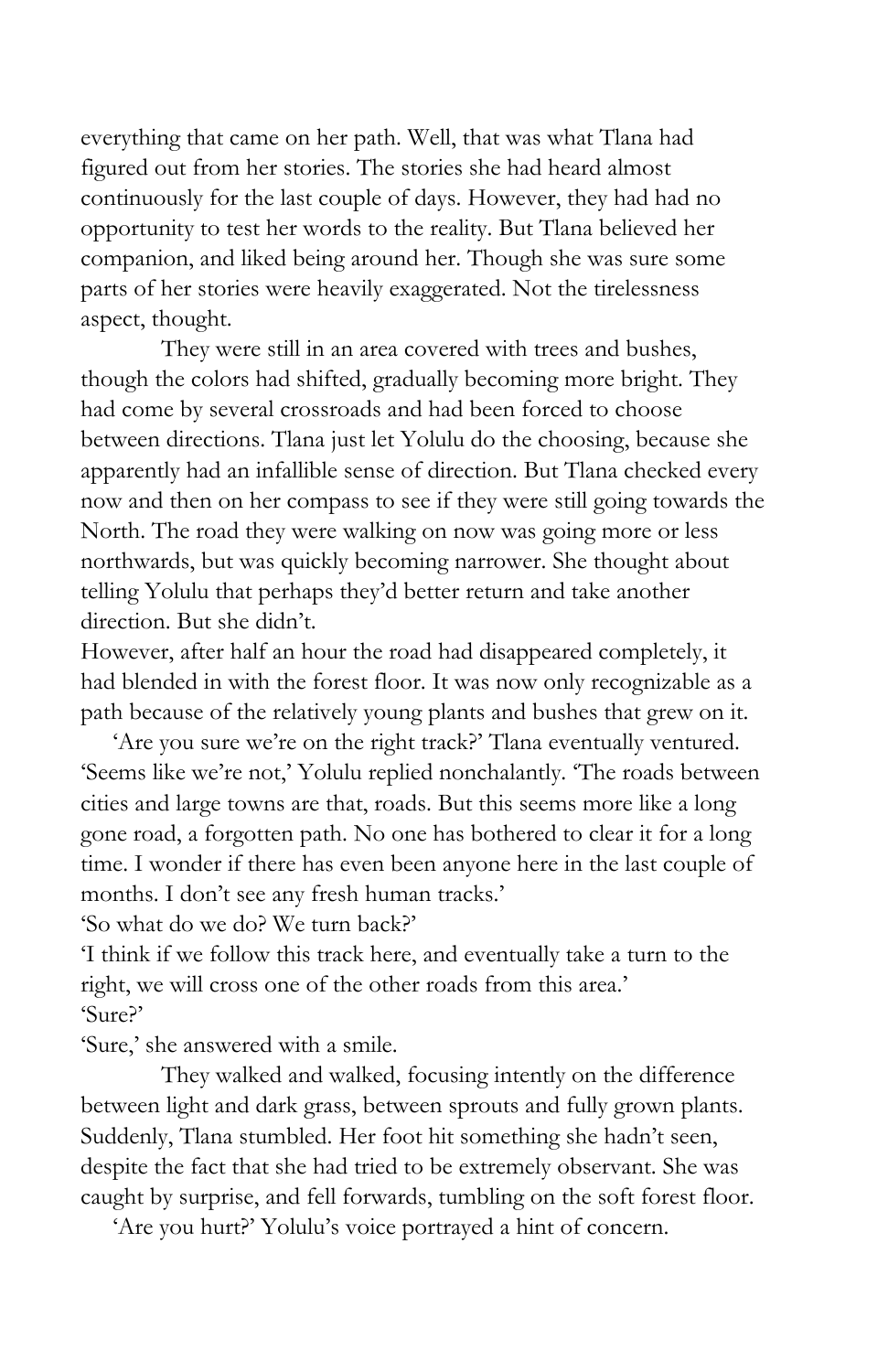everything that came on her path. Well, that was what Tlana had figured out from her stories. The stories she had heard almost continuously for the last couple of days. However, they had had no opportunity to test her words to the reality. But Tlana believed her companion, and liked being around her. Though she was sure some parts of her stories were heavily exaggerated. Not the tirelessness aspect, thought.

They were still in an area covered with trees and bushes, though the colors had shifted, gradually becoming more bright. They had come by several crossroads and had been forced to choose between directions. Tlana just let Yolulu do the choosing, because she apparently had an infallible sense of direction. But Tlana checked every now and then on her compass to see if they were still going towards the North. The road they were walking on now was going more or less northwards, but was quickly becoming narrower. She thought about telling Yolulu that perhaps they'd better return and take another direction. But she didn't.

However, after half an hour the road had disappeared completely, it had blended in with the forest floor. It was now only recognizable as a path because of the relatively young plants and bushes that grew on it.

'Are you sure we're on the right track?' Tlana eventually ventured.

'Seems like we're not,' Yolulu replied nonchalantly. 'The roads between cities and large towns are that, roads. But this seems more like a long gone road, a forgotten path. No one has bothered to clear it for a long time. I wonder if there has even been anyone here in the last couple of months. I don't see any fresh human tracks.'

'So what do we do? We turn back?'

'I think if we follow this track here, and eventually take a turn to the right, we will cross one of the other roads from this area.'

'Sure?'

'Sure,' she answered with a smile.

They walked and walked, focusing intently on the difference between light and dark grass, between sprouts and fully grown plants. Suddenly, Tlana stumbled. Her foot hit something she hadn't seen, despite the fact that she had tried to be extremely observant. She was caught by surprise, and fell forwards, tumbling on the soft forest floor.

'Are you hurt?' Yolulu's voice portrayed a hint of concern.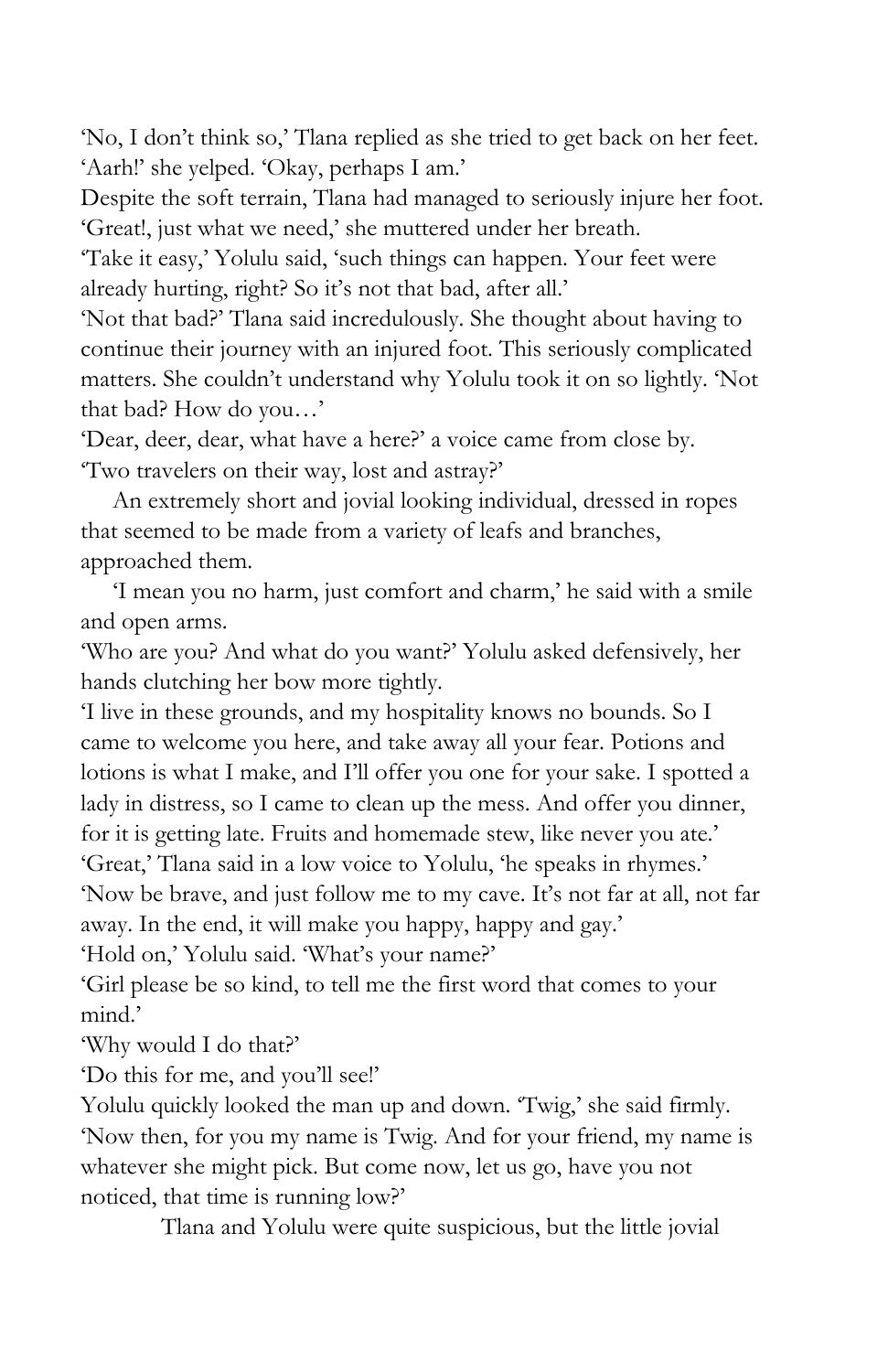'No, I don't think so,' Tlana replied as she tried to get back on her feet. 'Aarh!' she yelped. 'Okay, perhaps I am.'

Despite the soft terrain, Tlana had managed to seriously injure her foot. 'Great!, just what we need,' she muttered under her breath.

'Take it easy,' Yolulu said, 'such things can happen. Your feet were already hurting, right? So it's not that bad, after all.'

'Not that bad?' Tlana said incredulously. She thought about having to continue their journey with an injured foot. This seriously complicated matters. She couldn't understand why Yolulu took it on so lightly. 'Not that bad? How do you…'

'Dear, deer, dear, what have a here?' a voice came from close by. 'Two travelers on their way, lost and astray?'

An extremely short and jovial looking individual, dressed in ropes that seemed to be made from a variety of leafs and branches, approached them.

'I mean you no harm, just comfort and charm,' he said with a smile and open arms.

'Who are you? And what do you want?' Yolulu asked defensively, her hands clutching her bow more tightly.

'I live in these grounds, and my hospitality knows no bounds. So I came to welcome you here, and take away all your fear. Potions and lotions is what I make, and I'll offer you one for your sake. I spotted a lady in distress, so I came to clean up the mess. And offer you dinner, for it is getting late. Fruits and homemade stew, like never you ate.'

'Great,' Tlana said in a low voice to Yolulu, 'he speaks in rhymes.'

'Now be brave, and just follow me to my cave. It's not far at all, not far away. In the end, it will make you happy, happy and gay.'

'Hold on,' Yolulu said. 'What's your name?'

'Girl please be so kind, to tell me the first word that comes to your mind.'

'Why would I do that?'

'Do this for me, and you'll see!'

Yolulu quickly looked the man up and down. 'Twig,' she said firmly.

'Now then, for you my name is Twig. And for your friend, my name is whatever she might pick. But come now, let us go, have you not noticed, that time is running low?'

Tlana and Yolulu were quite suspicious, but the little jovial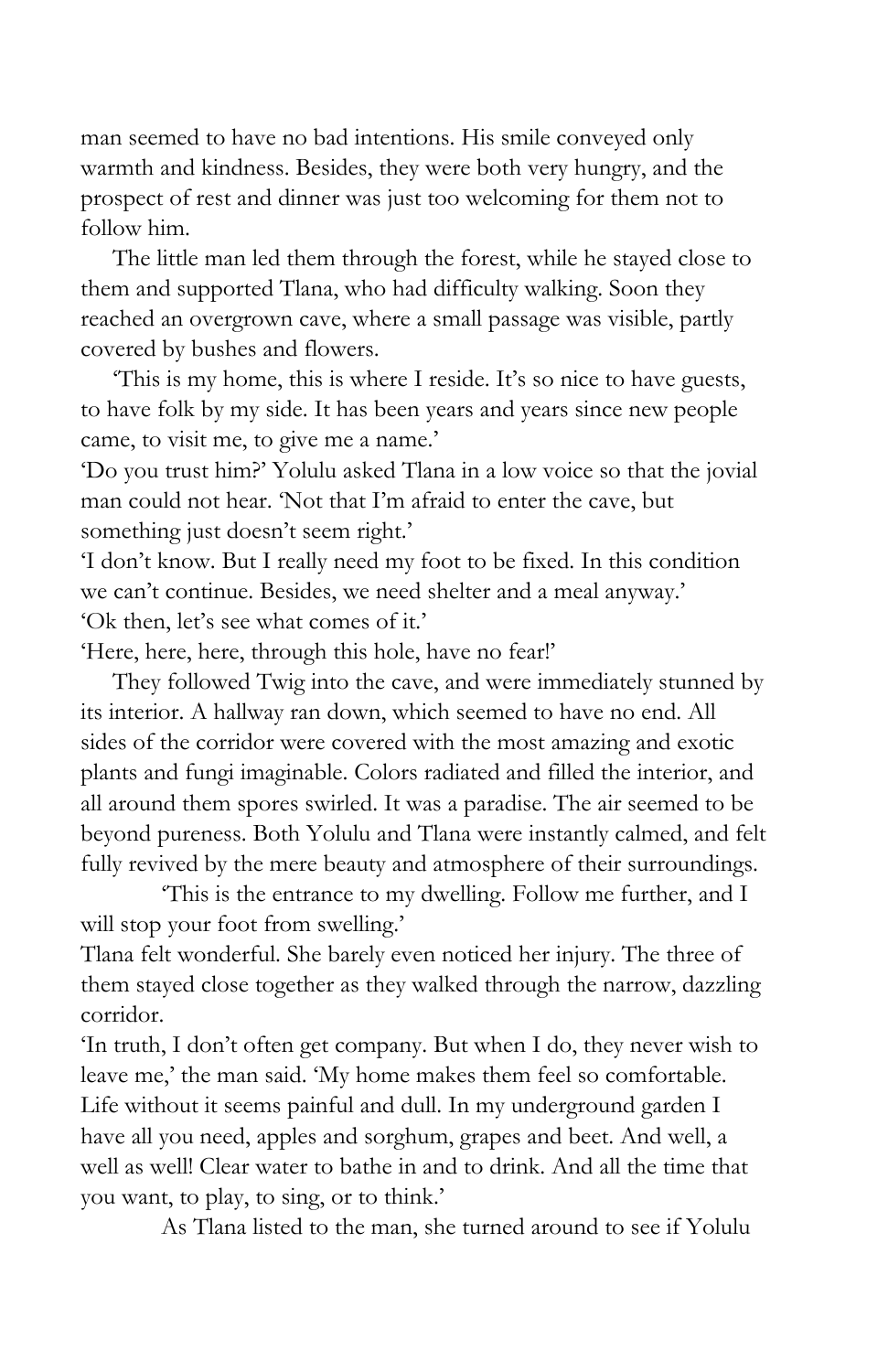man seemed to have no bad intentions. His smile conveyed only warmth and kindness. Besides, they were both very hungry, and the prospect of rest and dinner was just too welcoming for them not to follow him.

The little man led them through the forest, while he stayed close to them and supported Tlana, who had difficulty walking. Soon they reached an overgrown cave, where a small passage was visible, partly covered by bushes and flowers.

'This is my home, this is where I reside. It's so nice to have guests, to have folk by my side. It has been years and years since new people came, to visit me, to give me a name.'

'Do you trust him?' Yolulu asked Tlana in a low voice so that the jovial man could not hear. 'Not that I'm afraid to enter the cave, but something just doesn't seem right.'

'I don't know. But I really need my foot to be fixed. In this condition we can't continue. Besides, we need shelter and a meal anyway.'

'Ok then, let's see what comes of it.'

'Here, here, here, through this hole, have no fear!'

They followed Twig into the cave, and were immediately stunned by its interior. A hallway ran down, which seemed to have no end. All sides of the corridor were covered with the most amazing and exotic plants and fungi imaginable. Colors radiated and filled the interior, and all around them spores swirled. It was a paradise. The air seemed to be beyond pureness. Both Yolulu and Tlana were instantly calmed, and felt fully revived by the mere beauty and atmosphere of their surroundings.

'This is the entrance to my dwelling. Follow me further, and I will stop your foot from swelling.'

Tlana felt wonderful. She barely even noticed her injury. The three of them stayed close together as they walked through the narrow, dazzling corridor.

'In truth, I don't often get company. But when I do, they never wish to leave me,' the man said. 'My home makes them feel so comfortable. Life without it seems painful and dull. In my underground garden I have all you need, apples and sorghum, grapes and beet. And well, a well as well! Clear water to bathe in and to drink. And all the time that you want, to play, to sing, or to think.'

As Tlana listed to the man, she turned around to see if Yolulu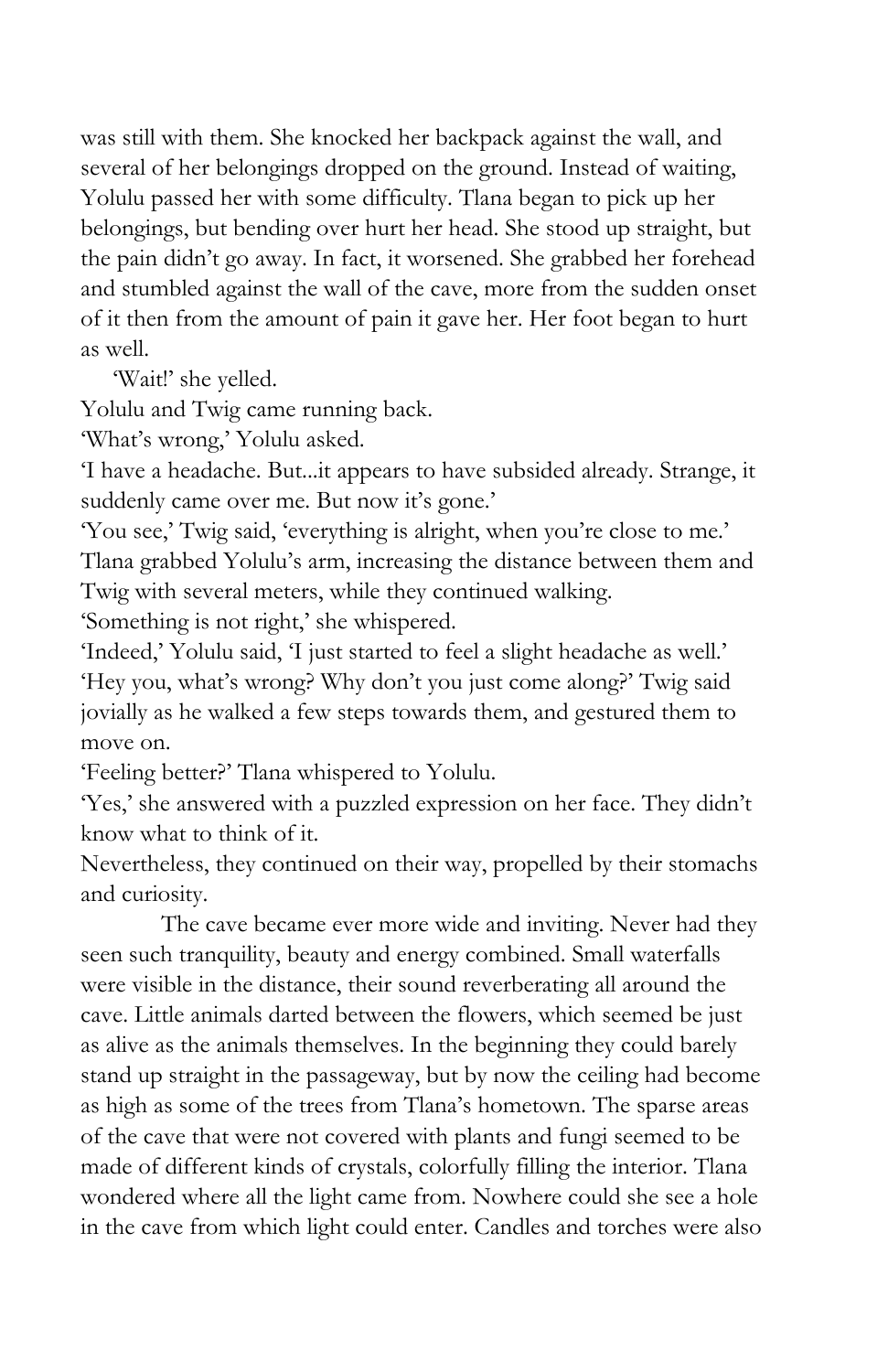was still with them. She knocked her backpack against the wall, and several of her belongings dropped on the ground. Instead of waiting, Yolulu passed her with some difficulty. Tlana began to pick up her belongings, but bending over hurt her head. She stood up straight, but the pain didn't go away. In fact, it worsened. She grabbed her forehead and stumbled against the wall of the cave, more from the sudden onset of it then from the amount of pain it gave her. Her foot began to hurt as well.

'Wait!' she yelled.

Yolulu and Twig came running back.

'What's wrong,' Yolulu asked.

'I have a headache. But...it appears to have subsided already. Strange, it suddenly came over me. But now it's gone.'

'You see,' Twig said, 'everything is alright, when you're close to me.'

Tlana grabbed Yolulu's arm, increasing the distance between them and Twig with several meters, while they continued walking.

'Something is not right,' she whispered.

'Indeed,' Yolulu said, 'I just started to feel a slight headache as well.'

'Hey you, what's wrong? Why don't you just come along?' Twig said jovially as he walked a few steps towards them, and gestured them to move on.

'Feeling better?' Tlana whispered to Yolulu.

'Yes,' she answered with a puzzled expression on her face. They didn't know what to think of it.

Nevertheless, they continued on their way, propelled by their stomachs and curiosity.

The cave became ever more wide and inviting. Never had they seen such tranquility, beauty and energy combined. Small waterfalls were visible in the distance, their sound reverberating all around the cave. Little animals darted between the flowers, which seemed be just as alive as the animals themselves. In the beginning they could barely stand up straight in the passageway, but by now the ceiling had become as high as some of the trees from Tlana's hometown. The sparse areas of the cave that were not covered with plants and fungi seemed to be made of different kinds of crystals, colorfully filling the interior. Tlana wondered where all the light came from. Nowhere could she see a hole in the cave from which light could enter. Candles and torches were also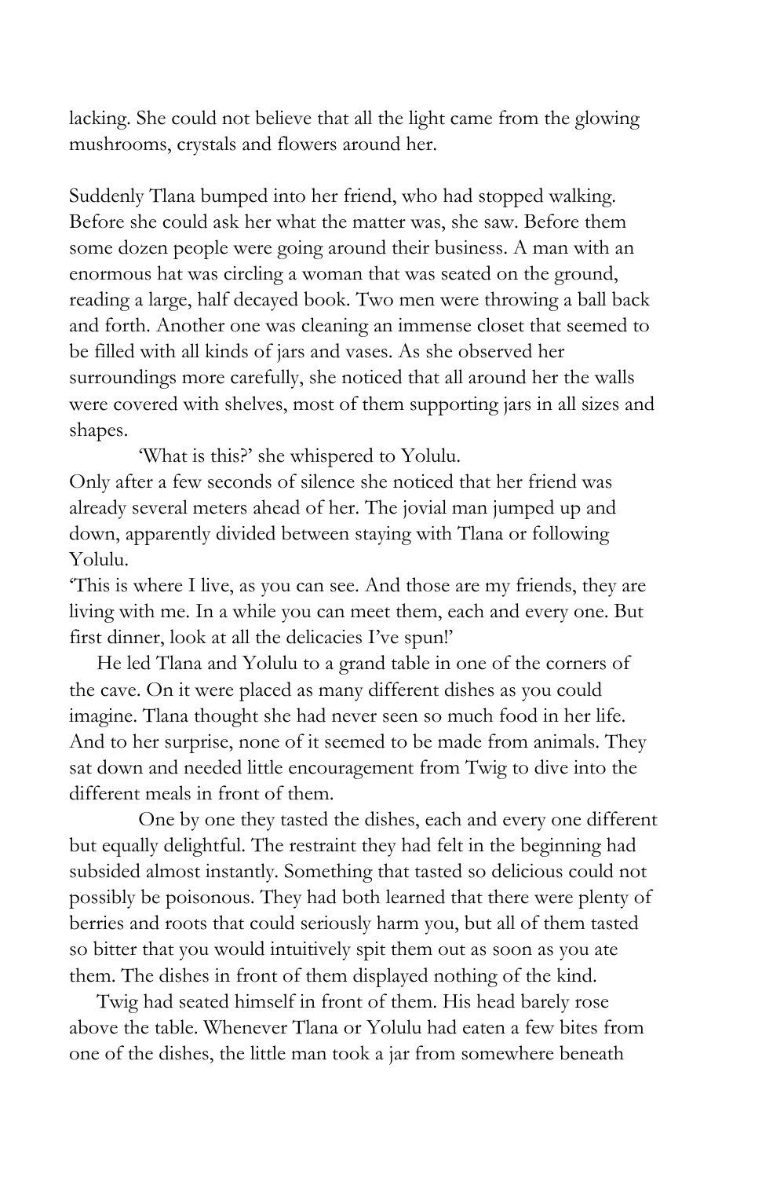lacking. She could not believe that all the light came from the glowing mushrooms, crystals and flowers around her.

Suddenly Tlana bumped into her friend, who had stopped walking. Before she could ask her what the matter was, she saw. Before them some dozen people were going around their business. A man with an enormous hat was circling a woman that was seated on the ground, reading a large, half decayed book. Two men were throwing a ball back and forth. Another one was cleaning an immense closet that seemed to be filled with all kinds of jars and vases. As she observed her surroundings more carefully, she noticed that all around her the walls were covered with shelves, most of them supporting jars in all sizes and shapes.

'What is this?' she whispered to Yolulu.

Only after a few seconds of silence she noticed that her friend was already several meters ahead of her. The jovial man jumped up and down, apparently divided between staying with Tlana or following Yolulu.

'This is where I live, as you can see. And those are my friends, they are living with me. In a while you can meet them, each and every one. But first dinner, look at all the delicacies I've spun!'

He led Tlana and Yolulu to a grand table in one of the corners of the cave. On it were placed as many different dishes as you could imagine. Tlana thought she had never seen so much food in her life. And to her surprise, none of it seemed to be made from animals. They sat down and needed little encouragement from Twig to dive into the different meals in front of them.

One by one they tasted the dishes, each and every one different but equally delightful. The restraint they had felt in the beginning had subsided almost instantly. Something that tasted so delicious could not possibly be poisonous. They had both learned that there were plenty of berries and roots that could seriously harm you, but all of them tasted so bitter that you would intuitively spit them out as soon as you ate them. The dishes in front of them displayed nothing of the kind.

Twig had seated himself in front of them. His head barely rose above the table. Whenever Tlana or Yolulu had eaten a few bites from one of the dishes, the little man took a jar from somewhere beneath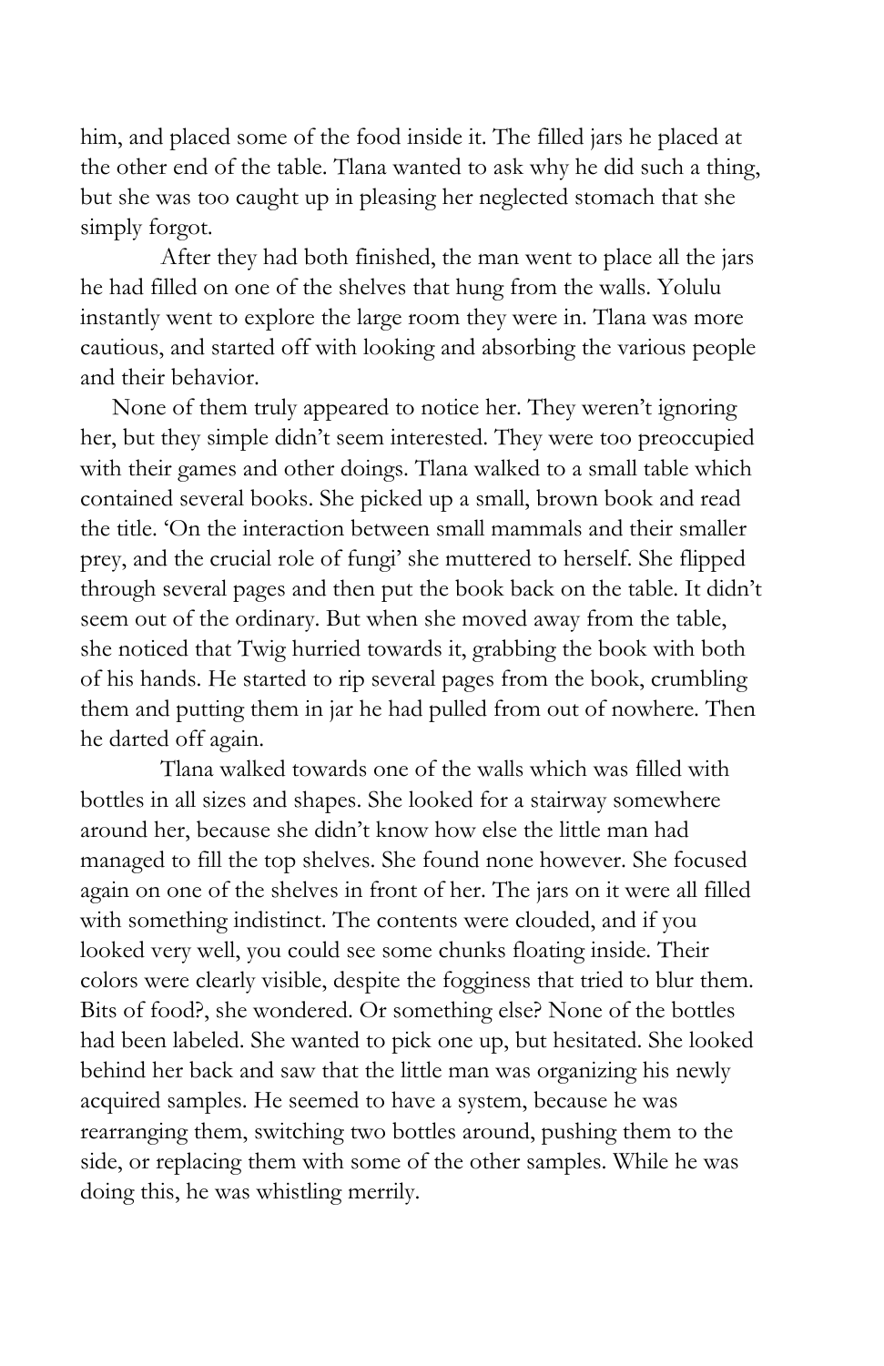him, and placed some of the food inside it. The filled jars he placed at the other end of the table. Tlana wanted to ask why he did such a thing, but she was too caught up in pleasing her neglected stomach that she simply forgot.

After they had both finished, the man went to place all the jars he had filled on one of the shelves that hung from the walls. Yolulu instantly went to explore the large room they were in. Tlana was more cautious, and started off with looking and absorbing the various people and their behavior.

None of them truly appeared to notice her. They weren't ignoring her, but they simple didn't seem interested. They were too preoccupied with their games and other doings. Tlana walked to a small table which contained several books. She picked up a small, brown book and read the title. 'On the interaction between small mammals and their smaller prey, and the crucial role of fungi' she muttered to herself. She flipped through several pages and then put the book back on the table. It didn't seem out of the ordinary. But when she moved away from the table, she noticed that Twig hurried towards it, grabbing the book with both of his hands. He started to rip several pages from the book, crumbling them and putting them in jar he had pulled from out of nowhere. Then he darted off again.

Tlana walked towards one of the walls which was filled with bottles in all sizes and shapes. She looked for a stairway somewhere around her, because she didn't know how else the little man had managed to fill the top shelves. She found none however. She focused again on one of the shelves in front of her. The jars on it were all filled with something indistinct. The contents were clouded, and if you looked very well, you could see some chunks floating inside. Their colors were clearly visible, despite the fogginess that tried to blur them. Bits of food?, she wondered. Or something else? None of the bottles had been labeled. She wanted to pick one up, but hesitated. She looked behind her back and saw that the little man was organizing his newly acquired samples. He seemed to have a system, because he was rearranging them, switching two bottles around, pushing them to the side, or replacing them with some of the other samples. While he was doing this, he was whistling merrily.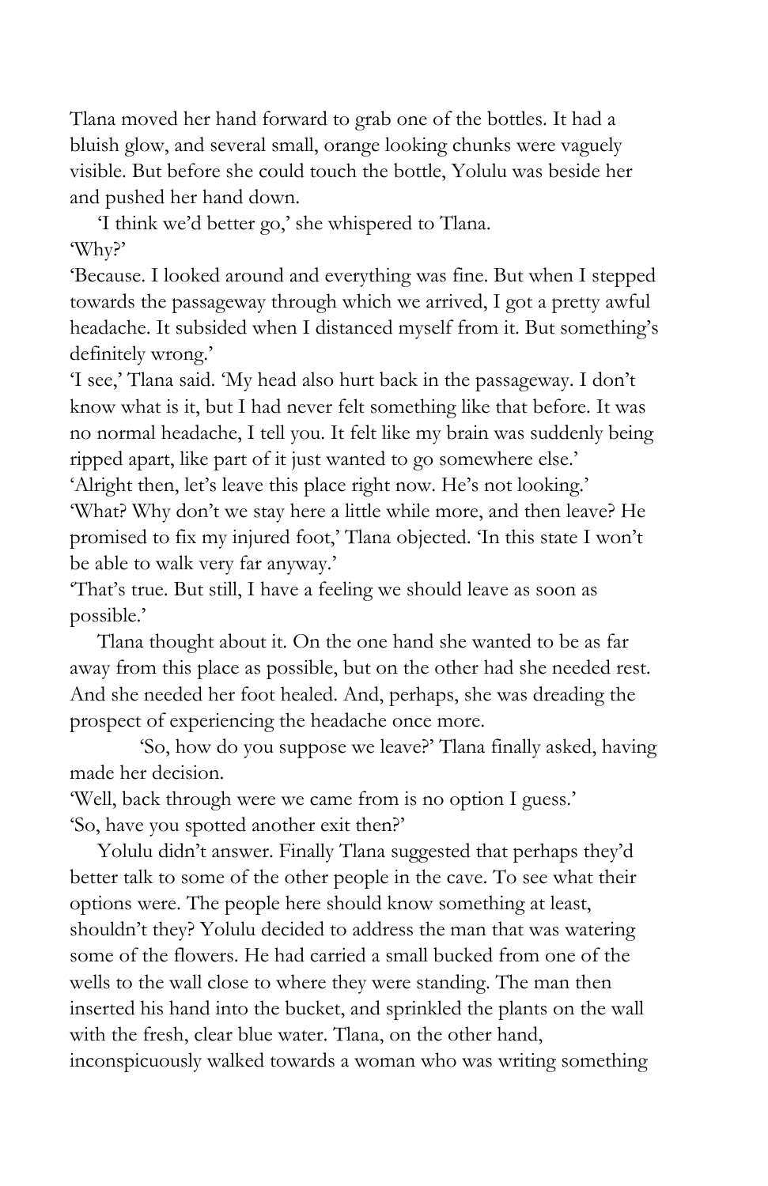Tlana moved her hand forward to grab one of the bottles. It had a bluish glow, and several small, orange looking chunks were vaguely visible. But before she could touch the bottle, Yolulu was beside her and pushed her hand down.

'I think we'd better go,' she whispered to Tlana.

'Why?'

'Because. I looked around and everything was fine. But when I stepped towards the passageway through which we arrived, I got a pretty awful headache. It subsided when I distanced myself from it. But something's definitely wrong.'

'I see,' Tlana said. 'My head also hurt back in the passageway. I don't know what is it, but I had never felt something like that before. It was no normal headache, I tell you. It felt like my brain was suddenly being ripped apart, like part of it just wanted to go somewhere else.'

'Alright then, let's leave this place right now. He's not looking.'

'What? Why don't we stay here a little while more, and then leave? He promised to fix my injured foot,' Tlana objected. 'In this state I won't be able to walk very far anyway.'

'That's true. But still, I have a feeling we should leave as soon as possible.'

Tlana thought about it. On the one hand she wanted to be as far away from this place as possible, but on the other had she needed rest. And she needed her foot healed. And, perhaps, she was dreading the prospect of experiencing the headache once more.

'So, how do you suppose we leave?' Tlana finally asked, having made her decision.

'Well, back through were we came from is no option I guess.'

'So, have you spotted another exit then?'

Yolulu didn't answer. Finally Tlana suggested that perhaps they'd better talk to some of the other people in the cave. To see what their options were. The people here should know something at least, shouldn't they? Yolulu decided to address the man that was watering some of the flowers. He had carried a small bucked from one of the wells to the wall close to where they were standing. The man then inserted his hand into the bucket, and sprinkled the plants on the wall with the fresh, clear blue water. Tlana, on the other hand, inconspicuously walked towards a woman who was writing something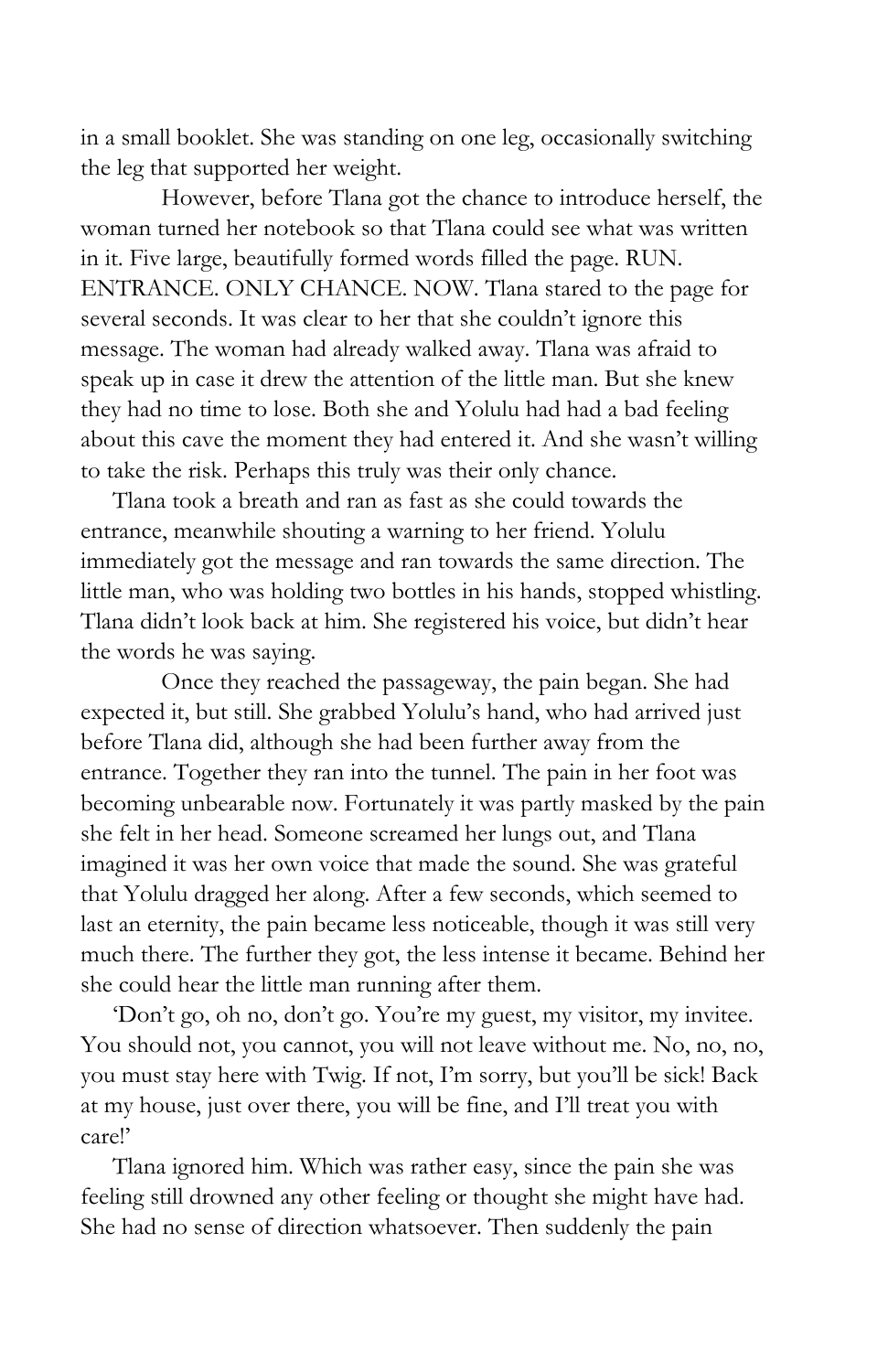in a small booklet. She was standing on one leg, occasionally switching the leg that supported her weight.

However, before Tlana got the chance to introduce herself, the woman turned her notebook so that Tlana could see what was written in it. Five large, beautifully formed words filled the page. RUN. ENTRANCE. ONLY CHANCE. NOW. Tlana stared to the page for several seconds. It was clear to her that she couldn't ignore this message. The woman had already walked away. Tlana was afraid to speak up in case it drew the attention of the little man. But she knew they had no time to lose. Both she and Yolulu had had a bad feeling about this cave the moment they had entered it. And she wasn't willing to take the risk. Perhaps this truly was their only chance.

Tlana took a breath and ran as fast as she could towards the entrance, meanwhile shouting a warning to her friend. Yolulu immediately got the message and ran towards the same direction. The little man, who was holding two bottles in his hands, stopped whistling. Tlana didn't look back at him. She registered his voice, but didn't hear the words he was saying.

Once they reached the passageway, the pain began. She had expected it, but still. She grabbed Yolulu's hand, who had arrived just before Tlana did, although she had been further away from the entrance. Together they ran into the tunnel. The pain in her foot was becoming unbearable now. Fortunately it was partly masked by the pain she felt in her head. Someone screamed her lungs out, and Tlana imagined it was her own voice that made the sound. She was grateful that Yolulu dragged her along. After a few seconds, which seemed to last an eternity, the pain became less noticeable, though it was still very much there. The further they got, the less intense it became. Behind her she could hear the little man running after them.

'Don't go, oh no, don't go. You're my guest, my visitor, my invitee. You should not, you cannot, you will not leave without me. No, no, no, you must stay here with Twig. If not, I'm sorry, but you'll be sick! Back at my house, just over there, you will be fine, and I'll treat you with care!'

Tlana ignored him. Which was rather easy, since the pain she was feeling still drowned any other feeling or thought she might have had. She had no sense of direction whatsoever. Then suddenly the pain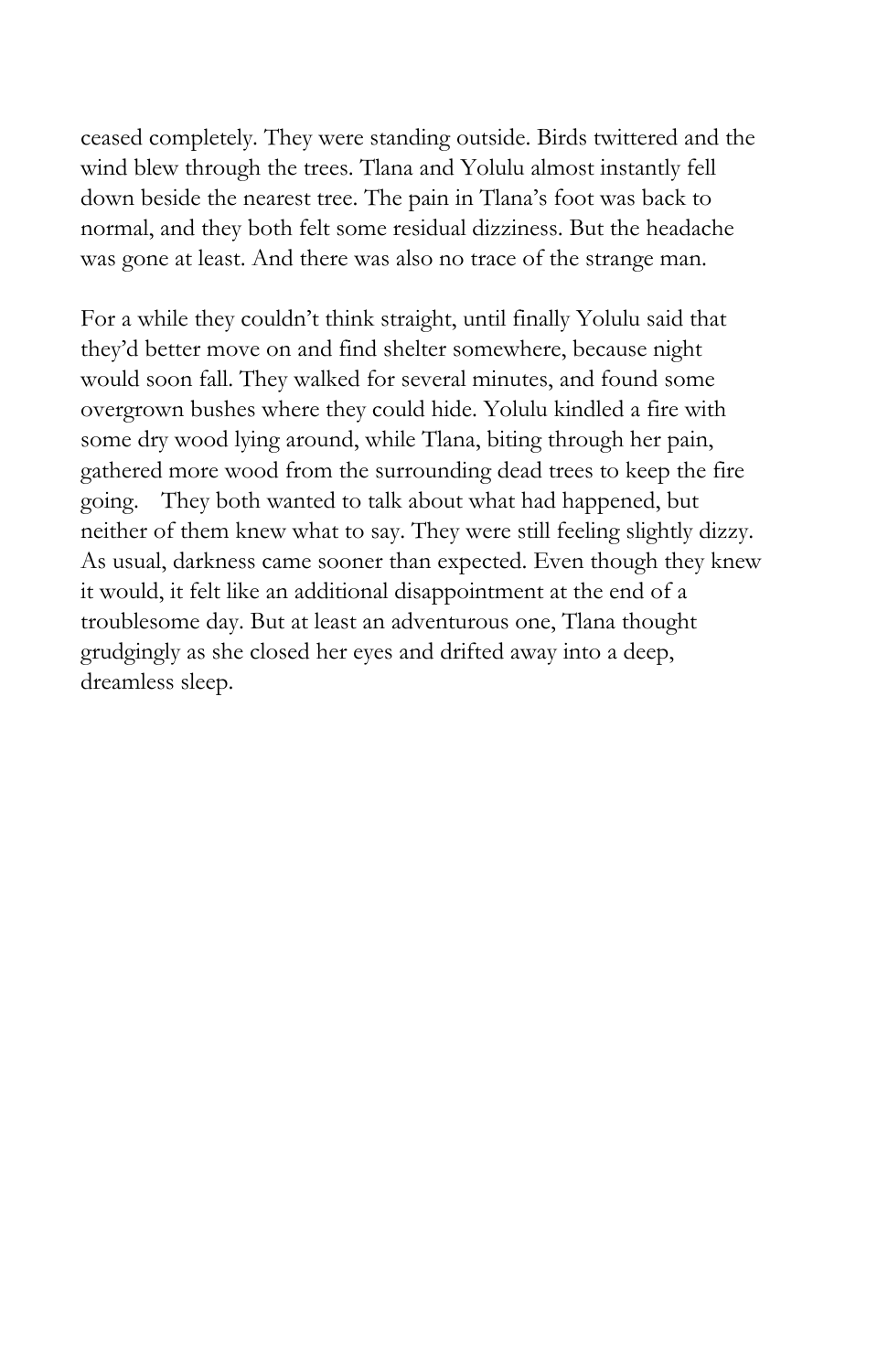ceased completely. They were standing outside. Birds twittered and the wind blew through the trees. Tlana and Yolulu almost instantly fell down beside the nearest tree. The pain in Tlana's foot was back to normal, and they both felt some residual dizziness. But the headache was gone at least. And there was also no trace of the strange man.

For a while they couldn't think straight, until finally Yolulu said that they'd better move on and find shelter somewhere, because night would soon fall. They walked for several minutes, and found some overgrown bushes where they could hide. Yolulu kindled a fire with some dry wood lying around, while Tlana, biting through her pain, gathered more wood from the surrounding dead trees to keep the fire going.   They both wanted to talk about what had happened, but neither of them knew what to say. They were still feeling slightly dizzy. As usual, darkness came sooner than expected. Even though they knew it would, it felt like an additional disappointment at the end of a troublesome day. But at least an adventurous one, Tlana thought grudgingly as she closed her eyes and drifted away into a deep, dreamless sleep.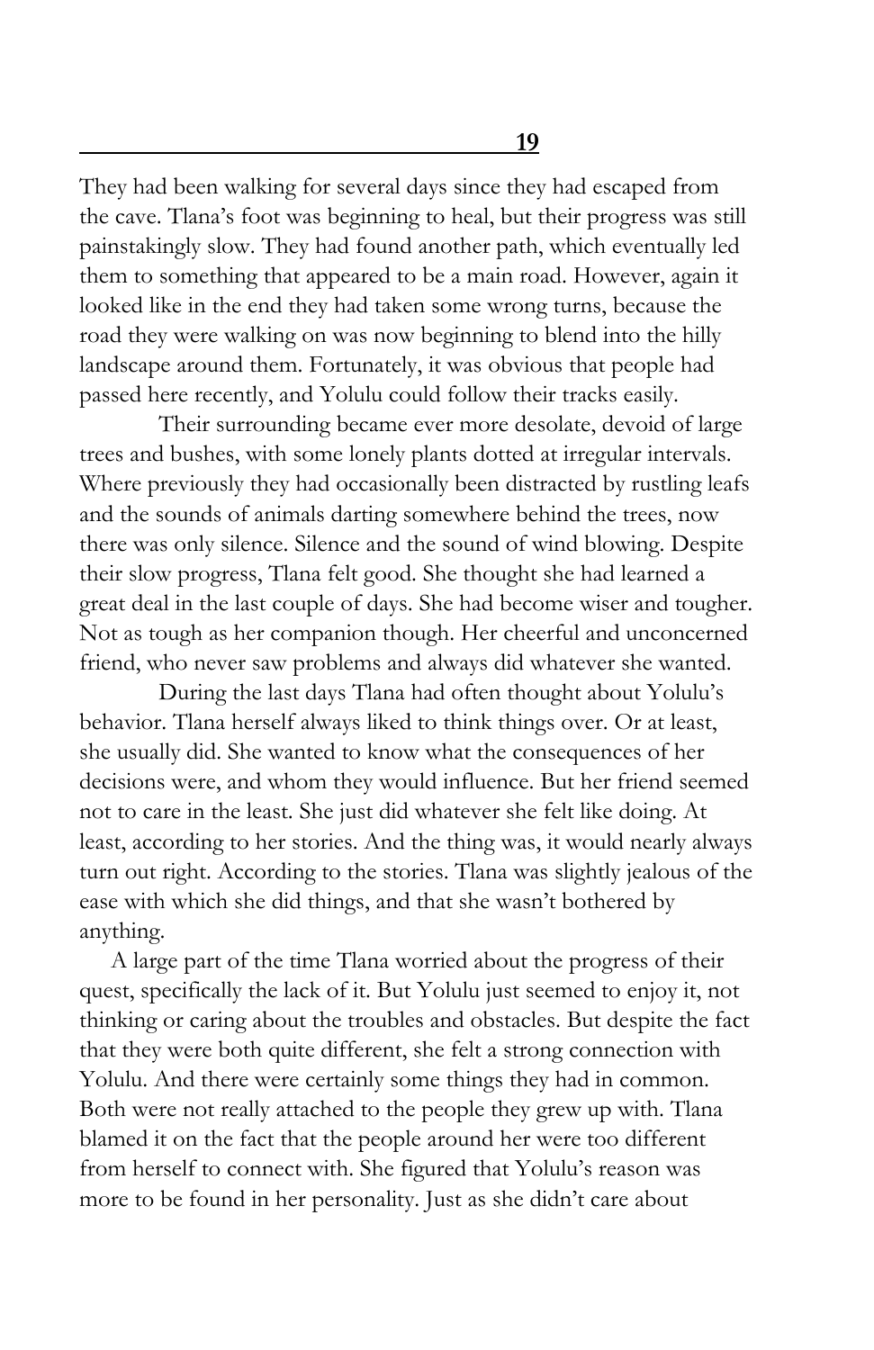## 19

They had been walking for several days since they had escaped from the cave. Tlana's foot was beginning to heal, but their progress was still painstakingly slow. They had found another path, which eventually led them to something that appeared to be a main road. However, again it looked like in the end they had taken some wrong turns, because the road they were walking on was now beginning to blend into the hilly landscape around them. Fortunately, it was obvious that people had passed here recently, and Yolulu could follow their tracks easily.

Their surrounding became ever more desolate, devoid of large trees and bushes, with some lonely plants dotted at irregular intervals. Where previously they had occasionally been distracted by rustling leafs and the sounds of animals darting somewhere behind the trees, now there was only silence. Silence and the sound of wind blowing. Despite their slow progress, Tlana felt good. She thought she had learned a great deal in the last couple of days. She had become wiser and tougher. Not as tough as her companion though. Her cheerful and unconcerned friend, who never saw problems and always did whatever she wanted.

During the last days Tlana had often thought about Yolulu's behavior. Tlana herself always liked to think things over. Or at least, she usually did. She wanted to know what the consequences of her decisions were, and whom they would influence. But her friend seemed not to care in the least. She just did whatever she felt like doing. At least, according to her stories. And the thing was, it would nearly always turn out right. According to the stories. Tlana was slightly jealous of the ease with which she did things, and that she wasn't bothered by anything.

A large part of the time Tlana worried about the progress of their quest, specifically the lack of it. But Yolulu just seemed to enjoy it, not thinking or caring about the troubles and obstacles. But despite the fact that they were both quite different, she felt a strong connection with Yolulu. And there were certainly some things they had in common. Both were not really attached to the people they grew up with. Tlana blamed it on the fact that the people around her were too different from herself to connect with. She figured that Yolulu's reason was more to be found in her personality. Just as she didn't care about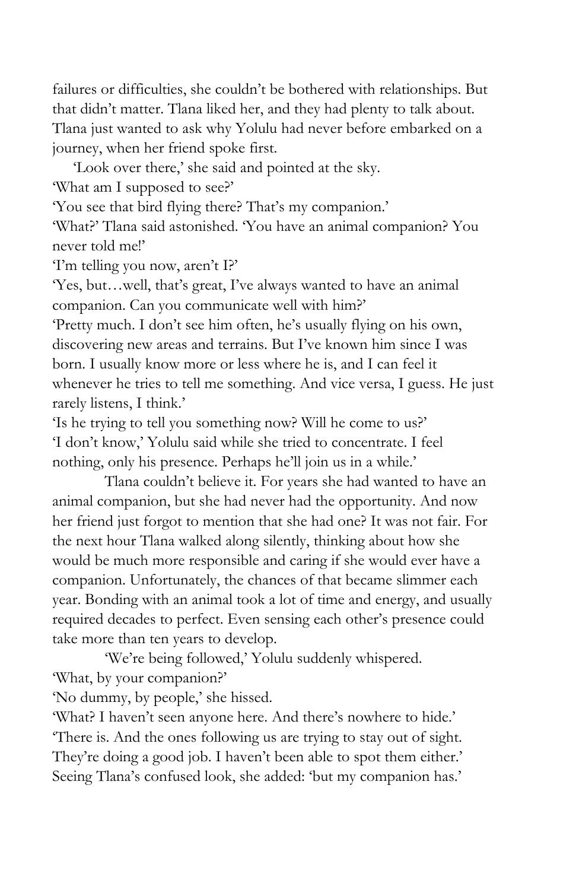failures or difficulties, she couldn't be bothered with relationships. But that didn't matter. Tlana liked her, and they had plenty to talk about. Tlana just wanted to ask why Yolulu had never before embarked on a journey, when her friend spoke first.

'Look over there,' she said and pointed at the sky.

'What am I supposed to see?'

'You see that bird flying there? That's my companion.'

'What?' Tlana said astonished. 'You have an animal companion? You never told me!'

'I'm telling you now, aren't I?'

'Yes, but…well, that's great, I've always wanted to have an animal companion. Can you communicate well with him?'

'Pretty much. I don't see him often, he's usually flying on his own, discovering new areas and terrains. But I've known him since I was born. I usually know more or less where he is, and I can feel it whenever he tries to tell me something. And vice versa, I guess. He just rarely listens, I think.'

'Is he trying to tell you something now? Will he come to us?'

'I don't know,' Yolulu said while she tried to concentrate. I feel nothing, only his presence. Perhaps he'll join us in a while.'

Tlana couldn't believe it. For years she had wanted to have an animal companion, but she had never had the opportunity. And now her friend just forgot to mention that she had one? It was not fair. For the next hour Tlana walked along silently, thinking about how she would be much more responsible and caring if she would ever have a companion. Unfortunately, the chances of that became slimmer each year. Bonding with an animal took a lot of time and energy, and usually required decades to perfect. Even sensing each other's presence could take more than ten years to develop.

'We're being followed,' Yolulu suddenly whispered.

'What, by your companion?'

'No dummy, by people,' she hissed.

'What? I haven't seen anyone here. And there's nowhere to hide.'

'There is. And the ones following us are trying to stay out of sight. They're doing a good job. I haven't been able to spot them either.' Seeing Tlana's confused look, she added: 'but my companion has.'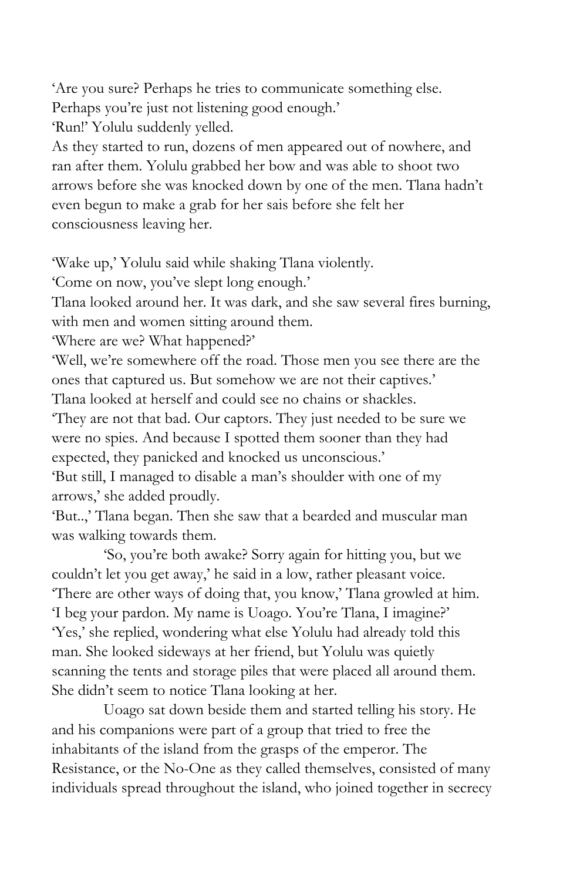'Are you sure? Perhaps he tries to communicate something else. Perhaps you're just not listening good enough.'

'Run!' Yolulu suddenly yelled.

As they started to run, dozens of men appeared out of nowhere, and ran after them. Yolulu grabbed her bow and was able to shoot two arrows before she was knocked down by one of the men. Tlana hadn't even begun to make a grab for her sais before she felt her consciousness leaving her.

'Wake up,' Yolulu said while shaking Tlana violently.

'Come on now, you've slept long enough.'

Tlana looked around her. It was dark, and she saw several fires burning, with men and women sitting around them.

'Where are we? What happened?'

'Well, we're somewhere off the road. Those men you see there are the ones that captured us. But somehow we are not their captives.'

Tlana looked at herself and could see no chains or shackles.

'They are not that bad. Our captors. They just needed to be sure we were no spies. And because I spotted them sooner than they had expected, they panicked and knocked us unconscious.'

'But still, I managed to disable a man's shoulder with one of my arrows,' she added proudly.

'But..,' Tlana began. Then she saw that a bearded and muscular man was walking towards them.

'So, you're both awake? Sorry again for hitting you, but we couldn't let you get away,' he said in a low, rather pleasant voice.

'There are other ways of doing that, you know,' Tlana growled at him.

'I beg your pardon. My name is Uoago. You're Tlana, I imagine?'

'Yes,' she replied, wondering what else Yolulu had already told this man. She looked sideways at her friend, but Yolulu was quietly scanning the tents and storage piles that were placed all around them. She didn't seem to notice Tlana looking at her.

Uoago sat down beside them and started telling his story. He and his companions were part of a group that tried to free the inhabitants of the island from the grasps of the emperor. The Resistance, or the No-One as they called themselves, consisted of many individuals spread throughout the island, who joined together in secrecy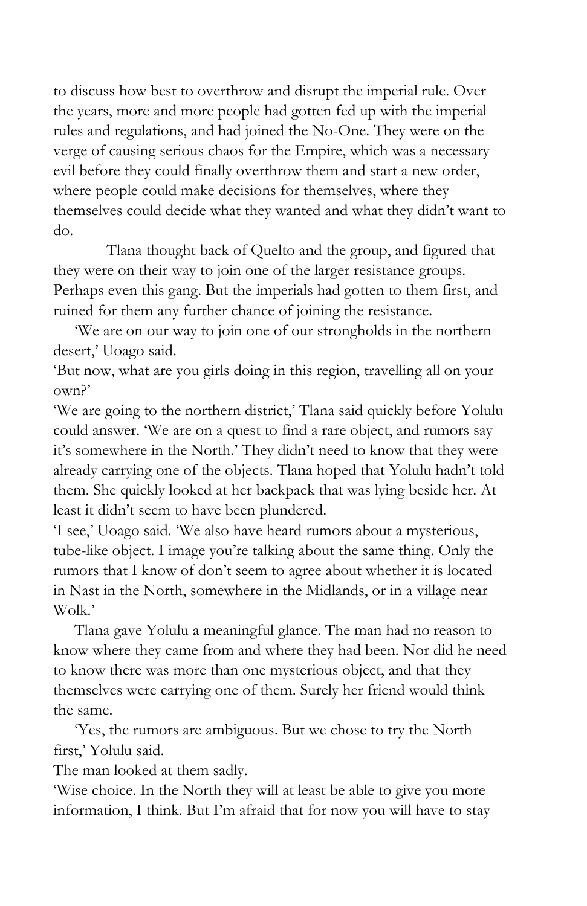to discuss how best to overthrow and disrupt the imperial rule. Over the years, more and more people had gotten fed up with the imperial rules and regulations, and had joined the No-One. They were on the verge of causing serious chaos for the Empire, which was a necessary evil before they could finally overthrow them and start a new order, where people could make decisions for themselves, where they themselves could decide what they wanted and what they didn't want to do.

Tlana thought back of Quelto and the group, and figured that they were on their way to join one of the larger resistance groups. Perhaps even this gang. But the imperials had gotten to them first, and ruined for them any further chance of joining the resistance.

'We are on our way to join one of our strongholds in the northern desert,' Uoago said.

'But now, what are you girls doing in this region, travelling all on your own?'

'We are going to the northern district,' Tlana said quickly before Yolulu could answer. 'We are on a quest to find a rare object, and rumors say it's somewhere in the North.' They didn't need to know that they were already carrying one of the objects. Tlana hoped that Yolulu hadn't told them. She quickly looked at her backpack that was lying beside her. At least it didn't seem to have been plundered.

'I see,' Uoago said. 'We also have heard rumors about a mysterious, tube-like object. I image you're talking about the same thing. Only the rumors that I know of don't seem to agree about whether it is located in Nast in the North, somewhere in the Midlands, or in a village near Wolk.'

Tlana gave Yolulu a meaningful glance. The man had no reason to know where they came from and where they had been. Nor did he need to know there was more than one mysterious object, and that they themselves were carrying one of them. Surely her friend would think the same.

'Yes, the rumors are ambiguous. But we chose to try the North first,' Yolulu said.

The man looked at them sadly.

'Wise choice. In the North they will at least be able to give you more information, I think. But I'm afraid that for now you will have to stay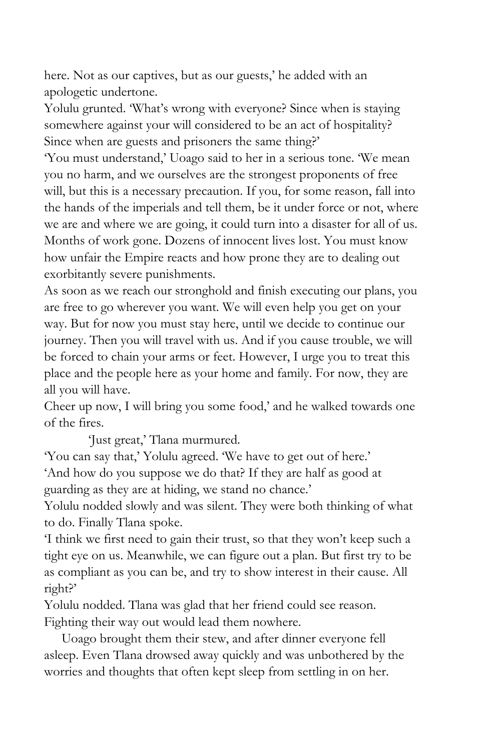here. Not as our captives, but as our guests,' he added with an apologetic undertone.

Yolulu grunted. 'What's wrong with everyone? Since when is staying somewhere against your will considered to be an act of hospitality? Since when are guests and prisoners the same thing?'

'You must understand,' Uoago said to her in a serious tone. 'We mean you no harm, and we ourselves are the strongest proponents of free will, but this is a necessary precaution. If you, for some reason, fall into the hands of the imperials and tell them, be it under force or not, where we are and where we are going, it could turn into a disaster for all of us. Months of work gone. Dozens of innocent lives lost. You must know how unfair the Empire reacts and how prone they are to dealing out exorbitantly severe punishments.

As soon as we reach our stronghold and finish executing our plans, you are free to go wherever you want. We will even help you get on your way. But for now you must stay here, until we decide to continue our journey. Then you will travel with us. And if you cause trouble, we will be forced to chain your arms or feet. However, I urge you to treat this place and the people here as your home and family. For now, they are all you will have.

Cheer up now, I will bring you some food,' and he walked towards one of the fires.

'Just great,' Tlana murmured.

'You can say that,' Yolulu agreed. 'We have to get out of here.'

'And how do you suppose we do that? If they are half as good at guarding as they are at hiding, we stand no chance.'

Yolulu nodded slowly and was silent. They were both thinking of what to do. Finally Tlana spoke.

'I think we first need to gain their trust, so that they won't keep such a tight eye on us. Meanwhile, we can figure out a plan. But first try to be as compliant as you can be, and try to show interest in their cause. All right?'

Yolulu nodded. Tlana was glad that her friend could see reason. Fighting their way out would lead them nowhere.

Uoago brought them their stew, and after dinner everyone fell asleep. Even Tlana drowsed away quickly and was unbothered by the worries and thoughts that often kept sleep from settling in on her.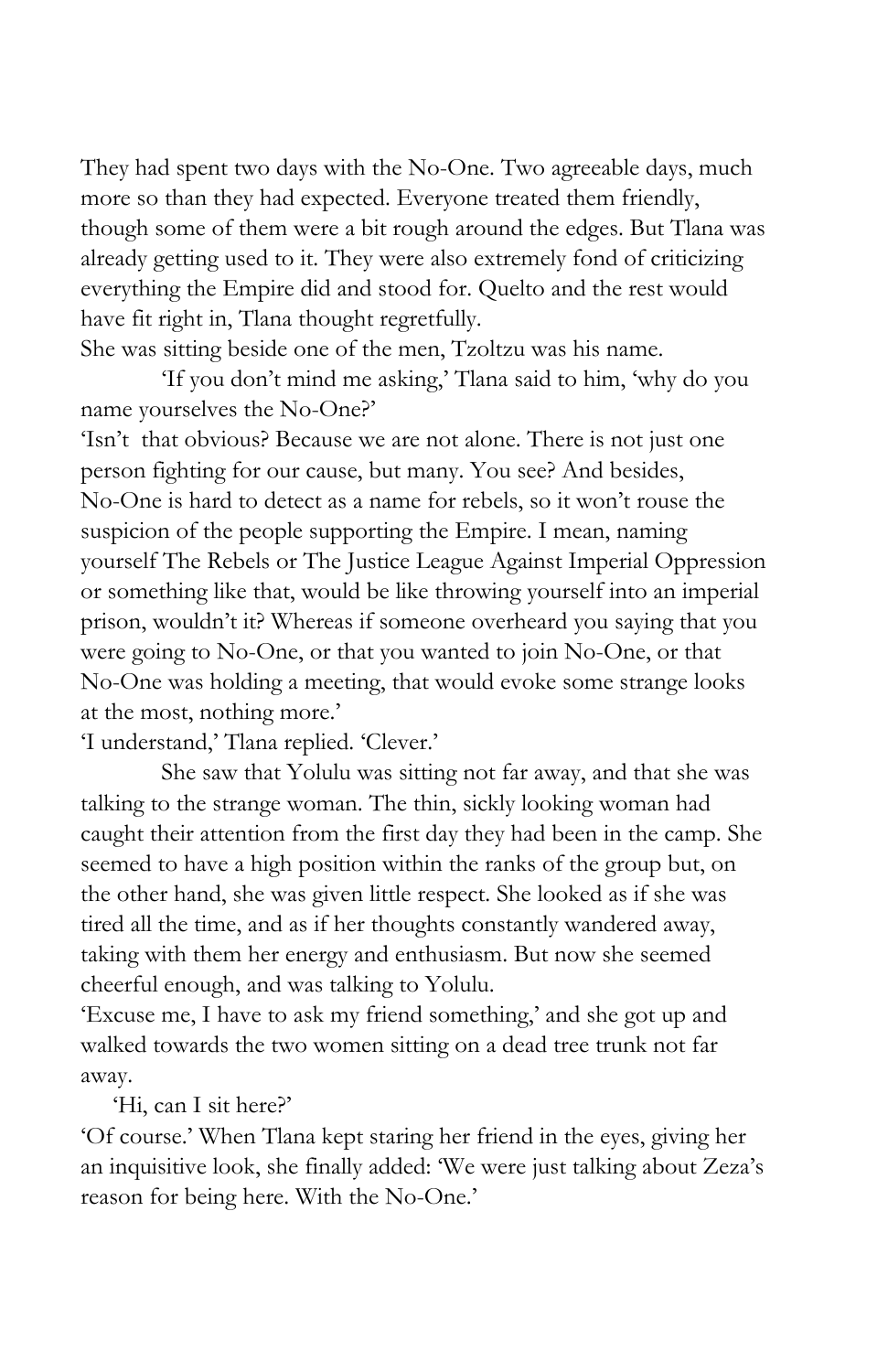They had spent two days with the No-One. Two agreeable days, much more so than they had expected. Everyone treated them friendly, though some of them were a bit rough around the edges. But Tlana was already getting used to it. They were also extremely fond of criticizing everything the Empire did and stood for. Quelto and the rest would have fit right in, Tlana thought regretfully.

She was sitting beside one of the men, Tzoltzu was his name.

'If you don't mind me asking,' Tlana said to him, 'why do you name yourselves the No-One?'

'Isn't that obvious? Because we are not alone. There is not just one person fighting for our cause, but many. You see? And besides, No-One is hard to detect as a name for rebels, so it won't rouse the suspicion of the people supporting the Empire. I mean, naming yourself The Rebels or The Justice League Against Imperial Oppression or something like that, would be like throwing yourself into an imperial prison, wouldn't it? Whereas if someone overheard you saying that you were going to No-One, or that you wanted to join No-One, or that No-One was holding a meeting, that would evoke some strange looks at the most, nothing more.'

'I understand,' Tlana replied. 'Clever.'

She saw that Yolulu was sitting not far away, and that she was talking to the strange woman. The thin, sickly looking woman had caught their attention from the first day they had been in the camp. She seemed to have a high position within the ranks of the group but, on the other hand, she was given little respect. She looked as if she was tired all the time, and as if her thoughts constantly wandered away, taking with them her energy and enthusiasm. But now she seemed cheerful enough, and was talking to Yolulu.

'Excuse me, I have to ask my friend something,' and she got up and walked towards the two women sitting on a dead tree trunk not far away.

'Hi, can I sit here?'

'Of course.' When Tlana kept staring her friend in the eyes, giving her an inquisitive look, she finally added: 'We were just talking about Zeza's reason for being here. With the No-One.'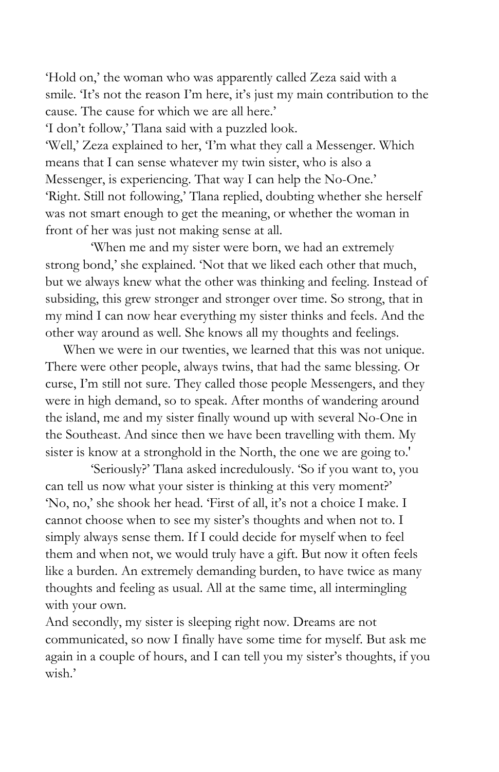'Hold on,' the woman who was apparently called Zeza said with a smile. 'It's not the reason I'm here, it's just my main contribution to the cause. The cause for which we are all here.'

'I don't follow,' Tlana said with a puzzled look.

'Well,' Zeza explained to her, 'I'm what they call a Messenger. Which means that I can sense whatever my twin sister, who is also a Messenger, is experiencing. That way I can help the No-One.'

'Right. Still not following,' Tlana replied, doubting whether she herself was not smart enough to get the meaning, or whether the woman in front of her was just not making sense at all.

'When me and my sister were born, we had an extremely strong bond,' she explained. 'Not that we liked each other that much, but we always knew what the other was thinking and feeling. Instead of subsiding, this grew stronger and stronger over time. So strong, that in my mind I can now hear everything my sister thinks and feels. And the other way around as well. She knows all my thoughts and feelings.

When we were in our twenties, we learned that this was not unique. There were other people, always twins, that had the same blessing. Or curse, I'm still not sure. They called those people Messengers, and they were in high demand, so to speak. After months of wandering around the island, me and my sister finally wound up with several No-One in the Southeast. And since then we have been travelling with them. My sister is know at a stronghold in the North, the one we are going to.'

'Seriously?' Tlana asked incredulously. 'So if you want to, you can tell us now what your sister is thinking at this very moment?'

'No, no,' she shook her head. 'First of all, it's not a choice I make. I cannot choose when to see my sister's thoughts and when not to. I simply always sense them. If I could decide for myself when to feel them and when not, we would truly have a gift. But now it often feels like a burden. An extremely demanding burden, to have twice as many thoughts and feeling as usual. All at the same time, all intermingling with your own.

And secondly, my sister is sleeping right now. Dreams are not communicated, so now I finally have some time for myself. But ask me again in a couple of hours, and I can tell you my sister's thoughts, if you wish.'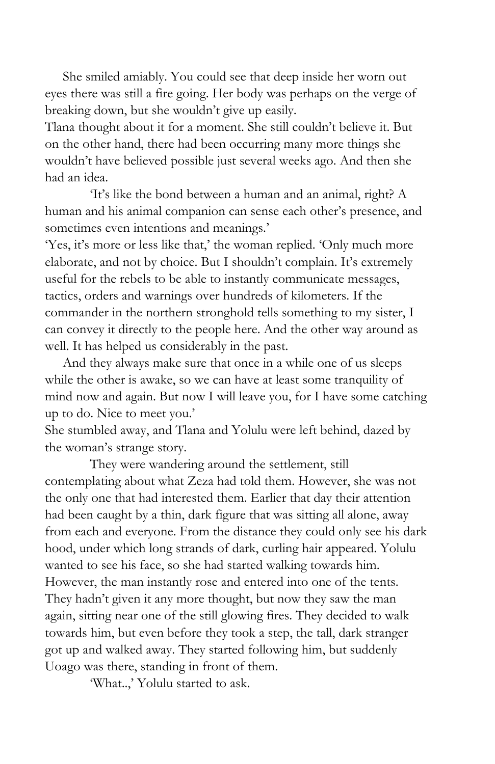She smiled amiably. You could see that deep inside her worn out eyes there was still a fire going. Her body was perhaps on the verge of breaking down, but she wouldn't give up easily.

Tlana thought about it for a moment. She still couldn't believe it. But on the other hand, there had been occurring many more things she wouldn't have believed possible just several weeks ago. And then she had an idea.

'It's like the bond between a human and an animal, right? A human and his animal companion can sense each other's presence, and sometimes even intentions and meanings.'

'Yes, it's more or less like that,' the woman replied. 'Only much more elaborate, and not by choice. But I shouldn't complain. It's extremely useful for the rebels to be able to instantly communicate messages, tactics, orders and warnings over hundreds of kilometers. If the commander in the northern stronghold tells something to my sister, I can convey it directly to the people here. And the other way around as well. It has helped us considerably in the past.

And they always make sure that once in a while one of us sleeps while the other is awake, so we can have at least some tranquility of mind now and again. But now I will leave you, for I have some catching up to do. Nice to meet you.'

She stumbled away, and Tlana and Yolulu were left behind, dazed by the woman's strange story.

They were wandering around the settlement, still contemplating about what Zeza had told them. However, she was not the only one that had interested them. Earlier that day their attention had been caught by a thin, dark figure that was sitting all alone, away from each and everyone. From the distance they could only see his dark hood, under which long strands of dark, curling hair appeared. Yolulu wanted to see his face, so she had started walking towards him. However, the man instantly rose and entered into one of the tents. They hadn't given it any more thought, but now they saw the man again, sitting near one of the still glowing fires. They decided to walk towards him, but even before they took a step, the tall, dark stranger got up and walked away. They started following him, but suddenly Uoago was there, standing in front of them.

'What..,' Yolulu started to ask.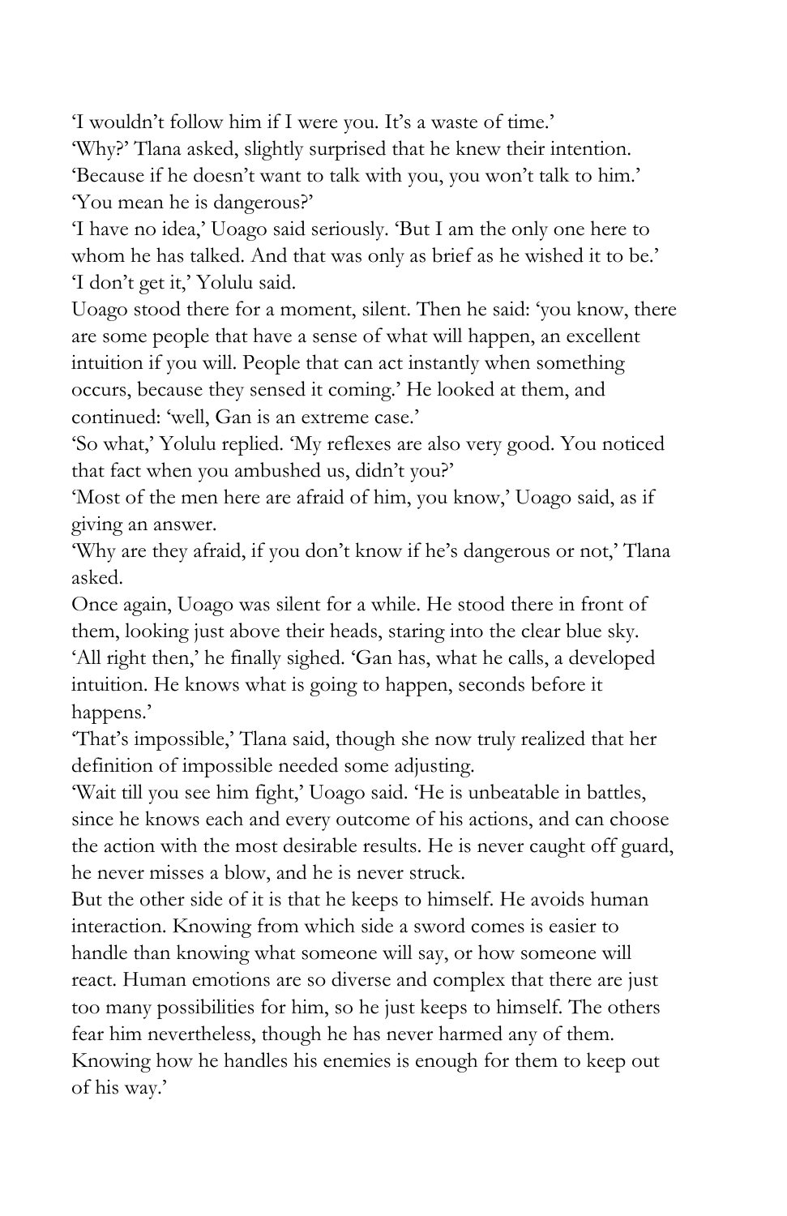'I wouldn't follow him if I were you. It's a waste of time.'

'Why?' Tlana asked, slightly surprised that he knew their intention.

'Because if he doesn't want to talk with you, you won't talk to him.'

'You mean he is dangerous?'

'I have no idea,' Uoago said seriously. 'But I am the only one here to whom he has talked. And that was only as brief as he wished it to be.'

'I don't get it,' Yolulu said.

Uoago stood there for a moment, silent. Then he said: 'you know, there are some people that have a sense of what will happen, an excellent intuition if you will. People that can act instantly when something occurs, because they sensed it coming.' He looked at them, and continued: 'well, Gan is an extreme case.'

'So what,' Yolulu replied. 'My reflexes are also very good. You noticed that fact when you ambushed us, didn't you?'

'Most of the men here are afraid of him, you know,' Uoago said, as if giving an answer.

'Why are they afraid, if you don't know if he's dangerous or not,' Tlana asked.

Once again, Uoago was silent for a while. He stood there in front of them, looking just above their heads, staring into the clear blue sky.

'All right then,' he finally sighed. 'Gan has, what he calls, a developed intuition. He knows what is going to happen, seconds before it happens.'

'That's impossible,' Tlana said, though she now truly realized that her definition of impossible needed some adjusting.

'Wait till you see him fight,' Uoago said. 'He is unbeatable in battles, since he knows each and every outcome of his actions, and can choose the action with the most desirable results. He is never caught off guard, he never misses a blow, and he is never struck.

But the other side of it is that he keeps to himself. He avoids human interaction. Knowing from which side a sword comes is easier to handle than knowing what someone will say, or how someone will react. Human emotions are so diverse and complex that there are just too many possibilities for him, so he just keeps to himself. The others fear him nevertheless, though he has never harmed any of them. Knowing how he handles his enemies is enough for them to keep out of his way.'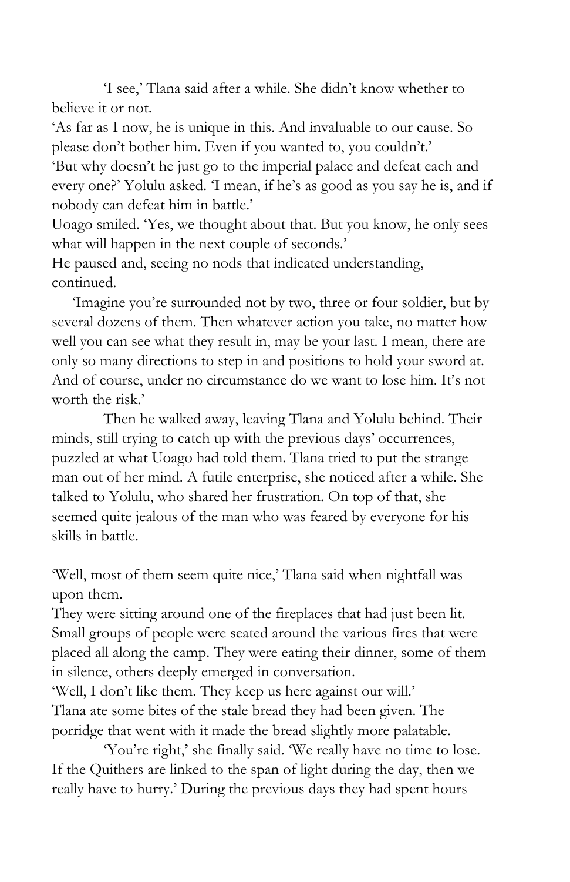'I see,' Tlana said after a while. She didn't know whether to believe it or not.

'As far as I now, he is unique in this. And invaluable to our cause. So please don't bother him. Even if you wanted to, you couldn't.'

'But why doesn't he just go to the imperial palace and defeat each and every one?' Yolulu asked. 'I mean, if he's as good as you say he is, and if nobody can defeat him in battle.'

Uoago smiled. 'Yes, we thought about that. But you know, he only sees what will happen in the next couple of seconds.'

He paused and, seeing no nods that indicated understanding, continued.

'Imagine you're surrounded not by two, three or four soldier, but by several dozens of them. Then whatever action you take, no matter how well you can see what they result in, may be your last. I mean, there are only so many directions to step in and positions to hold your sword at. And of course, under no circumstance do we want to lose him. It's not worth the risk.'

Then he walked away, leaving Tlana and Yolulu behind. Their minds, still trying to catch up with the previous days' occurrences, puzzled at what Uoago had told them. Tlana tried to put the strange man out of her mind. A futile enterprise, she noticed after a while. She talked to Yolulu, who shared her frustration. On top of that, she seemed quite jealous of the man who was feared by everyone for his skills in battle.

'Well, most of them seem quite nice,' Tlana said when nightfall was upon them.

They were sitting around one of the fireplaces that had just been lit. Small groups of people were seated around the various fires that were placed all along the camp. They were eating their dinner, some of them in silence, others deeply emerged in conversation.

'Well, I don't like them. They keep us here against our will.'

Tlana ate some bites of the stale bread they had been given. The porridge that went with it made the bread slightly more palatable.

'You're right,' she finally said. 'We really have no time to lose. If the Quithers are linked to the span of light during the day, then we really have to hurry.' During the previous days they had spent hours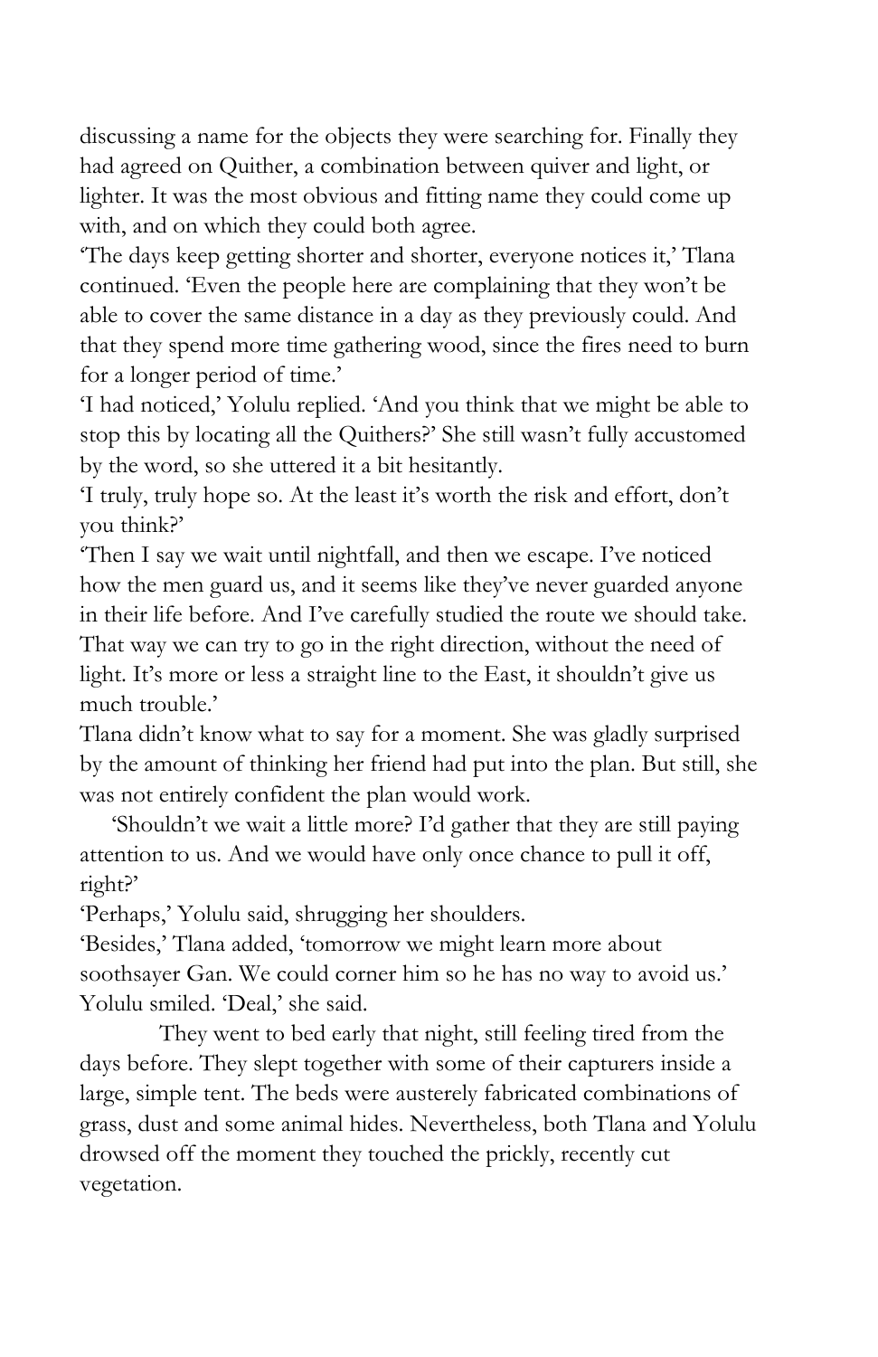discussing a name for the objects they were searching for. Finally they had agreed on Quither, a combination between quiver and light, or lighter. It was the most obvious and fitting name they could come up with, and on which they could both agree.

'The days keep getting shorter and shorter, everyone notices it,' Tlana continued. 'Even the people here are complaining that they won't be able to cover the same distance in a day as they previously could. And that they spend more time gathering wood, since the fires need to burn for a longer period of time.'

'I had noticed,' Yolulu replied. 'And you think that we might be able to stop this by locating all the Quithers?' She still wasn't fully accustomed by the word, so she uttered it a bit hesitantly.

'I truly, truly hope so. At the least it's worth the risk and effort, don't you think?'

'Then I say we wait until nightfall, and then we escape. I've noticed how the men guard us, and it seems like they've never guarded anyone in their life before. And I've carefully studied the route we should take. That way we can try to go in the right direction, without the need of light. It's more or less a straight line to the East, it shouldn't give us much trouble.'

Tlana didn't know what to say for a moment. She was gladly surprised by the amount of thinking her friend had put into the plan. But still, she was not entirely confident the plan would work.

'Shouldn't we wait a little more? I'd gather that they are still paying attention to us. And we would have only once chance to pull it off, right?'

'Perhaps,' Yolulu said, shrugging her shoulders.

'Besides,' Tlana added, 'tomorrow we might learn more about soothsayer Gan. We could corner him so he has no way to avoid us.'

Yolulu smiled. 'Deal,' she said.

They went to bed early that night, still feeling tired from the days before. They slept together with some of their capturers inside a large, simple tent. The beds were austerely fabricated combinations of grass, dust and some animal hides. Nevertheless, both Tlana and Yolulu drowsed off the moment they touched the prickly, recently cut vegetation.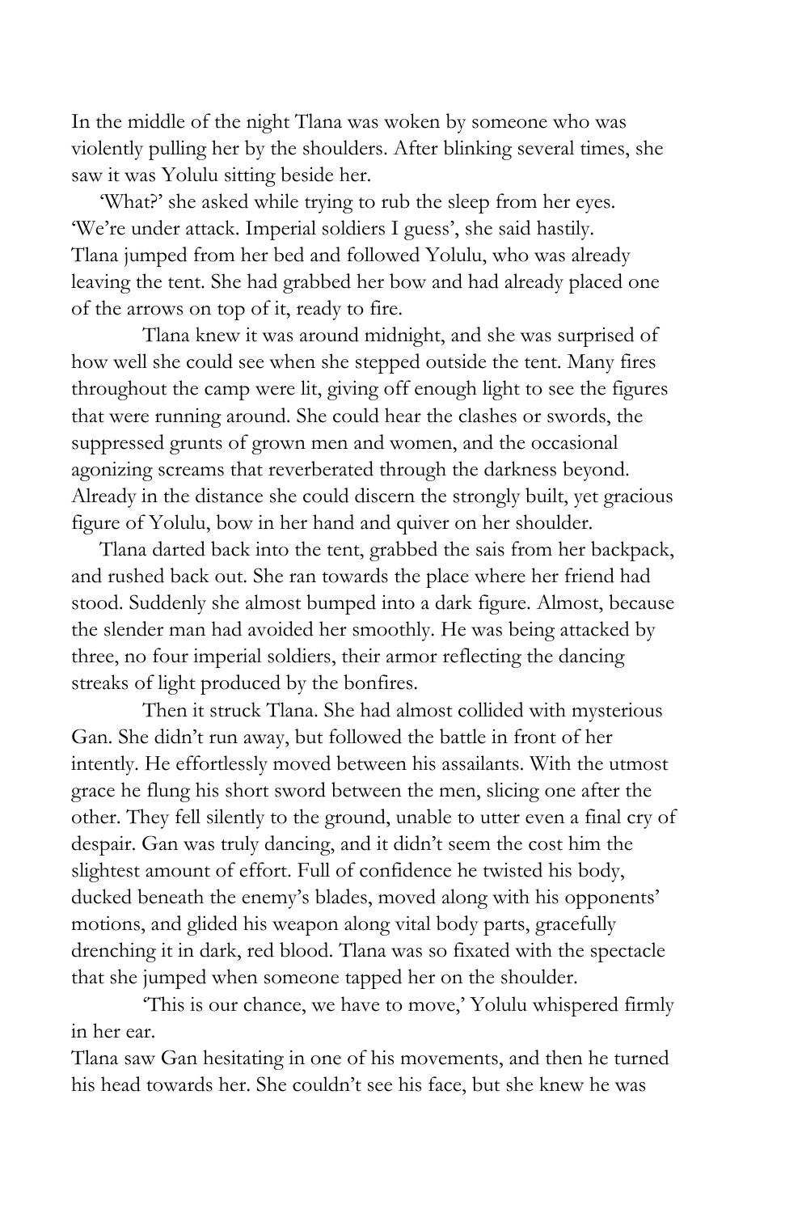In the middle of the night Tlana was woken by someone who was violently pulling her by the shoulders. After blinking several times, she saw it was Yolulu sitting beside her.

'What?' she asked while trying to rub the sleep from her eyes.

'We're under attack. Imperial soldiers I guess', she said hastily.

Tlana jumped from her bed and followed Yolulu, who was already leaving the tent. She had grabbed her bow and had already placed one of the arrows on top of it, ready to fire.

Tlana knew it was around midnight, and she was surprised of how well she could see when she stepped outside the tent. Many fires throughout the camp were lit, giving off enough light to see the figures that were running around. She could hear the clashes or swords, the suppressed grunts of grown men and women, and the occasional agonizing screams that reverberated through the darkness beyond. Already in the distance she could discern the strongly built, yet gracious figure of Yolulu, bow in her hand and quiver on her shoulder.

Tlana darted back into the tent, grabbed the sais from her backpack, and rushed back out. She ran towards the place where her friend had stood. Suddenly she almost bumped into a dark figure. Almost, because the slender man had avoided her smoothly. He was being attacked by three, no four imperial soldiers, their armor reflecting the dancing streaks of light produced by the bonfires.

Then it struck Tlana. She had almost collided with mysterious Gan. She didn't run away, but followed the battle in front of her intently. He effortlessly moved between his assailants. With the utmost grace he flung his short sword between the men, slicing one after the other. They fell silently to the ground, unable to utter even a final cry of despair. Gan was truly dancing, and it didn't seem the cost him the slightest amount of effort. Full of confidence he twisted his body, ducked beneath the enemy's blades, moved along with his opponents' motions, and glided his weapon along vital body parts, gracefully drenching it in dark, red blood. Tlana was so fixated with the spectacle that she jumped when someone tapped her on the shoulder.

'This is our chance, we have to move,' Yolulu whispered firmly in her ear.

Tlana saw Gan hesitating in one of his movements, and then he turned his head towards her. She couldn't see his face, but she knew he was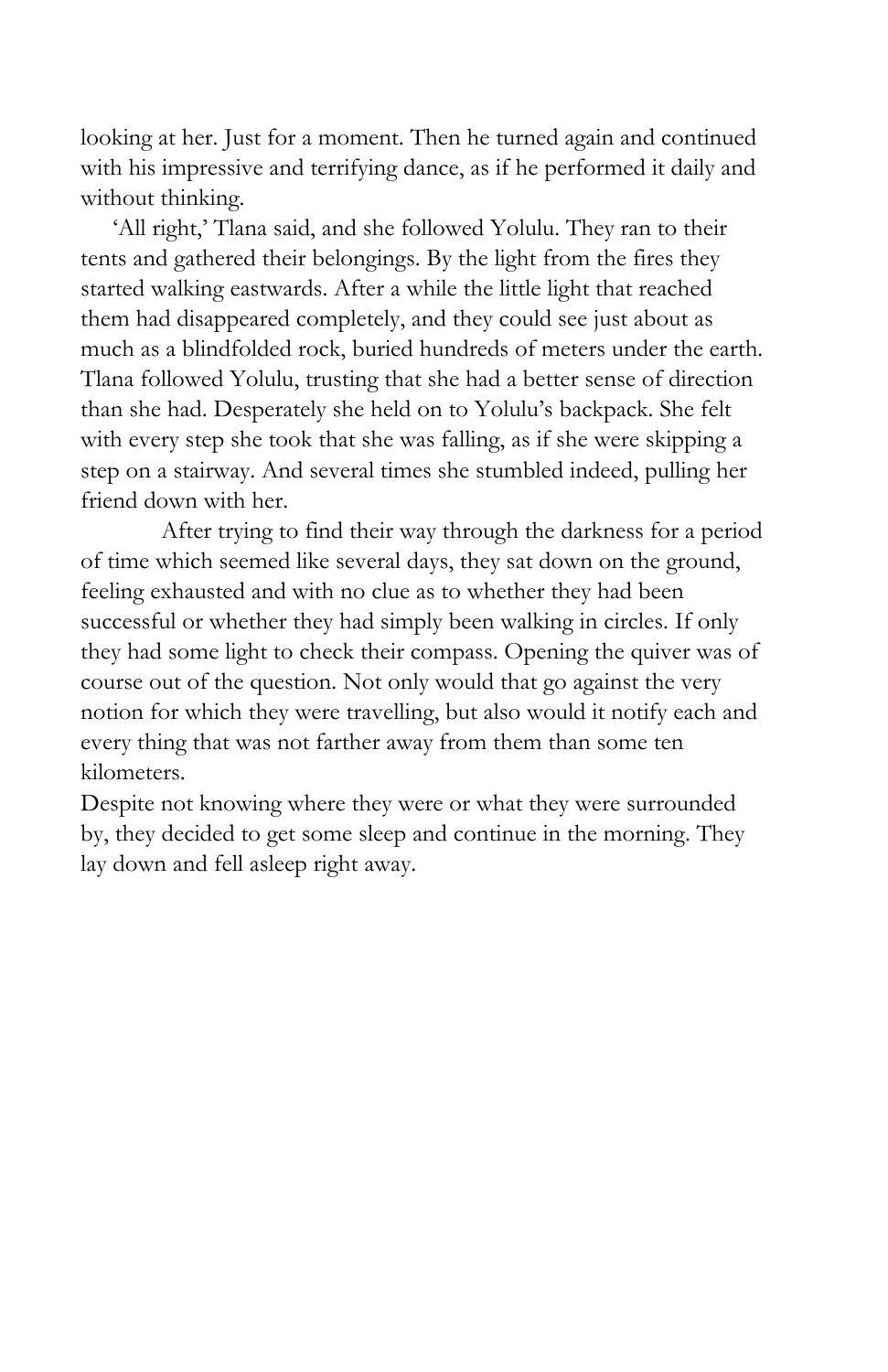looking at her. Just for a moment. Then he turned again and continued with his impressive and terrifying dance, as if he performed it daily and without thinking.

'All right,' Tlana said, and she followed Yolulu. They ran to their tents and gathered their belongings. By the light from the fires they started walking eastwards. After a while the little light that reached them had disappeared completely, and they could see just about as much as a blindfolded rock, buried hundreds of meters under the earth. Tlana followed Yolulu, trusting that she had a better sense of direction than she had. Desperately she held on to Yolulu's backpack. She felt with every step she took that she was falling, as if she were skipping a step on a stairway. And several times she stumbled indeed, pulling her friend down with her.

After trying to find their way through the darkness for a period of time which seemed like several days, they sat down on the ground, feeling exhausted and with no clue as to whether they had been successful or whether they had simply been walking in circles. If only they had some light to check their compass. Opening the quiver was of course out of the question. Not only would that go against the very notion for which they were travelling, but also would it notify each and every thing that was not farther away from them than some ten kilometers.

Despite not knowing where they were or what they were surrounded by, they decided to get some sleep and continue in the morning. They lay down and fell asleep right away.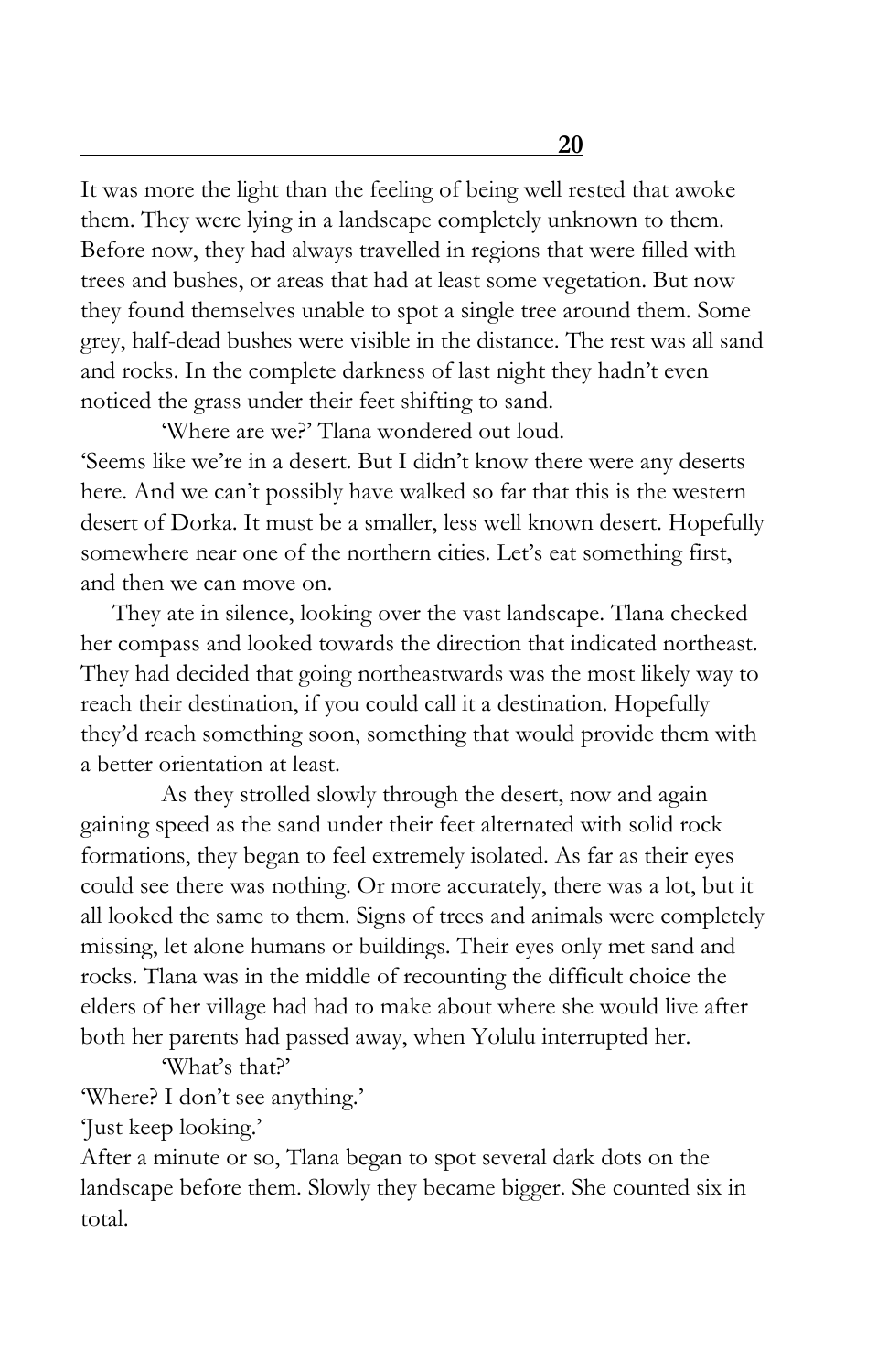# 20

It was more the light than the feeling of being well rested that awoke them. They were lying in a landscape completely unknown to them. Before now, they had always travelled in regions that were filled with trees and bushes, or areas that had at least some vegetation. But now they found themselves unable to spot a single tree around them. Some grey, half-dead bushes were visible in the distance. The rest was all sand and rocks. In the complete darkness of last night they hadn't even noticed the grass under their feet shifting to sand.

'Where are we?' Tlana wondered out loud.

'Seems like we're in a desert. But I didn't know there were any deserts here. And we can't possibly have walked so far that this is the western desert of Dorka. It must be a smaller, less well known desert. Hopefully somewhere near one of the northern cities. Let's eat something first, and then we can move on.

They ate in silence, looking over the vast landscape. Tlana checked her compass and looked towards the direction that indicated northeast. They had decided that going northeastwards was the most likely way to reach their destination, if you could call it a destination. Hopefully they'd reach something soon, something that would provide them with a better orientation at least.

As they strolled slowly through the desert, now and again gaining speed as the sand under their feet alternated with solid rock formations, they began to feel extremely isolated. As far as their eyes could see there was nothing. Or more accurately, there was a lot, but it all looked the same to them. Signs of trees and animals were completely missing, let alone humans or buildings. Their eyes only met sand and rocks. Tlana was in the middle of recounting the difficult choice the elders of her village had had to make about where she would live after both her parents had passed away, when Yolulu interrupted her.

'What's that?'

'Where? I don't see anything.'

'Just keep looking.'

After a minute or so, Tlana began to spot several dark dots on the landscape before them. Slowly they became bigger. She counted six in total.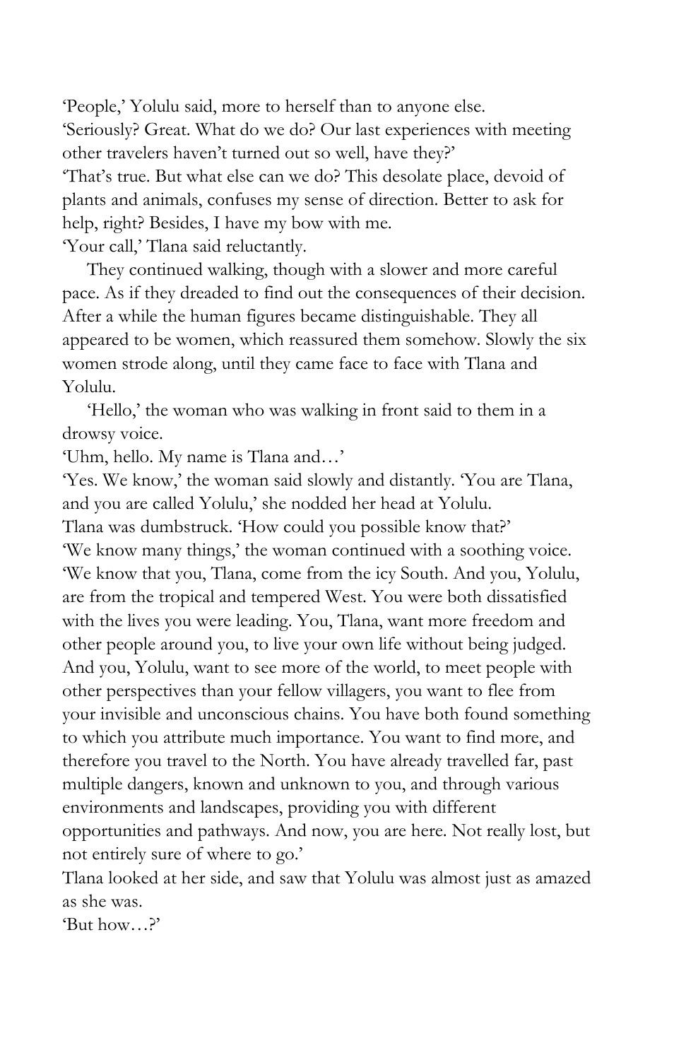'People,' Yolulu said, more to herself than to anyone else.

'Seriously? Great. What do we do? Our last experiences with meeting other travelers haven't turned out so well, have they?'

'That's true. But what else can we do? This desolate place, devoid of plants and animals, confuses my sense of direction. Better to ask for help, right? Besides, I have my bow with me.

'Your call,' Tlana said reluctantly.

They continued walking, though with a slower and more careful pace. As if they dreaded to find out the consequences of their decision. After a while the human figures became distinguishable. They all appeared to be women, which reassured them somehow. Slowly the six women strode along, until they came face to face with Tlana and Yolulu.

'Hello,' the woman who was walking in front said to them in a drowsy voice.

'Uhm, hello. My name is Tlana and…'

'Yes. We know,' the woman said slowly and distantly. 'You are Tlana, and you are called Yolulu,' she nodded her head at Yolulu.

Tlana was dumbstruck. 'How could you possible know that?'

'We know many things,' the woman continued with a soothing voice. 'We know that you, Tlana, come from the icy South. And you, Yolulu, are from the tropical and tempered West. You were both dissatisfied with the lives you were leading. You, Tlana, want more freedom and other people around you, to live your own life without being judged. And you, Yolulu, want to see more of the world, to meet people with other perspectives than your fellow villagers, you want to flee from your invisible and unconscious chains. You have both found something to which you attribute much importance. You want to find more, and therefore you travel to the North. You have already travelled far, past multiple dangers, known and unknown to you, and through various environments and landscapes, providing you with different opportunities and pathways. And now, you are here. Not really lost, but not entirely sure of where to go.'

Tlana looked at her side, and saw that Yolulu was almost just as amazed as she was.

'But how…?'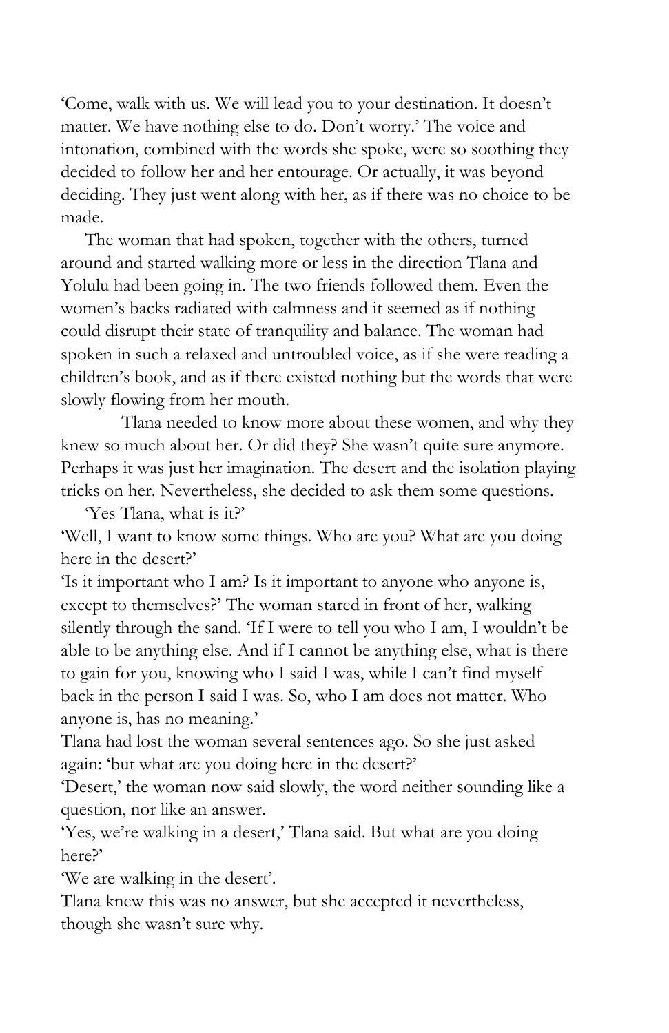'Come, walk with us. We will lead you to your destination. It doesn't matter. We have nothing else to do. Don't worry.' The voice and intonation, combined with the words she spoke, were so soothing they decided to follow her and her entourage. Or actually, it was beyond deciding. They just went along with her, as if there was no choice to be made.

The woman that had spoken, together with the others, turned around and started walking more or less in the direction Tlana and Yolulu had been going in. The two friends followed them. Even the women's backs radiated with calmness and it seemed as if nothing could disrupt their state of tranquility and balance. The woman had spoken in such a relaxed and untroubled voice, as if she were reading a children's book, and as if there existed nothing but the words that were slowly flowing from her mouth.

Tlana needed to know more about these women, and why they knew so much about her. Or did they? She wasn't quite sure anymore. Perhaps it was just her imagination. The desert and the isolation playing tricks on her. Nevertheless, she decided to ask them some questions.

'Yes Tlana, what is it?'

'Well, I want to know some things. Who are you? What are you doing here in the desert?'

'Is it important who I am? Is it important to anyone who anyone is, except to themselves?' The woman stared in front of her, walking silently through the sand. 'If I were to tell you who I am, I wouldn't be able to be anything else. And if I cannot be anything else, what is there to gain for you, knowing who I said I was, while I can't find myself back in the person I said I was. So, who I am does not matter. Who anyone is, has no meaning.'

Tlana had lost the woman several sentences ago. So she just asked again: 'but what are you doing here in the desert?'

'Desert,' the woman now said slowly, the word neither sounding like a question, nor like an answer.

'Yes, we're walking in a desert,' Tlana said. But what are you doing here?'

'We are walking in the desert'.

Tlana knew this was no answer, but she accepted it nevertheless, though she wasn't sure why.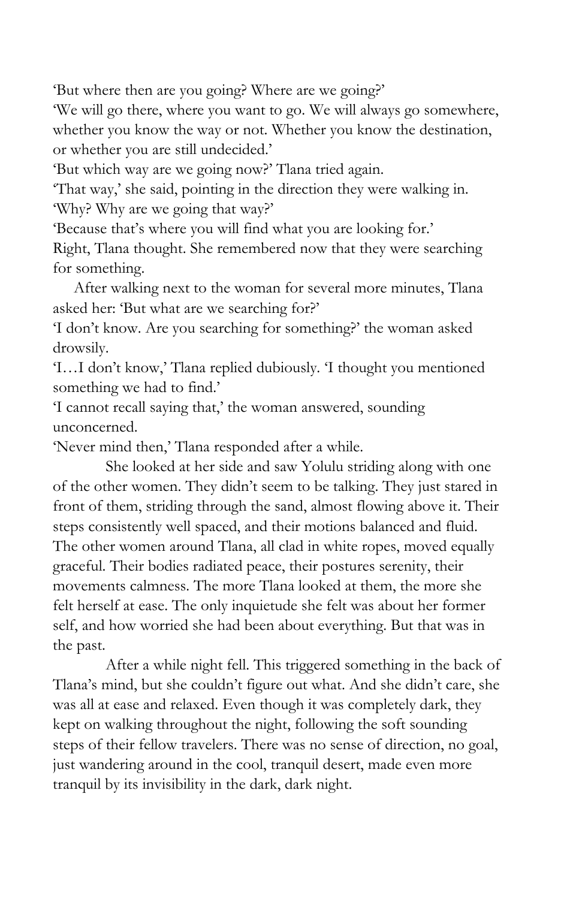'But where then are you going? Where are we going?'

'We will go there, where you want to go. We will always go somewhere, whether you know the way or not. Whether you know the destination, or whether you are still undecided.'

'But which way are we going now?' Tlana tried again.

'That way,' she said, pointing in the direction they were walking in.

'Why? Why are we going that way?'

'Because that's where you will find what you are looking for.'

Right, Tlana thought. She remembered now that they were searching for something.

After walking next to the woman for several more minutes, Tlana asked her: 'But what are we searching for?'

'I don't know. Are you searching for something?' the woman asked drowsily.

'I…I don't know,' Tlana replied dubiously. 'I thought you mentioned something we had to find.'

'I cannot recall saying that,' the woman answered, sounding unconcerned.

'Never mind then,' Tlana responded after a while.

She looked at her side and saw Yolulu striding along with one of the other women. They didn't seem to be talking. They just stared in front of them, striding through the sand, almost flowing above it. Their steps consistently well spaced, and their motions balanced and fluid. The other women around Tlana, all clad in white ropes, moved equally graceful. Their bodies radiated peace, their postures serenity, their movements calmness. The more Tlana looked at them, the more she felt herself at ease. The only inquietude she felt was about her former self, and how worried she had been about everything. But that was in the past.

After a while night fell. This triggered something in the back of Tlana's mind, but she couldn't figure out what. And she didn't care, she was all at ease and relaxed. Even though it was completely dark, they kept on walking throughout the night, following the soft sounding steps of their fellow travelers. There was no sense of direction, no goal, just wandering around in the cool, tranquil desert, made even more tranquil by its invisibility in the dark, dark night.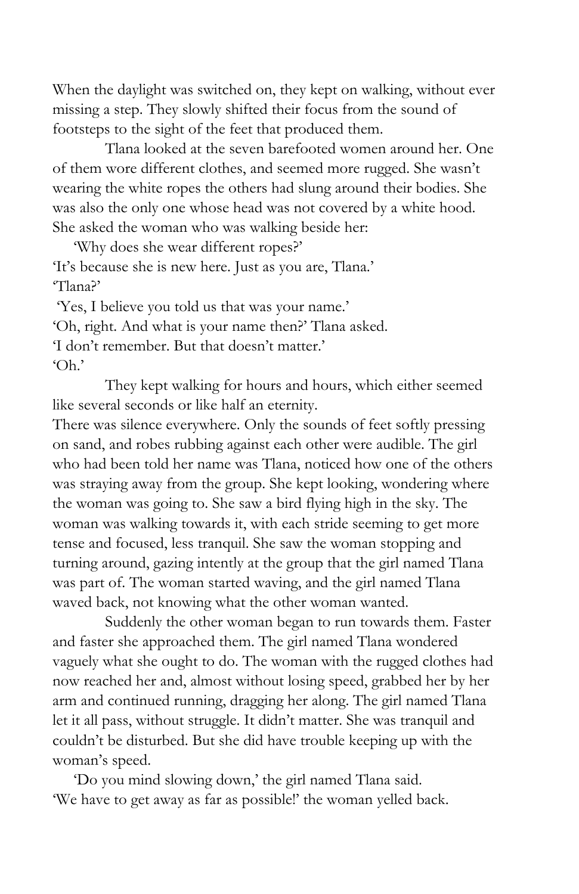When the daylight was switched on, they kept on walking, without ever missing a step. They slowly shifted their focus from the sound of footsteps to the sight of the feet that produced them.

Tlana looked at the seven barefooted women around her. One of them wore different clothes, and seemed more rugged. She wasn't wearing the white ropes the others had slung around their bodies. She was also the only one whose head was not covered by a white hood. She asked the woman who was walking beside her:

'Why does she wear different ropes?'

'It's because she is new here. Just as you are, Tlana.'

'Tlana?'

'Yes, I believe you told us that was your name.'

'Oh, right. And what is your name then?' Tlana asked.

'I don't remember. But that doesn't matter.'

'Oh.'

They kept walking for hours and hours, which either seemed like several seconds or like half an eternity.

There was silence everywhere. Only the sounds of feet softly pressing on sand, and robes rubbing against each other were audible. The girl who had been told her name was Tlana, noticed how one of the others was straying away from the group. She kept looking, wondering where the woman was going to. She saw a bird flying high in the sky. The woman was walking towards it, with each stride seeming to get more tense and focused, less tranquil. She saw the woman stopping and turning around, gazing intently at the group that the girl named Tlana was part of. The woman started waving, and the girl named Tlana waved back, not knowing what the other woman wanted.

Suddenly the other woman began to run towards them. Faster and faster she approached them. The girl named Tlana wondered vaguely what she ought to do. The woman with the rugged clothes had now reached her and, almost without losing speed, grabbed her by her arm and continued running, dragging her along. The girl named Tlana let it all pass, without struggle. It didn't matter. She was tranquil and couldn't be disturbed. But she did have trouble keeping up with the woman's speed.

'Do you mind slowing down,' the girl named Tlana said.

'We have to get away as far as possible!' the woman yelled back.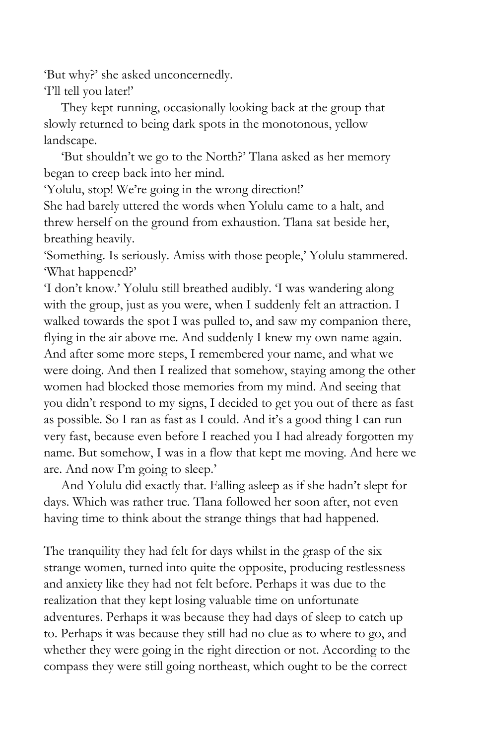'But why?' she asked unconcernedly.

'I'll tell you later!'

They kept running, occasionally looking back at the group that slowly returned to being dark spots in the monotonous, yellow landscape.

'But shouldn't we go to the North?' Tlana asked as her memory began to creep back into her mind.

'Yolulu, stop! We're going in the wrong direction!'

She had barely uttered the words when Yolulu came to a halt, and threw herself on the ground from exhaustion. Tlana sat beside her, breathing heavily.

'Something. Is seriously. Amiss with those people,' Yolulu stammered.

'What happened?'

'I don't know.' Yolulu still breathed audibly. 'I was wandering along with the group, just as you were, when I suddenly felt an attraction. I walked towards the spot I was pulled to, and saw my companion there, flying in the air above me. And suddenly I knew my own name again. And after some more steps, I remembered your name, and what we were doing. And then I realized that somehow, staying among the other women had blocked those memories from my mind. And seeing that you didn't respond to my signs, I decided to get you out of there as fast as possible. So I ran as fast as I could. And it's a good thing I can run very fast, because even before I reached you I had already forgotten my name. But somehow, I was in a flow that kept me moving. And here we are. And now I'm going to sleep.'

And Yolulu did exactly that. Falling asleep as if she hadn't slept for days. Which was rather true. Tlana followed her soon after, not even having time to think about the strange things that had happened.

The tranquility they had felt for days whilst in the grasp of the six strange women, turned into quite the opposite, producing restlessness and anxiety like they had not felt before. Perhaps it was due to the realization that they kept losing valuable time on unfortunate adventures. Perhaps it was because they had days of sleep to catch up to. Perhaps it was because they still had no clue as to where to go, and whether they were going in the right direction or not. According to the compass they were still going northeast, which ought to be the correct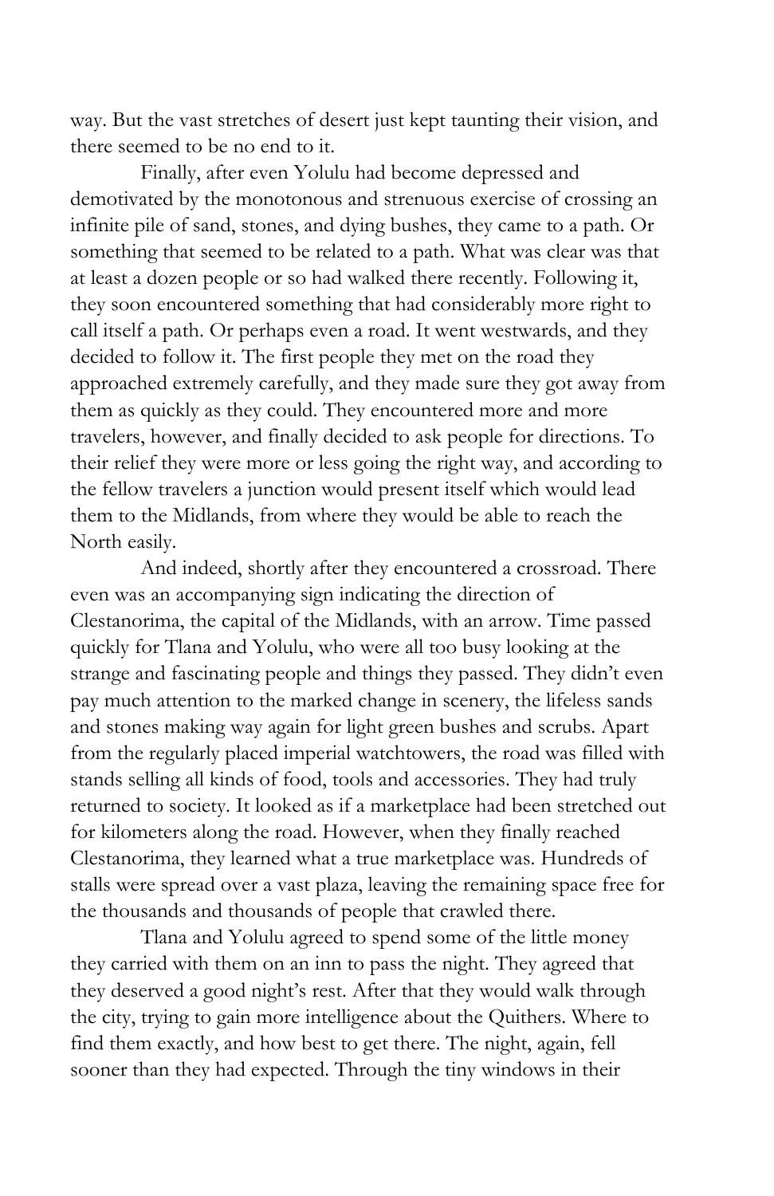way. But the vast stretches of desert just kept taunting their vision, and there seemed to be no end to it.

Finally, after even Yolulu had become depressed and demotivated by the monotonous and strenuous exercise of crossing an infinite pile of sand, stones, and dying bushes, they came to a path. Or something that seemed to be related to a path. What was clear was that at least a dozen people or so had walked there recently. Following it, they soon encountered something that had considerably more right to call itself a path. Or perhaps even a road. It went westwards, and they decided to follow it. The first people they met on the road they approached extremely carefully, and they made sure they got away from them as quickly as they could. They encountered more and more travelers, however, and finally decided to ask people for directions. To their relief they were more or less going the right way, and according to the fellow travelers a junction would present itself which would lead them to the Midlands, from where they would be able to reach the North easily.

And indeed, shortly after they encountered a crossroad. There even was an accompanying sign indicating the direction of Clestanorima, the capital of the Midlands, with an arrow. Time passed quickly for Tlana and Yolulu, who were all too busy looking at the strange and fascinating people and things they passed. They didn't even pay much attention to the marked change in scenery, the lifeless sands and stones making way again for light green bushes and scrubs. Apart from the regularly placed imperial watchtowers, the road was filled with stands selling all kinds of food, tools and accessories. They had truly returned to society. It looked as if a marketplace had been stretched out for kilometers along the road. However, when they finally reached Clestanorima, they learned what a true marketplace was. Hundreds of stalls were spread over a vast plaza, leaving the remaining space free for the thousands and thousands of people that crawled there.

Tlana and Yolulu agreed to spend some of the little money they carried with them on an inn to pass the night. They agreed that they deserved a good night's rest. After that they would walk through the city, trying to gain more intelligence about the Quithers. Where to find them exactly, and how best to get there. The night, again, fell sooner than they had expected. Through the tiny windows in their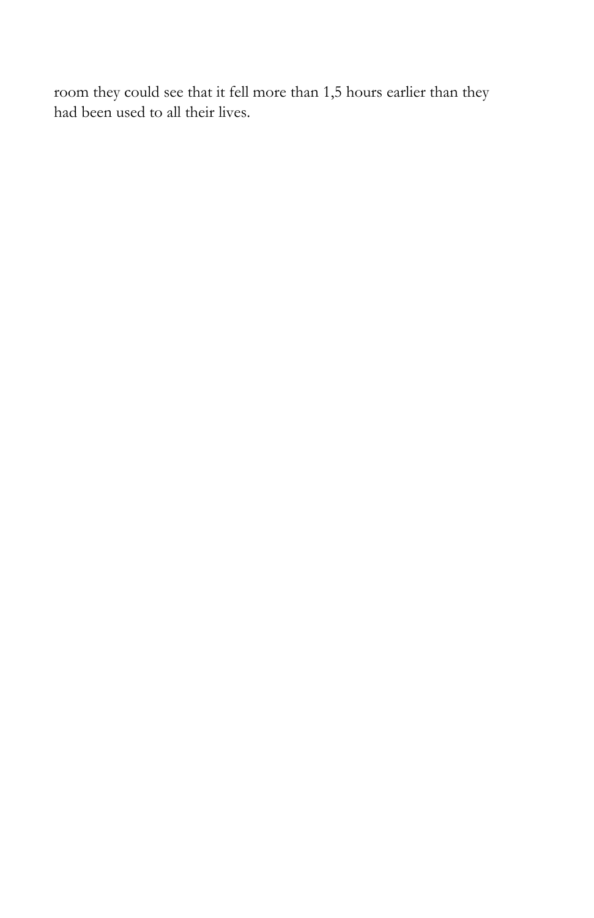room they could see that it fell more than 1,5 hours earlier than they had been used to all their lives.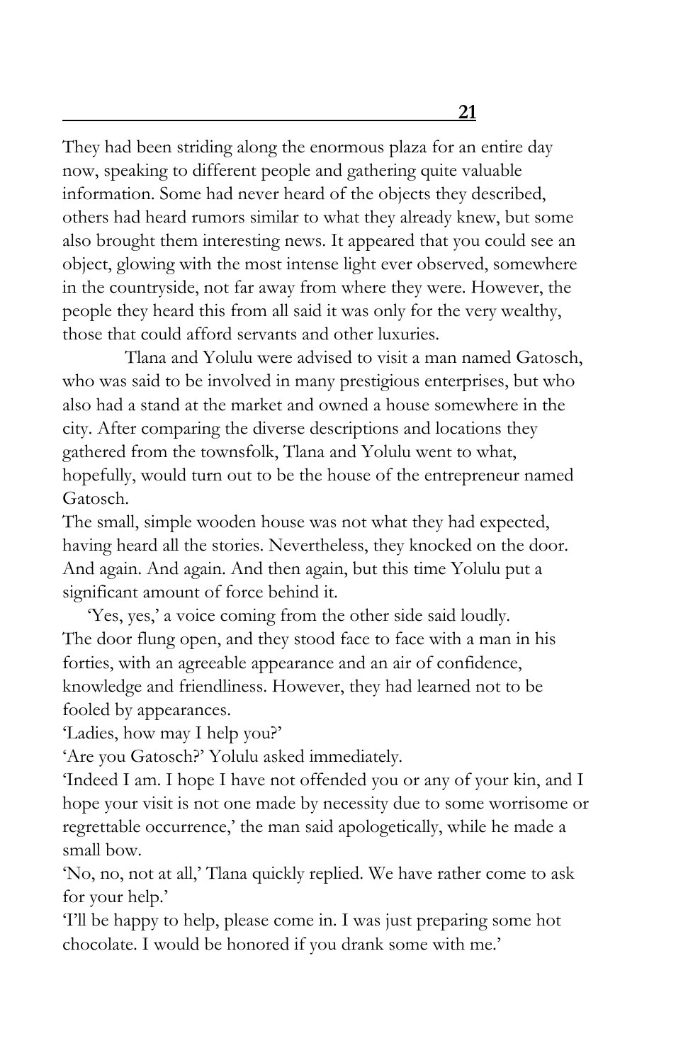## 21

They had been striding along the enormous plaza for an entire day now, speaking to different people and gathering quite valuable information. Some had never heard of the objects they described, others had heard rumors similar to what they already knew, but some also brought them interesting news. It appeared that you could see an object, glowing with the most intense light ever observed, somewhere in the countryside, not far away from where they were. However, the people they heard this from all said it was only for the very wealthy, those that could afford servants and other luxuries.

Tlana and Yolulu were advised to visit a man named Gatosch, who was said to be involved in many prestigious enterprises, but who also had a stand at the market and owned a house somewhere in the city. After comparing the diverse descriptions and locations they gathered from the townsfolk, Tlana and Yolulu went to what, hopefully, would turn out to be the house of the entrepreneur named Gatosch.

The small, simple wooden house was not what they had expected, having heard all the stories. Nevertheless, they knocked on the door. And again. And again. And then again, but this time Yolulu put a significant amount of force behind it.

'Yes, yes,' a voice coming from the other side said loudly.

The door flung open, and they stood face to face with a man in his forties, with an agreeable appearance and an air of confidence, knowledge and friendliness. However, they had learned not to be fooled by appearances.

'Ladies, how may I help you?'

'Are you Gatosch?' Yolulu asked immediately.

'Indeed I am. I hope I have not offended you or any of your kin, and I hope your visit is not one made by necessity due to some worrisome or regrettable occurrence,' the man said apologetically, while he made a small bow.

'No, no, not at all,' Tlana quickly replied. We have rather come to ask for your help.'

'I'll be happy to help, please come in. I was just preparing some hot chocolate. I would be honored if you drank some with me.'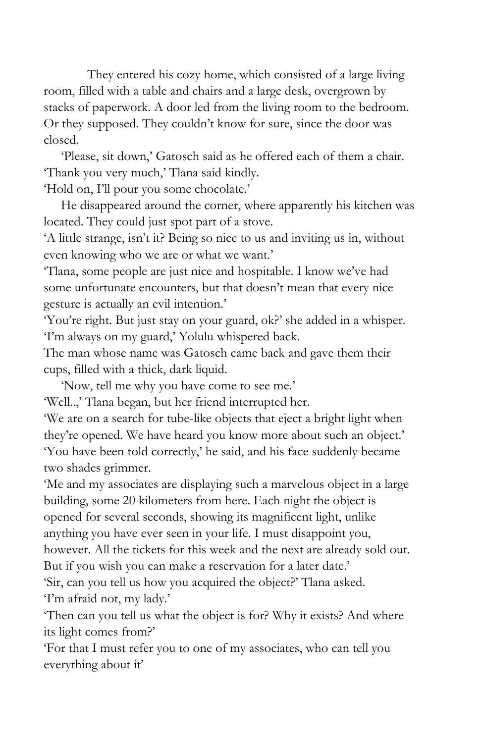They entered his cozy home, which consisted of a large living room, filled with a table and chairs and a large desk, overgrown by stacks of paperwork. A door led from the living room to the bedroom. Or they supposed. They couldn't know for sure, since the door was closed.

'Please, sit down,' Gatosch said as he offered each of them a chair.

'Thank you very much,' Tlana said kindly.

'Hold on, I'll pour you some chocolate.'

He disappeared around the corner, where apparently his kitchen was located. They could just spot part of a stove.

'A little strange, isn't it? Being so nice to us and inviting us in, without even knowing who we are or what we want.'

'Tlana, some people are just nice and hospitable. I know we've had some unfortunate encounters, but that doesn't mean that every nice gesture is actually an evil intention.'

'You're right. But just stay on your guard, ok?' she added in a whisper.

'I'm always on my guard,' Yolulu whispered back.

The man whose name was Gatosch came back and gave them their cups, filled with a thick, dark liquid.

'Now, tell me why you have come to see me.'

'Well..,' Tlana began, but her friend interrupted her.

'We are on a search for tube-like objects that eject a bright light when they're opened. We have heard you know more about such an object.'

'You have been told correctly,' he said, and his face suddenly became two shades grimmer.

'Me and my associates are displaying such a marvelous object in a large building, some 20 kilometers from here. Each night the object is opened for several seconds, showing its magnificent light, unlike anything you have ever seen in your life. I must disappoint you, however. All the tickets for this week and the next are already sold out. But if you wish you can make a reservation for a later date.'

'Sir, can you tell us how you acquired the object?' Tlana asked.

'I'm afraid not, my lady.'

'Then can you tell us what the object is for? Why it exists? And where its light comes from?'

'For that I must refer you to one of my associates, who can tell you everything about it'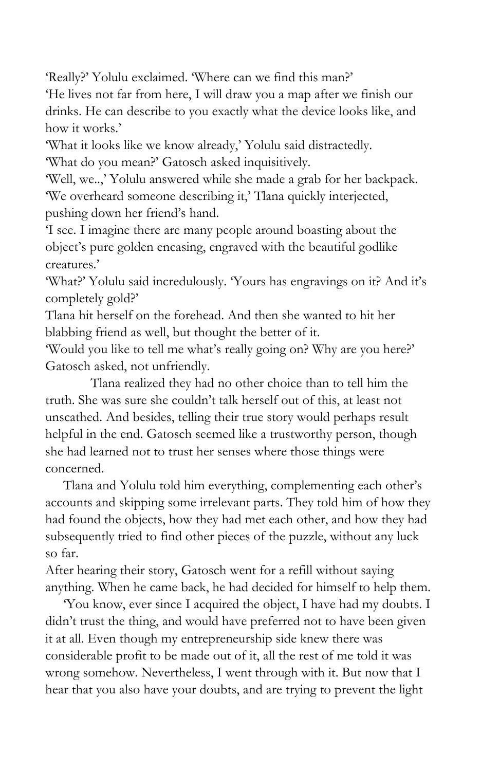'Really?' Yolulu exclaimed. 'Where can we find this man?'

'He lives not far from here, I will draw you a map after we finish our drinks. He can describe to you exactly what the device looks like, and how it works.'

'What it looks like we know already,' Yolulu said distractedly.

'What do you mean?' Gatosch asked inquisitively.

'Well, we..,' Yolulu answered while she made a grab for her backpack.

'We overheard someone describing it,' Tlana quickly interjected, pushing down her friend's hand.

'I see. I imagine there are many people around boasting about the object's pure golden encasing, engraved with the beautiful godlike creatures.'

'What?' Yolulu said incredulously. 'Yours has engravings on it? And it's completely gold?'

Tlana hit herself on the forehead. And then she wanted to hit her blabbing friend as well, but thought the better of it.

'Would you like to tell me what's really going on? Why are you here?' Gatosch asked, not unfriendly.

Tlana realized they had no other choice than to tell him the truth. She was sure she couldn't talk herself out of this, at least not unscathed. And besides, telling their true story would perhaps result helpful in the end. Gatosch seemed like a trustworthy person, though she had learned not to trust her senses where those things were concerned.

Tlana and Yolulu told him everything, complementing each other's accounts and skipping some irrelevant parts. They told him of how they had found the objects, how they had met each other, and how they had subsequently tried to find other pieces of the puzzle, without any luck so far.

After hearing their story, Gatosch went for a refill without saying anything. When he came back, he had decided for himself to help them.

'You know, ever since I acquired the object, I have had my doubts. I didn't trust the thing, and would have preferred not to have been given it at all. Even though my entrepreneurship side knew there was considerable profit to be made out of it, all the rest of me told it was wrong somehow. Nevertheless, I went through with it. But now that I hear that you also have your doubts, and are trying to prevent the light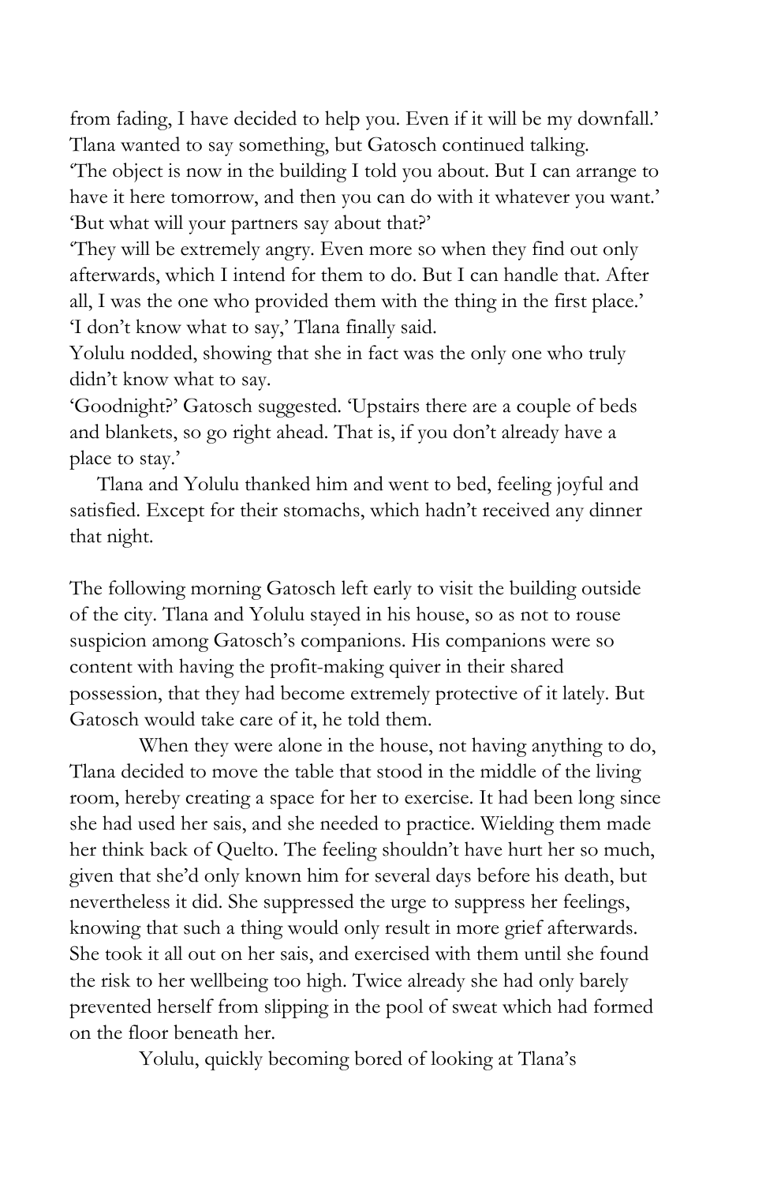from fading, I have decided to help you. Even if it will be my downfall.'
Tlana wanted to say something, but Gatosch continued talking.
'The object is now in the building I told you about. But I can arrange to have it here tomorrow, and then you can do with it whatever you want.'
'But what will your partners say about that?'
'They will be extremely angry. Even more so when they find out only afterwards, which I intend for them to do. But I can handle that. After all, I was the one who provided them with the thing in the first place.'
'I don't know what to say,' Tlana finally said.
Yolulu nodded, showing that she in fact was the only one who truly didn't know what to say.
'Goodnight?' Gatosch suggested. 'Upstairs there are a couple of beds and blankets, so go right ahead. That is, if you don't already have a place to stay.'

Tlana and Yolulu thanked him and went to bed, feeling joyful and satisfied. Except for their stomachs, which hadn't received any dinner that night.

The following morning Gatosch left early to visit the building outside of the city. Tlana and Yolulu stayed in his house, so as not to rouse suspicion among Gatosch's companions. His companions were so content with having the profit-making quiver in their shared possession, that they had become extremely protective of it lately. But Gatosch would take care of it, he told them.

When they were alone in the house, not having anything to do, Tlana decided to move the table that stood in the middle of the living room, hereby creating a space for her to exercise. It had been long since she had used her sais, and she needed to practice. Wielding them made her think back of Quelto. The feeling shouldn't have hurt her so much, given that she'd only known him for several days before his death, but nevertheless it did. She suppressed the urge to suppress her feelings, knowing that such a thing would only result in more grief afterwards. She took it all out on her sais, and exercised with them until she found the risk to her wellbeing too high. Twice already she had only barely prevented herself from slipping in the pool of sweat which had formed on the floor beneath her.

Yolulu, quickly becoming bored of looking at Tlana's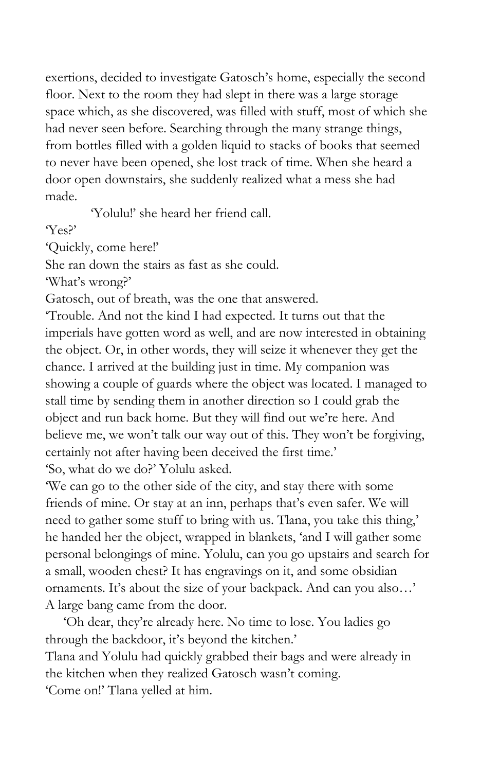exertions, decided to investigate Gatosch's home, especially the second floor. Next to the room they had slept in there was a large storage space which, as she discovered, was filled with stuff, most of which she had never seen before. Searching through the many strange things, from bottles filled with a golden liquid to stacks of books that seemed to never have been opened, she lost track of time. When she heard a door open downstairs, she suddenly realized what a mess she had made.

'Yolulu!' she heard her friend call.

'Yes?'

'Quickly, come here!'

She ran down the stairs as fast as she could.

'What's wrong?'

Gatosch, out of breath, was the one that answered.

'Trouble. And not the kind I had expected. It turns out that the imperials have gotten word as well, and are now interested in obtaining the object. Or, in other words, they will seize it whenever they get the chance. I arrived at the building just in time. My companion was showing a couple of guards where the object was located. I managed to stall time by sending them in another direction so I could grab the object and run back home. But they will find out we're here. And believe me, we won't talk our way out of this. They won't be forgiving, certainly not after having been deceived the first time.'

'So, what do we do?' Yolulu asked.

'We can go to the other side of the city, and stay there with some friends of mine. Or stay at an inn, perhaps that's even safer. We will need to gather some stuff to bring with us. Tlana, you take this thing,' he handed her the object, wrapped in blankets, 'and I will gather some personal belongings of mine. Yolulu, can you go upstairs and search for a small, wooden chest? It has engravings on it, and some obsidian ornaments. It's about the size of your backpack. And can you also…'

A large bang came from the door.

'Oh dear, they're already here. No time to lose. You ladies go through the backdoor, it's beyond the kitchen.'

Tlana and Yolulu had quickly grabbed their bags and were already in the kitchen when they realized Gatosch wasn't coming.

'Come on!' Tlana yelled at him.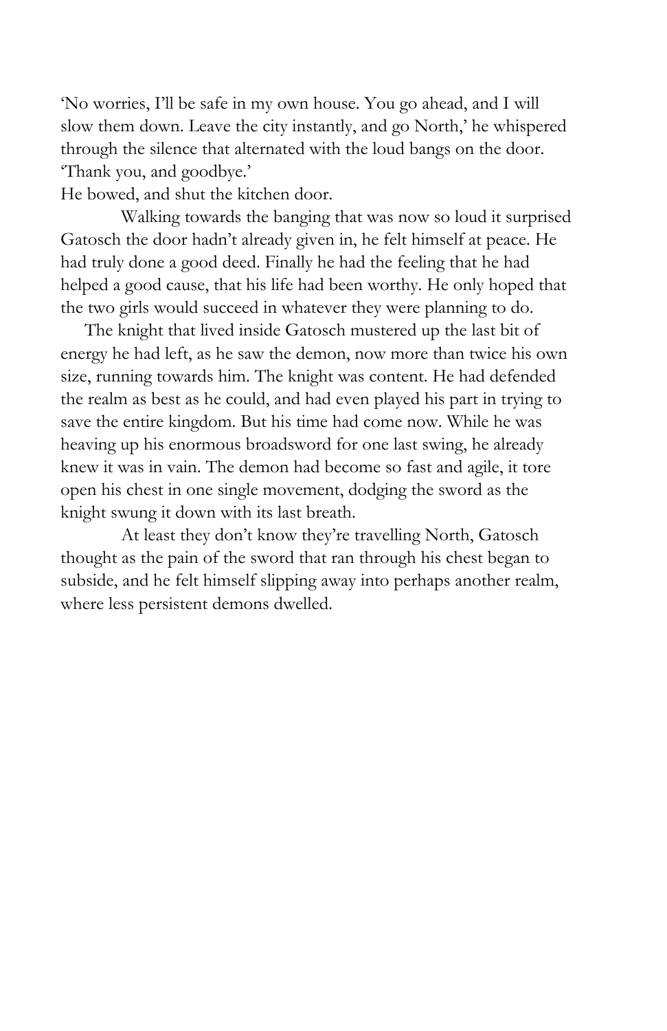'No worries, I'll be safe in my own house. You go ahead, and I will slow them down. Leave the city instantly, and go North,' he whispered through the silence that alternated with the loud bangs on the door. 'Thank you, and goodbye.'

He bowed, and shut the kitchen door.

Walking towards the banging that was now so loud it surprised Gatosch the door hadn't already given in, he felt himself at peace. He had truly done a good deed. Finally he had the feeling that he had helped a good cause, that his life had been worthy. He only hoped that the two girls would succeed in whatever they were planning to do.

The knight that lived inside Gatosch mustered up the last bit of energy he had left, as he saw the demon, now more than twice his own size, running towards him. The knight was content. He had defended the realm as best as he could, and had even played his part in trying to save the entire kingdom. But his time had come now. While he was heaving up his enormous broadsword for one last swing, he already knew it was in vain. The demon had become so fast and agile, it tore open his chest in one single movement, dodging the sword as the knight swung it down with its last breath.

At least they don't know they're travelling North, Gatosch thought as the pain of the sword that ran through his chest began to subside, and he felt himself slipping away into perhaps another realm, where less persistent demons dwelled.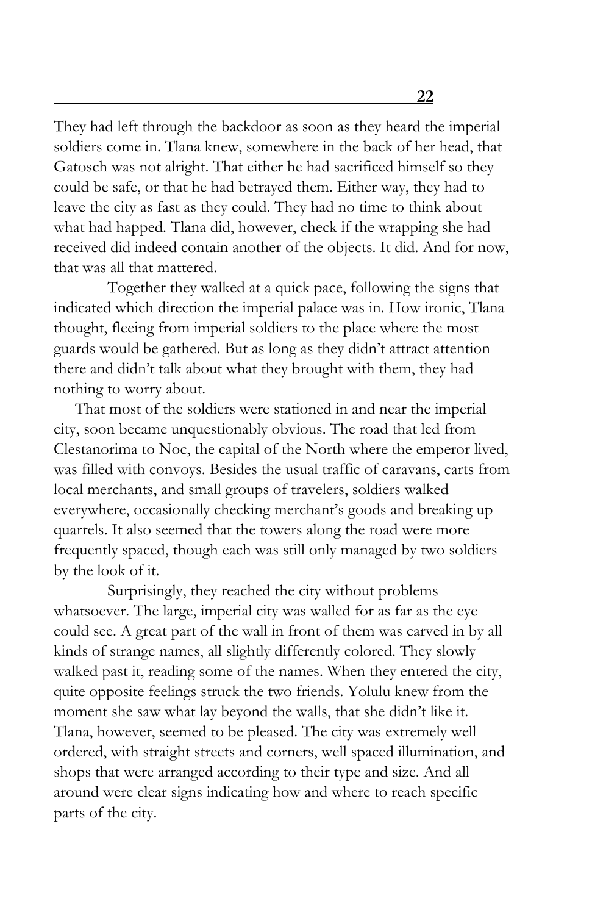They had left through the backdoor as soon as they heard the imperial soldiers come in. Tlana knew, somewhere in the back of her head, that Gatosch was not alright. That either he had sacrificed himself so they could be safe, or that he had betrayed them. Either way, they had to leave the city as fast as they could. They had no time to think about what had happed. Tlana did, however, check if the wrapping she had received did indeed contain another of the objects. It did. And for now, that was all that mattered.

Together they walked at a quick pace, following the signs that indicated which direction the imperial palace was in. How ironic, Tlana thought, fleeing from imperial soldiers to the place where the most guards would be gathered. But as long as they didn't attract attention there and didn't talk about what they brought with them, they had nothing to worry about.

That most of the soldiers were stationed in and near the imperial city, soon became unquestionably obvious. The road that led from Clestanorima to Noc, the capital of the North where the emperor lived, was filled with convoys. Besides the usual traffic of caravans, carts from local merchants, and small groups of travelers, soldiers walked everywhere, occasionally checking merchant's goods and breaking up quarrels. It also seemed that the towers along the road were more frequently spaced, though each was still only managed by two soldiers by the look of it.

Surprisingly, they reached the city without problems whatsoever. The large, imperial city was walled for as far as the eye could see. A great part of the wall in front of them was carved in by all kinds of strange names, all slightly differently colored. They slowly walked past it, reading some of the names. When they entered the city, quite opposite feelings struck the two friends. Yolulu knew from the moment she saw what lay beyond the walls, that she didn't like it. Tlana, however, seemed to be pleased. The city was extremely well ordered, with straight streets and corners, well spaced illumination, and shops that were arranged according to their type and size. And all around were clear signs indicating how and where to reach specific parts of the city.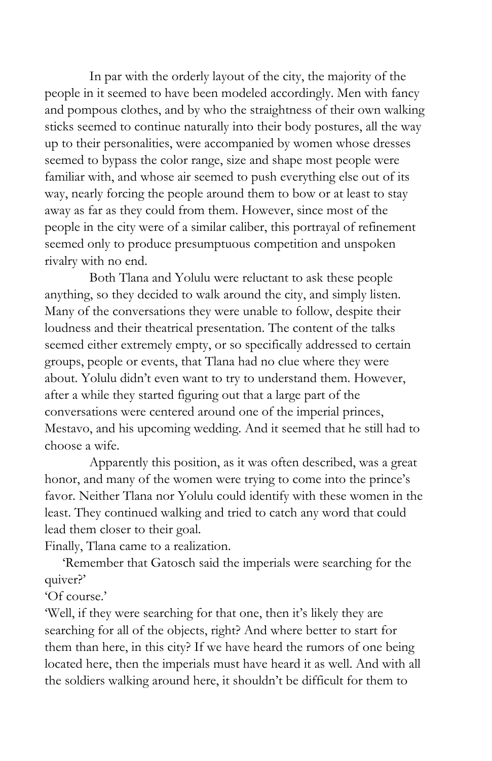In par with the orderly layout of the city, the majority of the people in it seemed to have been modeled accordingly. Men with fancy and pompous clothes, and by who the straightness of their own walking sticks seemed to continue naturally into their body postures, all the way up to their personalities, were accompanied by women whose dresses seemed to bypass the color range, size and shape most people were familiar with, and whose air seemed to push everything else out of its way, nearly forcing the people around them to bow or at least to stay away as far as they could from them. However, since most of the people in the city were of a similar caliber, this portrayal of refinement seemed only to produce presumptuous competition and unspoken rivalry with no end.

Both Tlana and Yolulu were reluctant to ask these people anything, so they decided to walk around the city, and simply listen. Many of the conversations they were unable to follow, despite their loudness and their theatrical presentation. The content of the talks seemed either extremely empty, or so specifically addressed to certain groups, people or events, that Tlana had no clue where they were about. Yolulu didn't even want to try to understand them. However, after a while they started figuring out that a large part of the conversations were centered around one of the imperial princes, Mestavo, and his upcoming wedding. And it seemed that he still had to choose a wife.

Apparently this position, as it was often described, was a great honor, and many of the women were trying to come into the prince's favor. Neither Tlana nor Yolulu could identify with these women in the least. They continued walking and tried to catch any word that could lead them closer to their goal.

Finally, Tlana came to a realization.

'Remember that Gatosch said the imperials were searching for the quiver?'

'Of course.'

'Well, if they were searching for that one, then it's likely they are searching for all of the objects, right? And where better to start for them than here, in this city? If we have heard the rumors of one being located here, then the imperials must have heard it as well. And with all the soldiers walking around here, it shouldn't be difficult for them to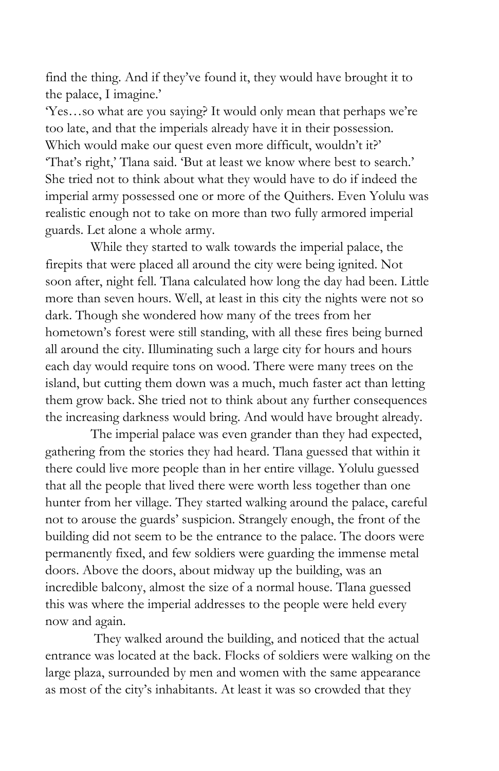find the thing. And if they've found it, they would have brought it to the palace, I imagine.'

'Yes…so what are you saying? It would only mean that perhaps we're too late, and that the imperials already have it in their possession. Which would make our quest even more difficult, wouldn't it?'

'That's right,' Tlana said. 'But at least we know where best to search.' She tried not to think about what they would have to do if indeed the imperial army possessed one or more of the Quithers. Even Yolulu was realistic enough not to take on more than two fully armored imperial guards. Let alone a whole army.

While they started to walk towards the imperial palace, the firepits that were placed all around the city were being ignited. Not soon after, night fell. Tlana calculated how long the day had been. Little more than seven hours. Well, at least in this city the nights were not so dark. Though she wondered how many of the trees from her hometown's forest were still standing, with all these fires being burned all around the city. Illuminating such a large city for hours and hours each day would require tons on wood. There were many trees on the island, but cutting them down was a much, much faster act than letting them grow back. She tried not to think about any further consequences the increasing darkness would bring. And would have brought already.

The imperial palace was even grander than they had expected, gathering from the stories they had heard. Tlana guessed that within it there could live more people than in her entire village. Yolulu guessed that all the people that lived there were worth less together than one hunter from her village. They started walking around the palace, careful not to arouse the guards' suspicion. Strangely enough, the front of the building did not seem to be the entrance to the palace. The doors were permanently fixed, and few soldiers were guarding the immense metal doors. Above the doors, about midway up the building, was an incredible balcony, almost the size of a normal house. Tlana guessed this was where the imperial addresses to the people were held every now and again.

They walked around the building, and noticed that the actual entrance was located at the back. Flocks of soldiers were walking on the large plaza, surrounded by men and women with the same appearance as most of the city's inhabitants. At least it was so crowded that they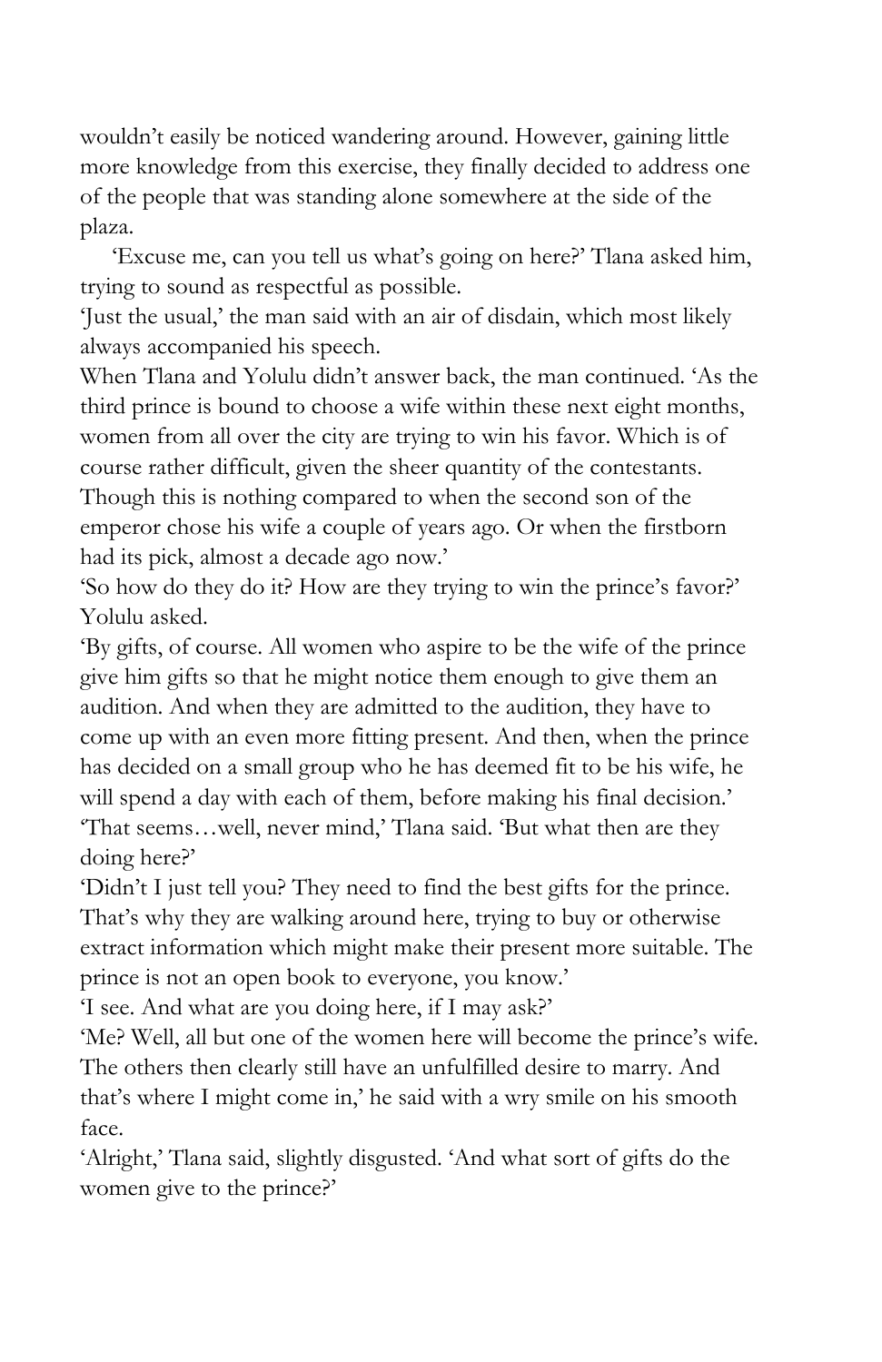wouldn't easily be noticed wandering around. However, gaining little more knowledge from this exercise, they finally decided to address one of the people that was standing alone somewhere at the side of the plaza.

'Excuse me, can you tell us what's going on here?' Tlana asked him, trying to sound as respectful as possible.

'Just the usual,' the man said with an air of disdain, which most likely always accompanied his speech.

When Tlana and Yolulu didn't answer back, the man continued. 'As the third prince is bound to choose a wife within these next eight months, women from all over the city are trying to win his favor. Which is of course rather difficult, given the sheer quantity of the contestants. Though this is nothing compared to when the second son of the emperor chose his wife a couple of years ago. Or when the firstborn had its pick, almost a decade ago now.'

'So how do they do it? How are they trying to win the prince's favor?' Yolulu asked.

'By gifts, of course. All women who aspire to be the wife of the prince give him gifts so that he might notice them enough to give them an audition. And when they are admitted to the audition, they have to come up with an even more fitting present. And then, when the prince has decided on a small group who he has deemed fit to be his wife, he will spend a day with each of them, before making his final decision.'

'That seems…well, never mind,' Tlana said. 'But what then are they doing here?'

'Didn't I just tell you? They need to find the best gifts for the prince. That's why they are walking around here, trying to buy or otherwise extract information which might make their present more suitable. The prince is not an open book to everyone, you know.'

'I see. And what are you doing here, if I may ask?'

'Me? Well, all but one of the women here will become the prince's wife. The others then clearly still have an unfulfilled desire to marry. And that's where I might come in,' he said with a wry smile on his smooth face.

'Alright,' Tlana said, slightly disgusted. 'And what sort of gifts do the women give to the prince?'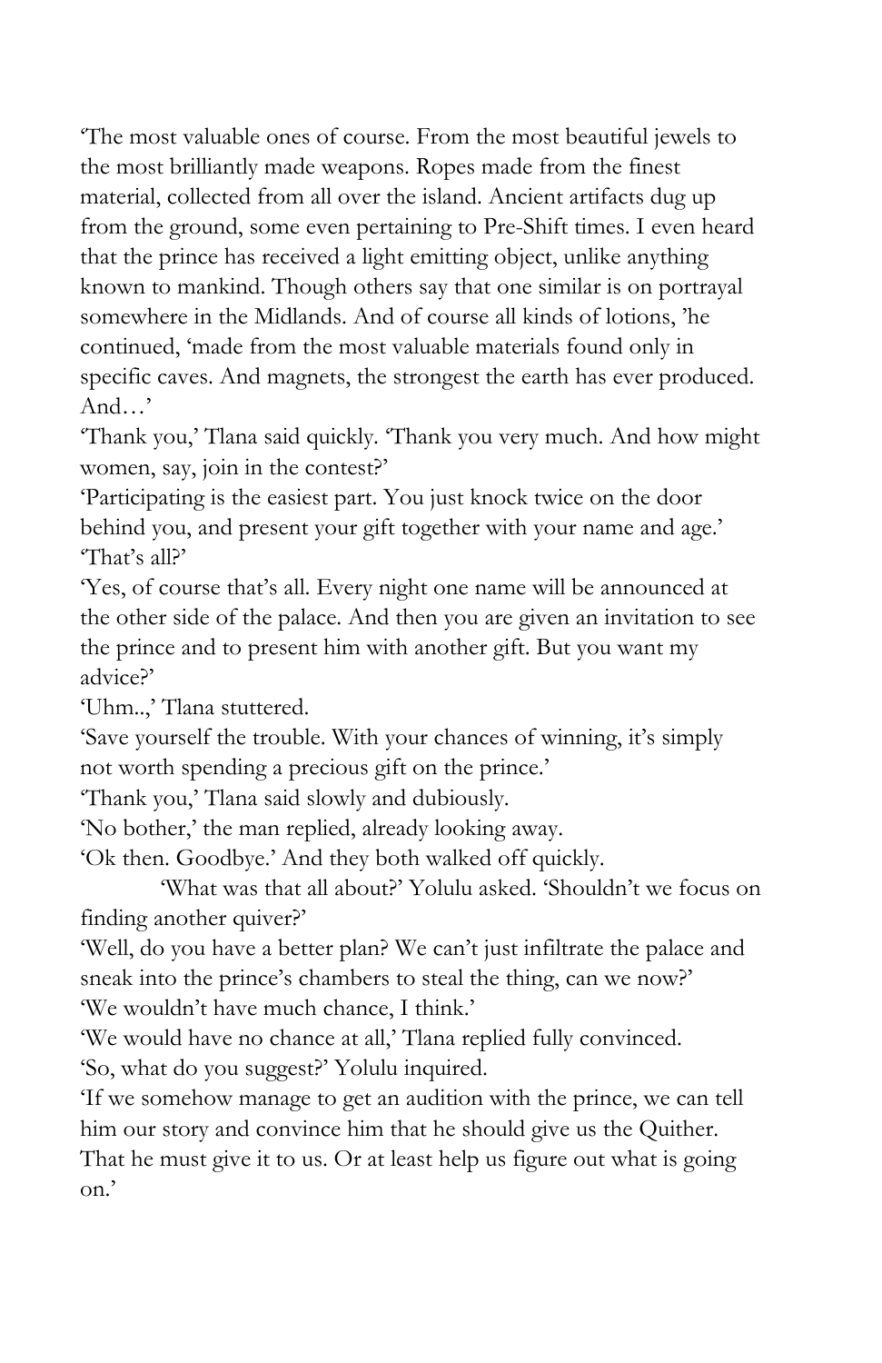'The most valuable ones of course. From the most beautiful jewels to the most brilliantly made weapons. Ropes made from the finest material, collected from all over the island. Ancient artifacts dug up from the ground, some even pertaining to Pre-Shift times. I even heard that the prince has received a light emitting object, unlike anything known to mankind. Though others say that one similar is on portrayal somewhere in the Midlands. And of course all kinds of lotions, 'he continued, 'made from the most valuable materials found only in specific caves. And magnets, the strongest the earth has ever produced. And…'

'Thank you,' Tlana said quickly. 'Thank you very much. And how might women, say, join in the contest?'

'Participating is the easiest part. You just knock twice on the door behind you, and present your gift together with your name and age.'

'That's all?'

'Yes, of course that's all. Every night one name will be announced at the other side of the palace. And then you are given an invitation to see the prince and to present him with another gift. But you want my advice?'

'Uhm..,' Tlana stuttered.

'Save yourself the trouble. With your chances of winning, it's simply not worth spending a precious gift on the prince.'

'Thank you,' Tlana said slowly and dubiously.

'No bother,' the man replied, already looking away.

'Ok then. Goodbye.' And they both walked off quickly.

'What was that all about?' Yolulu asked. 'Shouldn't we focus on finding another quiver?'

'Well, do you have a better plan? We can't just infiltrate the palace and sneak into the prince's chambers to steal the thing, can we now?'

'We wouldn't have much chance, I think.'

'We would have no chance at all,' Tlana replied fully convinced.

'So, what do you suggest?' Yolulu inquired.

'If we somehow manage to get an audition with the prince, we can tell him our story and convince him that he should give us the Quither. That he must give it to us. Or at least help us figure out what is going on.'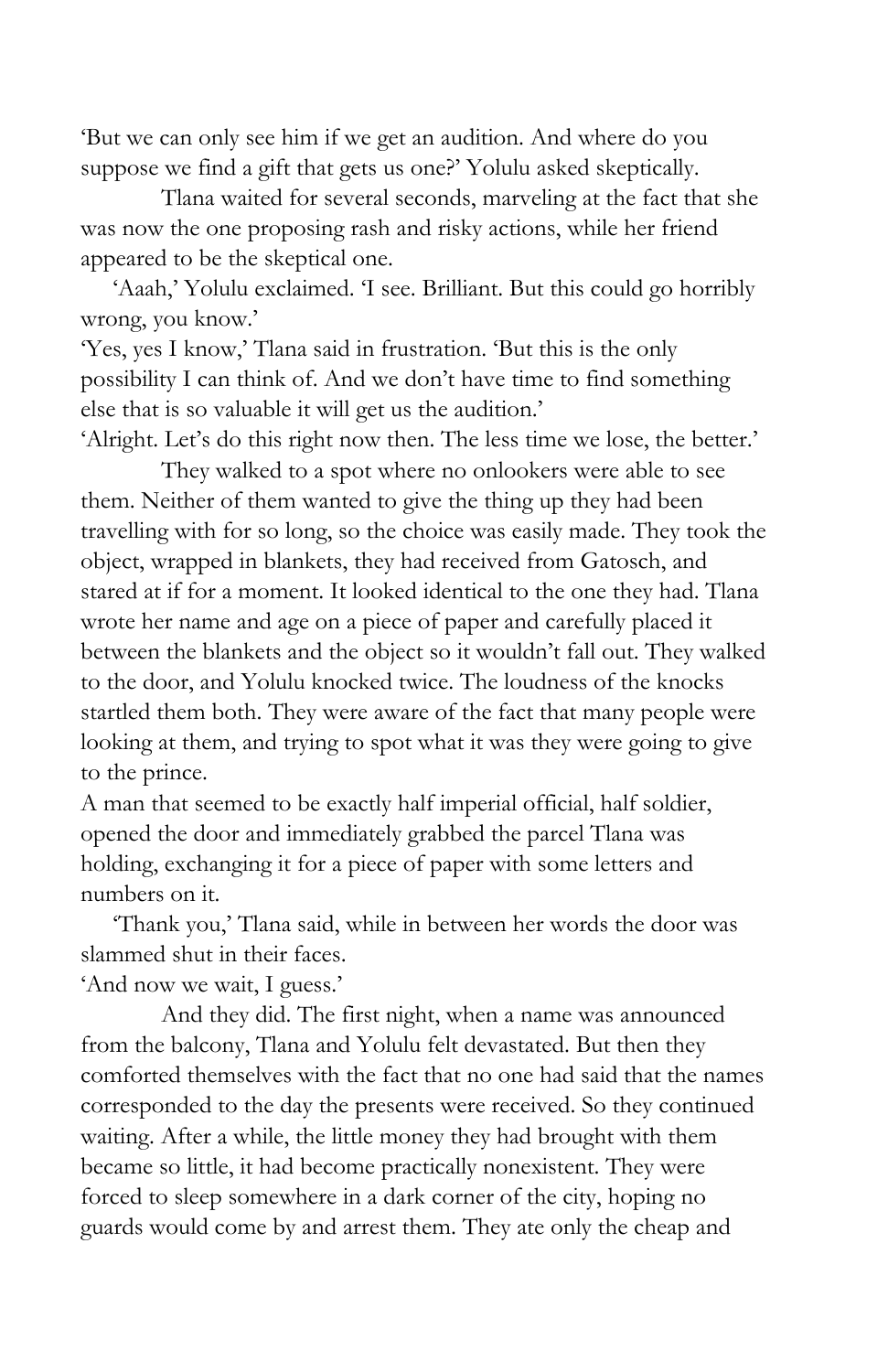'But we can only see him if we get an audition. And where do you suppose we find a gift that gets us one?' Yolulu asked skeptically.

Tlana waited for several seconds, marveling at the fact that she was now the one proposing rash and risky actions, while her friend appeared to be the skeptical one.

'Aaah,' Yolulu exclaimed. 'I see. Brilliant. But this could go horribly wrong, you know.'

'Yes, yes I know,' Tlana said in frustration. 'But this is the only possibility I can think of. And we don't have time to find something else that is so valuable it will get us the audition.'

'Alright. Let's do this right now then. The less time we lose, the better.'

They walked to a spot where no onlookers were able to see them. Neither of them wanted to give the thing up they had been travelling with for so long, so the choice was easily made. They took the object, wrapped in blankets, they had received from Gatosch, and stared at if for a moment. It looked identical to the one they had. Tlana wrote her name and age on a piece of paper and carefully placed it between the blankets and the object so it wouldn't fall out. They walked to the door, and Yolulu knocked twice. The loudness of the knocks startled them both. They were aware of the fact that many people were looking at them, and trying to spot what it was they were going to give to the prince.

A man that seemed to be exactly half imperial official, half soldier, opened the door and immediately grabbed the parcel Tlana was holding, exchanging it for a piece of paper with some letters and numbers on it.

'Thank you,' Tlana said, while in between her words the door was slammed shut in their faces.

'And now we wait, I guess.'

And they did. The first night, when a name was announced from the balcony, Tlana and Yolulu felt devastated. But then they comforted themselves with the fact that no one had said that the names corresponded to the day the presents were received. So they continued waiting. After a while, the little money they had brought with them became so little, it had become practically nonexistent. They were forced to sleep somewhere in a dark corner of the city, hoping no guards would come by and arrest them. They ate only the cheap and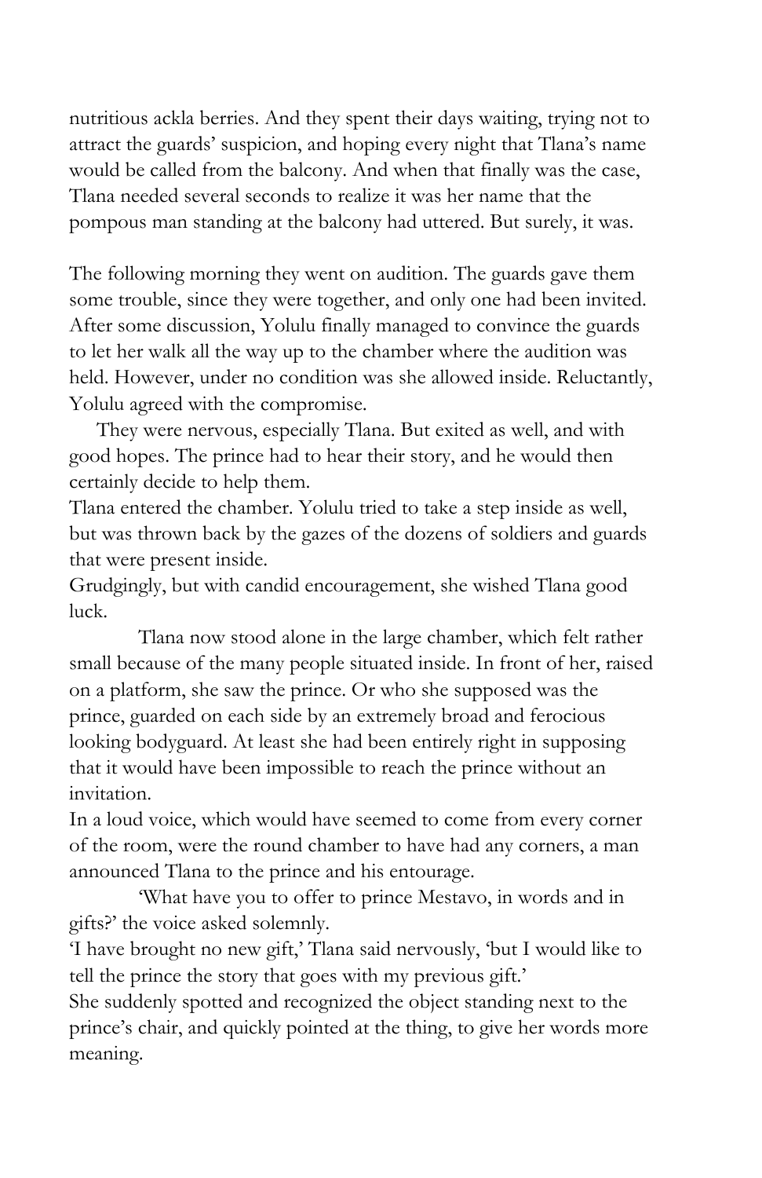nutritious ackla berries. And they spent their days waiting, trying not to attract the guards' suspicion, and hoping every night that Tlana's name would be called from the balcony. And when that finally was the case, Tlana needed several seconds to realize it was her name that the pompous man standing at the balcony had uttered. But surely, it was.

The following morning they went on audition. The guards gave them some trouble, since they were together, and only one had been invited. After some discussion, Yolulu finally managed to convince the guards to let her walk all the way up to the chamber where the audition was held. However, under no condition was she allowed inside. Reluctantly, Yolulu agreed with the compromise.

They were nervous, especially Tlana. But exited as well, and with good hopes. The prince had to hear their story, and he would then certainly decide to help them.

Tlana entered the chamber. Yolulu tried to take a step inside as well, but was thrown back by the gazes of the dozens of soldiers and guards that were present inside.

Grudgingly, but with candid encouragement, she wished Tlana good luck.

Tlana now stood alone in the large chamber, which felt rather small because of the many people situated inside. In front of her, raised on a platform, she saw the prince. Or who she supposed was the prince, guarded on each side by an extremely broad and ferocious looking bodyguard. At least she had been entirely right in supposing that it would have been impossible to reach the prince without an invitation.

In a loud voice, which would have seemed to come from every corner of the room, were the round chamber to have had any corners, a man announced Tlana to the prince and his entourage.

'What have you to offer to prince Mestavo, in words and in gifts?' the voice asked solemnly.

'I have brought no new gift,' Tlana said nervously, 'but I would like to tell the prince the story that goes with my previous gift.'

She suddenly spotted and recognized the object standing next to the prince's chair, and quickly pointed at the thing, to give her words more meaning.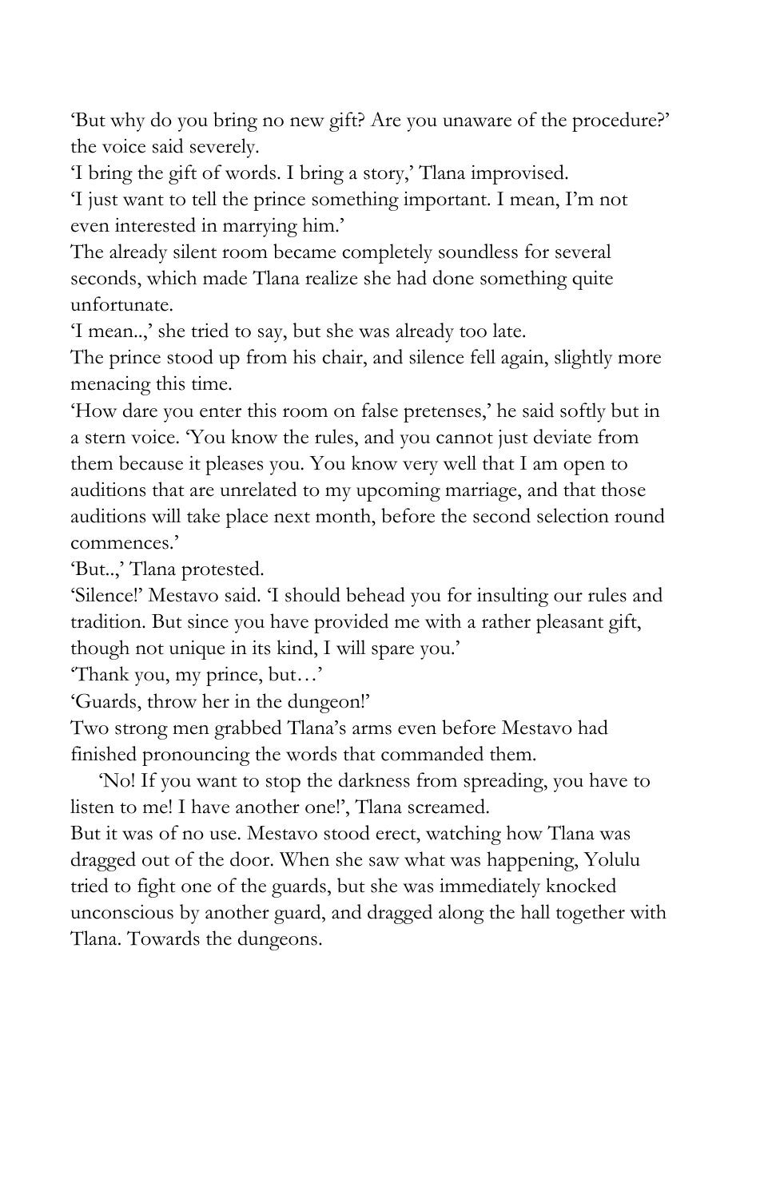'But why do you bring no new gift? Are you unaware of the procedure?' the voice said severely.

'I bring the gift of words. I bring a story,' Tlana improvised.

'I just want to tell the prince something important. I mean, I'm not even interested in marrying him.'

The already silent room became completely soundless for several seconds, which made Tlana realize she had done something quite unfortunate.

'I mean..,' she tried to say, but she was already too late.

The prince stood up from his chair, and silence fell again, slightly more menacing this time.

'How dare you enter this room on false pretenses,' he said softly but in a stern voice. 'You know the rules, and you cannot just deviate from them because it pleases you. You know very well that I am open to auditions that are unrelated to my upcoming marriage, and that those auditions will take place next month, before the second selection round commences.'

'But..,' Tlana protested.

'Silence!' Mestavo said. 'I should behead you for insulting our rules and tradition. But since you have provided me with a rather pleasant gift, though not unique in its kind, I will spare you.'

'Thank you, my prince, but…'

'Guards, throw her in the dungeon!'

Two strong men grabbed Tlana's arms even before Mestavo had finished pronouncing the words that commanded them.

'No! If you want to stop the darkness from spreading, you have to listen to me! I have another one!', Tlana screamed.

But it was of no use. Mestavo stood erect, watching how Tlana was dragged out of the door. When she saw what was happening, Yolulu tried to fight one of the guards, but she was immediately knocked unconscious by another guard, and dragged along the hall together with Tlana. Towards the dungeons.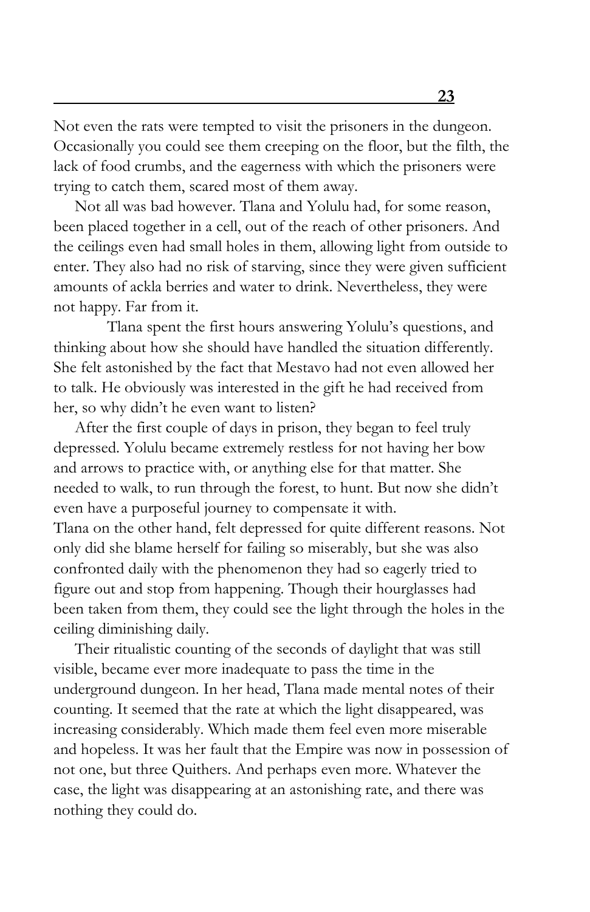Not even the rats were tempted to visit the prisoners in the dungeon. Occasionally you could see them creeping on the floor, but the filth, the lack of food crumbs, and the eagerness with which the prisoners were trying to catch them, scared most of them away.

Not all was bad however. Tlana and Yolulu had, for some reason, been placed together in a cell, out of the reach of other prisoners. And the ceilings even had small holes in them, allowing light from outside to enter. They also had no risk of starving, since they were given sufficient amounts of ackla berries and water to drink. Nevertheless, they were not happy. Far from it.

Tlana spent the first hours answering Yolulu's questions, and thinking about how she should have handled the situation differently. She felt astonished by the fact that Mestavo had not even allowed her to talk. He obviously was interested in the gift he had received from her, so why didn't he even want to listen?

After the first couple of days in prison, they began to feel truly depressed. Yolulu became extremely restless for not having her bow and arrows to practice with, or anything else for that matter. She needed to walk, to run through the forest, to hunt. But now she didn't even have a purposeful journey to compensate it with.

Tlana on the other hand, felt depressed for quite different reasons. Not only did she blame herself for failing so miserably, but she was also confronted daily with the phenomenon they had so eagerly tried to figure out and stop from happening. Though their hourglasses had been taken from them, they could see the light through the holes in the ceiling diminishing daily.

Their ritualistic counting of the seconds of daylight that was still visible, became ever more inadequate to pass the time in the underground dungeon. In her head, Tlana made mental notes of their counting. It seemed that the rate at which the light disappeared, was increasing considerably. Which made them feel even more miserable and hopeless. It was her fault that the Empire was now in possession of not one, but three Quithers. And perhaps even more. Whatever the case, the light was disappearing at an astonishing rate, and there was nothing they could do.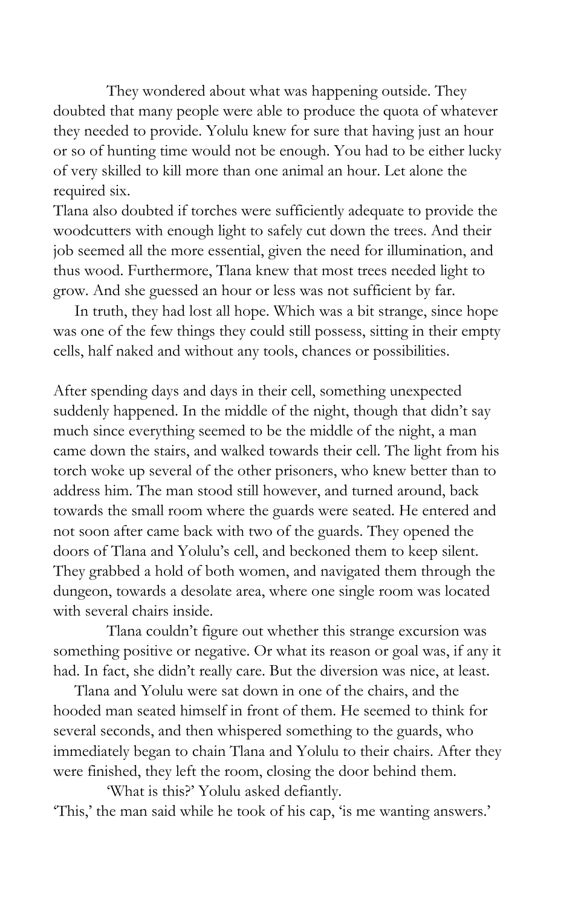They wondered about what was happening outside. They doubted that many people were able to produce the quota of whatever they needed to provide. Yolulu knew for sure that having just an hour or so of hunting time would not be enough. You had to be either lucky of very skilled to kill more than one animal an hour. Let alone the required six.

Tlana also doubted if torches were sufficiently adequate to provide the woodcutters with enough light to safely cut down the trees. And their job seemed all the more essential, given the need for illumination, and thus wood. Furthermore, Tlana knew that most trees needed light to grow. And she guessed an hour or less was not sufficient by far.

In truth, they had lost all hope. Which was a bit strange, since hope was one of the few things they could still possess, sitting in their empty cells, half naked and without any tools, chances or possibilities.

After spending days and days in their cell, something unexpected suddenly happened. In the middle of the night, though that didn't say much since everything seemed to be the middle of the night, a man came down the stairs, and walked towards their cell. The light from his torch woke up several of the other prisoners, who knew better than to address him. The man stood still however, and turned around, back towards the small room where the guards were seated. He entered and not soon after came back with two of the guards. They opened the doors of Tlana and Yolulu's cell, and beckoned them to keep silent. They grabbed a hold of both women, and navigated them through the dungeon, towards a desolate area, where one single room was located with several chairs inside.

Tlana couldn't figure out whether this strange excursion was something positive or negative. Or what its reason or goal was, if any it had. In fact, she didn't really care. But the diversion was nice, at least.

Tlana and Yolulu were sat down in one of the chairs, and the hooded man seated himself in front of them. He seemed to think for several seconds, and then whispered something to the guards, who immediately began to chain Tlana and Yolulu to their chairs. After they were finished, they left the room, closing the door behind them.

'What is this?' Yolulu asked defiantly.

'This,' the man said while he took of his cap, 'is me wanting answers.'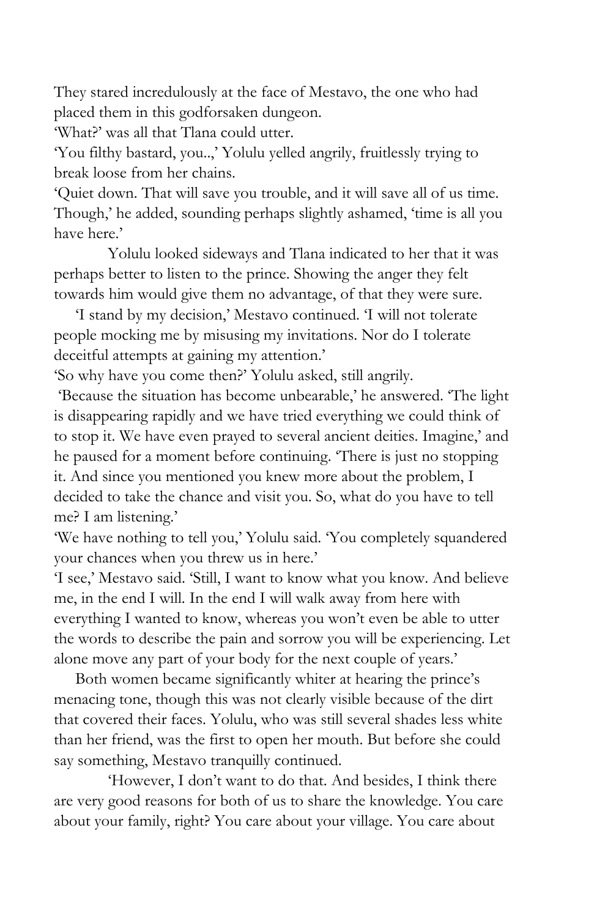They stared incredulously at the face of Mestavo, the one who had placed them in this godforsaken dungeon.

'What?' was all that Tlana could utter.

'You filthy bastard, you..,' Yolulu yelled angrily, fruitlessly trying to break loose from her chains.

'Quiet down. That will save you trouble, and it will save all of us time. Though,' he added, sounding perhaps slightly ashamed, 'time is all you have here.'

Yolulu looked sideways and Tlana indicated to her that it was perhaps better to listen to the prince. Showing the anger they felt towards him would give them no advantage, of that they were sure.

'I stand by my decision,' Mestavo continued. 'I will not tolerate people mocking me by misusing my invitations. Nor do I tolerate deceitful attempts at gaining my attention.'

'So why have you come then?' Yolulu asked, still angrily.

'Because the situation has become unbearable,' he answered. 'The light is disappearing rapidly and we have tried everything we could think of to stop it. We have even prayed to several ancient deities. Imagine,' and he paused for a moment before continuing. 'There is just no stopping it. And since you mentioned you knew more about the problem, I decided to take the chance and visit you. So, what do you have to tell me? I am listening.'

'We have nothing to tell you,' Yolulu said. 'You completely squandered your chances when you threw us in here.'

'I see,' Mestavo said. 'Still, I want to know what you know. And believe me, in the end I will. In the end I will walk away from here with everything I wanted to know, whereas you won't even be able to utter the words to describe the pain and sorrow you will be experiencing. Let alone move any part of your body for the next couple of years.'

Both women became significantly whiter at hearing the prince's menacing tone, though this was not clearly visible because of the dirt that covered their faces. Yolulu, who was still several shades less white than her friend, was the first to open her mouth. But before she could say something, Mestavo tranquilly continued.

'However, I don't want to do that. And besides, I think there are very good reasons for both of us to share the knowledge. You care about your family, right? You care about your village. You care about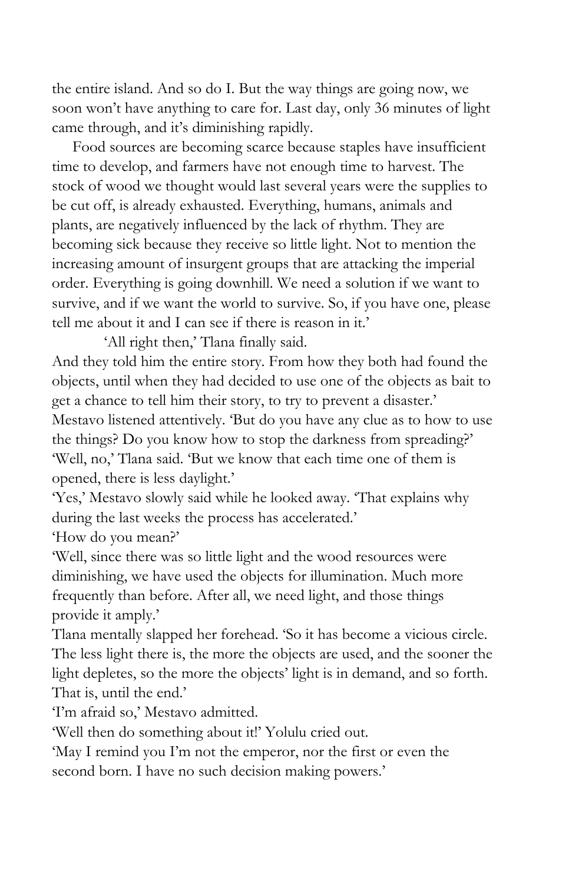the entire island. And so do I. But the way things are going now, we soon won't have anything to care for. Last day, only 36 minutes of light came through, and it's diminishing rapidly.

Food sources are becoming scarce because staples have insufficient time to develop, and farmers have not enough time to harvest. The stock of wood we thought would last several years were the supplies to be cut off, is already exhausted. Everything, humans, animals and plants, are negatively influenced by the lack of rhythm. They are becoming sick because they receive so little light. Not to mention the increasing amount of insurgent groups that are attacking the imperial order. Everything is going downhill. We need a solution if we want to survive, and if we want the world to survive. So, if you have one, please tell me about it and I can see if there is reason in it.'

'All right then,' Tlana finally said.

And they told him the entire story. From how they both had found the objects, until when they had decided to use one of the objects as bait to get a chance to tell him their story, to try to prevent a disaster.'

Mestavo listened attentively. 'But do you have any clue as to how to use the things? Do you know how to stop the darkness from spreading?'

'Well, no,' Tlana said. 'But we know that each time one of them is opened, there is less daylight.'

'Yes,' Mestavo slowly said while he looked away. 'That explains why during the last weeks the process has accelerated.'

'How do you mean?'

'Well, since there was so little light and the wood resources were diminishing, we have used the objects for illumination. Much more frequently than before. After all, we need light, and those things provide it amply.'

Tlana mentally slapped her forehead. 'So it has become a vicious circle. The less light there is, the more the objects are used, and the sooner the light depletes, so the more the objects' light is in demand, and so forth. That is, until the end.'

'I'm afraid so,' Mestavo admitted.

'Well then do something about it!' Yolulu cried out.

'May I remind you I'm not the emperor, nor the first or even the second born. I have no such decision making powers.'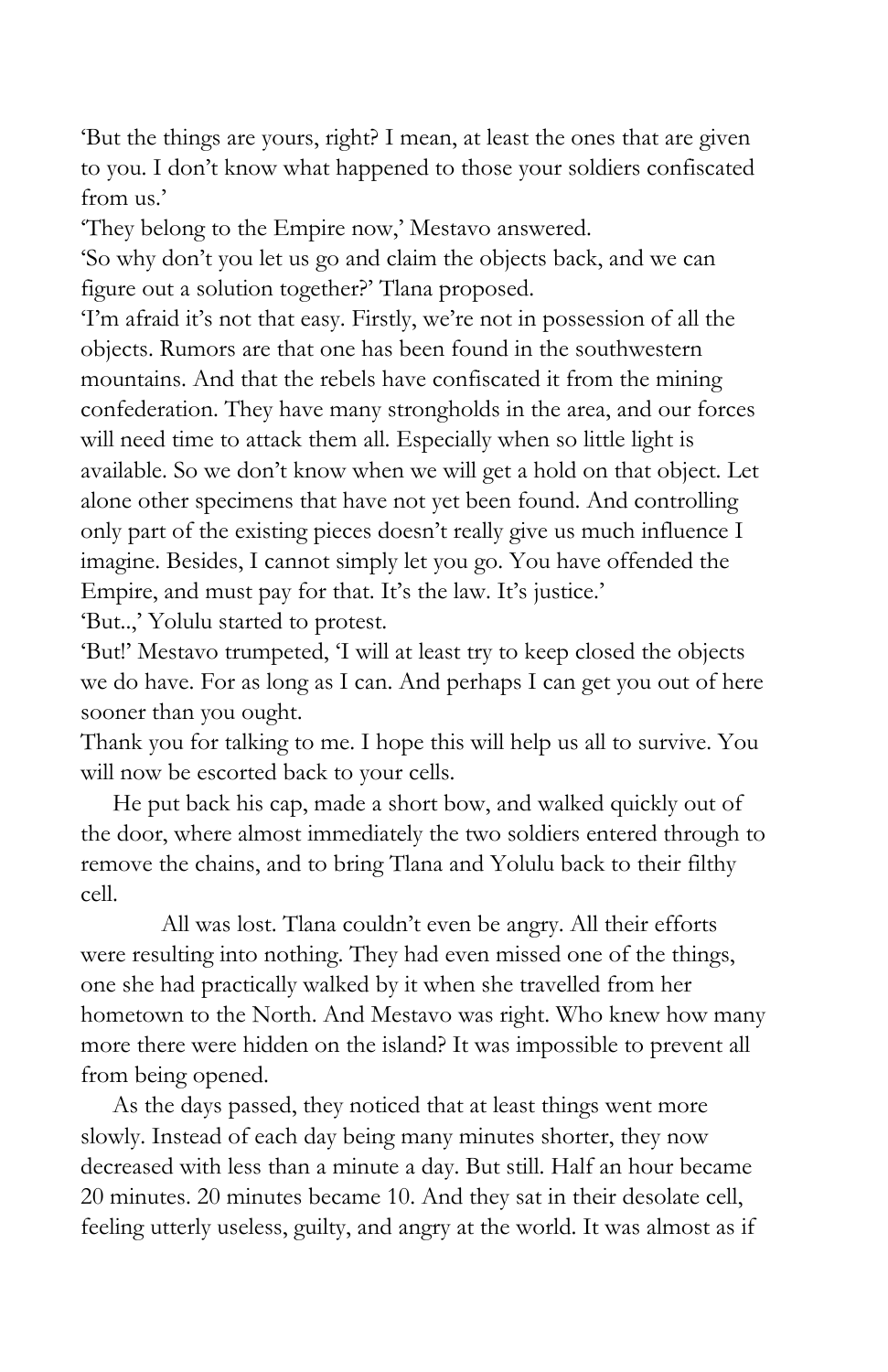'But the things are yours, right? I mean, at least the ones that are given to you. I don't know what happened to those your soldiers confiscated from us.'

'They belong to the Empire now,' Mestavo answered.

'So why don't you let us go and claim the objects back, and we can figure out a solution together?' Tlana proposed.

'I'm afraid it's not that easy. Firstly, we're not in possession of all the objects. Rumors are that one has been found in the southwestern mountains. And that the rebels have confiscated it from the mining confederation. They have many strongholds in the area, and our forces will need time to attack them all. Especially when so little light is available. So we don't know when we will get a hold on that object. Let alone other specimens that have not yet been found. And controlling only part of the existing pieces doesn't really give us much influence I imagine. Besides, I cannot simply let you go. You have offended the Empire, and must pay for that. It's the law. It's justice.'

'But..,' Yolulu started to protest.

'But!' Mestavo trumpeted, 'I will at least try to keep closed the objects we do have. For as long as I can. And perhaps I can get you out of here sooner than you ought.

Thank you for talking to me. I hope this will help us all to survive. You will now be escorted back to your cells.

He put back his cap, made a short bow, and walked quickly out of the door, where almost immediately the two soldiers entered through to remove the chains, and to bring Tlana and Yolulu back to their filthy cell.

All was lost. Tlana couldn't even be angry. All their efforts were resulting into nothing. They had even missed one of the things, one she had practically walked by it when she travelled from her hometown to the North. And Mestavo was right. Who knew how many more there were hidden on the island? It was impossible to prevent all from being opened.

As the days passed, they noticed that at least things went more slowly. Instead of each day being many minutes shorter, they now decreased with less than a minute a day. But still. Half an hour became 20 minutes. 20 minutes became 10. And they sat in their desolate cell, feeling utterly useless, guilty, and angry at the world. It was almost as if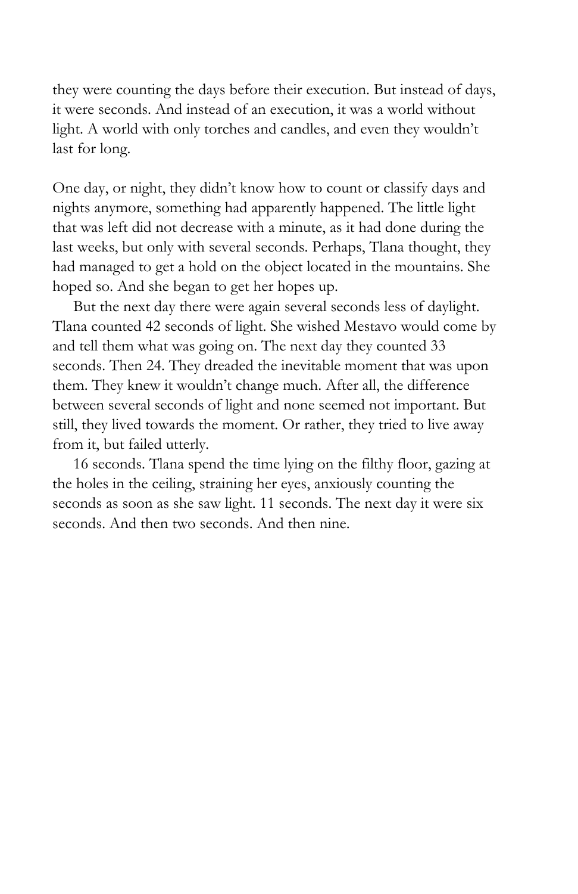they were counting the days before their execution. But instead of days, it were seconds. And instead of an execution, it was a world without light. A world with only torches and candles, and even they wouldn't last for long.

One day, or night, they didn't know how to count or classify days and nights anymore, something had apparently happened. The little light that was left did not decrease with a minute, as it had done during the last weeks, but only with several seconds. Perhaps, Tlana thought, they had managed to get a hold on the object located in the mountains. She hoped so. And she began to get her hopes up.

But the next day there were again several seconds less of daylight. Tlana counted 42 seconds of light. She wished Mestavo would come by and tell them what was going on. The next day they counted 33 seconds. Then 24. They dreaded the inevitable moment that was upon them. They knew it wouldn't change much. After all, the difference between several seconds of light and none seemed not important. But still, they lived towards the moment. Or rather, they tried to live away from it, but failed utterly.

16 seconds. Tlana spend the time lying on the filthy floor, gazing at the holes in the ceiling, straining her eyes, anxiously counting the seconds as soon as she saw light. 11 seconds. The next day it were six seconds. And then two seconds. And then nine.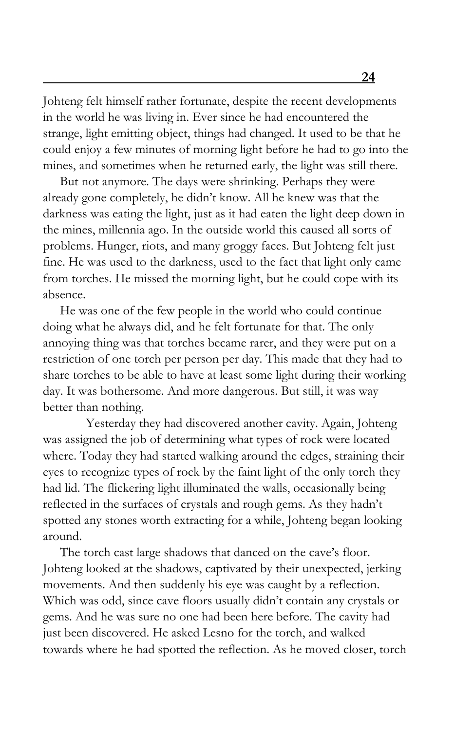Johteng felt himself rather fortunate, despite the recent developments in the world he was living in. Ever since he had encountered the strange, light emitting object, things had changed. It used to be that he could enjoy a few minutes of morning light before he had to go into the mines, and sometimes when he returned early, the light was still there.

But not anymore. The days were shrinking. Perhaps they were already gone completely, he didn't know. All he knew was that the darkness was eating the light, just as it had eaten the light deep down in the mines, millennia ago. In the outside world this caused all sorts of problems. Hunger, riots, and many groggy faces. But Johteng felt just fine. He was used to the darkness, used to the fact that light only came from torches. He missed the morning light, but he could cope with its absence.

He was one of the few people in the world who could continue doing what he always did, and he felt fortunate for that. The only annoying thing was that torches became rarer, and they were put on a restriction of one torch per person per day. This made that they had to share torches to be able to have at least some light during their working day. It was bothersome. And more dangerous. But still, it was way better than nothing.

Yesterday they had discovered another cavity. Again, Johteng was assigned the job of determining what types of rock were located where. Today they had started walking around the edges, straining their eyes to recognize types of rock by the faint light of the only torch they had lid. The flickering light illuminated the walls, occasionally being reflected in the surfaces of crystals and rough gems. As they hadn't spotted any stones worth extracting for a while, Johteng began looking around.

The torch cast large shadows that danced on the cave's floor. Johteng looked at the shadows, captivated by their unexpected, jerking movements. And then suddenly his eye was caught by a reflection. Which was odd, since cave floors usually didn't contain any crystals or gems. And he was sure no one had been here before. The cavity had just been discovered. He asked Lesno for the torch, and walked towards where he had spotted the reflection. As he moved closer, torch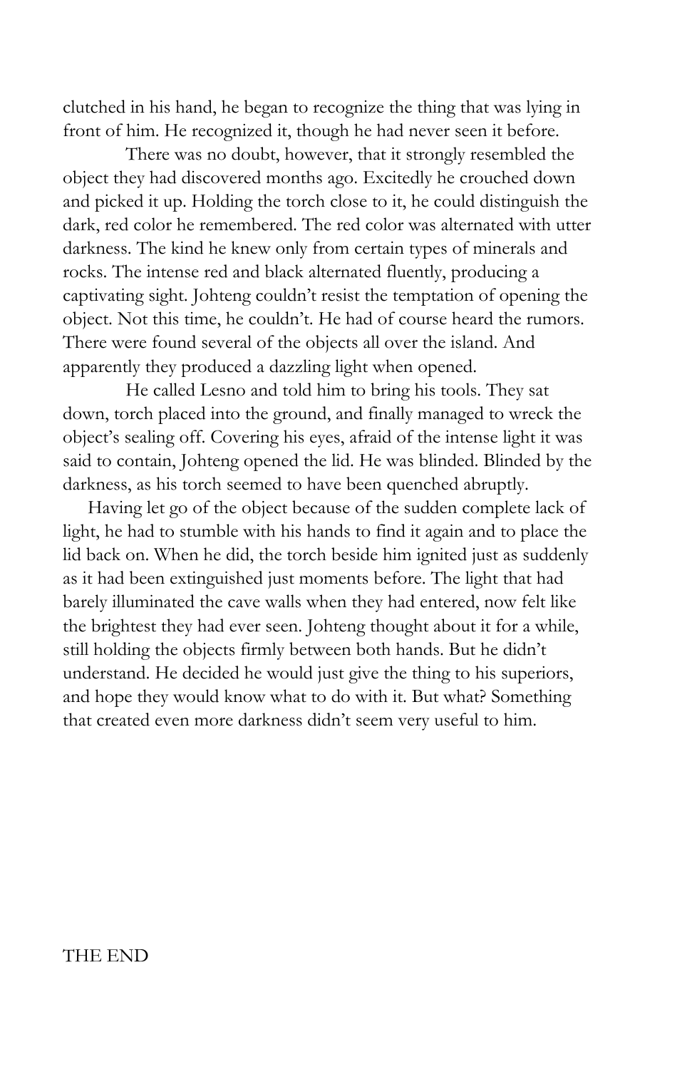clutched in his hand, he began to recognize the thing that was lying in front of him. He recognized it, though he had never seen it before.

There was no doubt, however, that it strongly resembled the object they had discovered months ago. Excitedly he crouched down and picked it up. Holding the torch close to it, he could distinguish the dark, red color he remembered. The red color was alternated with utter darkness. The kind he knew only from certain types of minerals and rocks. The intense red and black alternated fluently, producing a captivating sight. Johteng couldn't resist the temptation of opening the object. Not this time, he couldn't. He had of course heard the rumors. There were found several of the objects all over the island. And apparently they produced a dazzling light when opened.

He called Lesno and told him to bring his tools. They sat down, torch placed into the ground, and finally managed to wreck the object's sealing off. Covering his eyes, afraid of the intense light it was said to contain, Johteng opened the lid. He was blinded. Blinded by the darkness, as his torch seemed to have been quenched abruptly.

Having let go of the object because of the sudden complete lack of light, he had to stumble with his hands to find it again and to place the lid back on. When he did, the torch beside him ignited just as suddenly as it had been extinguished just moments before. The light that had barely illuminated the cave walls when they had entered, now felt like the brightest they had ever seen. Johteng thought about it for a while, still holding the objects firmly between both hands. But he didn't understand. He decided he would just give the thing to his superiors, and hope they would know what to do with it. But what? Something that created even more darkness didn't seem very useful to him.

THE END